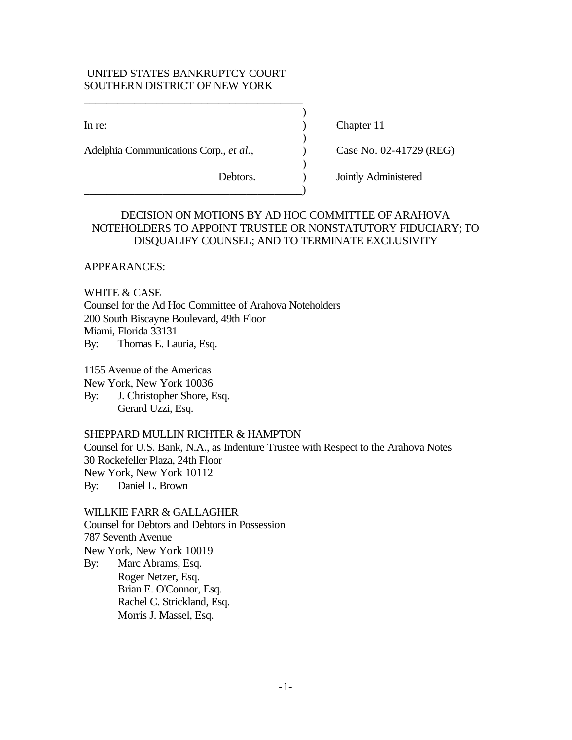UNITED STATES BANKRUPTCY COURT
SOUTHERN DISTRICT OF NEW YORK

| | | |
|---|---|---|
| In re: | ) | Chapter 11 |
| Adelphia Communications Corp., *et al.*, | ) | Case No. 02-41729 (REG) |
| Debtors. | ) | Jointly Administered |

DECISION ON MOTIONS BY AD HOC COMMITTEE OF ARAHOVA NOTEHOLDERS TO APPOINT TRUSTEE OR NONSTATUTORY FIDUCIARY; TO DISQUALIFY COUNSEL; AND TO TERMINATE EXCLUSIVITY

APPEARANCES:

WHITE & CASE
Counsel for the Ad Hoc Committee of Arahova Noteholders
200 South Biscayne Boulevard, 49th Floor
Miami, Florida 33131
By: Thomas E. Lauria, Esq.

1155 Avenue of the Americas
New York, New York 10036
By: J. Christopher Shore, Esq.
Gerard Uzzi, Esq.

SHEPPARD MULLIN RICHTER & HAMPTON
Counsel for U.S. Bank, N.A., as Indenture Trustee with Respect to the Arahova Notes
30 Rockefeller Plaza, 24th Floor
New York, New York 10112
By: Daniel L. Brown

WILLKIE FARR & GALLAGHER
Counsel for Debtors and Debtors in Possession
787 Seventh Avenue
New York, New York 10019
By: Marc Abrams, Esq.
Roger Netzer, Esq.
Brian E. O'Connor, Esq.
Rachel C. Strickland, Esq.
Morris J. Massel, Esq.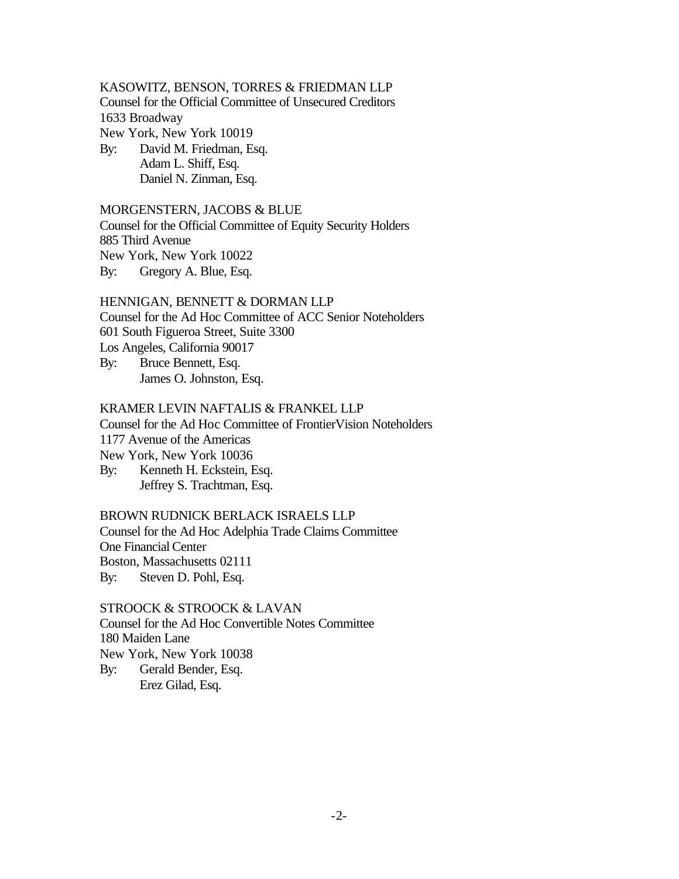KASOWITZ, BENSON, TORRES & FRIEDMAN LLP
Counsel for the Official Committee of Unsecured Creditors
1633 Broadway
New York, New York 10019
By: David M. Friedman, Esq.
Adam L. Shiff, Esq.
Daniel N. Zinman, Esq.

MORGENSTERN, JACOBS & BLUE
Counsel for the Official Committee of Equity Security Holders
885 Third Avenue
New York, New York 10022
By: Gregory A. Blue, Esq.

HENNIGAN, BENNETT & DORMAN LLP
Counsel for the Ad Hoc Committee of ACC Senior Noteholders
601 South Figueroa Street, Suite 3300
Los Angeles, California 90017
By: Bruce Bennett, Esq.
James O. Johnston, Esq.

KRAMER LEVIN NAFTALIS & FRANKEL LLP
Counsel for the Ad Hoc Committee of FrontierVision Noteholders
1177 Avenue of the Americas
New York, New York 10036
By: Kenneth H. Eckstein, Esq.
Jeffrey S. Trachtman, Esq.

BROWN RUDNICK BERLACK ISRAELS LLP
Counsel for the Ad Hoc Adelphia Trade Claims Committee
One Financial Center
Boston, Massachusetts 02111
By: Steven D. Pohl, Esq.

STROOCK & STROOCK & LAVAN
Counsel for the Ad Hoc Convertible Notes Committee
180 Maiden Lane
New York, New York 10038
By: Gerald Bender, Esq.
Erez Gilad, Esq.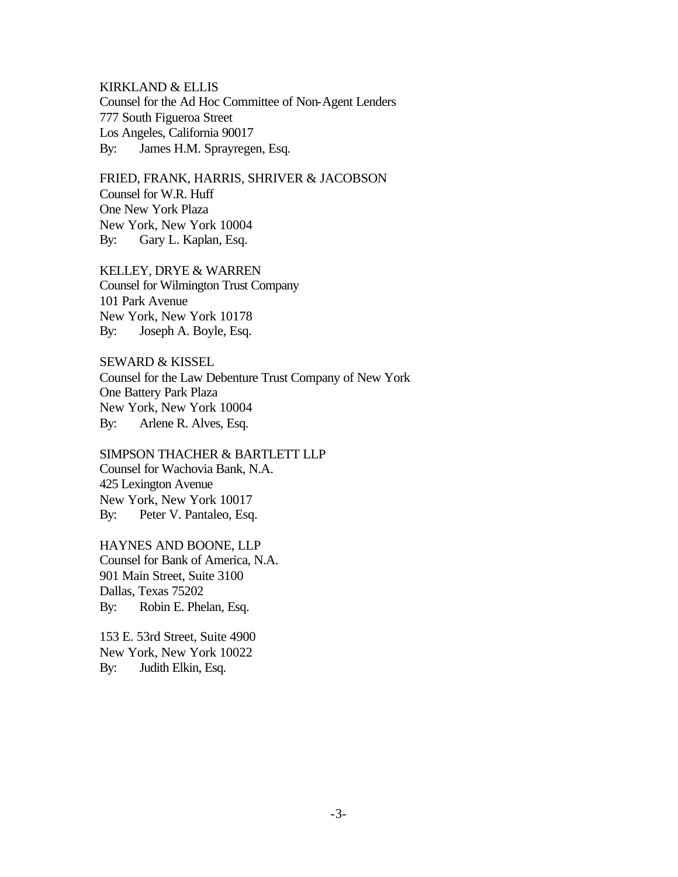KIRKLAND & ELLIS
Counsel for the Ad Hoc Committee of Non-Agent Lenders
777 South Figueroa Street
Los Angeles, California 90017
By: James H.M. Sprayregen, Esq.

FRIED, FRANK, HARRIS, SHRIVER & JACOBSON
Counsel for W.R. Huff
One New York Plaza
New York, New York 10004
By: Gary L. Kaplan, Esq.

KELLEY, DRYE & WARREN
Counsel for Wilmington Trust Company
101 Park Avenue
New York, New York 10178
By: Joseph A. Boyle, Esq.

SEWARD & KISSEL
Counsel for the Law Debenture Trust Company of New York
One Battery Park Plaza
New York, New York 10004
By: Arlene R. Alves, Esq.

SIMPSON THACHER & BARTLETT LLP
Counsel for Wachovia Bank, N.A.
425 Lexington Avenue
New York, New York 10017
By: Peter V. Pantaleo, Esq.

HAYNES AND BOONE, LLP
Counsel for Bank of America, N.A.
901 Main Street, Suite 3100
Dallas, Texas 75202
By: Robin E. Phelan, Esq.

153 E. 53rd Street, Suite 4900
New York, New York 10022
By: Judith Elkin, Esq.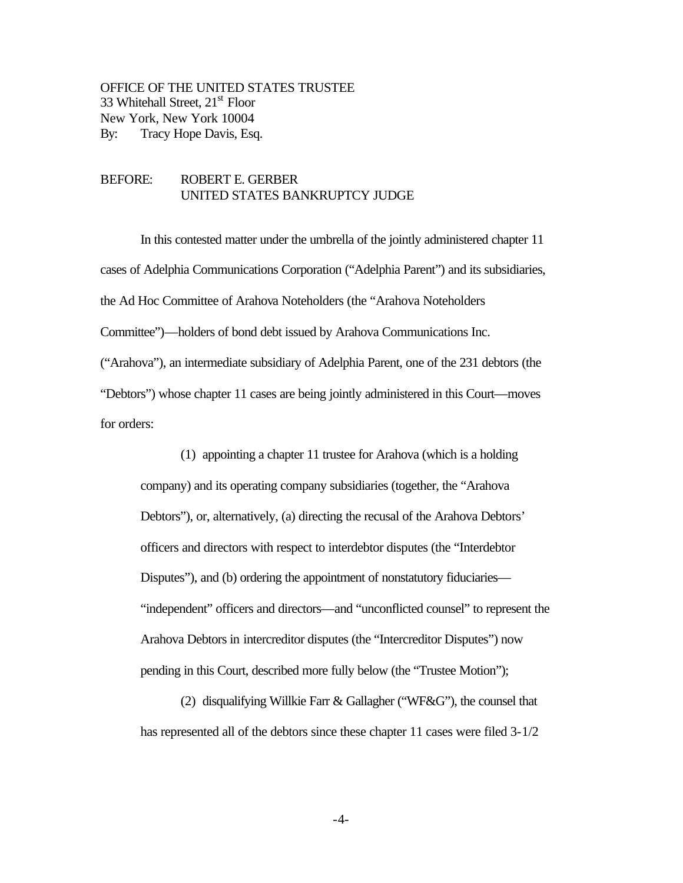OFFICE OF THE UNITED STATES TRUSTEE
33 Whitehall Street, 21st Floor
New York, New York 10004
By: Tracy Hope Davis, Esq.

BEFORE: ROBERT E. GERBER
UNITED STATES BANKRUPTCY JUDGE

In this contested matter under the umbrella of the jointly administered chapter 11 cases of Adelphia Communications Corporation ("Adelphia Parent") and its subsidiaries, the Ad Hoc Committee of Arahova Noteholders (the "Arahova Noteholders Committee")—holders of bond debt issued by Arahova Communications Inc. ("Arahova"), an intermediate subsidiary of Adelphia Parent, one of the 231 debtors (the "Debtors") whose chapter 11 cases are being jointly administered in this Court—moves for orders:

> (1) appointing a chapter 11 trustee for Arahova (which is a holding company) and its operating company subsidiaries (together, the "Arahova Debtors"), or, alternatively, (a) directing the recusal of the Arahova Debtors' officers and directors with respect to interdebtor disputes (the "Interdebtor Disputes"), and (b) ordering the appointment of nonstatutory fiduciaries—"independent" officers and directors—and "unconflicted counsel" to represent the Arahova Debtors in intercreditor disputes (the "Intercreditor Disputes") now pending in this Court, described more fully below (the "Trustee Motion");
>
> (2) disqualifying Willkie Farr & Gallagher ("WF&G"), the counsel that has represented all of the debtors since these chapter 11 cases were filed 3-1/2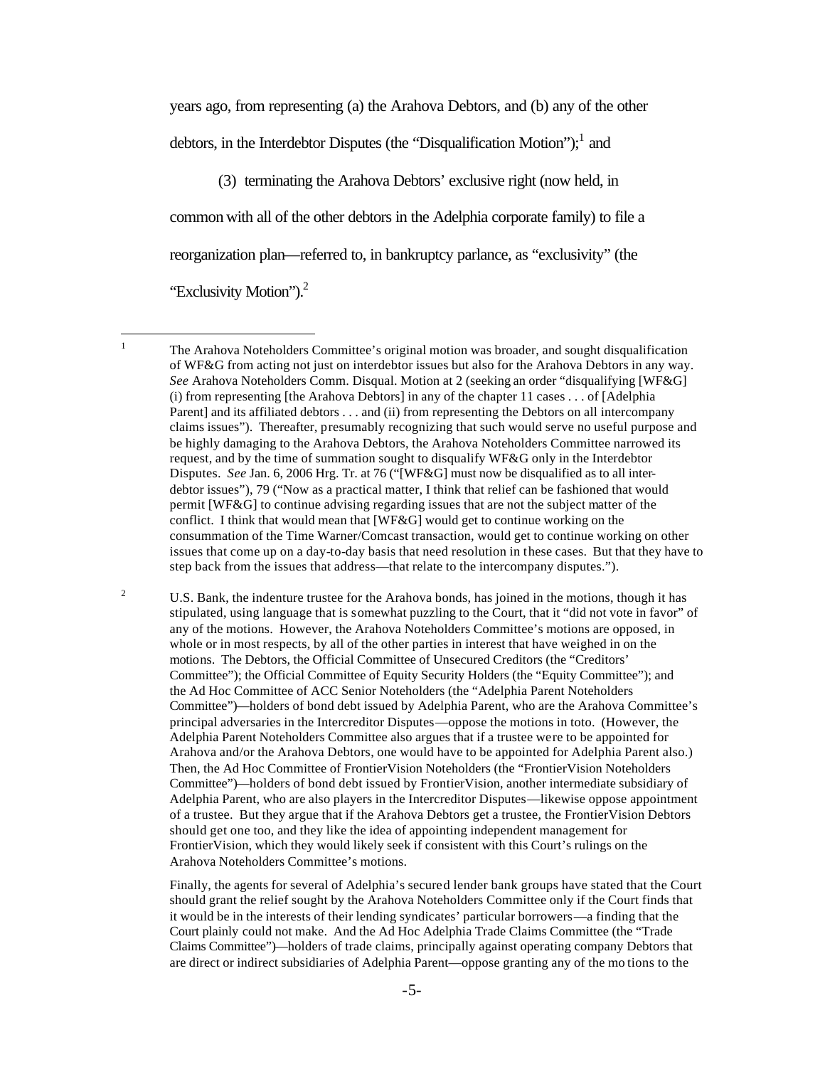years ago, from representing (a) the Arahova Debtors, and (b) any of the other debtors, in the Interdebtor Disputes (the "Disqualification Motion");[1] and

(3) terminating the Arahova Debtors' exclusive right (now held, in common with all of the other debtors in the Adelphia corporate family) to file a reorganization plan—referred to, in bankruptcy parlance, as "exclusivity" (the "Exclusivity Motion").[2]

---

[1] The Arahova Noteholders Committee's original motion was broader, and sought disqualification of WF&G from acting not just on interdebtor issues but also for the Arahova Debtors in any way. *See* Arahova Noteholders Comm. Disqual. Motion at 2 (seeking an order "disqualifying [WF&G] (i) from representing [the Arahova Debtors] in any of the chapter 11 cases . . . of [Adelphia Parent] and its affiliated debtors . . . and (ii) from representing the Debtors on all intercompany claims issues"). Thereafter, presumably recognizing that such would serve no useful purpose and be highly damaging to the Arahova Debtors, the Arahova Noteholders Committee narrowed its request, and by the time of summation sought to disqualify WF&G only in the Interdebtor Disputes. *See* Jan. 6, 2006 Hrg. Tr. at 76 ("[WF&G] must now be disqualified as to all inter-debtor issues"), 79 ("Now as a practical matter, I think that relief can be fashioned that would permit [WF&G] to continue advising regarding issues that are not the subject matter of the conflict. I think that would mean that [WF&G] would get to continue working on the consummation of the Time Warner/Comcast transaction, would get to continue working on other issues that come up on a day-to-day basis that need resolution in these cases. But that they have to step back from the issues that address—that relate to the intercompany disputes.").

[2] U.S. Bank, the indenture trustee for the Arahova bonds, has joined in the motions, though it has stipulated, using language that is somewhat puzzling to the Court, that it "did not vote in favor" of any of the motions. However, the Arahova Noteholders Committee's motions are opposed, in whole or in most respects, by all of the other parties in interest that have weighed in on the motions. The Debtors, the Official Committee of Unsecured Creditors (the "Creditors' Committee"); the Official Committee of Equity Security Holders (the "Equity Committee"); and the Ad Hoc Committee of ACC Senior Noteholders (the "Adelphia Parent Noteholders Committee")—holders of bond debt issued by Adelphia Parent, who are the Arahova Committee's principal adversaries in the Intercreditor Disputes—oppose the motions in toto. (However, the Adelphia Parent Noteholders Committee also argues that if a trustee were to be appointed for Arahova and/or the Arahova Debtors, one would have to be appointed for Adelphia Parent also.) Then, the Ad Hoc Committee of FrontierVision Noteholders (the "FrontierVision Noteholders Committee")—holders of bond debt issued by FrontierVision, another intermediate subsidiary of Adelphia Parent, who are also players in the Intercreditor Disputes—likewise oppose appointment of a trustee. But they argue that if the Arahova Debtors get a trustee, the FrontierVision Debtors should get one too, and they like the idea of appointing independent management for FrontierVision, which they would likely seek if consistent with this Court's rulings on the Arahova Noteholders Committee's motions.

Finally, the agents for several of Adelphia's secured lender bank groups have stated that the Court should grant the relief sought by the Arahova Noteholders Committee only if the Court finds that it would be in the interests of their lending syndicates' particular borrowers—a finding that the Court plainly could not make. And the Ad Hoc Adelphia Trade Claims Committee (the "Trade Claims Committee")—holders of trade claims, principally against operating company Debtors that are direct or indirect subsidiaries of Adelphia Parent—oppose granting any of the motions to the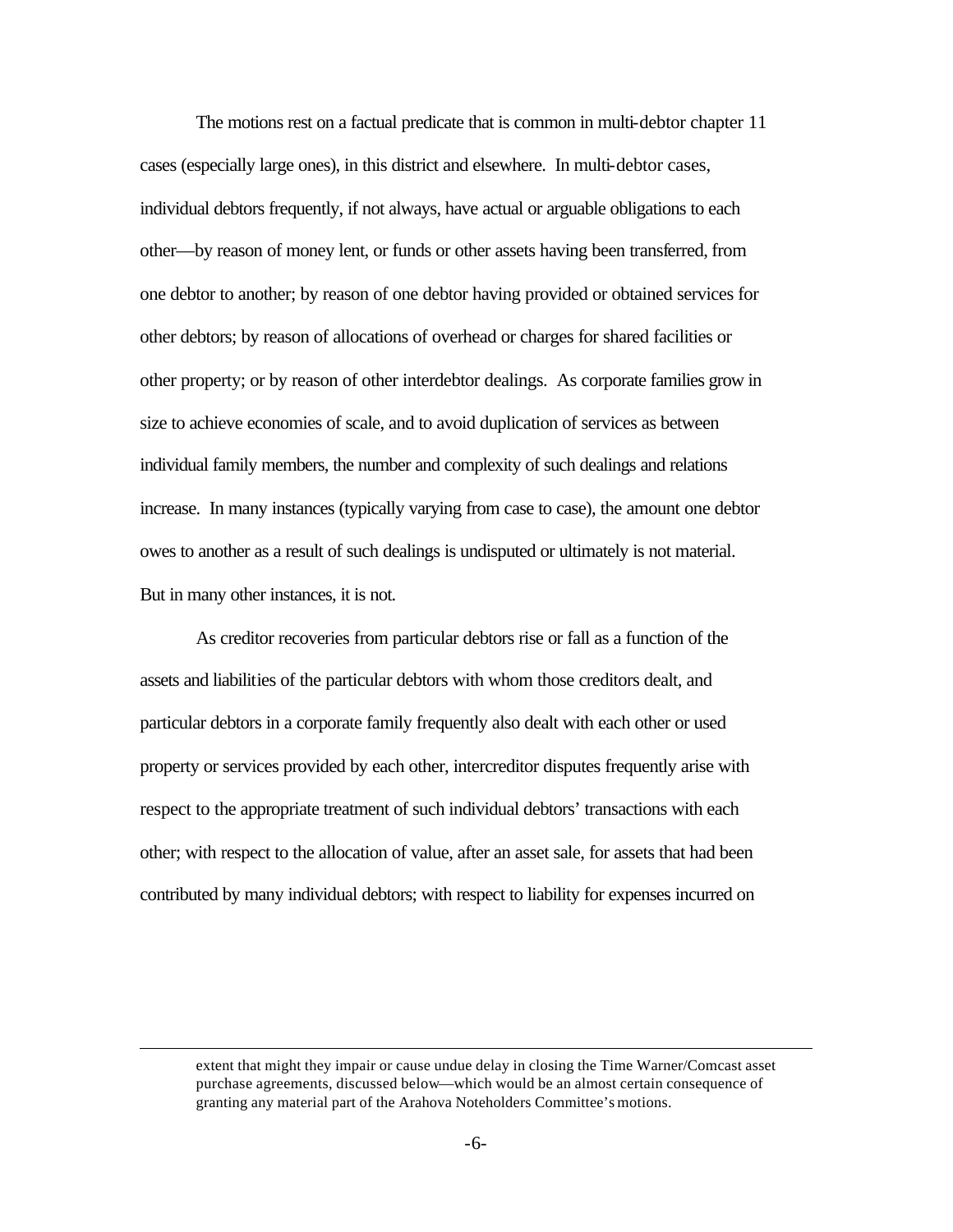The motions rest on a factual predicate that is common in multi-debtor chapter 11 cases (especially large ones), in this district and elsewhere. In multi-debtor cases, individual debtors frequently, if not always, have actual or arguable obligations to each other—by reason of money lent, or funds or other assets having been transferred, from one debtor to another; by reason of one debtor having provided or obtained services for other debtors; by reason of allocations of overhead or charges for shared facilities or other property; or by reason of other interdebtor dealings. As corporate families grow in size to achieve economies of scale, and to avoid duplication of services as between individual family members, the number and complexity of such dealings and relations increase. In many instances (typically varying from case to case), the amount one debtor owes to another as a result of such dealings is undisputed or ultimately is not material. But in many other instances, it is not.

As creditor recoveries from particular debtors rise or fall as a function of the assets and liabilities of the particular debtors with whom those creditors dealt, and particular debtors in a corporate family frequently also dealt with each other or used property or services provided by each other, intercreditor disputes frequently arise with respect to the appropriate treatment of such individual debtors' transactions with each other; with respect to the allocation of value, after an asset sale, for assets that had been contributed by many individual debtors; with respect to liability for expenses incurred on

---

extent that might they impair or cause undue delay in closing the Time Warner/Comcast asset purchase agreements, discussed below—which would be an almost certain consequence of granting any material part of the Arahova Noteholders Committee's motions.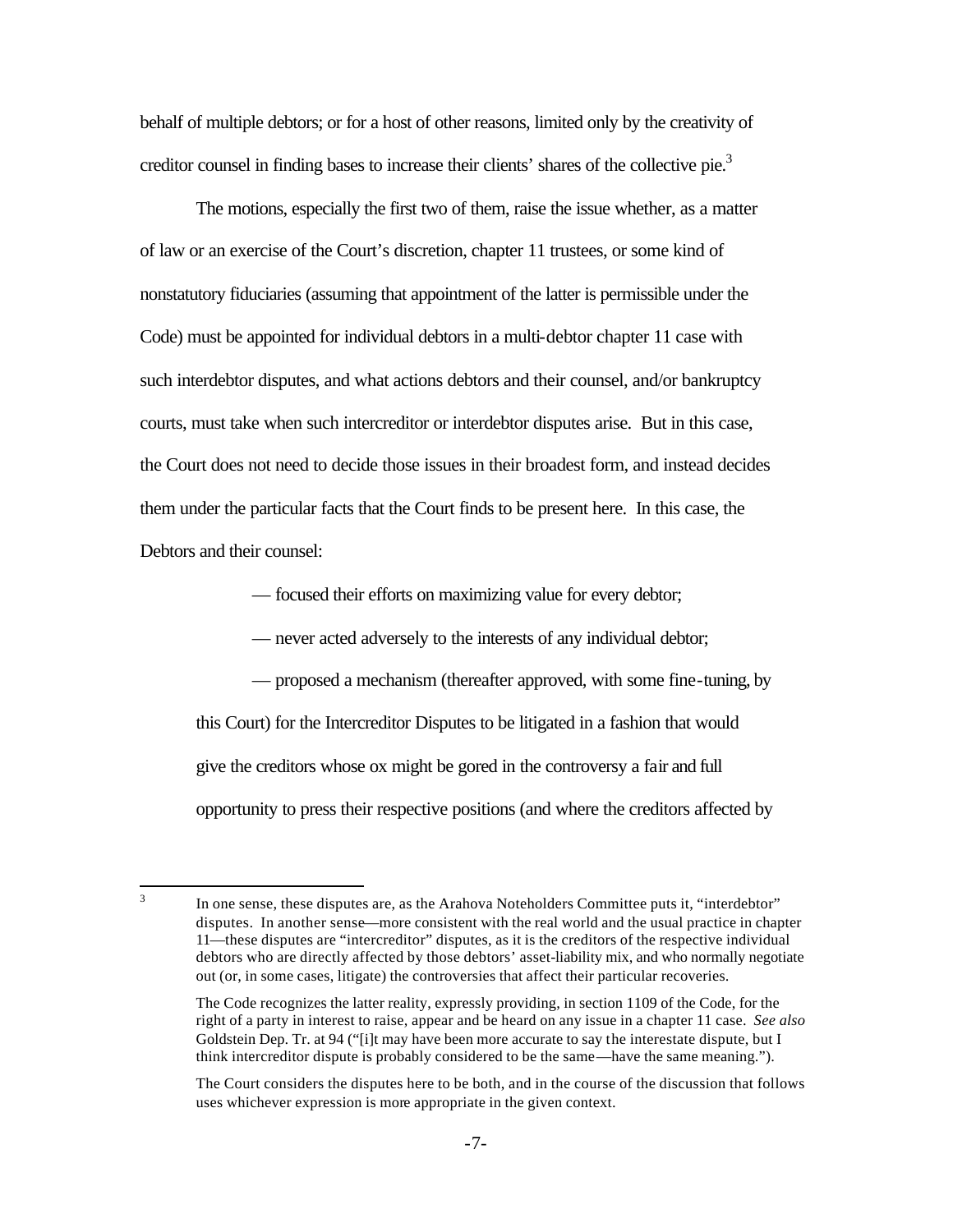behalf of multiple debtors; or for a host of other reasons, limited only by the creativity of creditor counsel in finding bases to increase their clients' shares of the collective pie.[3]

The motions, especially the first two of them, raise the issue whether, as a matter of law or an exercise of the Court's discretion, chapter 11 trustees, or some kind of nonstatutory fiduciaries (assuming that appointment of the latter is permissible under the Code) must be appointed for individual debtors in a multi-debtor chapter 11 case with such interdebtor disputes, and what actions debtors and their counsel, and/or bankruptcy courts, must take when such intercreditor or interdebtor disputes arise. But in this case, the Court does not need to decide those issues in their broadest form, and instead decides them under the particular facts that the Court finds to be present here. In this case, the Debtors and their counsel:

— focused their efforts on maximizing value for every debtor;

— never acted adversely to the interests of any individual debtor;

— proposed a mechanism (thereafter approved, with some fine-tuning, by this Court) for the Intercreditor Disputes to be litigated in a fashion that would give the creditors whose ox might be gored in the controversy a fair and full opportunity to press their respective positions (and where the creditors affected by

---

[3] In one sense, these disputes are, as the Arahova Noteholders Committee puts it, "interdebtor" disputes. In another sense—more consistent with the real world and the usual practice in chapter 11—these disputes are "intercreditor" disputes, as it is the creditors of the respective individual debtors who are directly affected by those debtors' asset-liability mix, and who normally negotiate out (or, in some cases, litigate) the controversies that affect their particular recoveries.

The Code recognizes the latter reality, expressly providing, in section 1109 of the Code, for the right of a party in interest to raise, appear and be heard on any issue in a chapter 11 case. *See also* Goldstein Dep. Tr. at 94 ("[i]t may have been more accurate to say the interestate dispute, but I think intercreditor dispute is probably considered to be the same—have the same meaning.").

The Court considers the disputes here to be both, and in the course of the discussion that follows uses whichever expression is more appropriate in the given context.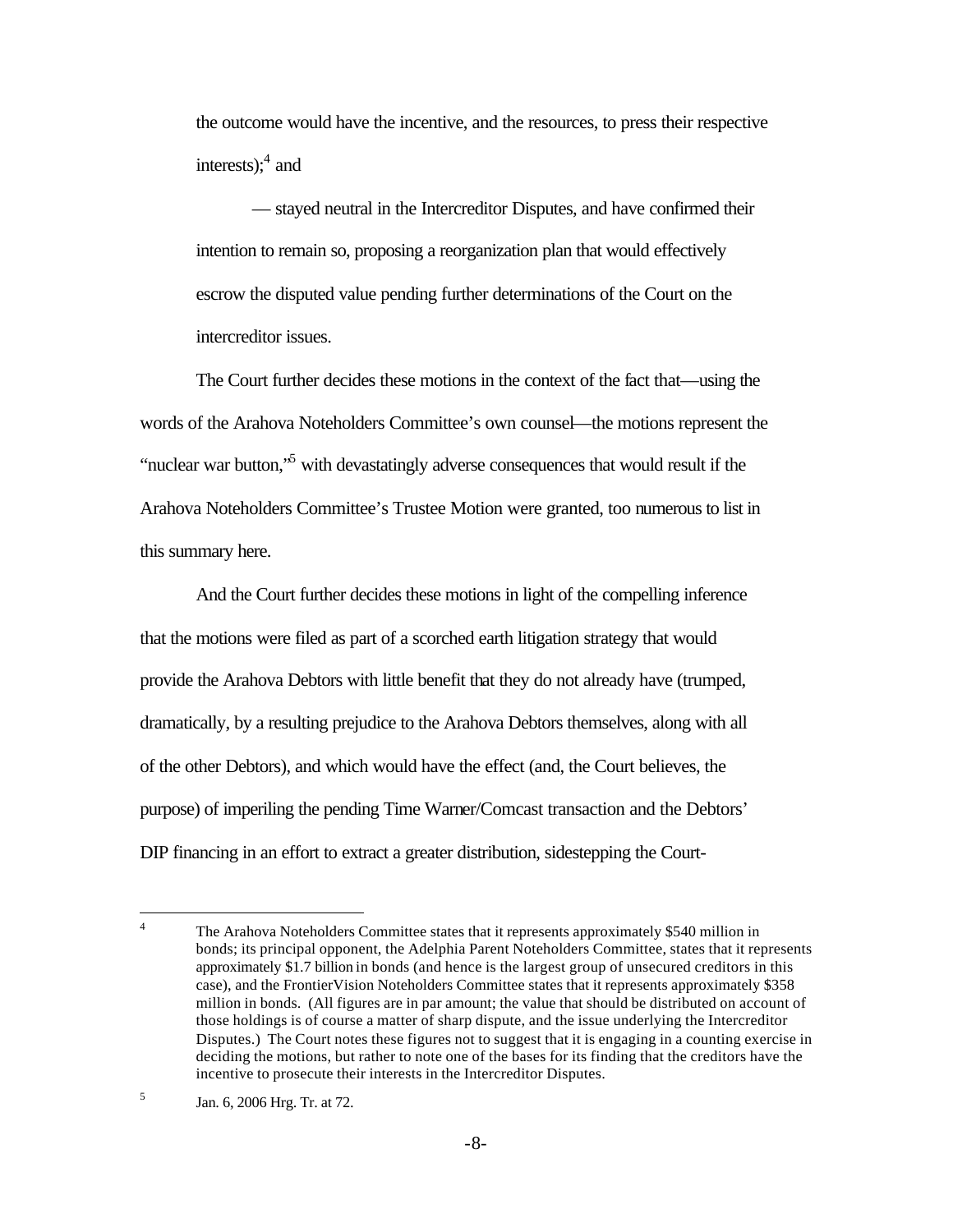the outcome would have the incentive, and the resources, to press their respective interests);[4] and

— stayed neutral in the Intercreditor Disputes, and have confirmed their intention to remain so, proposing a reorganization plan that would effectively escrow the disputed value pending further determinations of the Court on the intercreditor issues.

The Court further decides these motions in the context of the fact that—using the words of the Arahova Noteholders Committee's own counsel—the motions represent the "nuclear war button,"[5] with devastatingly adverse consequences that would result if the Arahova Noteholders Committee's Trustee Motion were granted, too numerous to list in this summary here.

And the Court further decides these motions in light of the compelling inference that the motions were filed as part of a scorched earth litigation strategy that would provide the Arahova Debtors with little benefit that they do not already have (trumped, dramatically, by a resulting prejudice to the Arahova Debtors themselves, along with all of the other Debtors), and which would have the effect (and, the Court believes, the purpose) of imperiling the pending Time Warner/Comcast transaction and the Debtors' DIP financing in an effort to extract a greater distribution, sidestepping the Court-

---

[4] The Arahova Noteholders Committee states that it represents approximately $540 million in bonds; its principal opponent, the Adelphia Parent Noteholders Committee, states that it represents approximately $1.7 billion in bonds (and hence is the largest group of unsecured creditors in this case), and the FrontierVision Noteholders Committee states that it represents approximately $358 million in bonds. (All figures are in par amount; the value that should be distributed on account of those holdings is of course a matter of sharp dispute, and the issue underlying the Intercreditor Disputes.) The Court notes these figures not to suggest that it is engaging in a counting exercise in deciding the motions, but rather to note one of the bases for its finding that the creditors have the incentive to prosecute their interests in the Intercreditor Disputes.

[5] Jan. 6, 2006 Hrg. Tr. at 72.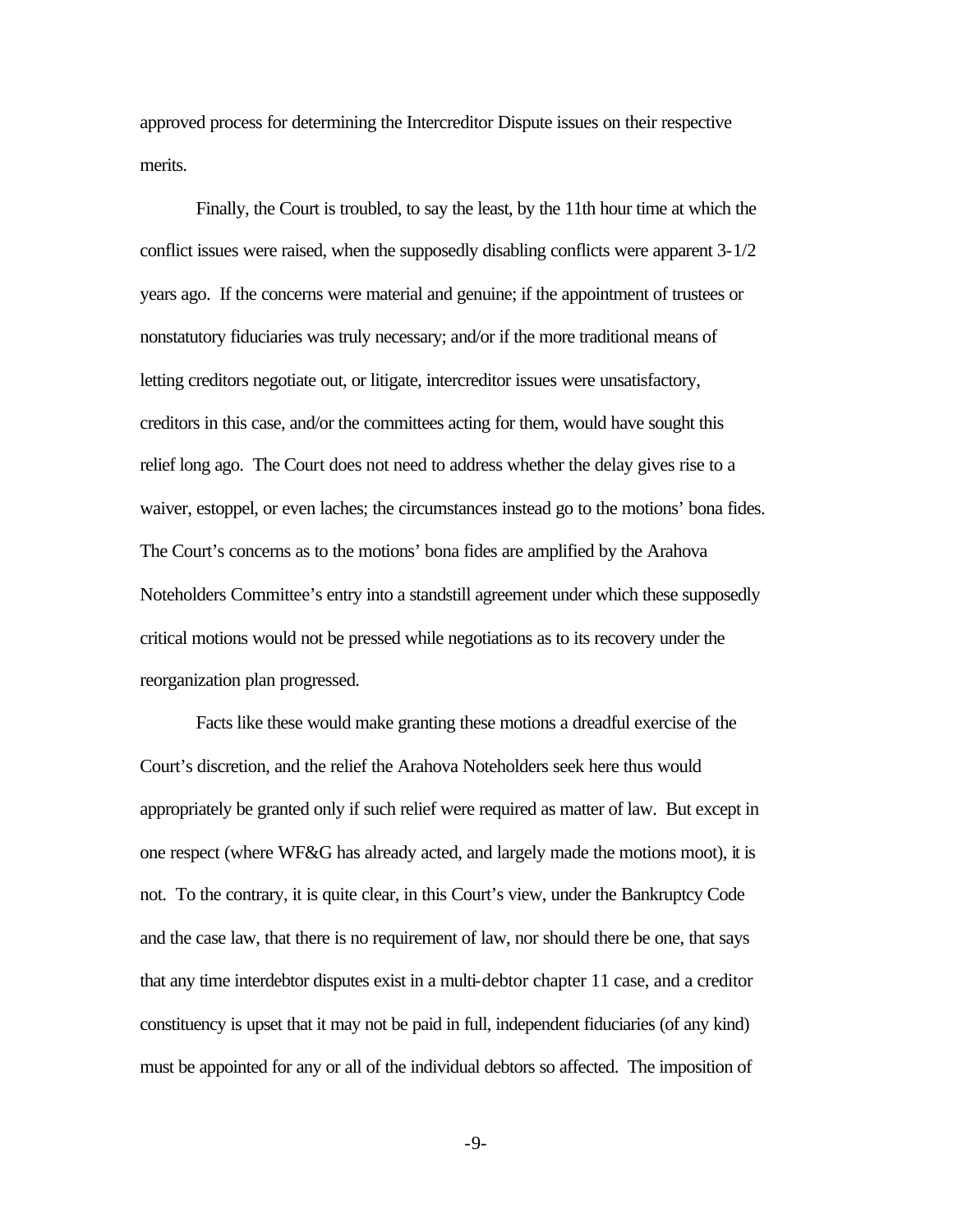approved process for determining the Intercreditor Dispute issues on their respective merits.

Finally, the Court is troubled, to say the least, by the 11th hour time at which the conflict issues were raised, when the supposedly disabling conflicts were apparent 3-1/2 years ago. If the concerns were material and genuine; if the appointment of trustees or nonstatutory fiduciaries was truly necessary; and/or if the more traditional means of letting creditors negotiate out, or litigate, intercreditor issues were unsatisfactory, creditors in this case, and/or the committees acting for them, would have sought this relief long ago. The Court does not need to address whether the delay gives rise to a waiver, estoppel, or even laches; the circumstances instead go to the motions' bona fides. The Court's concerns as to the motions' bona fides are amplified by the Arahova Noteholders Committee's entry into a standstill agreement under which these supposedly critical motions would not be pressed while negotiations as to its recovery under the reorganization plan progressed.

Facts like these would make granting these motions a dreadful exercise of the Court's discretion, and the relief the Arahova Noteholders seek here thus would appropriately be granted only if such relief were required as matter of law. But except in one respect (where WF&G has already acted, and largely made the motions moot), it is not. To the contrary, it is quite clear, in this Court's view, under the Bankruptcy Code and the case law, that there is no requirement of law, nor should there be one, that says that any time interdebtor disputes exist in a multi-debtor chapter 11 case, and a creditor constituency is upset that it may not be paid in full, independent fiduciaries (of any kind) must be appointed for any or all of the individual debtors so affected. The imposition of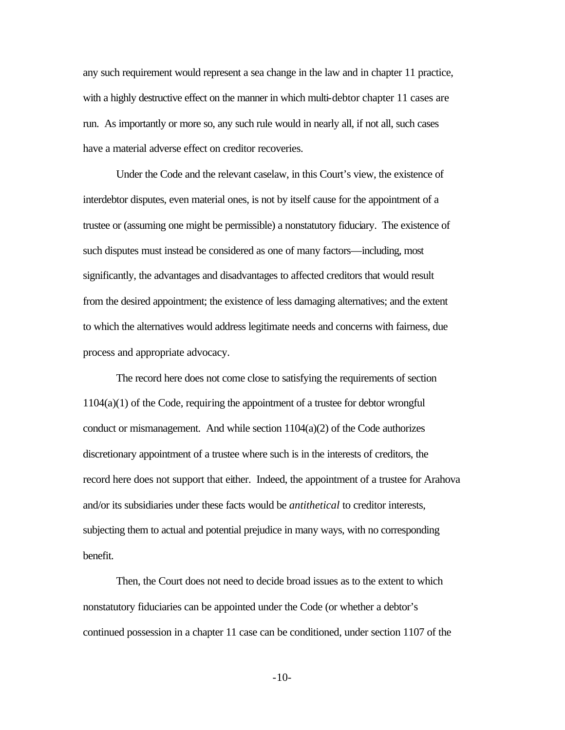any such requirement would represent a sea change in the law and in chapter 11 practice, with a highly destructive effect on the manner in which multi-debtor chapter 11 cases are run. As importantly or more so, any such rule would in nearly all, if not all, such cases have a material adverse effect on creditor recoveries.

Under the Code and the relevant caselaw, in this Court's view, the existence of interdebtor disputes, even material ones, is not by itself cause for the appointment of a trustee or (assuming one might be permissible) a nonstatutory fiduciary. The existence of such disputes must instead be considered as one of many factors—including, most significantly, the advantages and disadvantages to affected creditors that would result from the desired appointment; the existence of less damaging alternatives; and the extent to which the alternatives would address legitimate needs and concerns with fairness, due process and appropriate advocacy.

The record here does not come close to satisfying the requirements of section 1104(a)(1) of the Code, requiring the appointment of a trustee for debtor wrongful conduct or mismanagement. And while section 1104(a)(2) of the Code authorizes discretionary appointment of a trustee where such is in the interests of creditors, the record here does not support that either. Indeed, the appointment of a trustee for Arahova and/or its subsidiaries under these facts would be *antithetical* to creditor interests, subjecting them to actual and potential prejudice in many ways, with no corresponding benefit.

Then, the Court does not need to decide broad issues as to the extent to which nonstatutory fiduciaries can be appointed under the Code (or whether a debtor's continued possession in a chapter 11 case can be conditioned, under section 1107 of the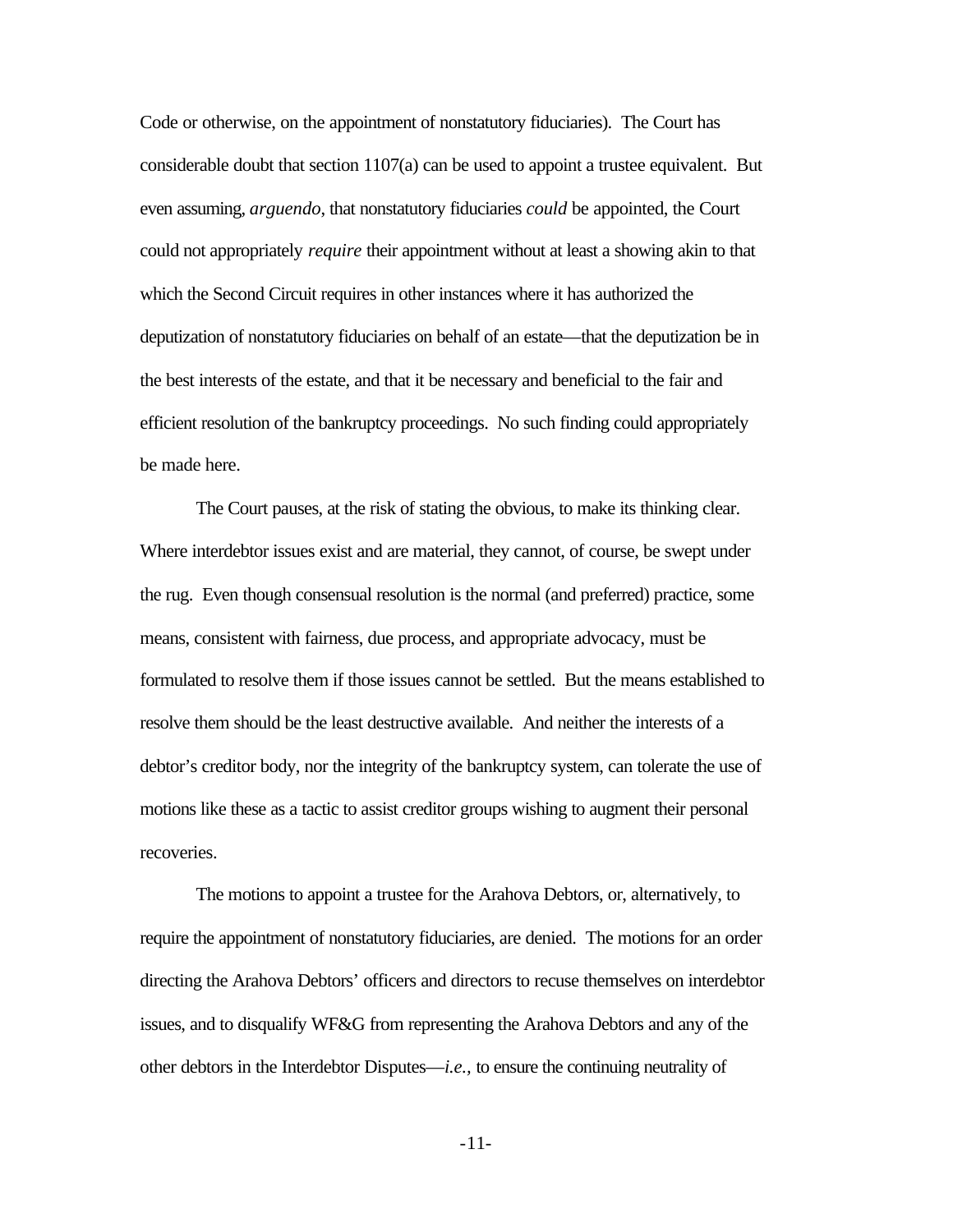Code or otherwise, on the appointment of nonstatutory fiduciaries). The Court has considerable doubt that section 1107(a) can be used to appoint a trustee equivalent. But even assuming, *arguendo*, that nonstatutory fiduciaries *could* be appointed, the Court could not appropriately *require* their appointment without at least a showing akin to that which the Second Circuit requires in other instances where it has authorized the deputization of nonstatutory fiduciaries on behalf of an estate—that the deputization be in the best interests of the estate, and that it be necessary and beneficial to the fair and efficient resolution of the bankruptcy proceedings. No such finding could appropriately be made here.

The Court pauses, at the risk of stating the obvious, to make its thinking clear. Where interdebtor issues exist and are material, they cannot, of course, be swept under the rug. Even though consensual resolution is the normal (and preferred) practice, some means, consistent with fairness, due process, and appropriate advocacy, must be formulated to resolve them if those issues cannot be settled. But the means established to resolve them should be the least destructive available. And neither the interests of a debtor's creditor body, nor the integrity of the bankruptcy system, can tolerate the use of motions like these as a tactic to assist creditor groups wishing to augment their personal recoveries.

The motions to appoint a trustee for the Arahova Debtors, or, alternatively, to require the appointment of nonstatutory fiduciaries, are denied. The motions for an order directing the Arahova Debtors' officers and directors to recuse themselves on interdebtor issues, and to disqualify WF&G from representing the Arahova Debtors and any of the other debtors in the Interdebtor Disputes—*i.e.,* to ensure the continuing neutrality of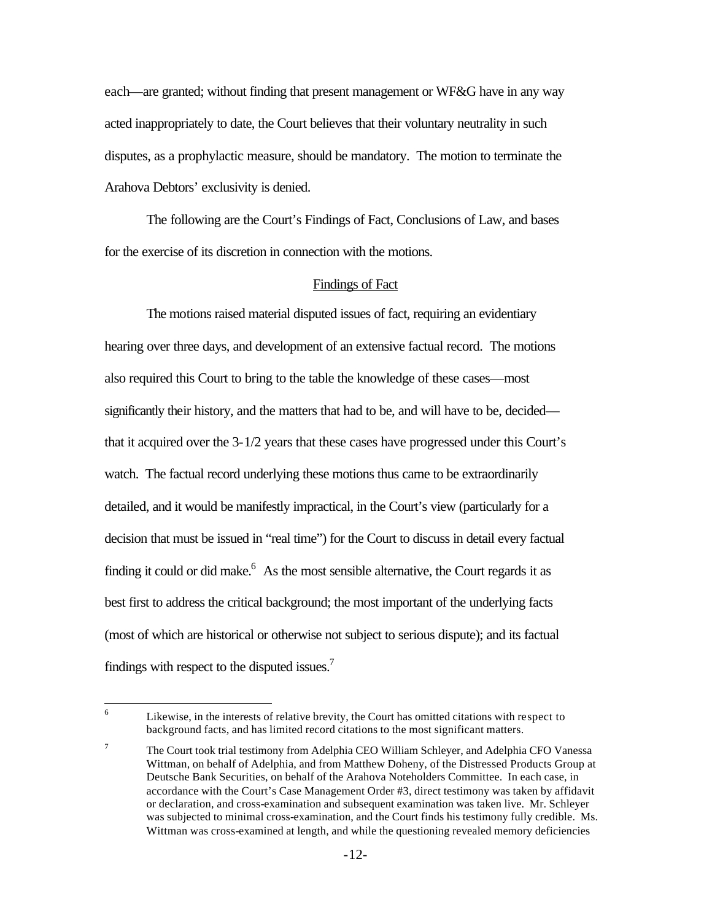each—are granted; without finding that present management or WF&G have in any way acted inappropriately to date, the Court believes that their voluntary neutrality in such disputes, as a prophylactic measure, should be mandatory. The motion to terminate the Arahova Debtors' exclusivity is denied.

The following are the Court's Findings of Fact, Conclusions of Law, and bases for the exercise of its discretion in connection with the motions.

## Findings of Fact

The motions raised material disputed issues of fact, requiring an evidentiary hearing over three days, and development of an extensive factual record. The motions also required this Court to bring to the table the knowledge of these cases—most significantly their history, and the matters that had to be, and will have to be, decided—that it acquired over the 3-1/2 years that these cases have progressed under this Court's watch. The factual record underlying these motions thus came to be extraordinarily detailed, and it would be manifestly impractical, in the Court's view (particularly for a decision that must be issued in "real time") for the Court to discuss in detail every factual finding it could or did make.[6] As the most sensible alternative, the Court regards it as best first to address the critical background; the most important of the underlying facts (most of which are historical or otherwise not subject to serious dispute); and its factual findings with respect to the disputed issues.[7]

---

[6] Likewise, in the interests of relative brevity, the Court has omitted citations with respect to background facts, and has limited record citations to the most significant matters.

[7] The Court took trial testimony from Adelphia CEO William Schleyer, and Adelphia CFO Vanessa Wittman, on behalf of Adelphia, and from Matthew Doheny, of the Distressed Products Group at Deutsche Bank Securities, on behalf of the Arahova Noteholders Committee. In each case, in accordance with the Court's Case Management Order #3, direct testimony was taken by affidavit or declaration, and cross-examination and subsequent examination was taken live. Mr. Schleyer was subjected to minimal cross-examination, and the Court finds his testimony fully credible. Ms. Wittman was cross-examined at length, and while the questioning revealed memory deficiencies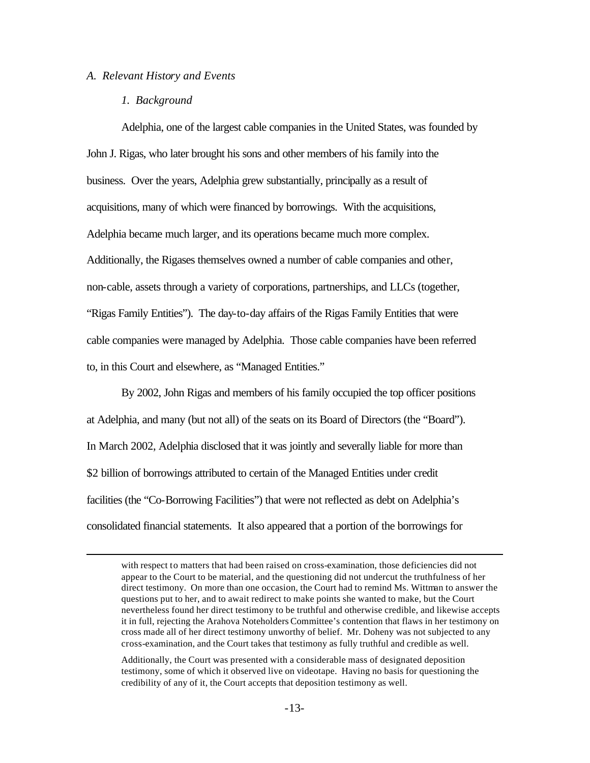*A. Relevant History and Events*

*1. Background*

Adelphia, one of the largest cable companies in the United States, was founded by John J. Rigas, who later brought his sons and other members of his family into the business. Over the years, Adelphia grew substantially, principally as a result of acquisitions, many of which were financed by borrowings. With the acquisitions, Adelphia became much larger, and its operations became much more complex. Additionally, the Rigases themselves owned a number of cable companies and other, non-cable, assets through a variety of corporations, partnerships, and LLCs (together, "Rigas Family Entities"). The day-to-day affairs of the Rigas Family Entities that were cable companies were managed by Adelphia. Those cable companies have been referred to, in this Court and elsewhere, as "Managed Entities."

By 2002, John Rigas and members of his family occupied the top officer positions at Adelphia, and many (but not all) of the seats on its Board of Directors (the "Board"). In March 2002, Adelphia disclosed that it was jointly and severally liable for more than \$2 billion of borrowings attributed to certain of the Managed Entities under credit facilities (the "Co-Borrowing Facilities") that were not reflected as debt on Adelphia's consolidated financial statements. It also appeared that a portion of the borrowings for

---

with respect to matters that had been raised on cross-examination, those deficiencies did not appear to the Court to be material, and the questioning did not undercut the truthfulness of her direct testimony. On more than one occasion, the Court had to remind Ms. Wittman to answer the questions put to her, and to await redirect to make points she wanted to make, but the Court nevertheless found her direct testimony to be truthful and otherwise credible, and likewise accepts it in full, rejecting the Arahova Noteholders Committee's contention that flaws in her testimony on cross made all of her direct testimony unworthy of belief. Mr. Doheny was not subjected to any cross-examination, and the Court takes that testimony as fully truthful and credible as well.

Additionally, the Court was presented with a considerable mass of designated deposition testimony, some of which it observed live on videotape. Having no basis for questioning the credibility of any of it, the Court accepts that deposition testimony as well.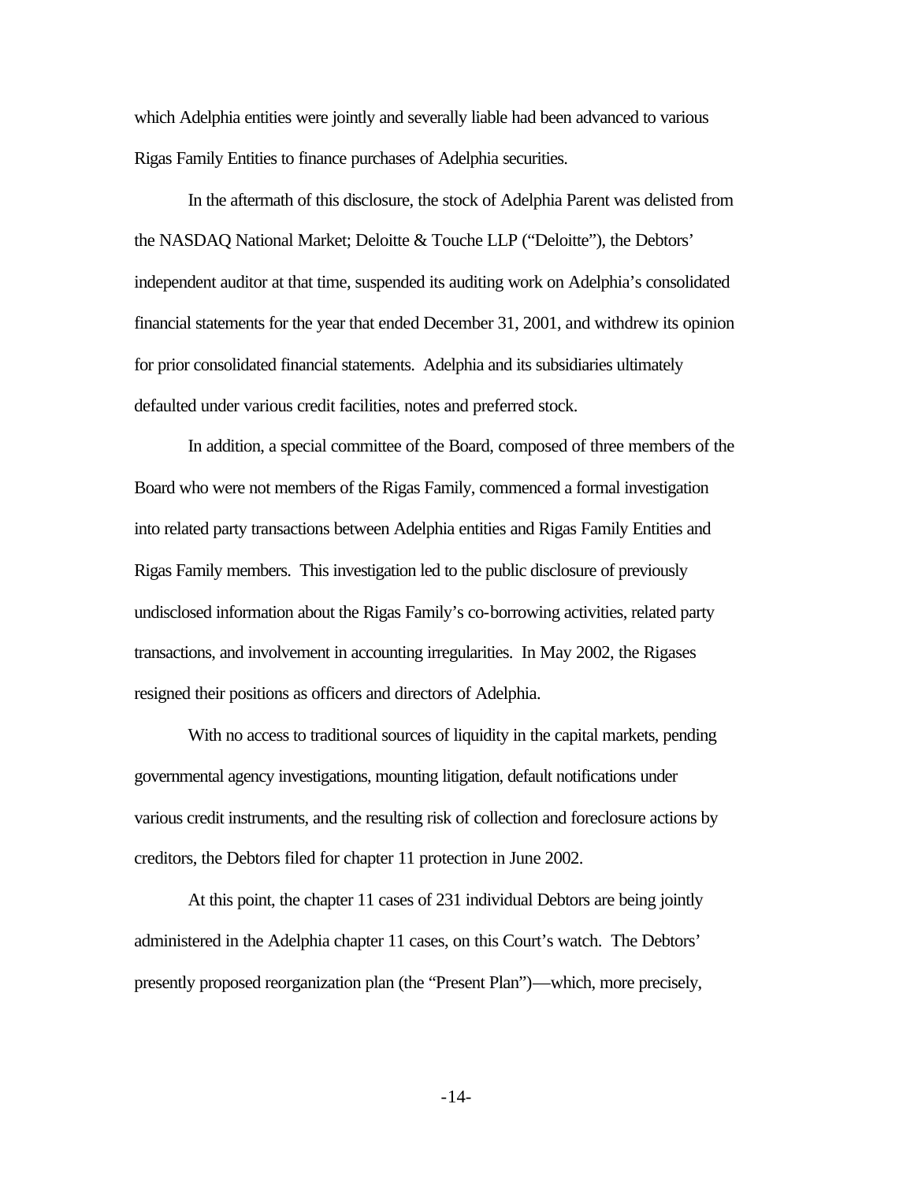which Adelphia entities were jointly and severally liable had been advanced to various Rigas Family Entities to finance purchases of Adelphia securities.

In the aftermath of this disclosure, the stock of Adelphia Parent was delisted from the NASDAQ National Market; Deloitte & Touche LLP ("Deloitte"), the Debtors' independent auditor at that time, suspended its auditing work on Adelphia's consolidated financial statements for the year that ended December 31, 2001, and withdrew its opinion for prior consolidated financial statements. Adelphia and its subsidiaries ultimately defaulted under various credit facilities, notes and preferred stock.

In addition, a special committee of the Board, composed of three members of the Board who were not members of the Rigas Family, commenced a formal investigation into related party transactions between Adelphia entities and Rigas Family Entities and Rigas Family members. This investigation led to the public disclosure of previously undisclosed information about the Rigas Family's co-borrowing activities, related party transactions, and involvement in accounting irregularities. In May 2002, the Rigases resigned their positions as officers and directors of Adelphia.

With no access to traditional sources of liquidity in the capital markets, pending governmental agency investigations, mounting litigation, default notifications under various credit instruments, and the resulting risk of collection and foreclosure actions by creditors, the Debtors filed for chapter 11 protection in June 2002.

At this point, the chapter 11 cases of 231 individual Debtors are being jointly administered in the Adelphia chapter 11 cases, on this Court's watch. The Debtors' presently proposed reorganization plan (the "Present Plan")—which, more precisely,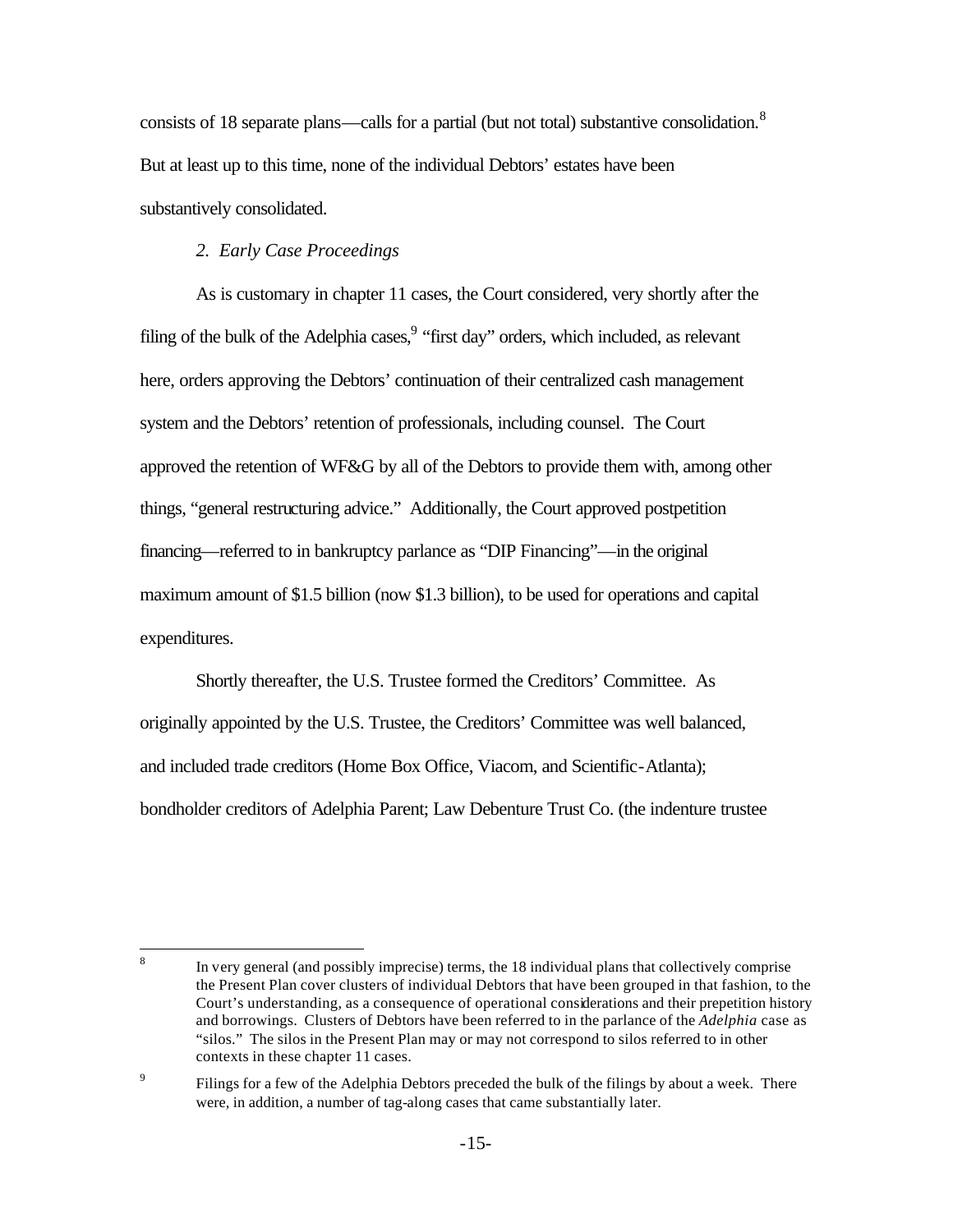consists of 18 separate plans—calls for a partial (but not total) substantive consolidation.[8] But at least up to this time, none of the individual Debtors' estates have been substantively consolidated.

*2. Early Case Proceedings*

As is customary in chapter 11 cases, the Court considered, very shortly after the filing of the bulk of the Adelphia cases,[9] "first day" orders, which included, as relevant here, orders approving the Debtors' continuation of their centralized cash management system and the Debtors' retention of professionals, including counsel. The Court approved the retention of WF&G by all of the Debtors to provide them with, among other things, "general restructuring advice." Additionally, the Court approved postpetition financing—referred to in bankruptcy parlance as "DIP Financing"—in the original maximum amount of $1.5 billion (now $1.3 billion), to be used for operations and capital expenditures.

Shortly thereafter, the U.S. Trustee formed the Creditors' Committee. As originally appointed by the U.S. Trustee, the Creditors' Committee was well balanced, and included trade creditors (Home Box Office, Viacom, and Scientific-Atlanta); bondholder creditors of Adelphia Parent; Law Debenture Trust Co. (the indenture trustee

---

[8] In very general (and possibly imprecise) terms, the 18 individual plans that collectively comprise the Present Plan cover clusters of individual Debtors that have been grouped in that fashion, to the Court's understanding, as a consequence of operational considerations and their prepetition history and borrowings. Clusters of Debtors have been referred to in the parlance of the *Adelphia* case as "silos." The silos in the Present Plan may or may not correspond to silos referred to in other contexts in these chapter 11 cases.

[9] Filings for a few of the Adelphia Debtors preceded the bulk of the filings by about a week. There were, in addition, a number of tag-along cases that came substantially later.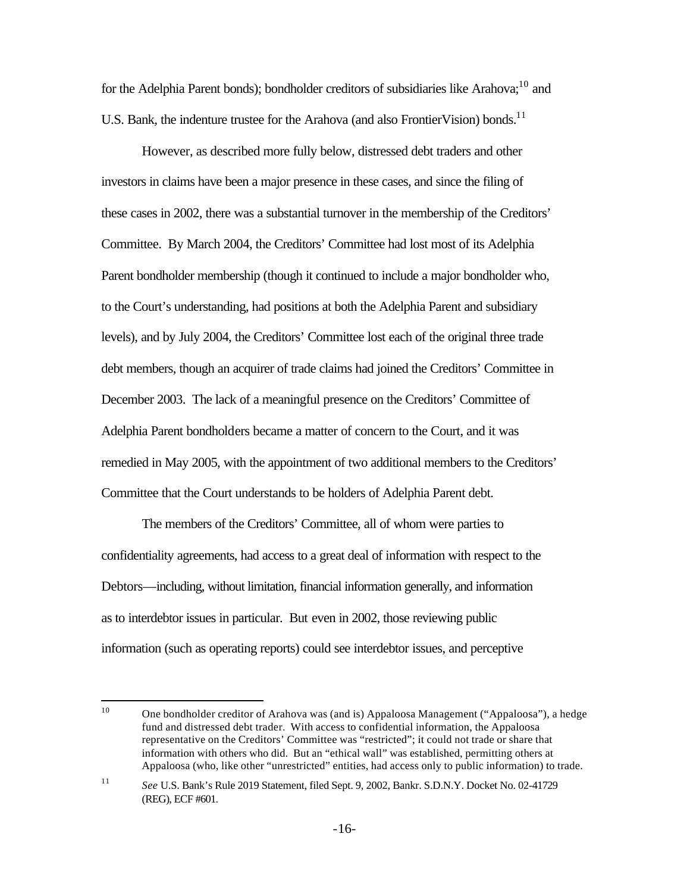for the Adelphia Parent bonds); bondholder creditors of subsidiaries like Arahova;[10] and U.S. Bank, the indenture trustee for the Arahova (and also FrontierVision) bonds.[11]

However, as described more fully below, distressed debt traders and other investors in claims have been a major presence in these cases, and since the filing of these cases in 2002, there was a substantial turnover in the membership of the Creditors' Committee. By March 2004, the Creditors' Committee had lost most of its Adelphia Parent bondholder membership (though it continued to include a major bondholder who, to the Court's understanding, had positions at both the Adelphia Parent and subsidiary levels), and by July 2004, the Creditors' Committee lost each of the original three trade debt members, though an acquirer of trade claims had joined the Creditors' Committee in December 2003. The lack of a meaningful presence on the Creditors' Committee of Adelphia Parent bondholders became a matter of concern to the Court, and it was remedied in May 2005, with the appointment of two additional members to the Creditors' Committee that the Court understands to be holders of Adelphia Parent debt.

The members of the Creditors' Committee, all of whom were parties to confidentiality agreements, had access to a great deal of information with respect to the Debtors—including, without limitation, financial information generally, and information as to interdebtor issues in particular. But even in 2002, those reviewing public information (such as operating reports) could see interdebtor issues, and perceptive

---

[10] One bondholder creditor of Arahova was (and is) Appaloosa Management ("Appaloosa"), a hedge fund and distressed debt trader. With access to confidential information, the Appaloosa representative on the Creditors' Committee was "restricted"; it could not trade or share that information with others who did. But an "ethical wall" was established, permitting others at Appaloosa (who, like other "unrestricted" entities, had access only to public information) to trade.

[11] *See* U.S. Bank's Rule 2019 Statement, filed Sept. 9, 2002, Bankr. S.D.N.Y. Docket No. 02-41729 (REG), ECF #601.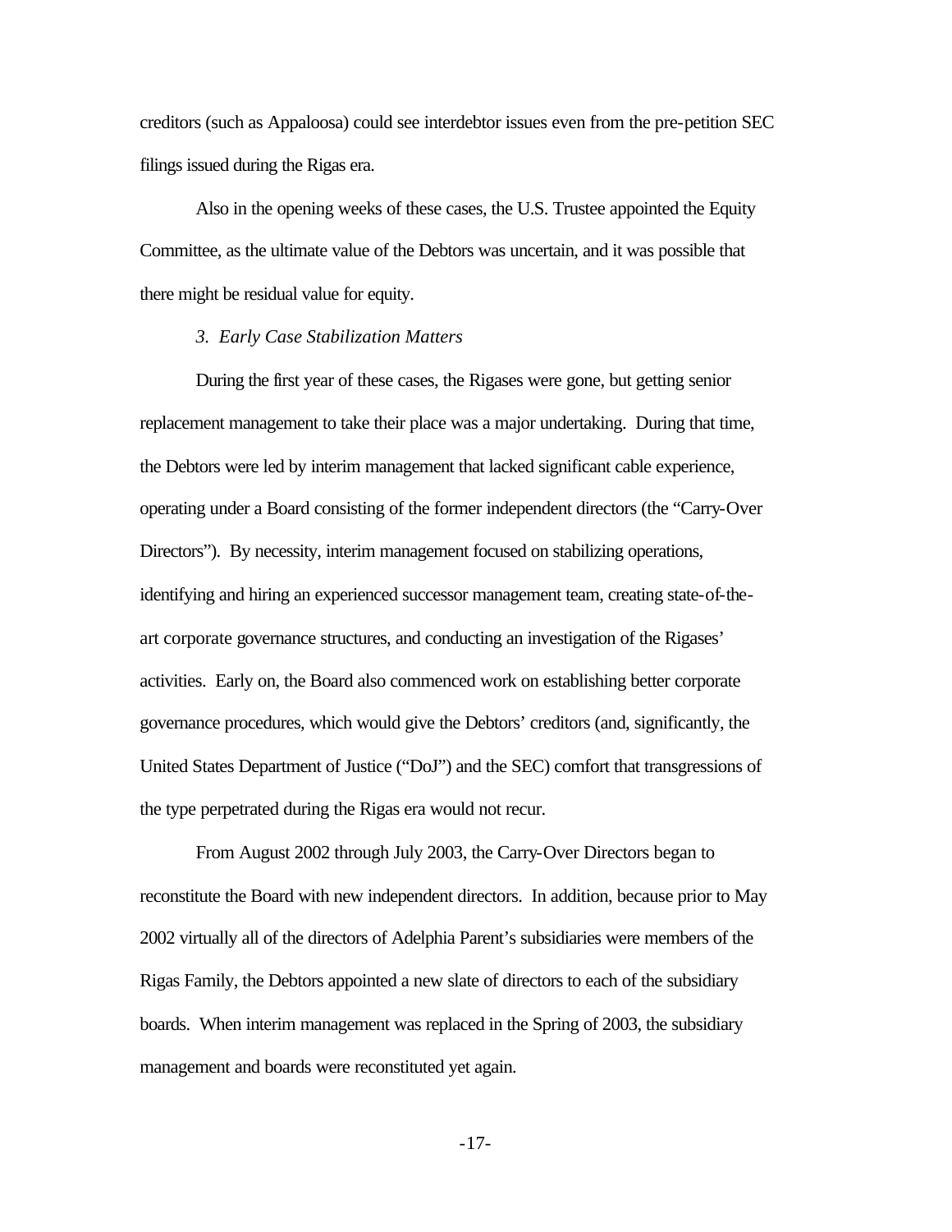creditors (such as Appaloosa) could see interdebtor issues even from the pre-petition SEC filings issued during the Rigas era.

Also in the opening weeks of these cases, the U.S. Trustee appointed the Equity Committee, as the ultimate value of the Debtors was uncertain, and it was possible that there might be residual value for equity.

*3. Early Case Stabilization Matters*

During the first year of these cases, the Rigases were gone, but getting senior replacement management to take their place was a major undertaking. During that time, the Debtors were led by interim management that lacked significant cable experience, operating under a Board consisting of the former independent directors (the "Carry-Over Directors"). By necessity, interim management focused on stabilizing operations, identifying and hiring an experienced successor management team, creating state-of-the-art corporate governance structures, and conducting an investigation of the Rigases' activities. Early on, the Board also commenced work on establishing better corporate governance procedures, which would give the Debtors' creditors (and, significantly, the United States Department of Justice ("DoJ") and the SEC) comfort that transgressions of the type perpetrated during the Rigas era would not recur.

From August 2002 through July 2003, the Carry-Over Directors began to reconstitute the Board with new independent directors. In addition, because prior to May 2002 virtually all of the directors of Adelphia Parent's subsidiaries were members of the Rigas Family, the Debtors appointed a new slate of directors to each of the subsidiary boards. When interim management was replaced in the Spring of 2003, the subsidiary management and boards were reconstituted yet again.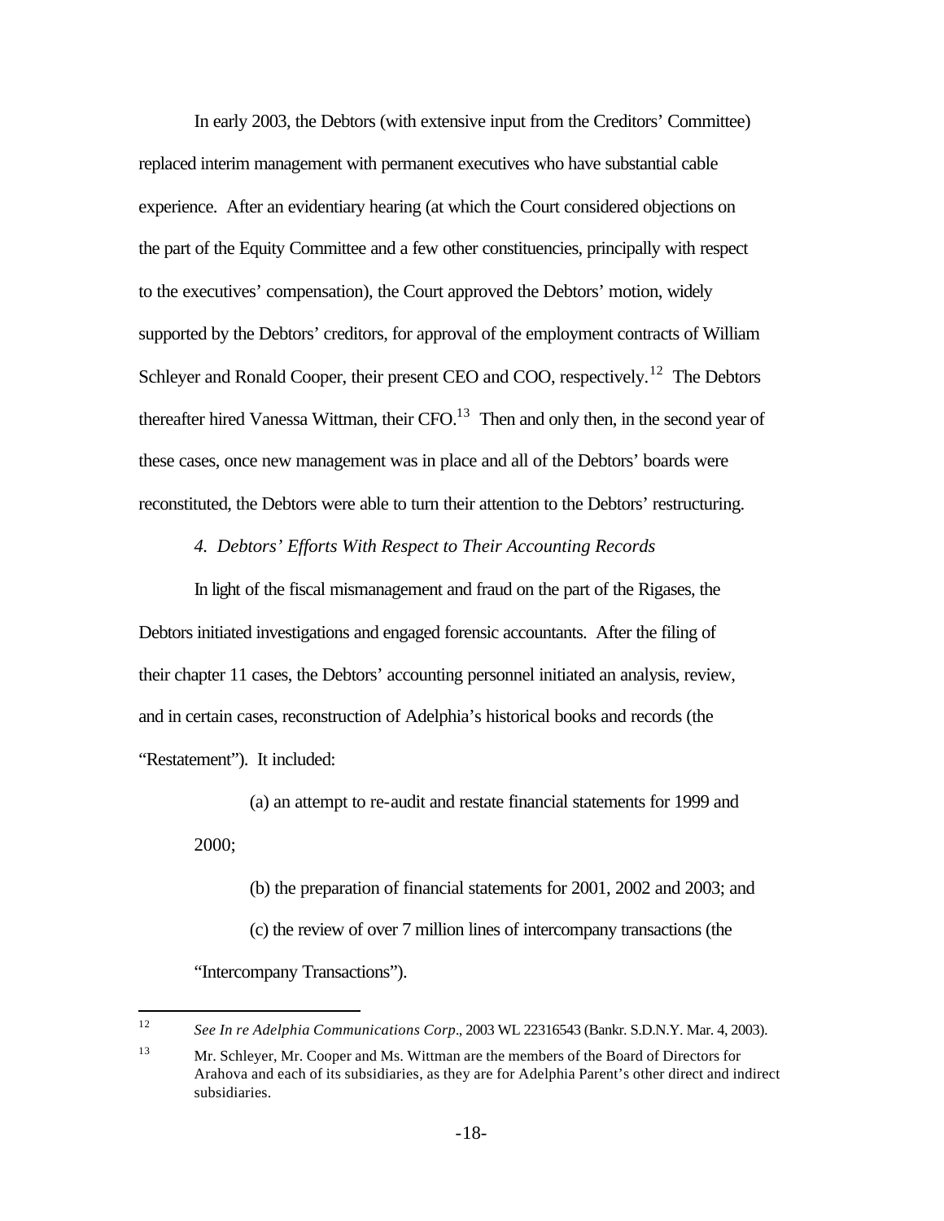In early 2003, the Debtors (with extensive input from the Creditors' Committee) replaced interim management with permanent executives who have substantial cable experience. After an evidentiary hearing (at which the Court considered objections on the part of the Equity Committee and a few other constituencies, principally with respect to the executives' compensation), the Court approved the Debtors' motion, widely supported by the Debtors' creditors, for approval of the employment contracts of William Schleyer and Ronald Cooper, their present CEO and COO, respectively.[12] The Debtors thereafter hired Vanessa Wittman, their CFO.[13] Then and only then, in the second year of these cases, once new management was in place and all of the Debtors' boards were reconstituted, the Debtors were able to turn their attention to the Debtors' restructuring.

*4. Debtors' Efforts With Respect to Their Accounting Records*

In light of the fiscal mismanagement and fraud on the part of the Rigases, the Debtors initiated investigations and engaged forensic accountants. After the filing of their chapter 11 cases, the Debtors' accounting personnel initiated an analysis, review, and in certain cases, reconstruction of Adelphia's historical books and records (the "Restatement"). It included:

(a) an attempt to re-audit and restate financial statements for 1999 and 2000;

(b) the preparation of financial statements for 2001, 2002 and 2003; and

(c) the review of over 7 million lines of intercompany transactions (the "Intercompany Transactions").

---

[12] *See In re Adelphia Communications Corp*., 2003 WL 22316543 (Bankr. S.D.N.Y. Mar. 4, 2003).

[13] Mr. Schleyer, Mr. Cooper and Ms. Wittman are the members of the Board of Directors for Arahova and each of its subsidiaries, as they are for Adelphia Parent's other direct and indirect subsidiaries.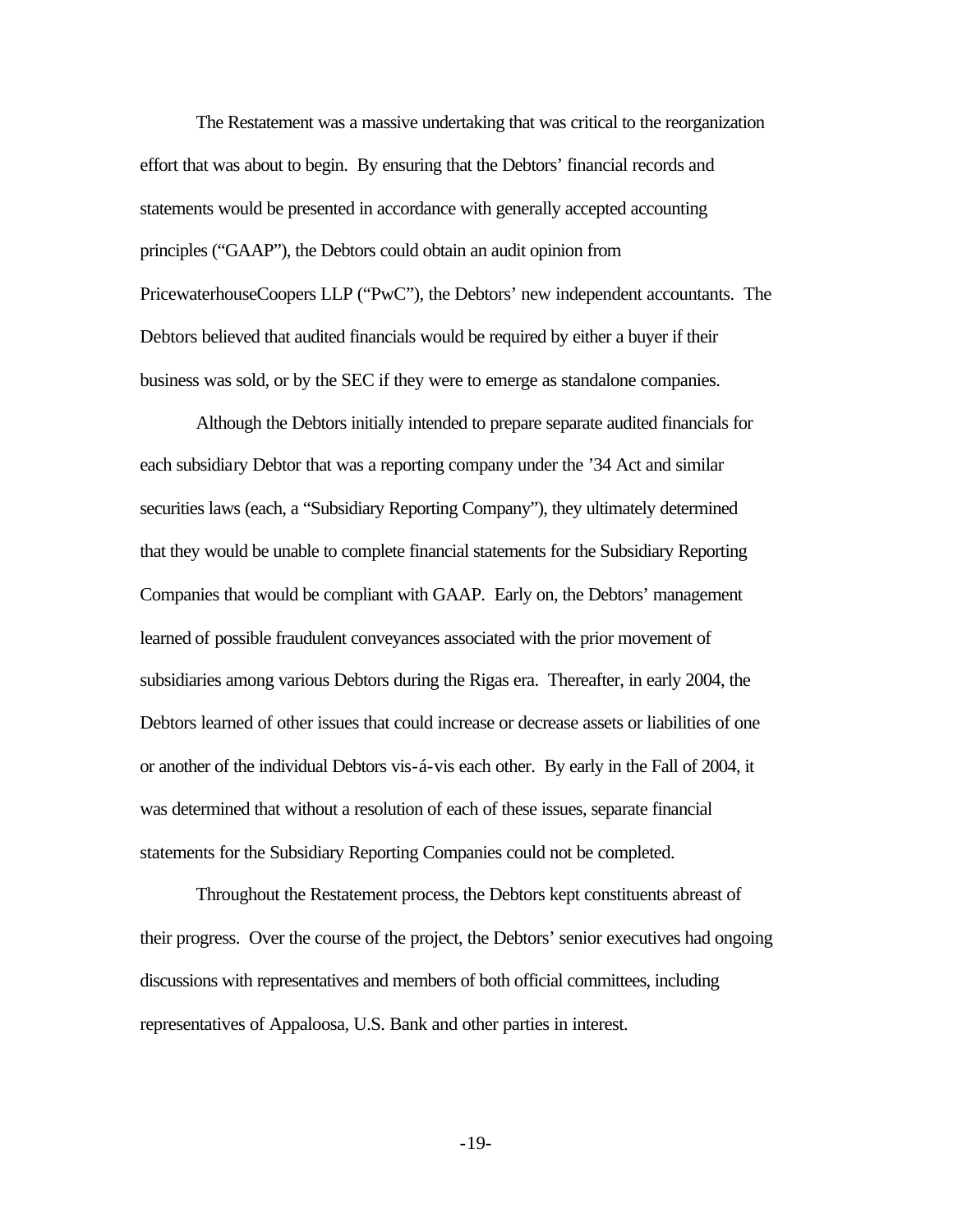The Restatement was a massive undertaking that was critical to the reorganization effort that was about to begin. By ensuring that the Debtors' financial records and statements would be presented in accordance with generally accepted accounting principles ("GAAP"), the Debtors could obtain an audit opinion from PricewaterhouseCoopers LLP ("PwC"), the Debtors' new independent accountants. The Debtors believed that audited financials would be required by either a buyer if their business was sold, or by the SEC if they were to emerge as standalone companies.

Although the Debtors initially intended to prepare separate audited financials for each subsidiary Debtor that was a reporting company under the '34 Act and similar securities laws (each, a "Subsidiary Reporting Company"), they ultimately determined that they would be unable to complete financial statements for the Subsidiary Reporting Companies that would be compliant with GAAP. Early on, the Debtors' management learned of possible fraudulent conveyances associated with the prior movement of subsidiaries among various Debtors during the Rigas era. Thereafter, in early 2004, the Debtors learned of other issues that could increase or decrease assets or liabilities of one or another of the individual Debtors vis-á-vis each other. By early in the Fall of 2004, it was determined that without a resolution of each of these issues, separate financial statements for the Subsidiary Reporting Companies could not be completed.

Throughout the Restatement process, the Debtors kept constituents abreast of their progress. Over the course of the project, the Debtors' senior executives had ongoing discussions with representatives and members of both official committees, including representatives of Appaloosa, U.S. Bank and other parties in interest.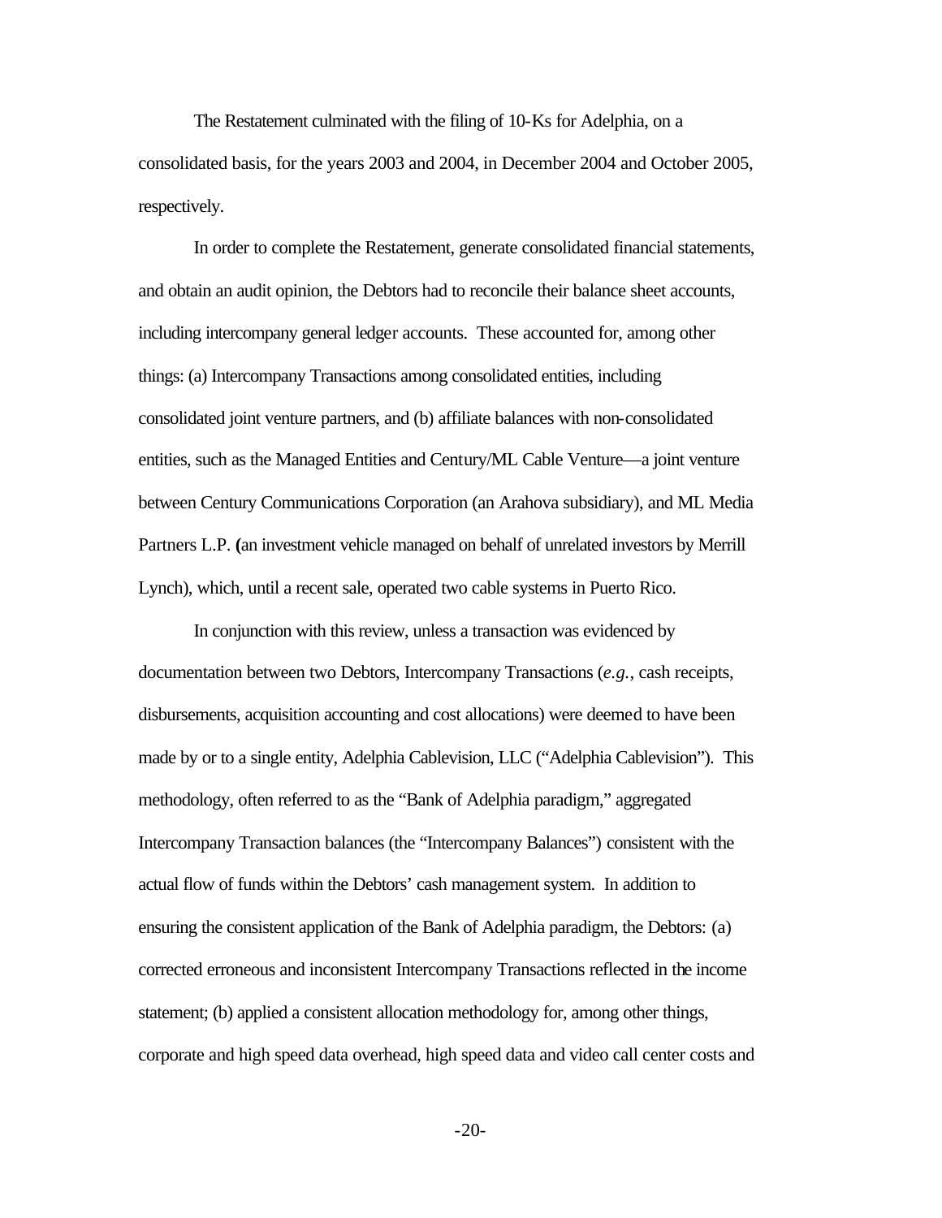The Restatement culminated with the filing of 10-Ks for Adelphia, on a consolidated basis, for the years 2003 and 2004, in December 2004 and October 2005, respectively.

In order to complete the Restatement, generate consolidated financial statements, and obtain an audit opinion, the Debtors had to reconcile their balance sheet accounts, including intercompany general ledger accounts. These accounted for, among other things: (a) Intercompany Transactions among consolidated entities, including consolidated joint venture partners, and (b) affiliate balances with non-consolidated entities, such as the Managed Entities and Century/ML Cable Venture—a joint venture between Century Communications Corporation (an Arahova subsidiary), and ML Media Partners L.P. (an investment vehicle managed on behalf of unrelated investors by Merrill Lynch), which, until a recent sale, operated two cable systems in Puerto Rico.

In conjunction with this review, unless a transaction was evidenced by documentation between two Debtors, Intercompany Transactions (*e.g.*, cash receipts, disbursements, acquisition accounting and cost allocations) were deemed to have been made by or to a single entity, Adelphia Cablevision, LLC ("Adelphia Cablevision"). This methodology, often referred to as the "Bank of Adelphia paradigm," aggregated Intercompany Transaction balances (the "Intercompany Balances") consistent with the actual flow of funds within the Debtors' cash management system. In addition to ensuring the consistent application of the Bank of Adelphia paradigm, the Debtors: (a) corrected erroneous and inconsistent Intercompany Transactions reflected in the income statement; (b) applied a consistent allocation methodology for, among other things, corporate and high speed data overhead, high speed data and video call center costs and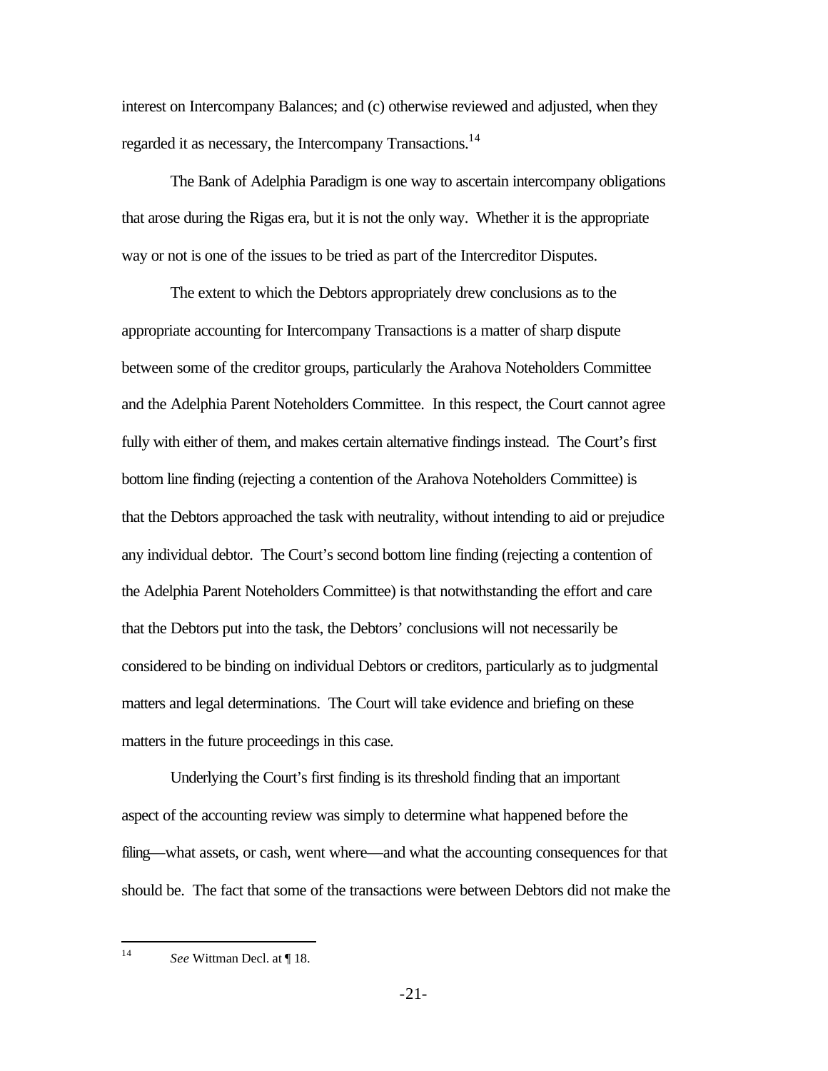interest on Intercompany Balances; and (c) otherwise reviewed and adjusted, when they regarded it as necessary, the Intercompany Transactions.[14]

The Bank of Adelphia Paradigm is one way to ascertain intercompany obligations that arose during the Rigas era, but it is not the only way. Whether it is the appropriate way or not is one of the issues to be tried as part of the Intercreditor Disputes.

The extent to which the Debtors appropriately drew conclusions as to the appropriate accounting for Intercompany Transactions is a matter of sharp dispute between some of the creditor groups, particularly the Arahova Noteholders Committee and the Adelphia Parent Noteholders Committee. In this respect, the Court cannot agree fully with either of them, and makes certain alternative findings instead. The Court's first bottom line finding (rejecting a contention of the Arahova Noteholders Committee) is that the Debtors approached the task with neutrality, without intending to aid or prejudice any individual debtor. The Court's second bottom line finding (rejecting a contention of the Adelphia Parent Noteholders Committee) is that notwithstanding the effort and care that the Debtors put into the task, the Debtors' conclusions will not necessarily be considered to be binding on individual Debtors or creditors, particularly as to judgmental matters and legal determinations. The Court will take evidence and briefing on these matters in the future proceedings in this case.

Underlying the Court's first finding is its threshold finding that an important aspect of the accounting review was simply to determine what happened before the filing—what assets, or cash, went where—and what the accounting consequences for that should be. The fact that some of the transactions were between Debtors did not make the

---

[14] *See* Wittman Decl. at ¶ 18.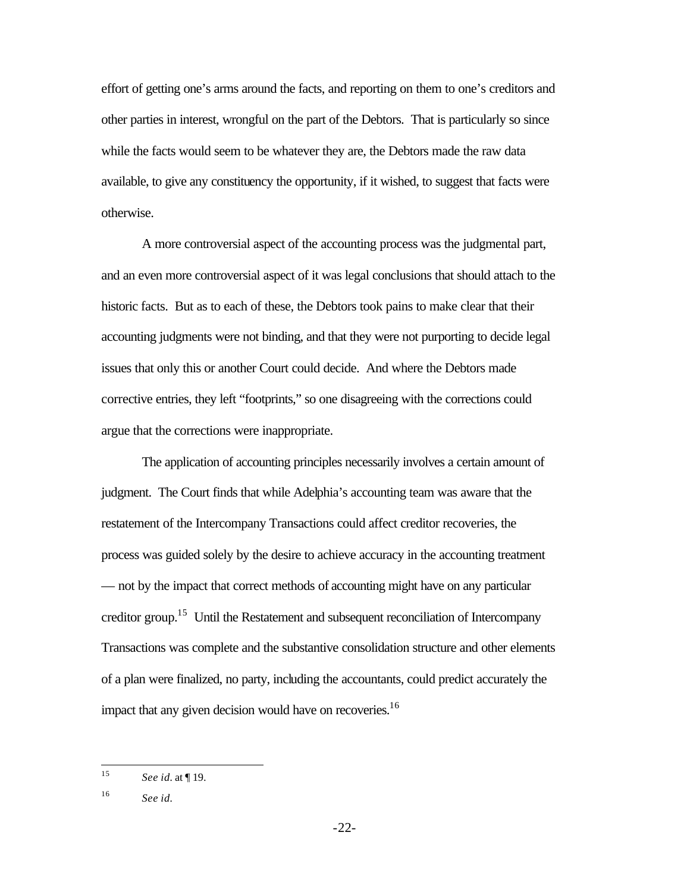effort of getting one's arms around the facts, and reporting on them to one's creditors and other parties in interest, wrongful on the part of the Debtors. That is particularly so since while the facts would seem to be whatever they are, the Debtors made the raw data available, to give any constituency the opportunity, if it wished, to suggest that facts were otherwise.

A more controversial aspect of the accounting process was the judgmental part, and an even more controversial aspect of it was legal conclusions that should attach to the historic facts. But as to each of these, the Debtors took pains to make clear that their accounting judgments were not binding, and that they were not purporting to decide legal issues that only this or another Court could decide. And where the Debtors made corrective entries, they left "footprints," so one disagreeing with the corrections could argue that the corrections were inappropriate.

The application of accounting principles necessarily involves a certain amount of judgment. The Court finds that while Adelphia's accounting team was aware that the restatement of the Intercompany Transactions could affect creditor recoveries, the process was guided solely by the desire to achieve accuracy in the accounting treatment — not by the impact that correct methods of accounting might have on any particular creditor group.[15] Until the Restatement and subsequent reconciliation of Intercompany Transactions was complete and the substantive consolidation structure and other elements of a plan were finalized, no party, including the accountants, could predict accurately the impact that any given decision would have on recoveries.[16]

---

[15] *See id.* at ¶ 19.

[16] *See id.*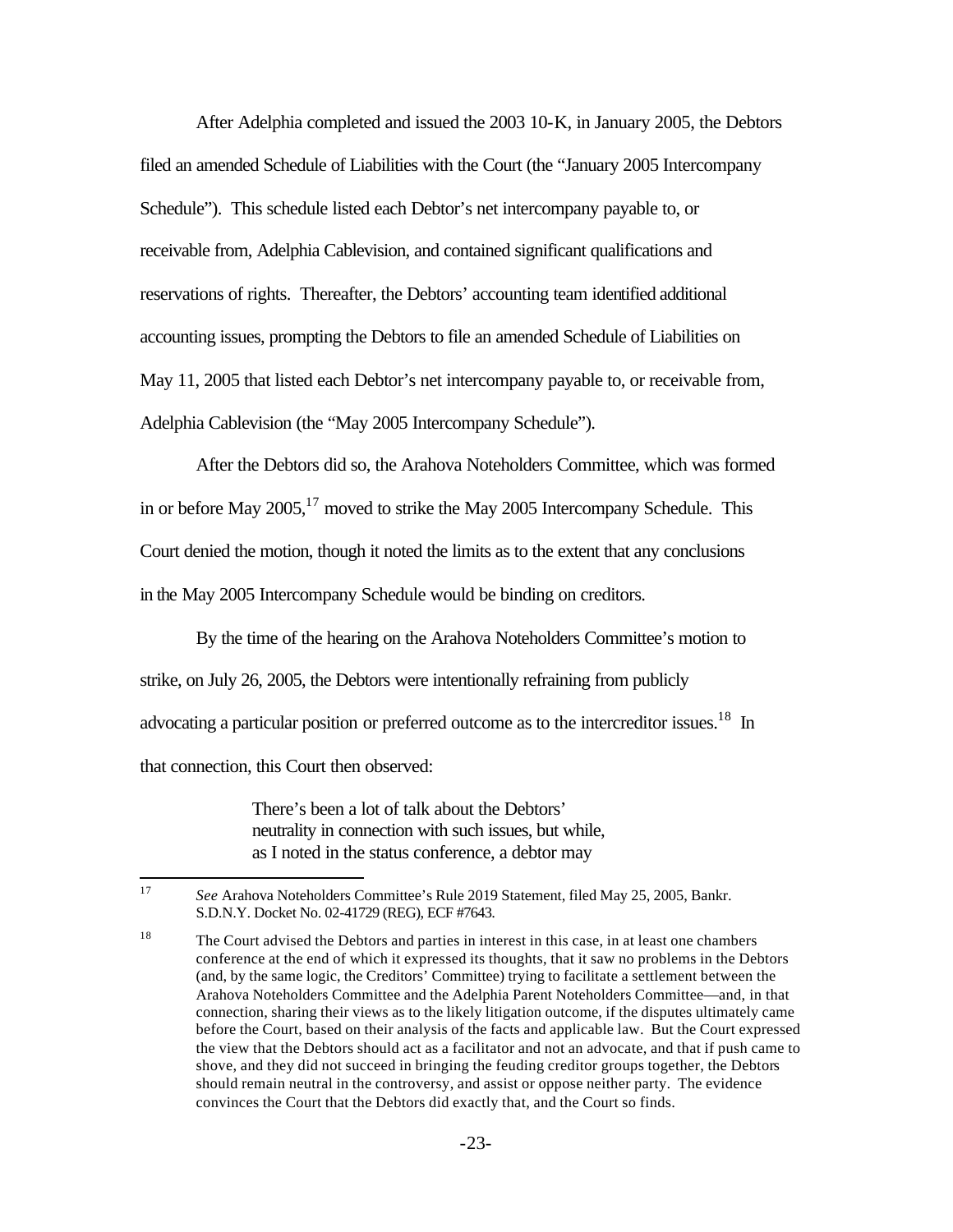After Adelphia completed and issued the 2003 10-K, in January 2005, the Debtors filed an amended Schedule of Liabilities with the Court (the "January 2005 Intercompany Schedule"). This schedule listed each Debtor's net intercompany payable to, or receivable from, Adelphia Cablevision, and contained significant qualifications and reservations of rights. Thereafter, the Debtors' accounting team identified additional accounting issues, prompting the Debtors to file an amended Schedule of Liabilities on May 11, 2005 that listed each Debtor's net intercompany payable to, or receivable from, Adelphia Cablevision (the "May 2005 Intercompany Schedule").

After the Debtors did so, the Arahova Noteholders Committee, which was formed in or before May 2005,[17] moved to strike the May 2005 Intercompany Schedule. This Court denied the motion, though it noted the limits as to the extent that any conclusions in the May 2005 Intercompany Schedule would be binding on creditors.

By the time of the hearing on the Arahova Noteholders Committee's motion to strike, on July 26, 2005, the Debtors were intentionally refraining from publicly advocating a particular position or preferred outcome as to the intercreditor issues.[18] In that connection, this Court then observed:

> There's been a lot of talk about the Debtors' neutrality in connection with such issues, but while, as I noted in the status conference, a debtor may

---

[17] *See* Arahova Noteholders Committee's Rule 2019 Statement, filed May 25, 2005, Bankr. S.D.N.Y. Docket No. 02-41729 (REG), ECF #7643.

[18] The Court advised the Debtors and parties in interest in this case, in at least one chambers conference at the end of which it expressed its thoughts, that it saw no problems in the Debtors (and, by the same logic, the Creditors' Committee) trying to facilitate a settlement between the Arahova Noteholders Committee and the Adelphia Parent Noteholders Committee—and, in that connection, sharing their views as to the likely litigation outcome, if the disputes ultimately came before the Court, based on their analysis of the facts and applicable law. But the Court expressed the view that the Debtors should act as a facilitator and not an advocate, and that if push came to shove, and they did not succeed in bringing the feuding creditor groups together, the Debtors should remain neutral in the controversy, and assist or oppose neither party. The evidence convinces the Court that the Debtors did exactly that, and the Court so finds.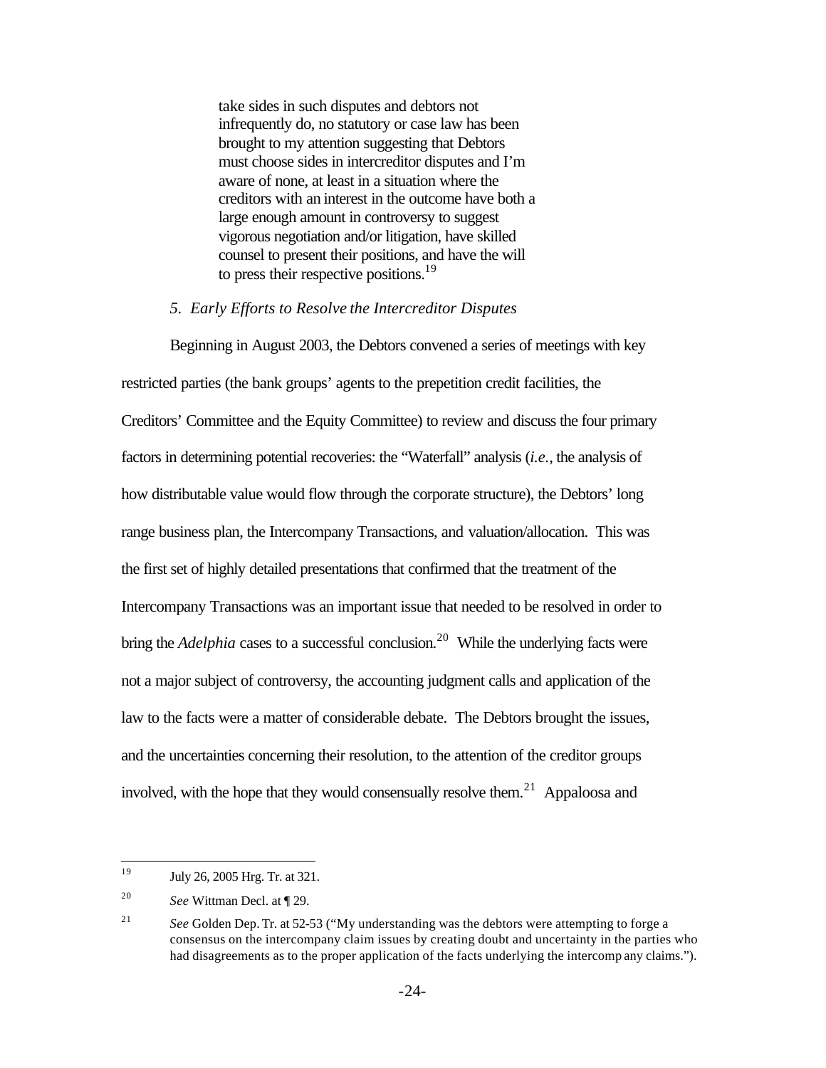> take sides in such disputes and debtors not infrequently do, no statutory or case law has been brought to my attention suggesting that Debtors must choose sides in intercreditor disputes and I'm aware of none, at least in a situation where the creditors with an interest in the outcome have both a large enough amount in controversy to suggest vigorous negotiation and/or litigation, have skilled counsel to present their positions, and have the will to press their respective positions.[19]

*5. Early Efforts to Resolve the Intercreditor Disputes*

Beginning in August 2003, the Debtors convened a series of meetings with key restricted parties (the bank groups' agents to the prepetition credit facilities, the Creditors' Committee and the Equity Committee) to review and discuss the four primary factors in determining potential recoveries: the "Waterfall" analysis (*i.e.*, the analysis of how distributable value would flow through the corporate structure), the Debtors' long range business plan, the Intercompany Transactions, and valuation/allocation. This was the first set of highly detailed presentations that confirmed that the treatment of the Intercompany Transactions was an important issue that needed to be resolved in order to bring the *Adelphia* cases to a successful conclusion.[20] While the underlying facts were not a major subject of controversy, the accounting judgment calls and application of the law to the facts were a matter of considerable debate. The Debtors brought the issues, and the uncertainties concerning their resolution, to the attention of the creditor groups involved, with the hope that they would consensually resolve them.[21] Appaloosa and

---

[19] July 26, 2005 Hrg. Tr. at 321.

[20] *See* Wittman Decl. at ¶ 29.

[21] *See* Golden Dep. Tr. at 52-53 ("My understanding was the debtors were attempting to forge a consensus on the intercompany claim issues by creating doubt and uncertainty in the parties who had disagreements as to the proper application of the facts underlying the intercompany claims.").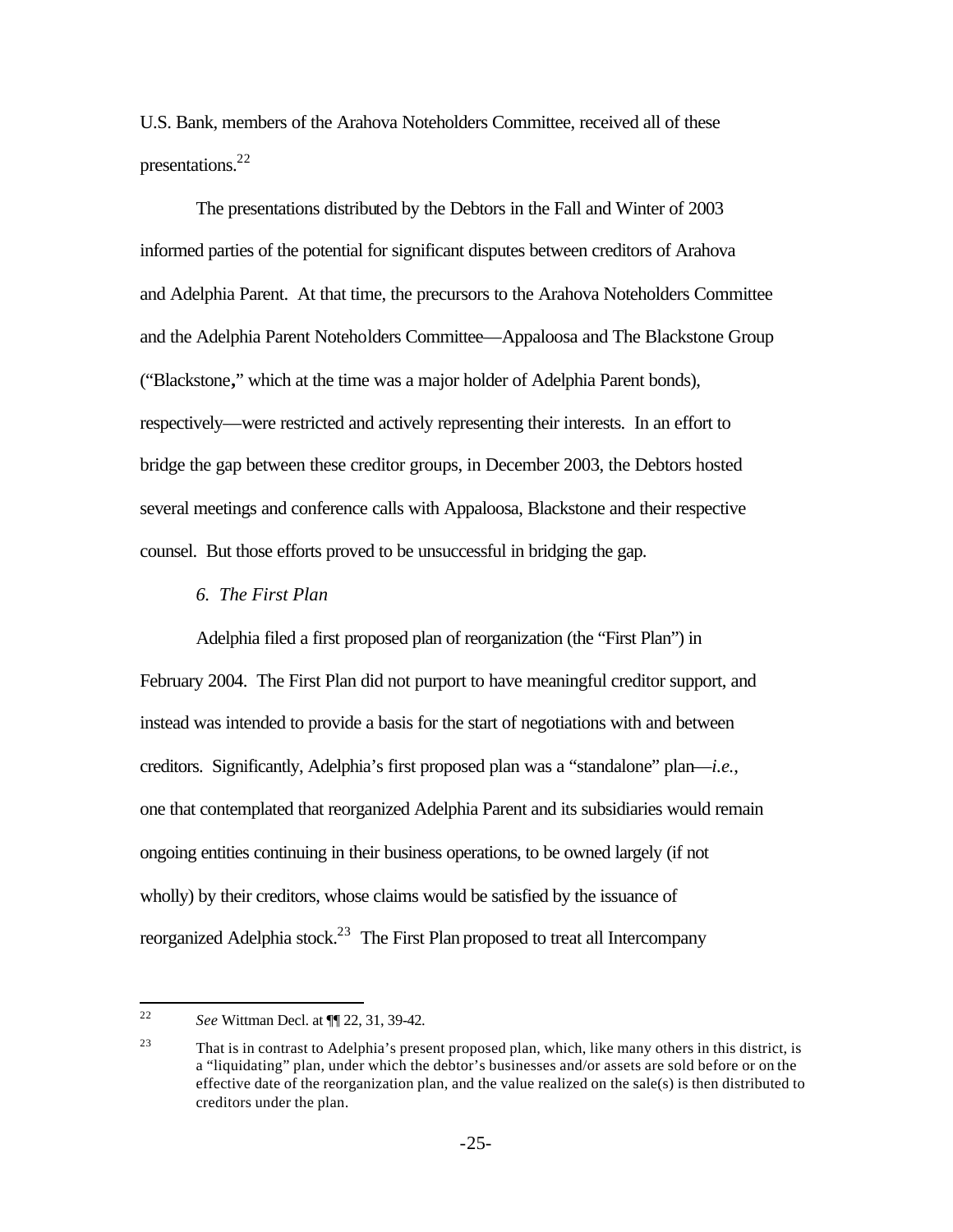U.S. Bank, members of the Arahova Noteholders Committee, received all of these presentations.[22]

The presentations distributed by the Debtors in the Fall and Winter of 2003 informed parties of the potential for significant disputes between creditors of Arahova and Adelphia Parent. At that time, the precursors to the Arahova Noteholders Committee and the Adelphia Parent Noteholders Committee—Appaloosa and The Blackstone Group ("Blackstone," which at the time was a major holder of Adelphia Parent bonds), respectively—were restricted and actively representing their interests. In an effort to bridge the gap between these creditor groups, in December 2003, the Debtors hosted several meetings and conference calls with Appaloosa, Blackstone and their respective counsel. But those efforts proved to be unsuccessful in bridging the gap.

*6. The First Plan*

Adelphia filed a first proposed plan of reorganization (the "First Plan") in February 2004. The First Plan did not purport to have meaningful creditor support, and instead was intended to provide a basis for the start of negotiations with and between creditors. Significantly, Adelphia's first proposed plan was a "standalone" plan—*i.e.*, one that contemplated that reorganized Adelphia Parent and its subsidiaries would remain ongoing entities continuing in their business operations, to be owned largely (if not wholly) by their creditors, whose claims would be satisfied by the issuance of reorganized Adelphia stock.[23] The First Plan proposed to treat all Intercompany

---

[22] *See* Wittman Decl. at ¶¶ 22, 31, 39-42.

[23] That is in contrast to Adelphia's present proposed plan, which, like many others in this district, is a "liquidating" plan, under which the debtor's businesses and/or assets are sold before or on the effective date of the reorganization plan, and the value realized on the sale(s) is then distributed to creditors under the plan.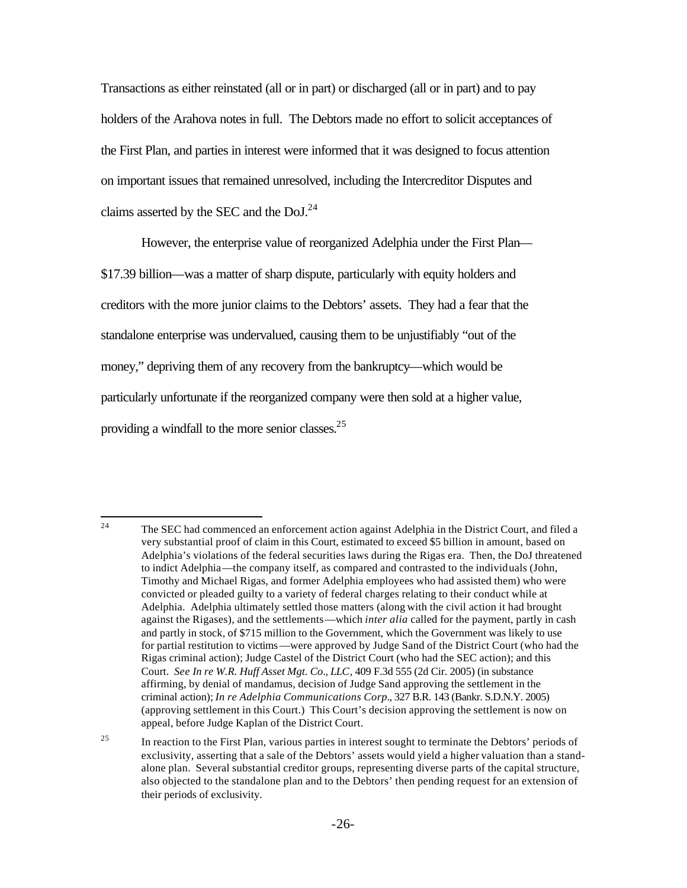Transactions as either reinstated (all or in part) or discharged (all or in part) and to pay holders of the Arahova notes in full. The Debtors made no effort to solicit acceptances of the First Plan, and parties in interest were informed that it was designed to focus attention on important issues that remained unresolved, including the Intercreditor Disputes and claims asserted by the SEC and the DoJ.[24]

However, the enterprise value of reorganized Adelphia under the First Plan—$17.39 billion—was a matter of sharp dispute, particularly with equity holders and creditors with the more junior claims to the Debtors' assets. They had a fear that the standalone enterprise was undervalued, causing them to be unjustifiably "out of the money," depriving them of any recovery from the bankruptcy—which would be particularly unfortunate if the reorganized company were then sold at a higher value, providing a windfall to the more senior classes.[25]

---

[24] The SEC had commenced an enforcement action against Adelphia in the District Court, and filed a very substantial proof of claim in this Court, estimated to exceed $5 billion in amount, based on Adelphia's violations of the federal securities laws during the Rigas era. Then, the DoJ threatened to indict Adelphia—the company itself, as compared and contrasted to the individuals (John, Timothy and Michael Rigas, and former Adelphia employees who had assisted them) who were convicted or pleaded guilty to a variety of federal charges relating to their conduct while at Adelphia. Adelphia ultimately settled those matters (along with the civil action it had brought against the Rigases), and the settlements—which *inter alia* called for the payment, partly in cash and partly in stock, of $715 million to the Government, which the Government was likely to use for partial restitution to victims—were approved by Judge Sand of the District Court (who had the Rigas criminal action); Judge Castel of the District Court (who had the SEC action); and this Court. *See In re W.R. Huff Asset Mgt. Co., LLC*, 409 F.3d 555 (2d Cir. 2005) (in substance affirming, by denial of mandamus, decision of Judge Sand approving the settlement in the criminal action); *In re Adelphia Communications Corp*., 327 B.R. 143 (Bankr. S.D.N.Y. 2005) (approving settlement in this Court.) This Court's decision approving the settlement is now on appeal, before Judge Kaplan of the District Court.

[25] In reaction to the First Plan, various parties in interest sought to terminate the Debtors' periods of exclusivity, asserting that a sale of the Debtors' assets would yield a higher valuation than a stand-alone plan. Several substantial creditor groups, representing diverse parts of the capital structure, also objected to the standalone plan and to the Debtors' then pending request for an extension of their periods of exclusivity.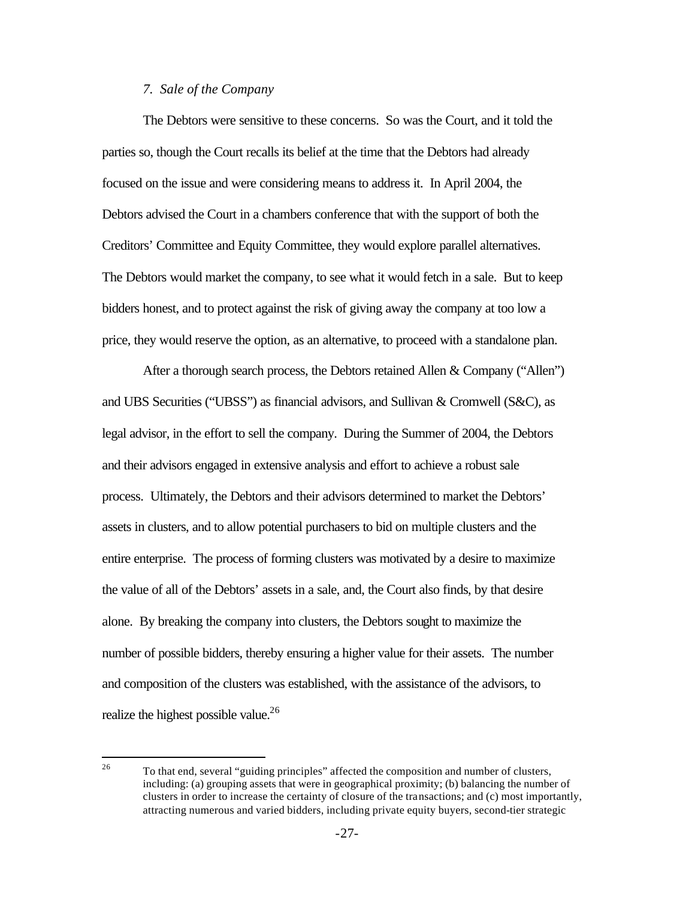*7. Sale of the Company*

The Debtors were sensitive to these concerns. So was the Court, and it told the parties so, though the Court recalls its belief at the time that the Debtors had already focused on the issue and were considering means to address it. In April 2004, the Debtors advised the Court in a chambers conference that with the support of both the Creditors' Committee and Equity Committee, they would explore parallel alternatives. The Debtors would market the company, to see what it would fetch in a sale. But to keep bidders honest, and to protect against the risk of giving away the company at too low a price, they would reserve the option, as an alternative, to proceed with a standalone plan.

After a thorough search process, the Debtors retained Allen & Company ("Allen") and UBS Securities ("UBSS") as financial advisors, and Sullivan & Cromwell (S&C), as legal advisor, in the effort to sell the company. During the Summer of 2004, the Debtors and their advisors engaged in extensive analysis and effort to achieve a robust sale process. Ultimately, the Debtors and their advisors determined to market the Debtors' assets in clusters, and to allow potential purchasers to bid on multiple clusters and the entire enterprise. The process of forming clusters was motivated by a desire to maximize the value of all of the Debtors' assets in a sale, and, the Court also finds, by that desire alone. By breaking the company into clusters, the Debtors sought to maximize the number of possible bidders, thereby ensuring a higher value for their assets. The number and composition of the clusters was established, with the assistance of the advisors, to realize the highest possible value.[26]

---

[26] To that end, several "guiding principles" affected the composition and number of clusters, including: (a) grouping assets that were in geographical proximity; (b) balancing the number of clusters in order to increase the certainty of closure of the transactions; and (c) most importantly, attracting numerous and varied bidders, including private equity buyers, second-tier strategic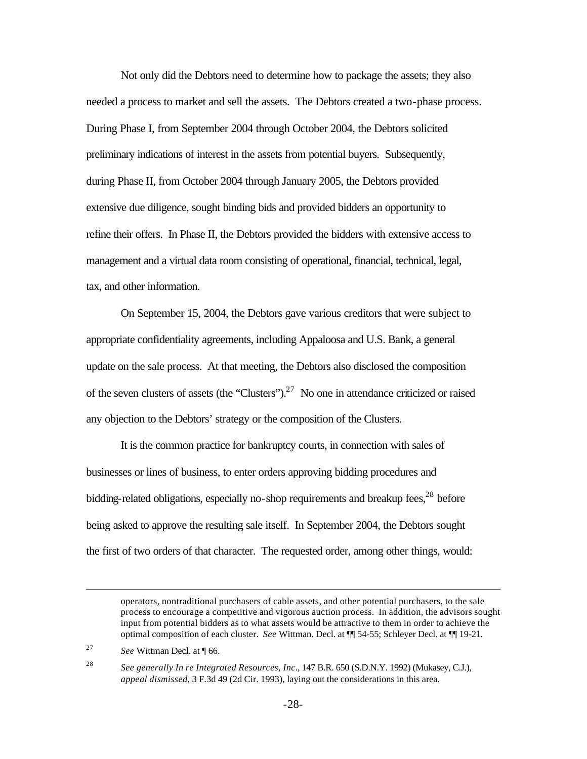Not only did the Debtors need to determine how to package the assets; they also needed a process to market and sell the assets. The Debtors created a two-phase process. During Phase I, from September 2004 through October 2004, the Debtors solicited preliminary indications of interest in the assets from potential buyers. Subsequently, during Phase II, from October 2004 through January 2005, the Debtors provided extensive due diligence, sought binding bids and provided bidders an opportunity to refine their offers. In Phase II, the Debtors provided the bidders with extensive access to management and a virtual data room consisting of operational, financial, technical, legal, tax, and other information.

On September 15, 2004, the Debtors gave various creditors that were subject to appropriate confidentiality agreements, including Appaloosa and U.S. Bank, a general update on the sale process. At that meeting, the Debtors also disclosed the composition of the seven clusters of assets (the "Clusters").[27] No one in attendance criticized or raised any objection to the Debtors' strategy or the composition of the Clusters.

It is the common practice for bankruptcy courts, in connection with sales of businesses or lines of business, to enter orders approving bidding procedures and bidding-related obligations, especially no-shop requirements and breakup fees,[28] before being asked to approve the resulting sale itself. In September 2004, the Debtors sought the first of two orders of that character. The requested order, among other things, would:

---

operators, nontraditional purchasers of cable assets, and other potential purchasers, to the sale process to encourage a competitive and vigorous auction process. In addition, the advisors sought input from potential bidders as to what assets would be attractive to them in order to achieve the optimal composition of each cluster. *See* Wittman. Decl. at ¶¶ 54-55; Schleyer Decl. at ¶¶ 19-21.

[27] *See* Wittman Decl. at ¶ 66.

[28] *See generally In re Integrated Resources, Inc*., 147 B.R. 650 (S.D.N.Y. 1992) (Mukasey, C.J.), *appeal dismissed*, 3 F.3d 49 (2d Cir. 1993), laying out the considerations in this area.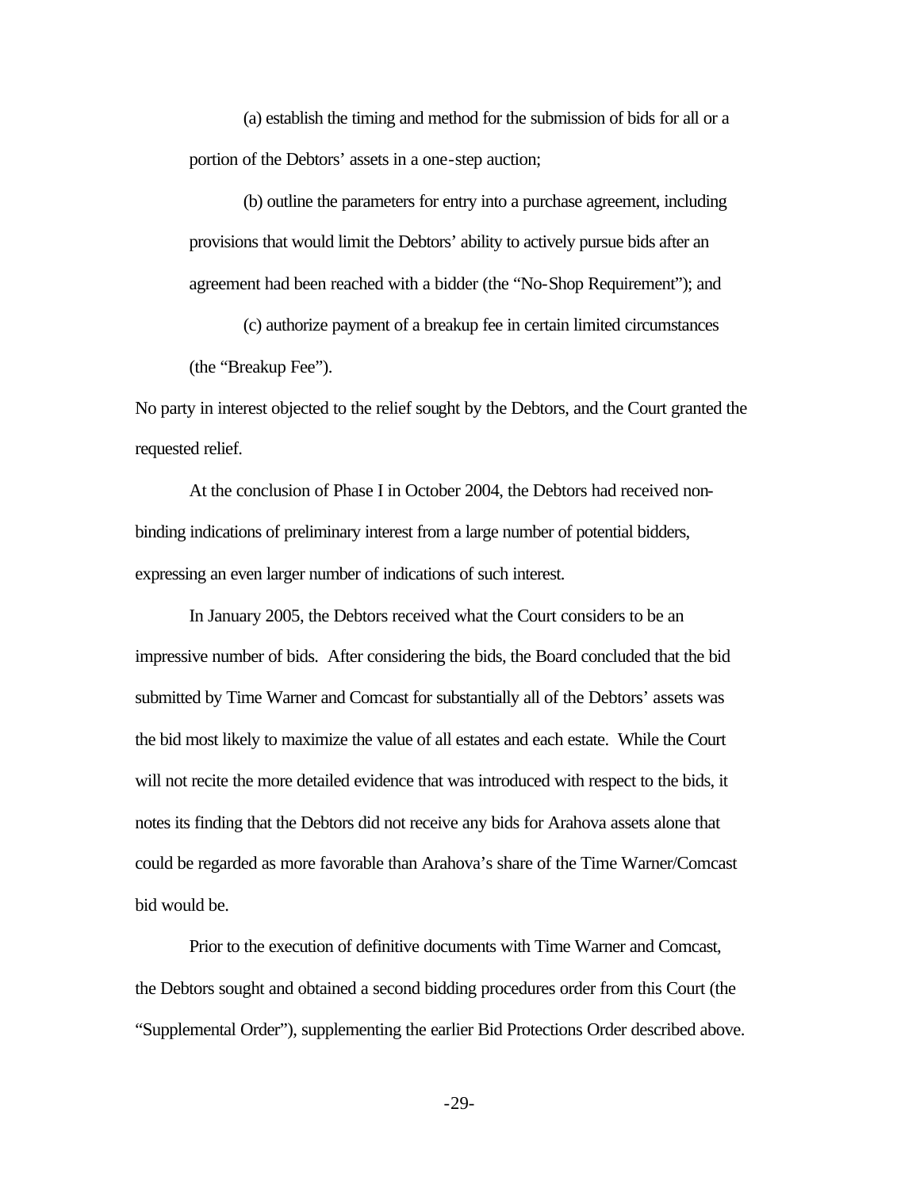(a) establish the timing and method for the submission of bids for all or a portion of the Debtors' assets in a one-step auction;

(b) outline the parameters for entry into a purchase agreement, including provisions that would limit the Debtors' ability to actively pursue bids after an agreement had been reached with a bidder (the "No-Shop Requirement"); and

(c) authorize payment of a breakup fee in certain limited circumstances (the "Breakup Fee").

No party in interest objected to the relief sought by the Debtors, and the Court granted the requested relief.

At the conclusion of Phase I in October 2004, the Debtors had received non-binding indications of preliminary interest from a large number of potential bidders, expressing an even larger number of indications of such interest.

In January 2005, the Debtors received what the Court considers to be an impressive number of bids. After considering the bids, the Board concluded that the bid submitted by Time Warner and Comcast for substantially all of the Debtors' assets was the bid most likely to maximize the value of all estates and each estate. While the Court will not recite the more detailed evidence that was introduced with respect to the bids, it notes its finding that the Debtors did not receive any bids for Arahova assets alone that could be regarded as more favorable than Arahova's share of the Time Warner/Comcast bid would be.

Prior to the execution of definitive documents with Time Warner and Comcast, the Debtors sought and obtained a second bidding procedures order from this Court (the "Supplemental Order"), supplementing the earlier Bid Protections Order described above.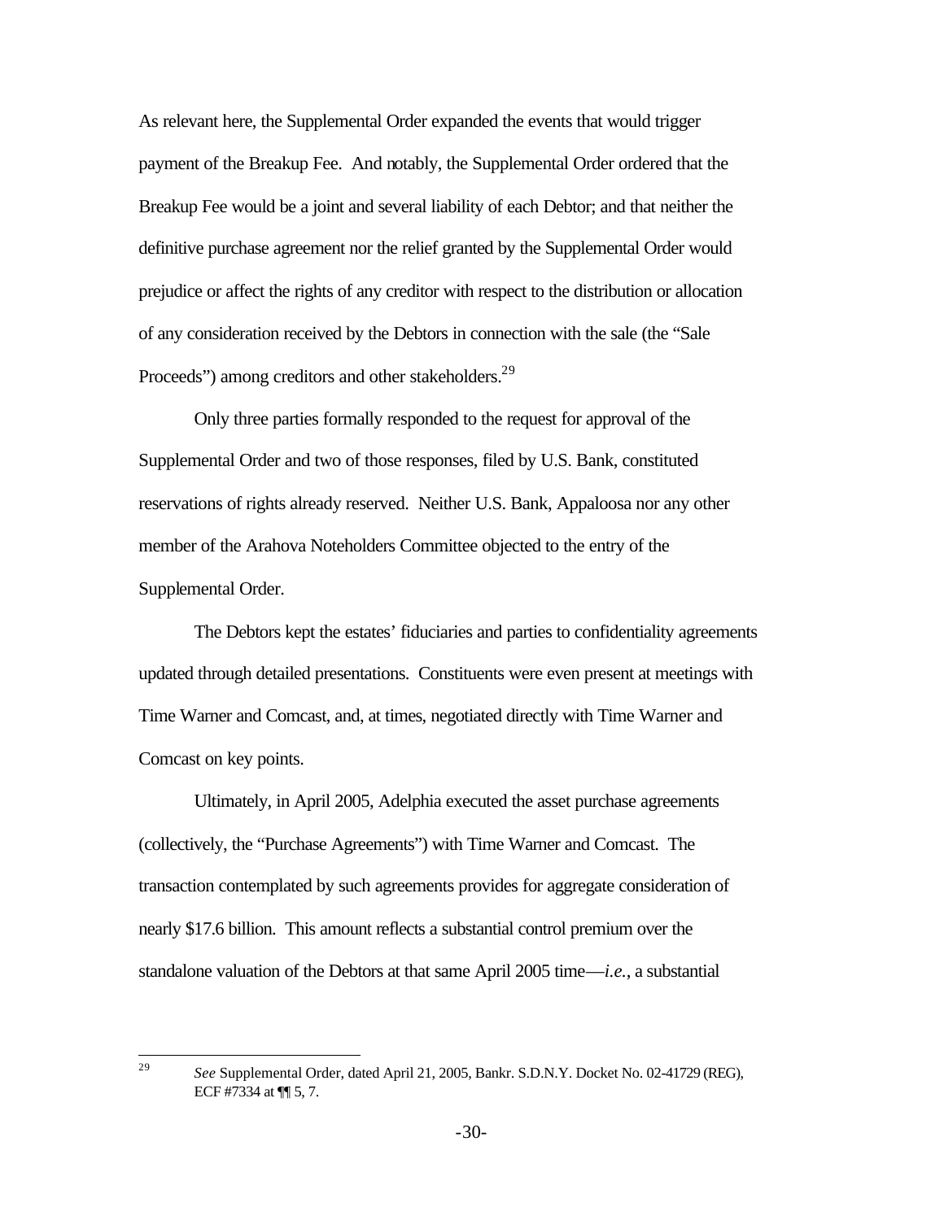As relevant here, the Supplemental Order expanded the events that would trigger payment of the Breakup Fee. And notably, the Supplemental Order ordered that the Breakup Fee would be a joint and several liability of each Debtor; and that neither the definitive purchase agreement nor the relief granted by the Supplemental Order would prejudice or affect the rights of any creditor with respect to the distribution or allocation of any consideration received by the Debtors in connection with the sale (the "Sale Proceeds") among creditors and other stakeholders.[29]

Only three parties formally responded to the request for approval of the Supplemental Order and two of those responses, filed by U.S. Bank, constituted reservations of rights already reserved. Neither U.S. Bank, Appaloosa nor any other member of the Arahova Noteholders Committee objected to the entry of the Supplemental Order.

The Debtors kept the estates' fiduciaries and parties to confidentiality agreements updated through detailed presentations. Constituents were even present at meetings with Time Warner and Comcast, and, at times, negotiated directly with Time Warner and Comcast on key points.

Ultimately, in April 2005, Adelphia executed the asset purchase agreements (collectively, the "Purchase Agreements") with Time Warner and Comcast. The transaction contemplated by such agreements provides for aggregate consideration of nearly $17.6 billion. This amount reflects a substantial control premium over the standalone valuation of the Debtors at that same April 2005 time—*i.e.*, a substantial

---

[29] *See* Supplemental Order, dated April 21, 2005, Bankr. S.D.N.Y. Docket No. 02-41729 (REG), ECF #7334 at ¶¶ 5, 7.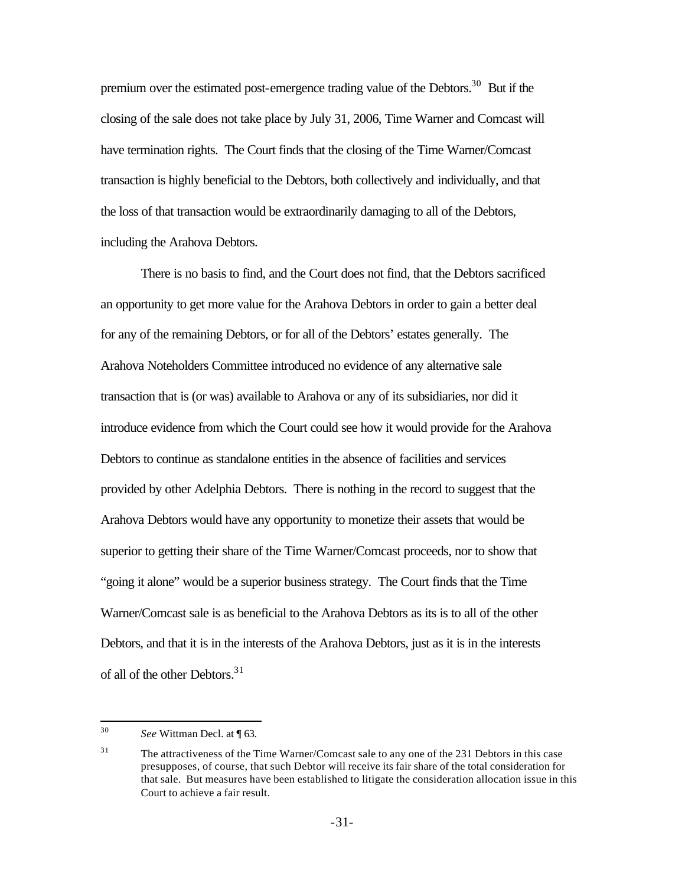premium over the estimated post-emergence trading value of the Debtors.[30] But if the closing of the sale does not take place by July 31, 2006, Time Warner and Comcast will have termination rights. The Court finds that the closing of the Time Warner/Comcast transaction is highly beneficial to the Debtors, both collectively and individually, and that the loss of that transaction would be extraordinarily damaging to all of the Debtors, including the Arahova Debtors.

There is no basis to find, and the Court does not find, that the Debtors sacrificed an opportunity to get more value for the Arahova Debtors in order to gain a better deal for any of the remaining Debtors, or for all of the Debtors' estates generally. The Arahova Noteholders Committee introduced no evidence of any alternative sale transaction that is (or was) available to Arahova or any of its subsidiaries, nor did it introduce evidence from which the Court could see how it would provide for the Arahova Debtors to continue as standalone entities in the absence of facilities and services provided by other Adelphia Debtors. There is nothing in the record to suggest that the Arahova Debtors would have any opportunity to monetize their assets that would be superior to getting their share of the Time Warner/Comcast proceeds, nor to show that "going it alone" would be a superior business strategy. The Court finds that the Time Warner/Comcast sale is as beneficial to the Arahova Debtors as its is to all of the other Debtors, and that it is in the interests of the Arahova Debtors, just as it is in the interests of all of the other Debtors.[31]

---

[30] *See* Wittman Decl. at ¶ 63.

[31] The attractiveness of the Time Warner/Comcast sale to any one of the 231 Debtors in this case presupposes, of course, that such Debtor will receive its fair share of the total consideration for that sale. But measures have been established to litigate the consideration allocation issue in this Court to achieve a fair result.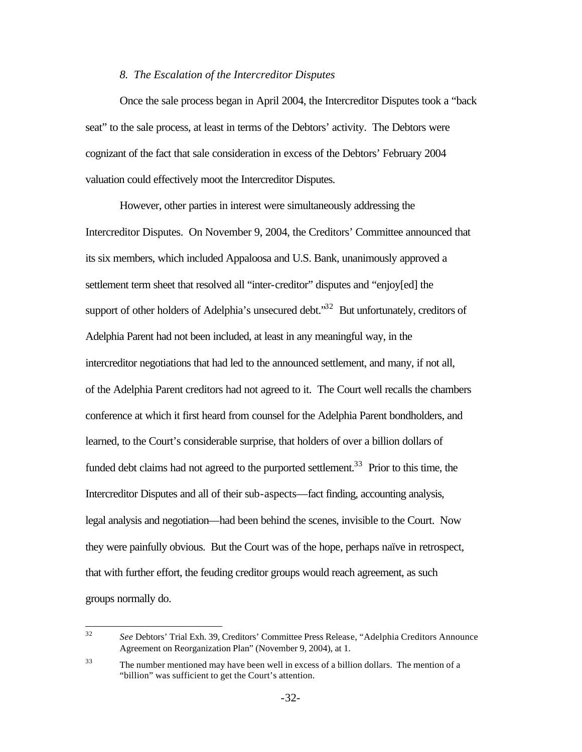*8. The Escalation of the Intercreditor Disputes*

Once the sale process began in April 2004, the Intercreditor Disputes took a "back seat" to the sale process, at least in terms of the Debtors' activity. The Debtors were cognizant of the fact that sale consideration in excess of the Debtors' February 2004 valuation could effectively moot the Intercreditor Disputes.

However, other parties in interest were simultaneously addressing the Intercreditor Disputes. On November 9, 2004, the Creditors' Committee announced that its six members, which included Appaloosa and U.S. Bank, unanimously approved a settlement term sheet that resolved all "inter-creditor" disputes and "enjoy[ed] the support of other holders of Adelphia's unsecured debt."[32] But unfortunately, creditors of Adelphia Parent had not been included, at least in any meaningful way, in the intercreditor negotiations that had led to the announced settlement, and many, if not all, of the Adelphia Parent creditors had not agreed to it. The Court well recalls the chambers conference at which it first heard from counsel for the Adelphia Parent bondholders, and learned, to the Court's considerable surprise, that holders of over a billion dollars of funded debt claims had not agreed to the purported settlement.[33] Prior to this time, the Intercreditor Disputes and all of their sub-aspects—fact finding, accounting analysis, legal analysis and negotiation—had been behind the scenes, invisible to the Court. Now they were painfully obvious. But the Court was of the hope, perhaps naïve in retrospect, that with further effort, the feuding creditor groups would reach agreement, as such groups normally do.

---

[32] *See* Debtors' Trial Exh. 39, Creditors' Committee Press Release, "Adelphia Creditors Announce Agreement on Reorganization Plan" (November 9, 2004), at 1.

[33] The number mentioned may have been well in excess of a billion dollars. The mention of a "billion" was sufficient to get the Court's attention.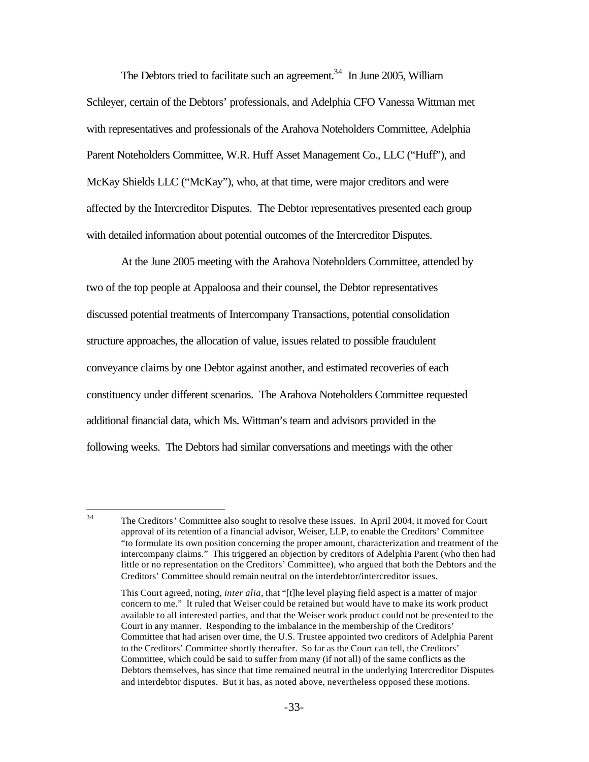The Debtors tried to facilitate such an agreement.[34] In June 2005, William Schleyer, certain of the Debtors' professionals, and Adelphia CFO Vanessa Wittman met with representatives and professionals of the Arahova Noteholders Committee, Adelphia Parent Noteholders Committee, W.R. Huff Asset Management Co., LLC ("Huff"), and McKay Shields LLC ("McKay"), who, at that time, were major creditors and were affected by the Intercreditor Disputes. The Debtor representatives presented each group with detailed information about potential outcomes of the Intercreditor Disputes.

At the June 2005 meeting with the Arahova Noteholders Committee, attended by two of the top people at Appaloosa and their counsel, the Debtor representatives discussed potential treatments of Intercompany Transactions, potential consolidation structure approaches, the allocation of value, issues related to possible fraudulent conveyance claims by one Debtor against another, and estimated recoveries of each constituency under different scenarios. The Arahova Noteholders Committee requested additional financial data, which Ms. Wittman's team and advisors provided in the following weeks. The Debtors had similar conversations and meetings with the other

---

[34] The Creditors' Committee also sought to resolve these issues. In April 2004, it moved for Court approval of its retention of a financial advisor, Weiser, LLP, to enable the Creditors' Committee "to formulate its own position concerning the proper amount, characterization and treatment of the intercompany claims." This triggered an objection by creditors of Adelphia Parent (who then had little or no representation on the Creditors' Committee), who argued that both the Debtors and the Creditors' Committee should remain neutral on the interdebtor/intercreditor issues.

This Court agreed, noting, *inter alia*, that "[t]he level playing field aspect is a matter of major concern to me." It ruled that Weiser could be retained but would have to make its work product available to all interested parties, and that the Weiser work product could not be presented to the Court in any manner. Responding to the imbalance in the membership of the Creditors' Committee that had arisen over time, the U.S. Trustee appointed two creditors of Adelphia Parent to the Creditors' Committee shortly thereafter. So far as the Court can tell, the Creditors' Committee, which could be said to suffer from many (if not all) of the same conflicts as the Debtors themselves, has since that time remained neutral in the underlying Intercreditor Disputes and interdebtor disputes. But it has, as noted above, nevertheless opposed these motions.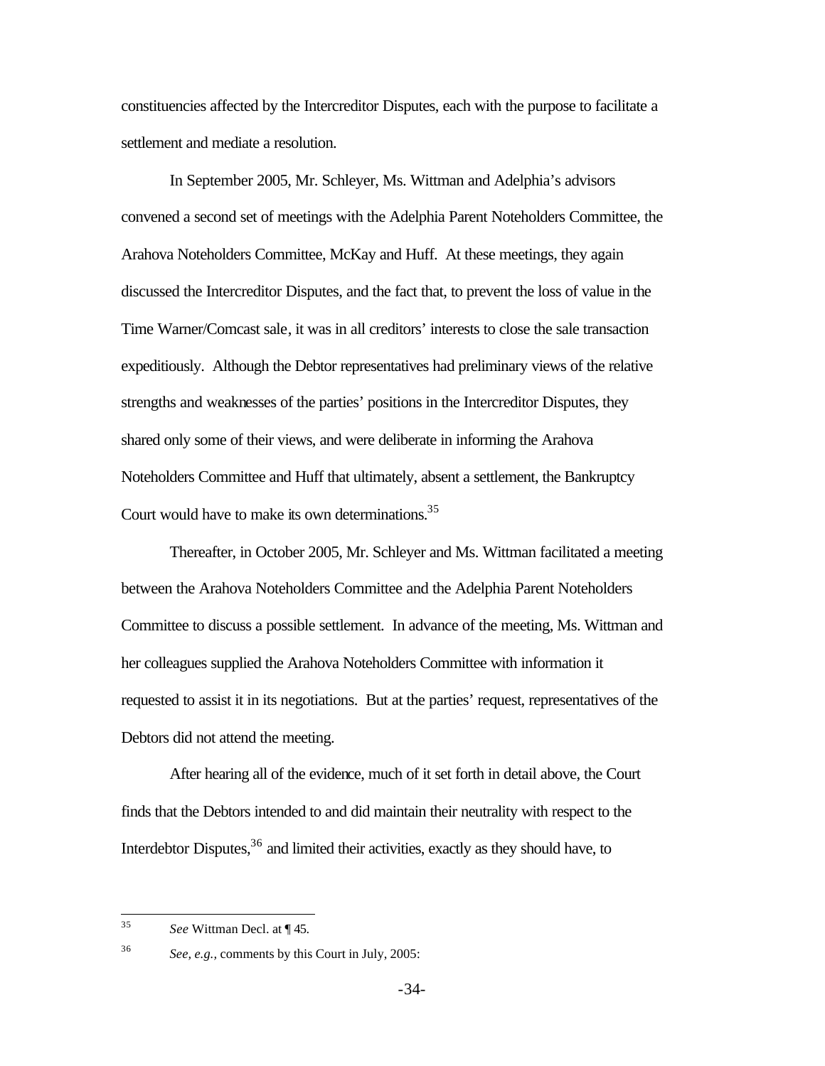constituencies affected by the Intercreditor Disputes, each with the purpose to facilitate a settlement and mediate a resolution.

In September 2005, Mr. Schleyer, Ms. Wittman and Adelphia's advisors convened a second set of meetings with the Adelphia Parent Noteholders Committee, the Arahova Noteholders Committee, McKay and Huff. At these meetings, they again discussed the Intercreditor Disputes, and the fact that, to prevent the loss of value in the Time Warner/Comcast sale, it was in all creditors' interests to close the sale transaction expeditiously. Although the Debtor representatives had preliminary views of the relative strengths and weaknesses of the parties' positions in the Intercreditor Disputes, they shared only some of their views, and were deliberate in informing the Arahova Noteholders Committee and Huff that ultimately, absent a settlement, the Bankruptcy Court would have to make its own determinations.[35]

Thereafter, in October 2005, Mr. Schleyer and Ms. Wittman facilitated a meeting between the Arahova Noteholders Committee and the Adelphia Parent Noteholders Committee to discuss a possible settlement. In advance of the meeting, Ms. Wittman and her colleagues supplied the Arahova Noteholders Committee with information it requested to assist it in its negotiations. But at the parties' request, representatives of the Debtors did not attend the meeting.

After hearing all of the evidence, much of it set forth in detail above, the Court finds that the Debtors intended to and did maintain their neutrality with respect to the Interdebtor Disputes,[36] and limited their activities, exactly as they should have, to

---

[35] *See* Wittman Decl. at ¶ 45.

[36] *See, e.g.,* comments by this Court in July, 2005: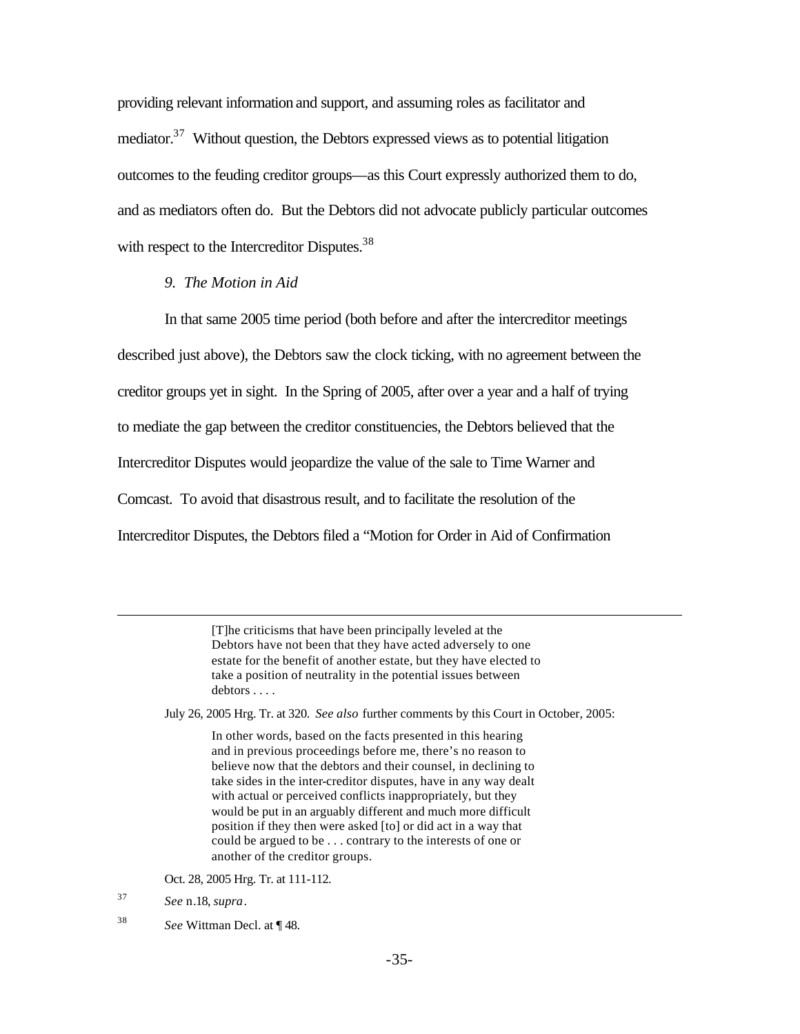providing relevant information and support, and assuming roles as facilitator and mediator.[37] Without question, the Debtors expressed views as to potential litigation outcomes to the feuding creditor groups—as this Court expressly authorized them to do, and as mediators often do. But the Debtors did not advocate publicly particular outcomes with respect to the Intercreditor Disputes.[38]

*9. The Motion in Aid*

In that same 2005 time period (both before and after the intercreditor meetings described just above), the Debtors saw the clock ticking, with no agreement between the creditor groups yet in sight. In the Spring of 2005, after over a year and a half of trying to mediate the gap between the creditor constituencies, the Debtors believed that the Intercreditor Disputes would jeopardize the value of the sale to Time Warner and Comcast. To avoid that disastrous result, and to facilitate the resolution of the Intercreditor Disputes, the Debtors filed a "Motion for Order in Aid of Confirmation

---

> [T]he criticisms that have been principally leveled at the Debtors have not been that they have acted adversely to one estate for the benefit of another estate, but they have elected to take a position of neutrality in the potential issues between debtors . . . .

July 26, 2005 Hrg. Tr. at 320. *See also* further comments by this Court in October, 2005:

> In other words, based on the facts presented in this hearing and in previous proceedings before me, there's no reason to believe now that the debtors and their counsel, in declining to take sides in the inter-creditor disputes, have in any way dealt with actual or perceived conflicts inappropriately, but they would be put in an arguably different and much more difficult position if they then were asked [to] or did act in a way that could be argued to be . . . contrary to the interests of one or another of the creditor groups.

Oct. 28, 2005 Hrg. Tr. at 111-112.

[37] *See* n.18, *supra*.

[38] *See* Wittman Decl. at ¶ 48.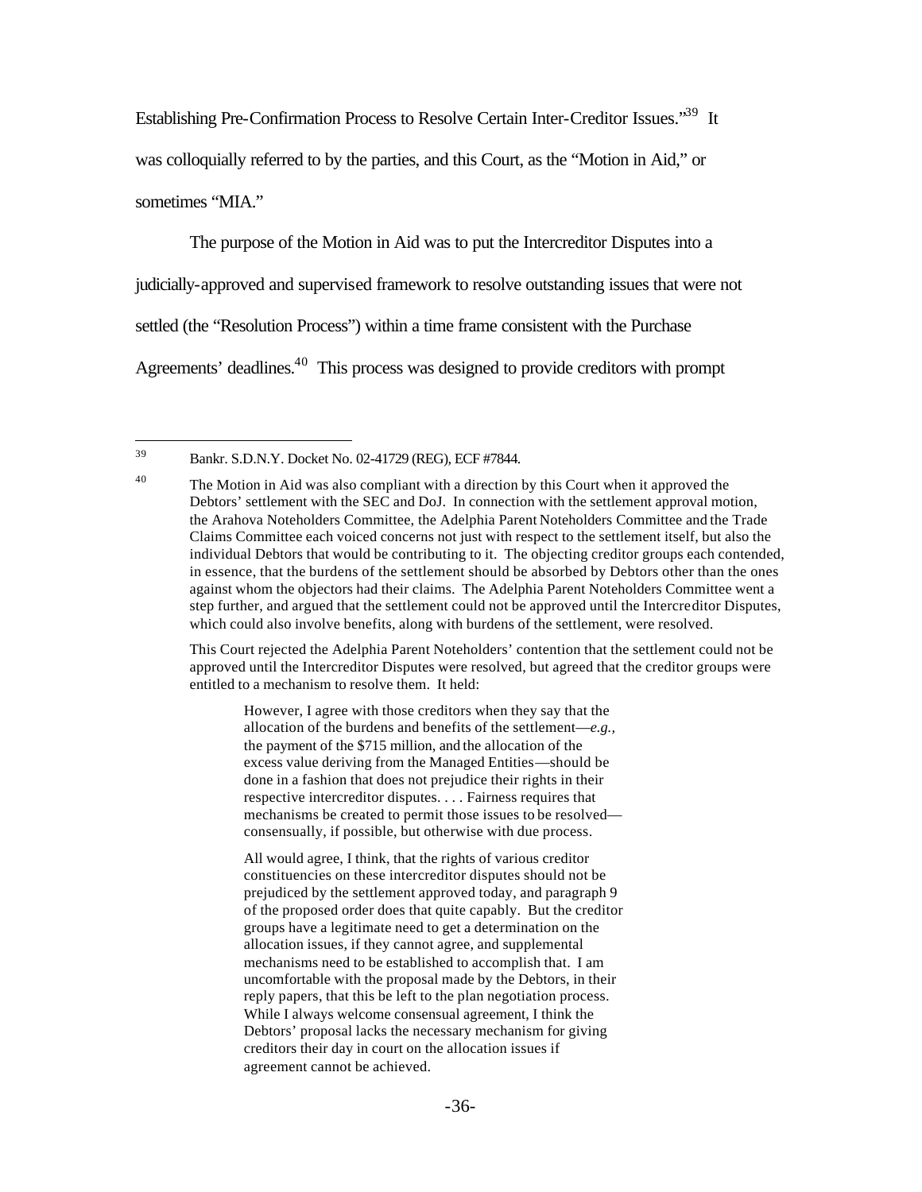Establishing Pre-Confirmation Process to Resolve Certain Inter-Creditor Issues."[39] It was colloquially referred to by the parties, and this Court, as the "Motion in Aid," or sometimes "MIA."

The purpose of the Motion in Aid was to put the Intercreditor Disputes into a judicially-approved and supervised framework to resolve outstanding issues that were not settled (the "Resolution Process") within a time frame consistent with the Purchase Agreements' deadlines.[40] This process was designed to provide creditors with prompt

---

[39] Bankr. S.D.N.Y. Docket No. 02-41729 (REG), ECF #7844.

[40] The Motion in Aid was also compliant with a direction by this Court when it approved the Debtors' settlement with the SEC and DoJ. In connection with the settlement approval motion, the Arahova Noteholders Committee, the Adelphia Parent Noteholders Committee and the Trade Claims Committee each voiced concerns not just with respect to the settlement itself, but also the individual Debtors that would be contributing to it. The objecting creditor groups each contended, in essence, that the burdens of the settlement should be absorbed by Debtors other than the ones against whom the objectors had their claims. The Adelphia Parent Noteholders Committee went a step further, and argued that the settlement could not be approved until the Intercreditor Disputes, which could also involve benefits, along with burdens of the settlement, were resolved.

This Court rejected the Adelphia Parent Noteholders' contention that the settlement could not be approved until the Intercreditor Disputes were resolved, but agreed that the creditor groups were entitled to a mechanism to resolve them. It held:

> However, I agree with those creditors when they say that the allocation of the burdens and benefits of the settlement—*e.g.,* the payment of the $715 million, and the allocation of the excess value deriving from the Managed Entities—should be done in a fashion that does not prejudice their rights in their respective intercreditor disputes. . . . Fairness requires that mechanisms be created to permit those issues to be resolved—consensually, if possible, but otherwise with due process.
>
> All would agree, I think, that the rights of various creditor constituencies on these intercreditor disputes should not be prejudiced by the settlement approved today, and paragraph 9 of the proposed order does that quite capably. But the creditor groups have a legitimate need to get a determination on the allocation issues, if they cannot agree, and supplemental mechanisms need to be established to accomplish that. I am uncomfortable with the proposal made by the Debtors, in their reply papers, that this be left to the plan negotiation process. While I always welcome consensual agreement, I think the Debtors' proposal lacks the necessary mechanism for giving creditors their day in court on the allocation issues if agreement cannot be achieved.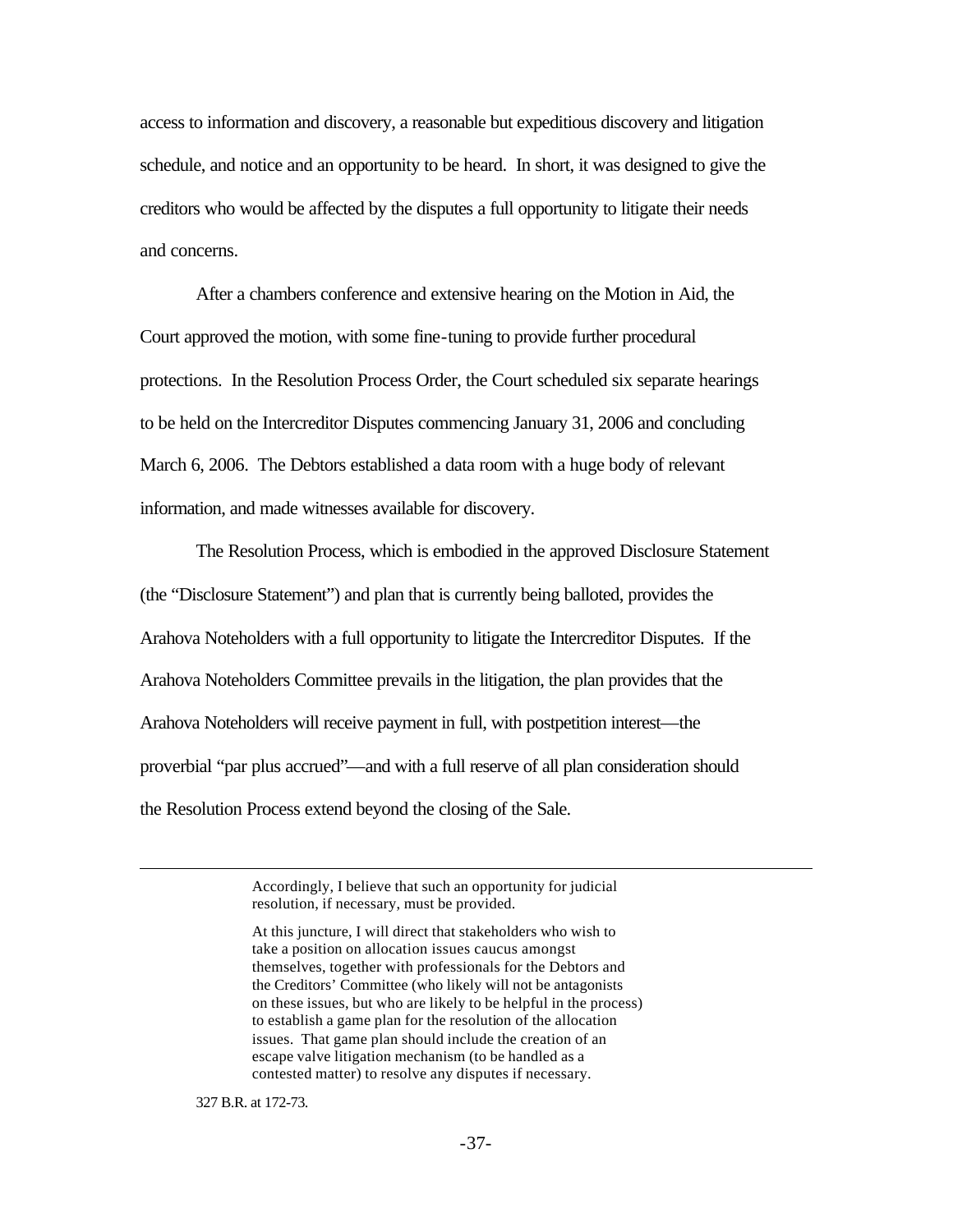access to information and discovery, a reasonable but expeditious discovery and litigation schedule, and notice and an opportunity to be heard. In short, it was designed to give the creditors who would be affected by the disputes a full opportunity to litigate their needs and concerns.

After a chambers conference and extensive hearing on the Motion in Aid, the Court approved the motion, with some fine-tuning to provide further procedural protections. In the Resolution Process Order, the Court scheduled six separate hearings to be held on the Intercreditor Disputes commencing January 31, 2006 and concluding March 6, 2006. The Debtors established a data room with a huge body of relevant information, and made witnesses available for discovery.

The Resolution Process, which is embodied in the approved Disclosure Statement (the "Disclosure Statement") and plan that is currently being balloted, provides the Arahova Noteholders with a full opportunity to litigate the Intercreditor Disputes. If the Arahova Noteholders Committee prevails in the litigation, the plan provides that the Arahova Noteholders will receive payment in full, with postpetition interest—the proverbial "par plus accrued"—and with a full reserve of all plan consideration should the Resolution Process extend beyond the closing of the Sale.

---

> Accordingly, I believe that such an opportunity for judicial resolution, if necessary, must be provided.
>
> At this juncture, I will direct that stakeholders who wish to take a position on allocation issues caucus amongst themselves, together with professionals for the Debtors and the Creditors' Committee (who likely will not be antagonists on these issues, but who are likely to be helpful in the process) to establish a game plan for the resolution of the allocation issues. That game plan should include the creation of an escape valve litigation mechanism (to be handled as a contested matter) to resolve any disputes if necessary.

327 B.R. at 172-73.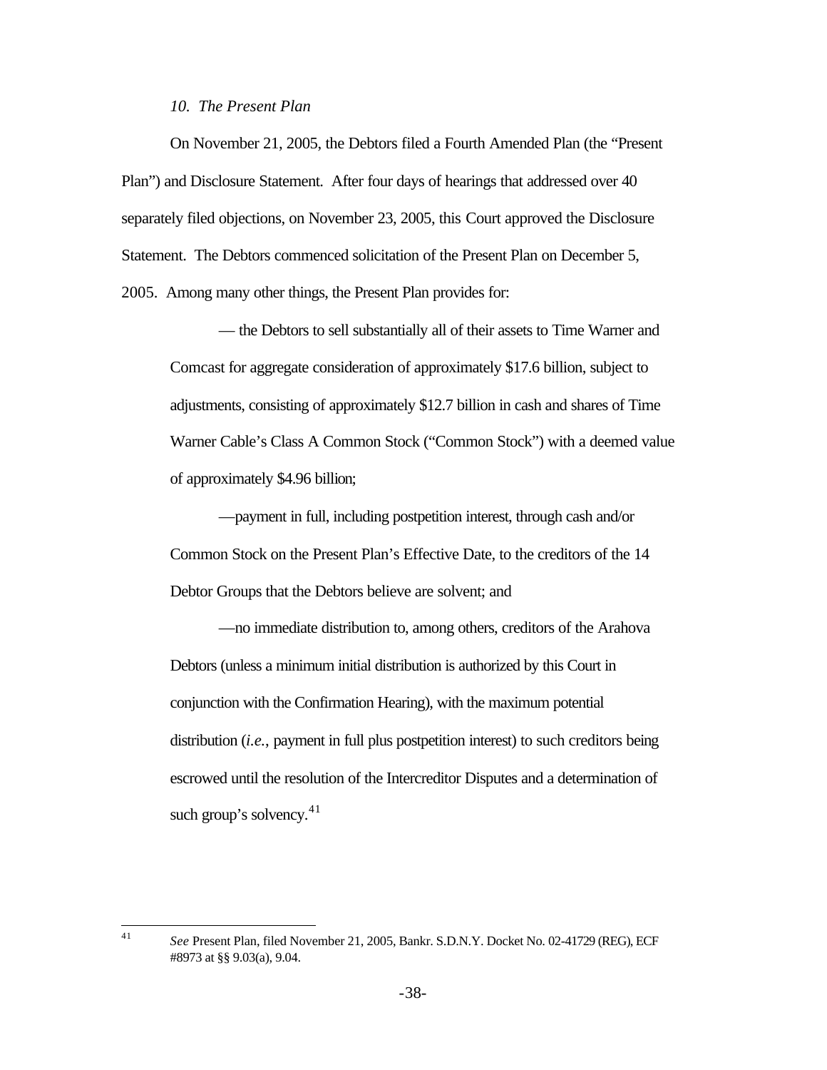*10. The Present Plan*

On November 21, 2005, the Debtors filed a Fourth Amended Plan (the "Present Plan") and Disclosure Statement. After four days of hearings that addressed over 40 separately filed objections, on November 23, 2005, this Court approved the Disclosure Statement. The Debtors commenced solicitation of the Present Plan on December 5, 2005. Among many other things, the Present Plan provides for:

> — the Debtors to sell substantially all of their assets to Time Warner and Comcast for aggregate consideration of approximately $17.6 billion, subject to adjustments, consisting of approximately $12.7 billion in cash and shares of Time Warner Cable's Class A Common Stock ("Common Stock") with a deemed value of approximately $4.96 billion;
>
> —payment in full, including postpetition interest, through cash and/or Common Stock on the Present Plan's Effective Date, to the creditors of the 14 Debtor Groups that the Debtors believe are solvent; and
>
> —no immediate distribution to, among others, creditors of the Arahova Debtors (unless a minimum initial distribution is authorized by this Court in conjunction with the Confirmation Hearing), with the maximum potential distribution (*i.e.*, payment in full plus postpetition interest) to such creditors being escrowed until the resolution of the Intercreditor Disputes and a determination of such group's solvency.[41]

---

[41] *See* Present Plan, filed November 21, 2005, Bankr. S.D.N.Y. Docket No. 02-41729 (REG), ECF #8973 at §§ 9.03(a), 9.04.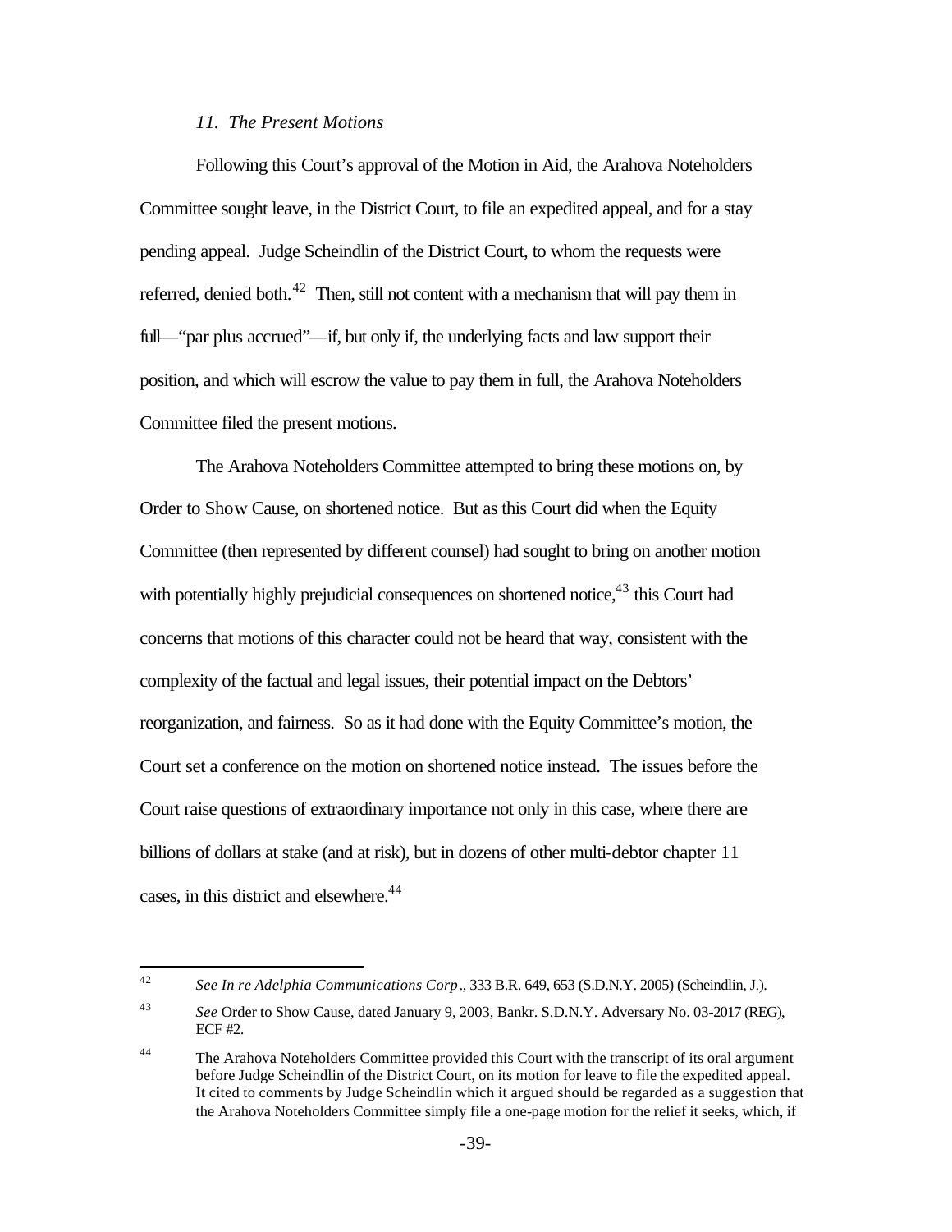*11. The Present Motions*

Following this Court's approval of the Motion in Aid, the Arahova Noteholders Committee sought leave, in the District Court, to file an expedited appeal, and for a stay pending appeal. Judge Scheindlin of the District Court, to whom the requests were referred, denied both.[42] Then, still not content with a mechanism that will pay them in full—"par plus accrued"—if, but only if, the underlying facts and law support their position, and which will escrow the value to pay them in full, the Arahova Noteholders Committee filed the present motions.

The Arahova Noteholders Committee attempted to bring these motions on, by Order to Show Cause, on shortened notice. But as this Court did when the Equity Committee (then represented by different counsel) had sought to bring on another motion with potentially highly prejudicial consequences on shortened notice,[43] this Court had concerns that motions of this character could not be heard that way, consistent with the complexity of the factual and legal issues, their potential impact on the Debtors' reorganization, and fairness. So as it had done with the Equity Committee's motion, the Court set a conference on the motion on shortened notice instead. The issues before the Court raise questions of extraordinary importance not only in this case, where there are billions of dollars at stake (and at risk), but in dozens of other multi-debtor chapter 11 cases, in this district and elsewhere.[44]

---

[42] *See In re Adelphia Communications Corp*., 333 B.R. 649, 653 (S.D.N.Y. 2005) (Scheindlin, J.).

[43] *See* Order to Show Cause, dated January 9, 2003, Bankr. S.D.N.Y. Adversary No. 03-2017 (REG), ECF #2.

[44] The Arahova Noteholders Committee provided this Court with the transcript of its oral argument before Judge Scheindlin of the District Court, on its motion for leave to file the expedited appeal. It cited to comments by Judge Scheindlin which it argued should be regarded as a suggestion that the Arahova Noteholders Committee simply file a one-page motion for the relief it seeks, which, if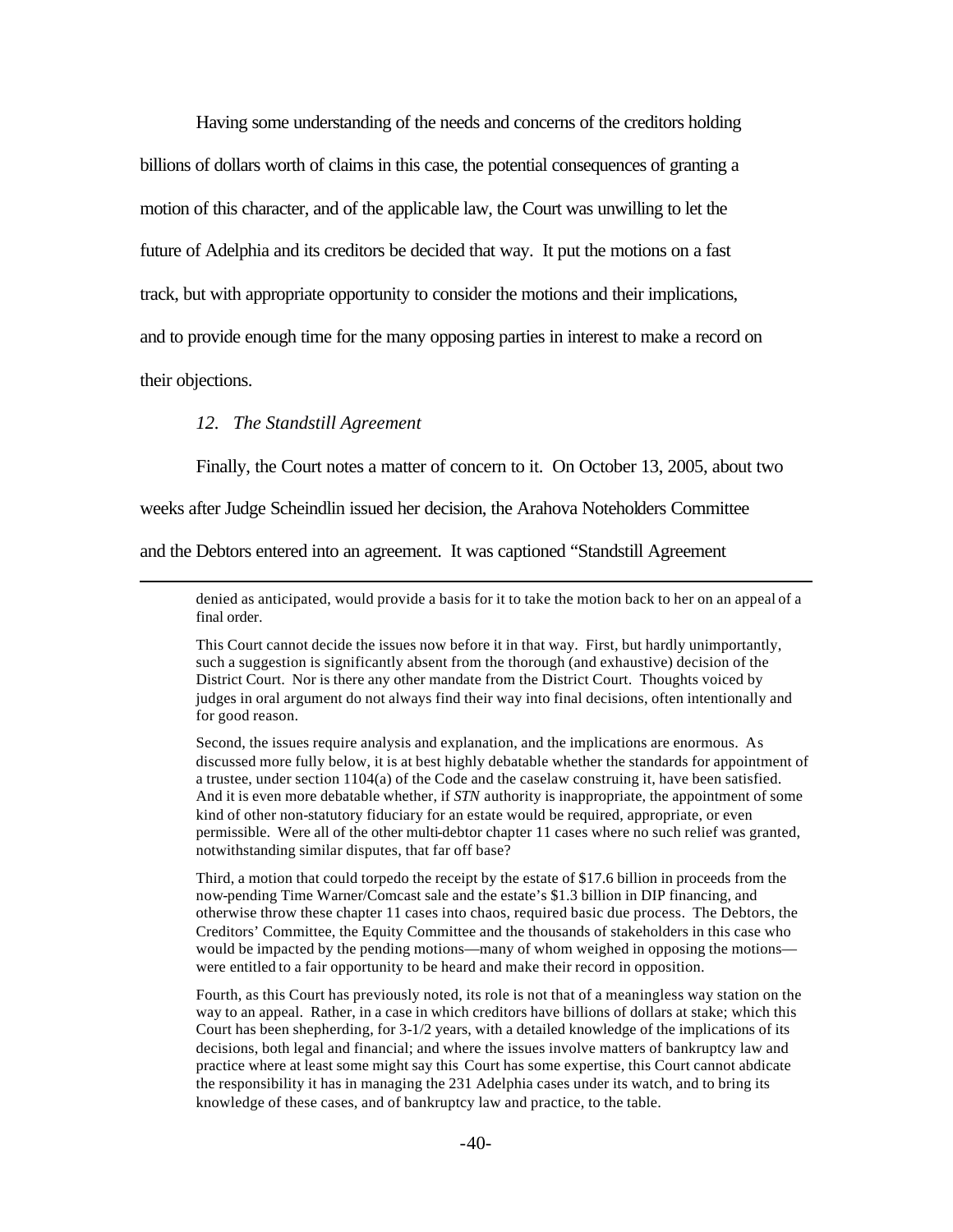Having some understanding of the needs and concerns of the creditors holding billions of dollars worth of claims in this case, the potential consequences of granting a motion of this character, and of the applicable law, the Court was unwilling to let the future of Adelphia and its creditors be decided that way. It put the motions on a fast track, but with appropriate opportunity to consider the motions and their implications, and to provide enough time for the many opposing parties in interest to make a record on their objections.

*12. The Standstill Agreement*

Finally, the Court notes a matter of concern to it. On October 13, 2005, about two weeks after Judge Scheindlin issued her decision, the Arahova Noteholders Committee and the Debtors entered into an agreement. It was captioned "Standstill Agreement

---

denied as anticipated, would provide a basis for it to take the motion back to her on an appeal of a final order.

This Court cannot decide the issues now before it in that way. First, but hardly unimportantly, such a suggestion is significantly absent from the thorough (and exhaustive) decision of the District Court. Nor is there any other mandate from the District Court. Thoughts voiced by judges in oral argument do not always find their way into final decisions, often intentionally and for good reason.

Second, the issues require analysis and explanation, and the implications are enormous. As discussed more fully below, it is at best highly debatable whether the standards for appointment of a trustee, under section 1104(a) of the Code and the caselaw construing it, have been satisfied. And it is even more debatable whether, if *STN* authority is inappropriate, the appointment of some kind of other non-statutory fiduciary for an estate would be required, appropriate, or even permissible. Were all of the other multi-debtor chapter 11 cases where no such relief was granted, notwithstanding similar disputes, that far off base?

Third, a motion that could torpedo the receipt by the estate of $17.6 billion in proceeds from the now-pending Time Warner/Comcast sale and the estate's $1.3 billion in DIP financing, and otherwise throw these chapter 11 cases into chaos, required basic due process. The Debtors, the Creditors' Committee, the Equity Committee and the thousands of stakeholders in this case who would be impacted by the pending motions—many of whom weighed in opposing the motions—were entitled to a fair opportunity to be heard and make their record in opposition.

Fourth, as this Court has previously noted, its role is not that of a meaningless way station on the way to an appeal. Rather, in a case in which creditors have billions of dollars at stake; which this Court has been shepherding, for 3-1/2 years, with a detailed knowledge of the implications of its decisions, both legal and financial; and where the issues involve matters of bankruptcy law and practice where at least some might say this Court has some expertise, this Court cannot abdicate the responsibility it has in managing the 231 Adelphia cases under its watch, and to bring its knowledge of these cases, and of bankruptcy law and practice, to the table.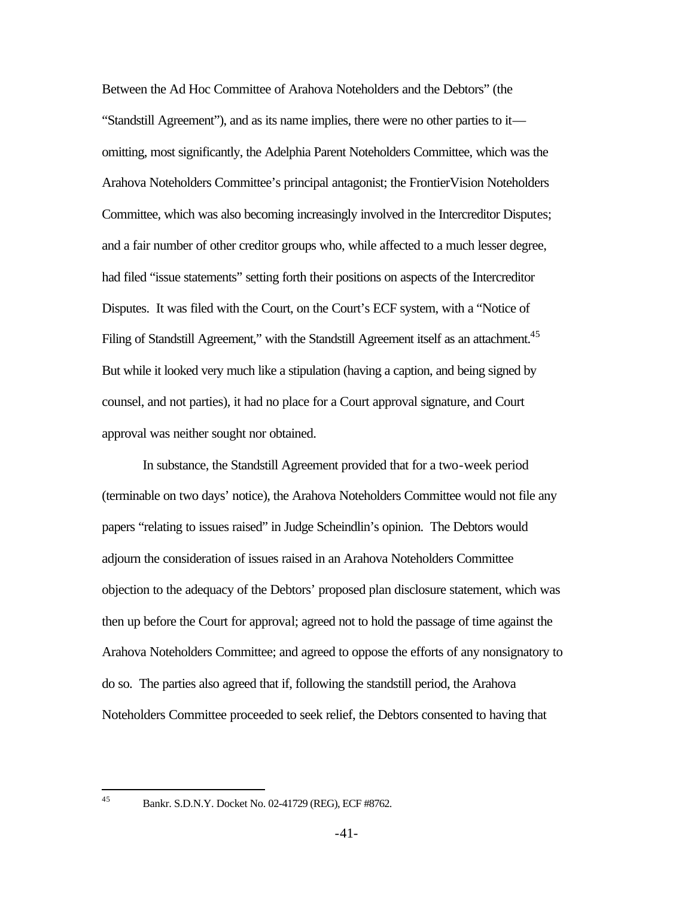Between the Ad Hoc Committee of Arahova Noteholders and the Debtors" (the "Standstill Agreement"), and as its name implies, there were no other parties to it—omitting, most significantly, the Adelphia Parent Noteholders Committee, which was the Arahova Noteholders Committee's principal antagonist; the FrontierVision Noteholders Committee, which was also becoming increasingly involved in the Intercreditor Disputes; and a fair number of other creditor groups who, while affected to a much lesser degree, had filed "issue statements" setting forth their positions on aspects of the Intercreditor Disputes. It was filed with the Court, on the Court's ECF system, with a "Notice of Filing of Standstill Agreement," with the Standstill Agreement itself as an attachment.[45] But while it looked very much like a stipulation (having a caption, and being signed by counsel, and not parties), it had no place for a Court approval signature, and Court approval was neither sought nor obtained.

In substance, the Standstill Agreement provided that for a two-week period (terminable on two days' notice), the Arahova Noteholders Committee would not file any papers "relating to issues raised" in Judge Scheindlin's opinion. The Debtors would adjourn the consideration of issues raised in an Arahova Noteholders Committee objection to the adequacy of the Debtors' proposed plan disclosure statement, which was then up before the Court for approval; agreed not to hold the passage of time against the Arahova Noteholders Committee; and agreed to oppose the efforts of any nonsignatory to do so. The parties also agreed that if, following the standstill period, the Arahova Noteholders Committee proceeded to seek relief, the Debtors consented to having that

[45] Bankr. S.D.N.Y. Docket No. 02-41729 (REG), ECF #8762.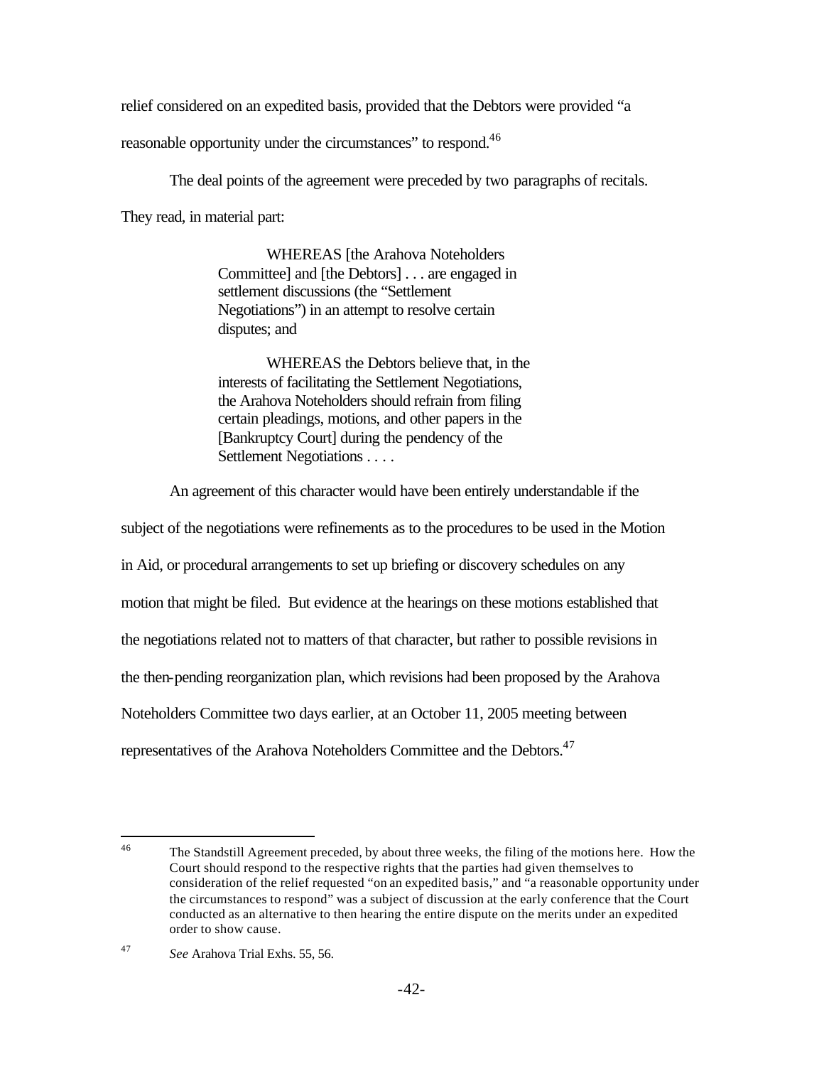relief considered on an expedited basis, provided that the Debtors were provided "a reasonable opportunity under the circumstances" to respond.[46]

The deal points of the agreement were preceded by two paragraphs of recitals. They read, in material part:

> WHEREAS [the Arahova Noteholders Committee] and [the Debtors] . . . are engaged in settlement discussions (the "Settlement Negotiations") in an attempt to resolve certain disputes; and
>
> WHEREAS the Debtors believe that, in the interests of facilitating the Settlement Negotiations, the Arahova Noteholders should refrain from filing certain pleadings, motions, and other papers in the [Bankruptcy Court] during the pendency of the Settlement Negotiations . . . .

An agreement of this character would have been entirely understandable if the subject of the negotiations were refinements as to the procedures to be used in the Motion in Aid, or procedural arrangements to set up briefing or discovery schedules on any motion that might be filed. But evidence at the hearings on these motions established that the negotiations related not to matters of that character, but rather to possible revisions in the then-pending reorganization plan, which revisions had been proposed by the Arahova Noteholders Committee two days earlier, at an October 11, 2005 meeting between representatives of the Arahova Noteholders Committee and the Debtors.[47]

---

[46] The Standstill Agreement preceded, by about three weeks, the filing of the motions here. How the Court should respond to the respective rights that the parties had given themselves to consideration of the relief requested "on an expedited basis," and "a reasonable opportunity under the circumstances to respond" was a subject of discussion at the early conference that the Court conducted as an alternative to then hearing the entire dispute on the merits under an expedited order to show cause.

[47] *See* Arahova Trial Exhs. 55, 56.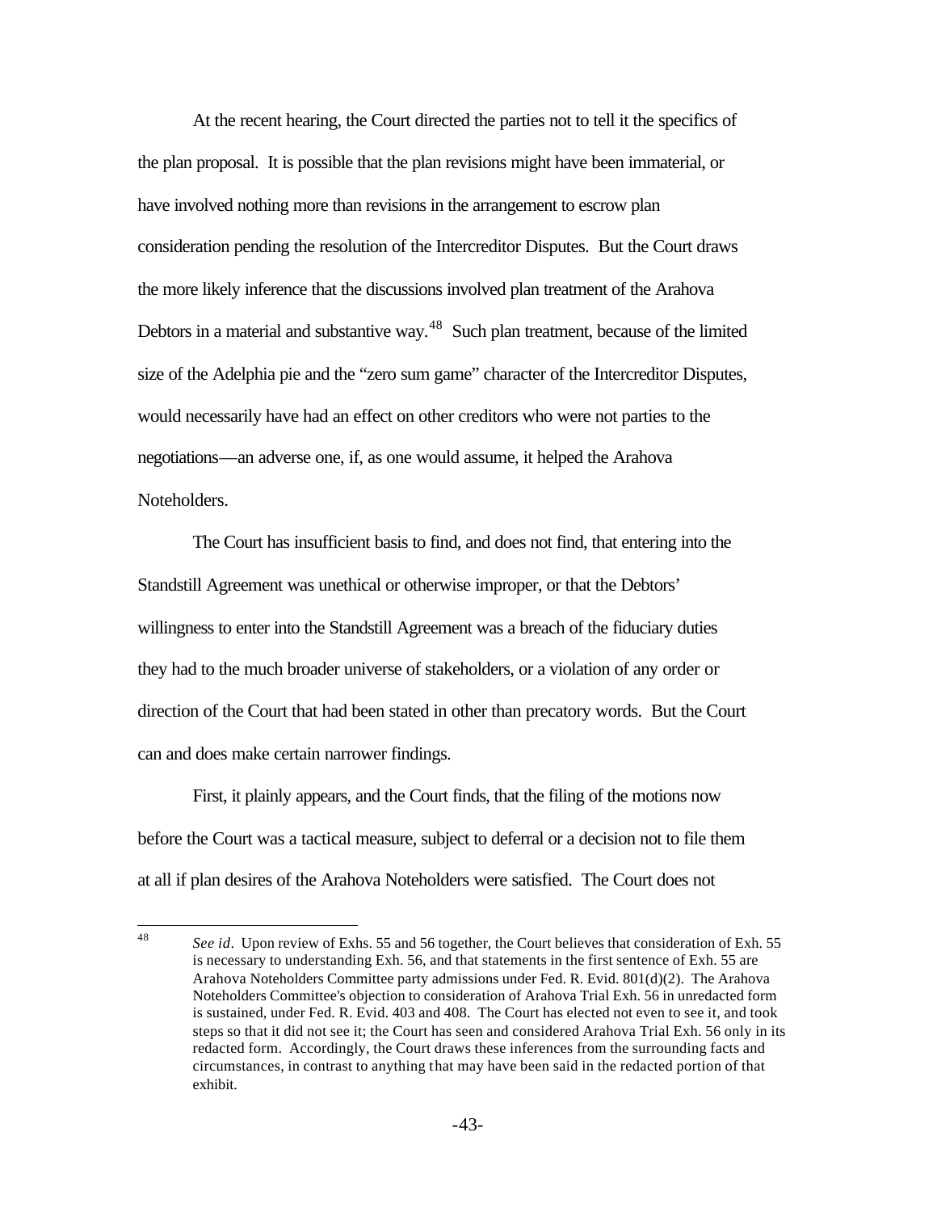At the recent hearing, the Court directed the parties not to tell it the specifics of the plan proposal. It is possible that the plan revisions might have been immaterial, or have involved nothing more than revisions in the arrangement to escrow plan consideration pending the resolution of the Intercreditor Disputes. But the Court draws the more likely inference that the discussions involved plan treatment of the Arahova Debtors in a material and substantive way.[48] Such plan treatment, because of the limited size of the Adelphia pie and the "zero sum game" character of the Intercreditor Disputes, would necessarily have had an effect on other creditors who were not parties to the negotiations—an adverse one, if, as one would assume, it helped the Arahova Noteholders.

The Court has insufficient basis to find, and does not find, that entering into the Standstill Agreement was unethical or otherwise improper, or that the Debtors' willingness to enter into the Standstill Agreement was a breach of the fiduciary duties they had to the much broader universe of stakeholders, or a violation of any order or direction of the Court that had been stated in other than precatory words. But the Court can and does make certain narrower findings.

First, it plainly appears, and the Court finds, that the filing of the motions now before the Court was a tactical measure, subject to deferral or a decision not to file them at all if plan desires of the Arahova Noteholders were satisfied. The Court does not

---

[48] *See id*. Upon review of Exhs. 55 and 56 together, the Court believes that consideration of Exh. 55 is necessary to understanding Exh. 56, and that statements in the first sentence of Exh. 55 are Arahova Noteholders Committee party admissions under Fed. R. Evid. 801(d)(2). The Arahova Noteholders Committee's objection to consideration of Arahova Trial Exh. 56 in unredacted form is sustained, under Fed. R. Evid. 403 and 408. The Court has elected not even to see it, and took steps so that it did not see it; the Court has seen and considered Arahova Trial Exh. 56 only in its redacted form. Accordingly, the Court draws these inferences from the surrounding facts and circumstances, in contrast to anything that may have been said in the redacted portion of that exhibit.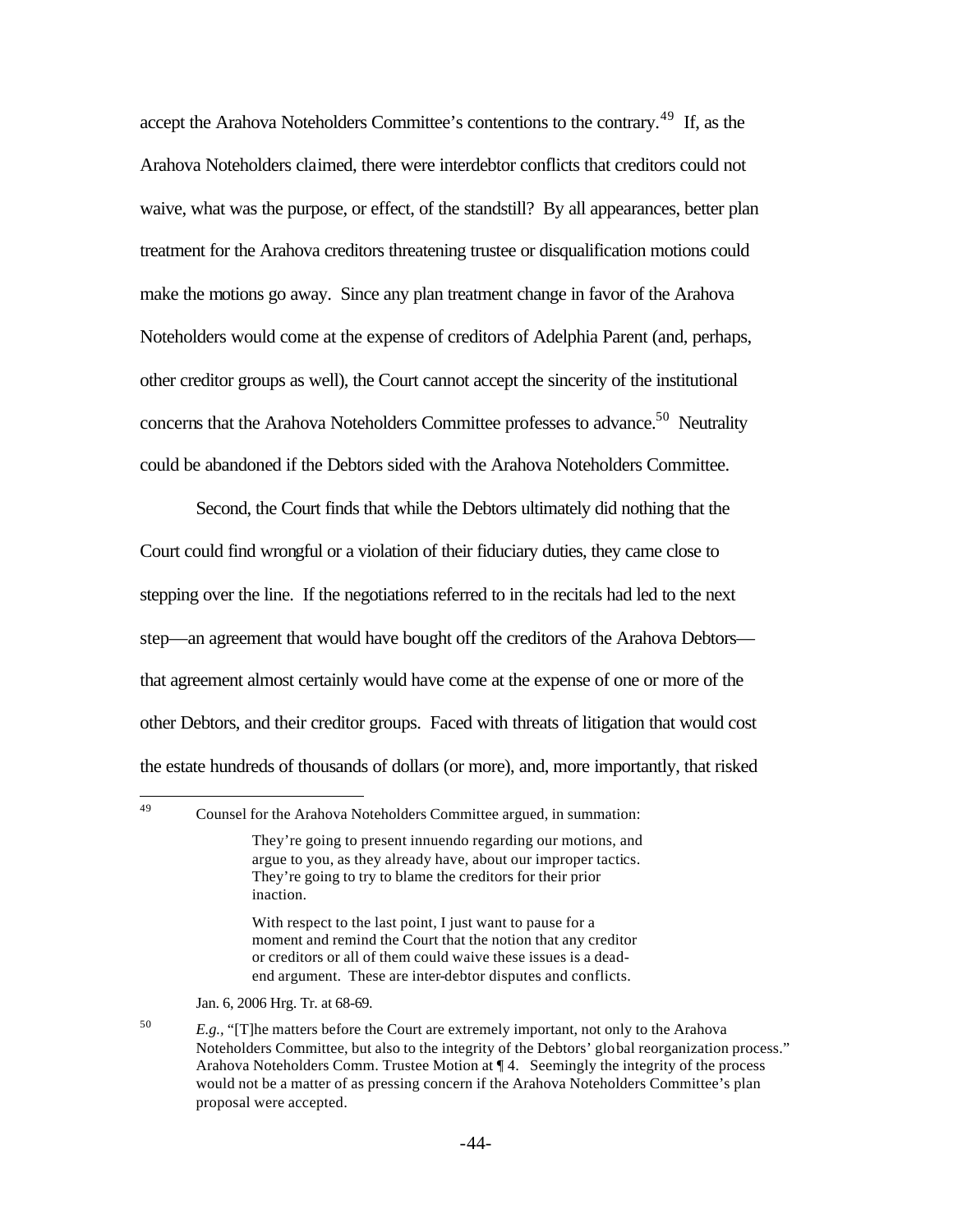accept the Arahova Noteholders Committee's contentions to the contrary.[49] If, as the Arahova Noteholders claimed, there were interdebtor conflicts that creditors could not waive, what was the purpose, or effect, of the standstill? By all appearances, better plan treatment for the Arahova creditors threatening trustee or disqualification motions could make the motions go away. Since any plan treatment change in favor of the Arahova Noteholders would come at the expense of creditors of Adelphia Parent (and, perhaps, other creditor groups as well), the Court cannot accept the sincerity of the institutional concerns that the Arahova Noteholders Committee professes to advance.[50] Neutrality could be abandoned if the Debtors sided with the Arahova Noteholders Committee.

Second, the Court finds that while the Debtors ultimately did nothing that the Court could find wrongful or a violation of their fiduciary duties, they came close to stepping over the line. If the negotiations referred to in the recitals had led to the next step—an agreement that would have bought off the creditors of the Arahova Debtors—that agreement almost certainly would have come at the expense of one or more of the other Debtors, and their creditor groups. Faced with threats of litigation that would cost the estate hundreds of thousands of dollars (or more), and, more importantly, that risked

---

[49] Counsel for the Arahova Noteholders Committee argued, in summation:

> They're going to present innuendo regarding our motions, and argue to you, as they already have, about our improper tactics. They're going to try to blame the creditors for their prior inaction.
>
> With respect to the last point, I just want to pause for a moment and remind the Court that the notion that any creditor or creditors or all of them could waive these issues is a dead-end argument. These are inter-debtor disputes and conflicts.

Jan. 6, 2006 Hrg. Tr. at 68-69.

[50] *E.g.*, "[T]he matters before the Court are extremely important, not only to the Arahova Noteholders Committee, but also to the integrity of the Debtors' global reorganization process." Arahova Noteholders Comm. Trustee Motion at ¶ 4. Seemingly the integrity of the process would not be a matter of as pressing concern if the Arahova Noteholders Committee's plan proposal were accepted.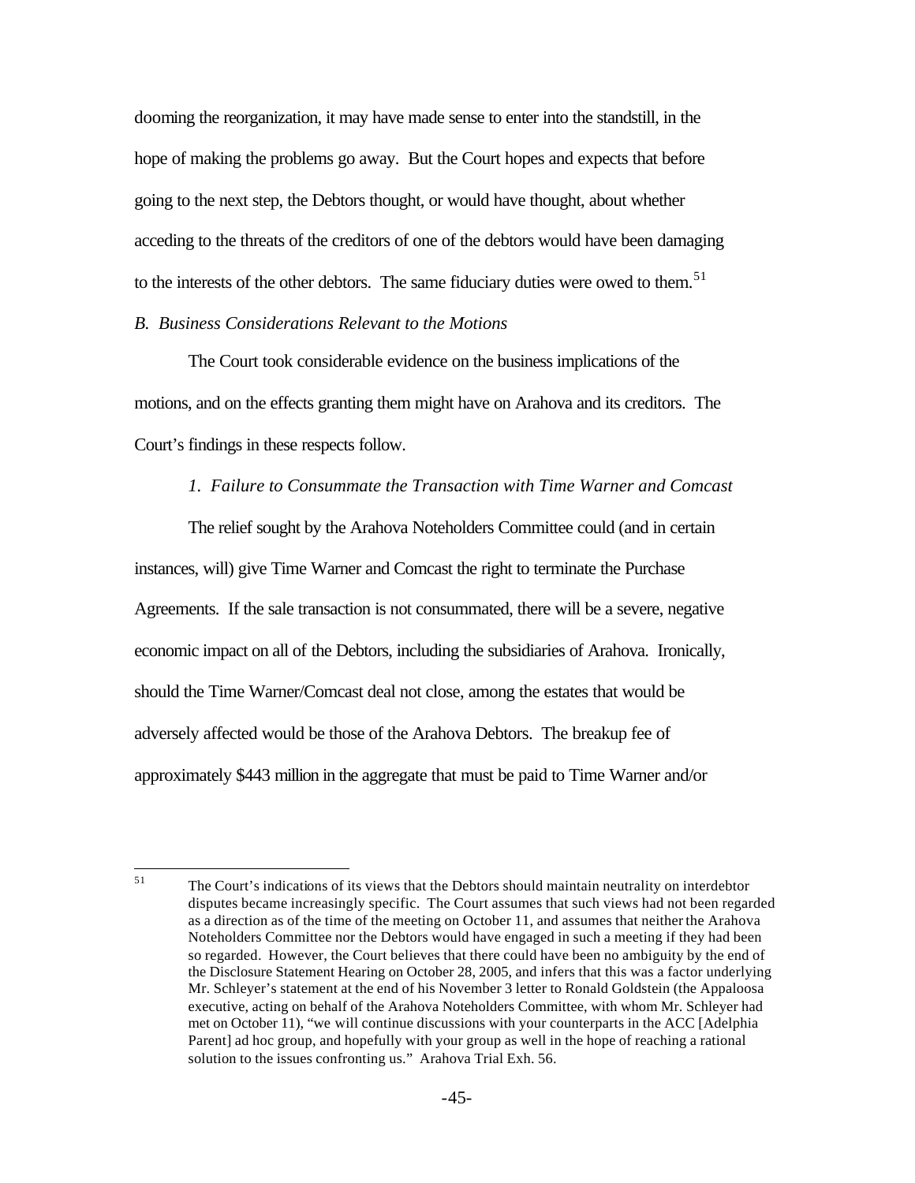dooming the reorganization, it may have made sense to enter into the standstill, in the hope of making the problems go away. But the Court hopes and expects that before going to the next step, the Debtors thought, or would have thought, about whether acceding to the threats of the creditors of one of the debtors would have been damaging to the interests of the other debtors. The same fiduciary duties were owed to them.[51]

*B. Business Considerations Relevant to the Motions*

The Court took considerable evidence on the business implications of the motions, and on the effects granting them might have on Arahova and its creditors. The Court's findings in these respects follow.

*1. Failure to Consummate the Transaction with Time Warner and Comcast*

The relief sought by the Arahova Noteholders Committee could (and in certain instances, will) give Time Warner and Comcast the right to terminate the Purchase Agreements. If the sale transaction is not consummated, there will be a severe, negative economic impact on all of the Debtors, including the subsidiaries of Arahova. Ironically, should the Time Warner/Comcast deal not close, among the estates that would be adversely affected would be those of the Arahova Debtors. The breakup fee of approximately \$443 million in the aggregate that must be paid to Time Warner and/or

[51] The Court's indications of its views that the Debtors should maintain neutrality on interdebtor disputes became increasingly specific. The Court assumes that such views had not been regarded as a direction as of the time of the meeting on October 11, and assumes that neither the Arahova Noteholders Committee nor the Debtors would have engaged in such a meeting if they had been so regarded. However, the Court believes that there could have been no ambiguity by the end of the Disclosure Statement Hearing on October 28, 2005, and infers that this was a factor underlying Mr. Schleyer's statement at the end of his November 3 letter to Ronald Goldstein (the Appaloosa executive, acting on behalf of the Arahova Noteholders Committee, with whom Mr. Schleyer had met on October 11), "we will continue discussions with your counterparts in the ACC [Adelphia Parent] ad hoc group, and hopefully with your group as well in the hope of reaching a rational solution to the issues confronting us." Arahova Trial Exh. 56.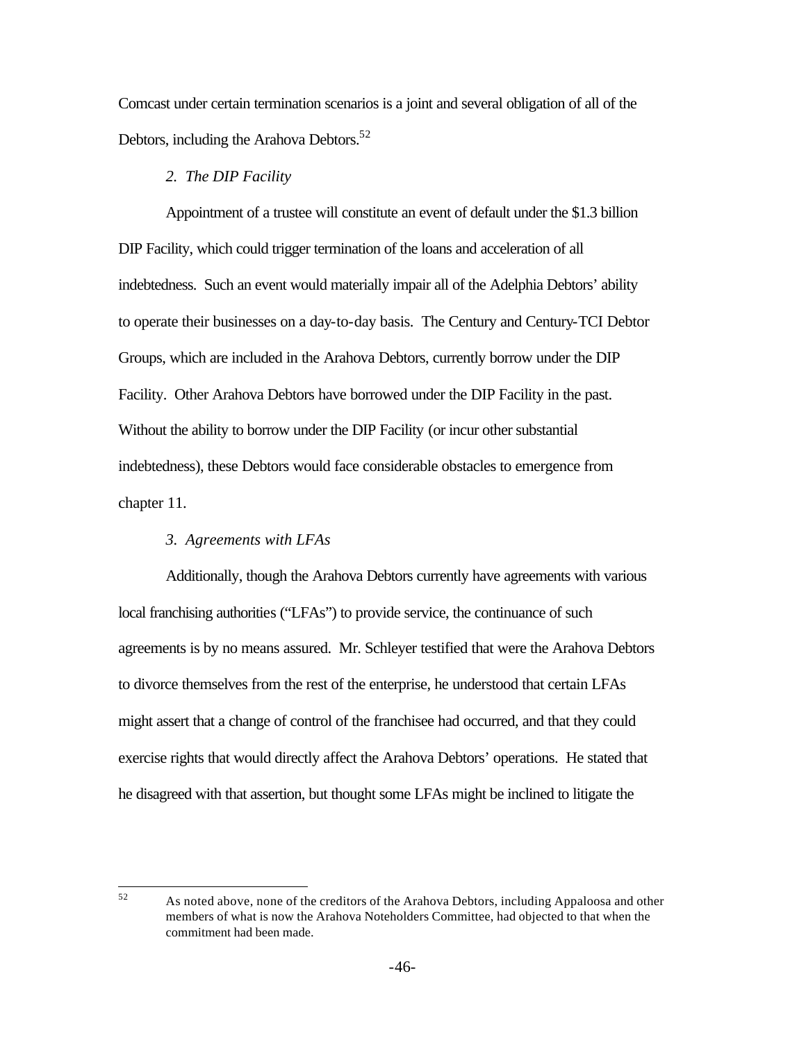Comcast under certain termination scenarios is a joint and several obligation of all of the Debtors, including the Arahova Debtors.[52]

*2. The DIP Facility*

Appointment of a trustee will constitute an event of default under the $1.3 billion DIP Facility, which could trigger termination of the loans and acceleration of all indebtedness. Such an event would materially impair all of the Adelphia Debtors' ability to operate their businesses on a day-to-day basis. The Century and Century-TCI Debtor Groups, which are included in the Arahova Debtors, currently borrow under the DIP Facility. Other Arahova Debtors have borrowed under the DIP Facility in the past. Without the ability to borrow under the DIP Facility (or incur other substantial indebtedness), these Debtors would face considerable obstacles to emergence from chapter 11.

*3. Agreements with LFAs*

Additionally, though the Arahova Debtors currently have agreements with various local franchising authorities ("LFAs") to provide service, the continuance of such agreements is by no means assured. Mr. Schleyer testified that were the Arahova Debtors to divorce themselves from the rest of the enterprise, he understood that certain LFAs might assert that a change of control of the franchisee had occurred, and that they could exercise rights that would directly affect the Arahova Debtors' operations. He stated that he disagreed with that assertion, but thought some LFAs might be inclined to litigate the

---

[52] As noted above, none of the creditors of the Arahova Debtors, including Appaloosa and other members of what is now the Arahova Noteholders Committee, had objected to that when the commitment had been made.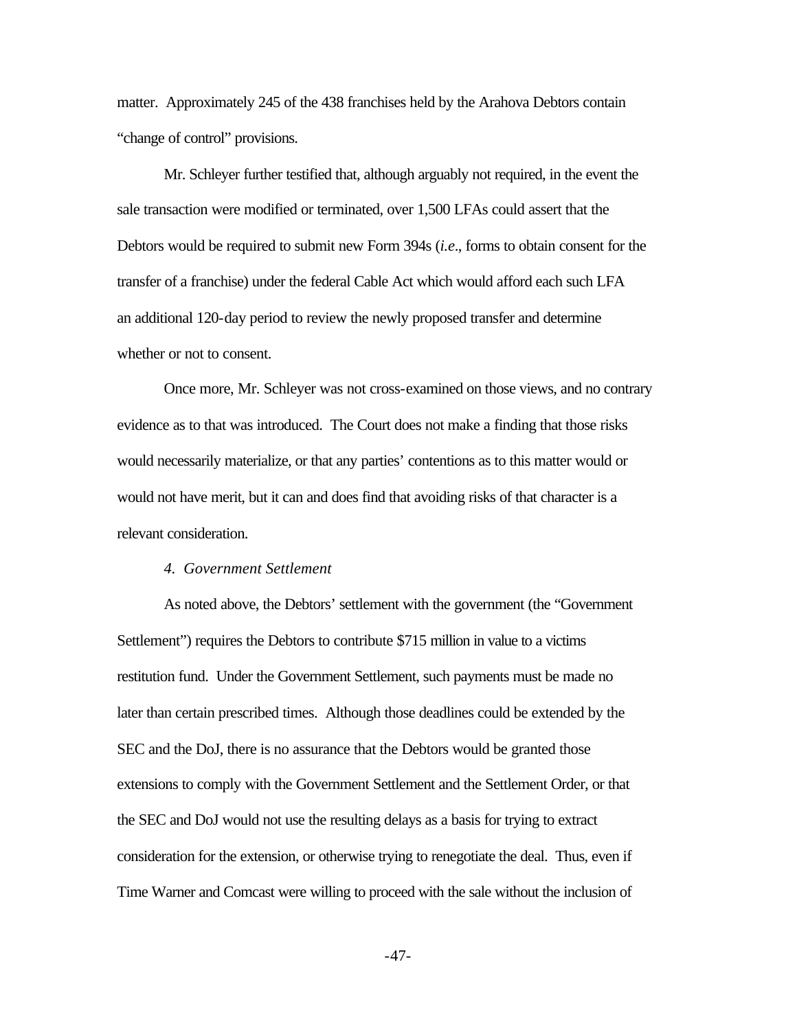matter. Approximately 245 of the 438 franchises held by the Arahova Debtors contain "change of control" provisions.

Mr. Schleyer further testified that, although arguably not required, in the event the sale transaction were modified or terminated, over 1,500 LFAs could assert that the Debtors would be required to submit new Form 394s (*i.e*., forms to obtain consent for the transfer of a franchise) under the federal Cable Act which would afford each such LFA an additional 120-day period to review the newly proposed transfer and determine whether or not to consent.

Once more, Mr. Schleyer was not cross-examined on those views, and no contrary evidence as to that was introduced. The Court does not make a finding that those risks would necessarily materialize, or that any parties' contentions as to this matter would or would not have merit, but it can and does find that avoiding risks of that character is a relevant consideration.

*4. Government Settlement*

As noted above, the Debtors' settlement with the government (the "Government Settlement") requires the Debtors to contribute $715 million in value to a victims restitution fund. Under the Government Settlement, such payments must be made no later than certain prescribed times. Although those deadlines could be extended by the SEC and the DoJ, there is no assurance that the Debtors would be granted those extensions to comply with the Government Settlement and the Settlement Order, or that the SEC and DoJ would not use the resulting delays as a basis for trying to extract consideration for the extension, or otherwise trying to renegotiate the deal. Thus, even if Time Warner and Comcast were willing to proceed with the sale without the inclusion of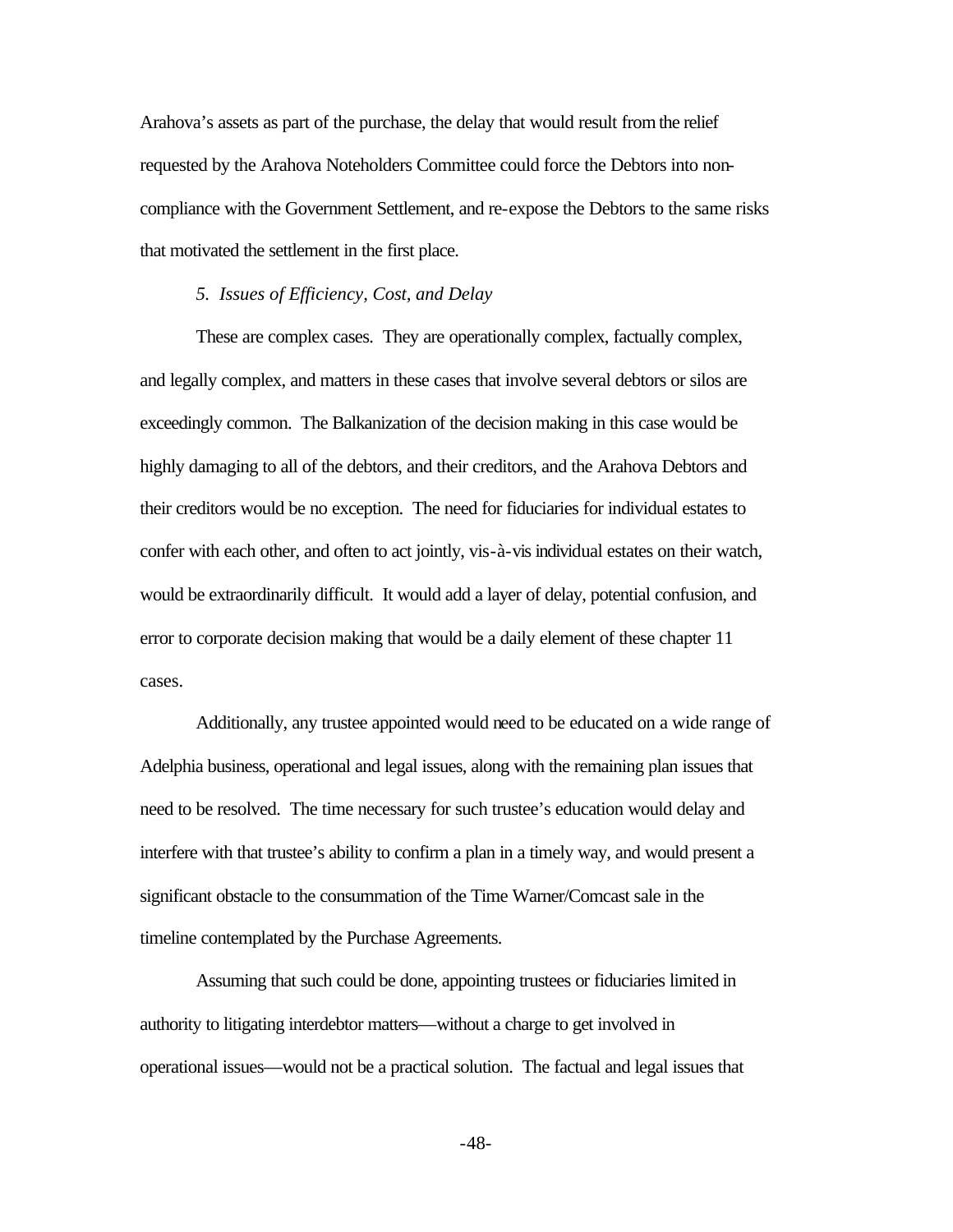Arahova's assets as part of the purchase, the delay that would result from the relief requested by the Arahova Noteholders Committee could force the Debtors into non-compliance with the Government Settlement, and re-expose the Debtors to the same risks that motivated the settlement in the first place.

*5. Issues of Efficiency, Cost, and Delay*

These are complex cases. They are operationally complex, factually complex, and legally complex, and matters in these cases that involve several debtors or silos are exceedingly common. The Balkanization of the decision making in this case would be highly damaging to all of the debtors, and their creditors, and the Arahova Debtors and their creditors would be no exception. The need for fiduciaries for individual estates to confer with each other, and often to act jointly, vis-à-vis individual estates on their watch, would be extraordinarily difficult. It would add a layer of delay, potential confusion, and error to corporate decision making that would be a daily element of these chapter 11 cases.

Additionally, any trustee appointed would need to be educated on a wide range of Adelphia business, operational and legal issues, along with the remaining plan issues that need to be resolved. The time necessary for such trustee's education would delay and interfere with that trustee's ability to confirm a plan in a timely way, and would present a significant obstacle to the consummation of the Time Warner/Comcast sale in the timeline contemplated by the Purchase Agreements.

Assuming that such could be done, appointing trustees or fiduciaries limited in authority to litigating interdebtor matters—without a charge to get involved in operational issues—would not be a practical solution. The factual and legal issues that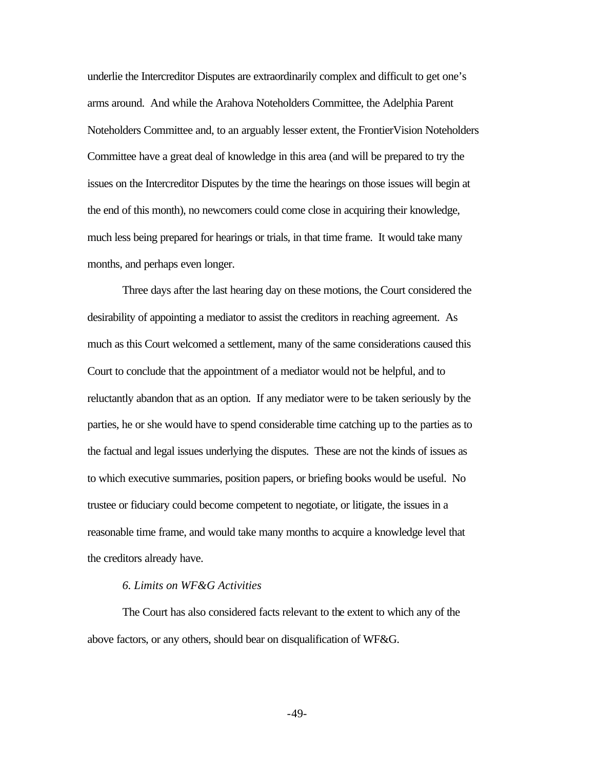underlie the Intercreditor Disputes are extraordinarily complex and difficult to get one's arms around. And while the Arahova Noteholders Committee, the Adelphia Parent Noteholders Committee and, to an arguably lesser extent, the FrontierVision Noteholders Committee have a great deal of knowledge in this area (and will be prepared to try the issues on the Intercreditor Disputes by the time the hearings on those issues will begin at the end of this month), no newcomers could come close in acquiring their knowledge, much less being prepared for hearings or trials, in that time frame. It would take many months, and perhaps even longer.

Three days after the last hearing day on these motions, the Court considered the desirability of appointing a mediator to assist the creditors in reaching agreement. As much as this Court welcomed a settlement, many of the same considerations caused this Court to conclude that the appointment of a mediator would not be helpful, and to reluctantly abandon that as an option. If any mediator were to be taken seriously by the parties, he or she would have to spend considerable time catching up to the parties as to the factual and legal issues underlying the disputes. These are not the kinds of issues as to which executive summaries, position papers, or briefing books would be useful. No trustee or fiduciary could become competent to negotiate, or litigate, the issues in a reasonable time frame, and would take many months to acquire a knowledge level that the creditors already have.

*6. Limits on WF&G Activities*

The Court has also considered facts relevant to the extent to which any of the above factors, or any others, should bear on disqualification of WF&G.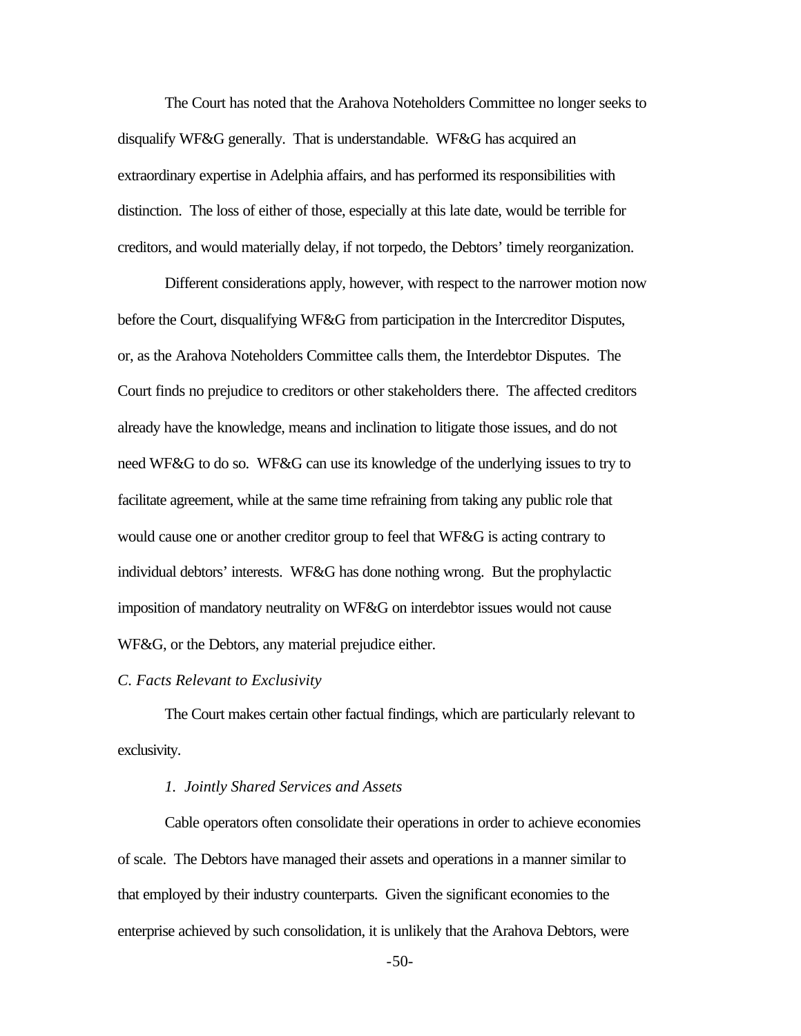The Court has noted that the Arahova Noteholders Committee no longer seeks to disqualify WF&G generally. That is understandable. WF&G has acquired an extraordinary expertise in Adelphia affairs, and has performed its responsibilities with distinction. The loss of either of those, especially at this late date, would be terrible for creditors, and would materially delay, if not torpedo, the Debtors' timely reorganization.

Different considerations apply, however, with respect to the narrower motion now before the Court, disqualifying WF&G from participation in the Intercreditor Disputes, or, as the Arahova Noteholders Committee calls them, the Interdebtor Disputes. The Court finds no prejudice to creditors or other stakeholders there. The affected creditors already have the knowledge, means and inclination to litigate those issues, and do not need WF&G to do so. WF&G can use its knowledge of the underlying issues to try to facilitate agreement, while at the same time refraining from taking any public role that would cause one or another creditor group to feel that WF&G is acting contrary to individual debtors' interests. WF&G has done nothing wrong. But the prophylactic imposition of mandatory neutrality on WF&G on interdebtor issues would not cause WF&G, or the Debtors, any material prejudice either.

*C. Facts Relevant to Exclusivity*

The Court makes certain other factual findings, which are particularly relevant to exclusivity.

*1. Jointly Shared Services and Assets*

Cable operators often consolidate their operations in order to achieve economies of scale. The Debtors have managed their assets and operations in a manner similar to that employed by their industry counterparts. Given the significant economies to the enterprise achieved by such consolidation, it is unlikely that the Arahova Debtors, were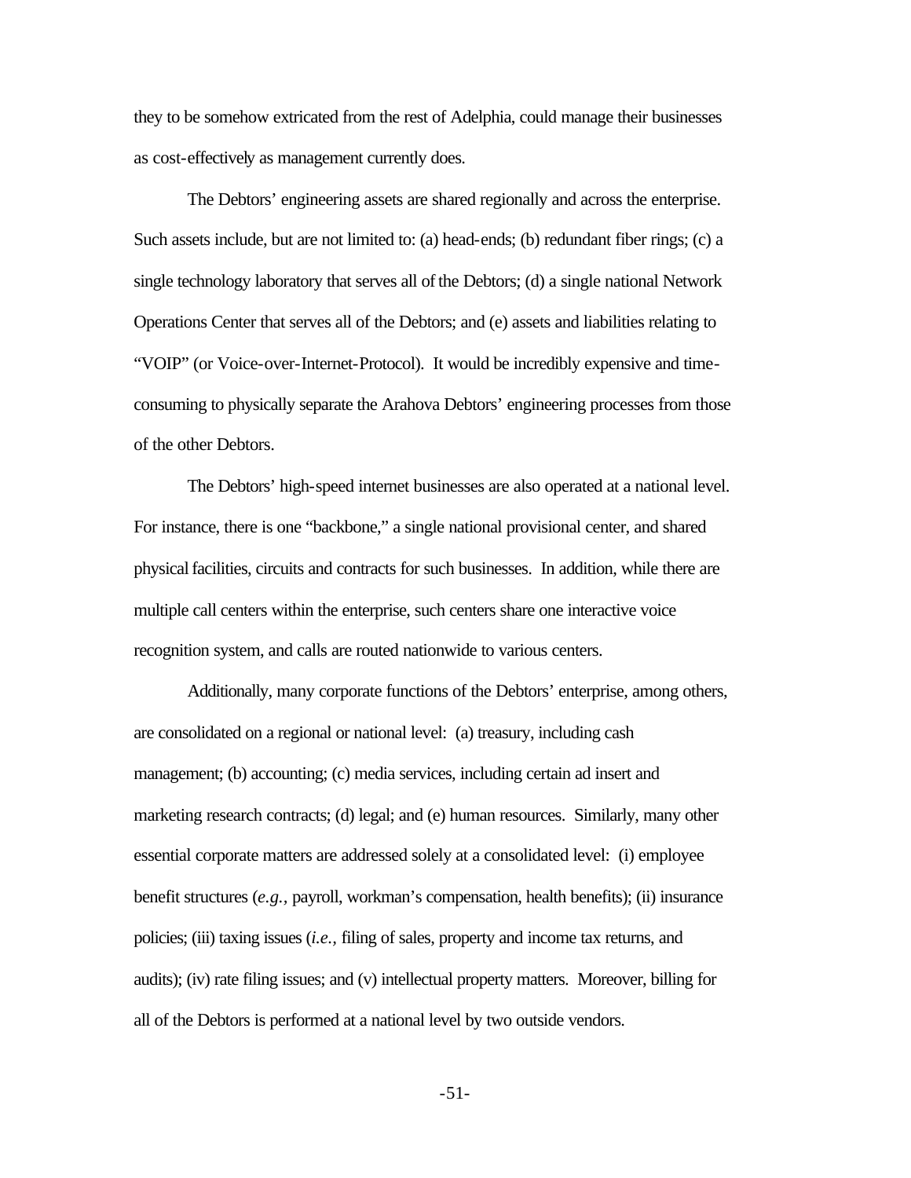they to be somehow extricated from the rest of Adelphia, could manage their businesses as cost-effectively as management currently does.

The Debtors' engineering assets are shared regionally and across the enterprise. Such assets include, but are not limited to: (a) head-ends; (b) redundant fiber rings; (c) a single technology laboratory that serves all of the Debtors; (d) a single national Network Operations Center that serves all of the Debtors; and (e) assets and liabilities relating to "VOIP" (or Voice-over-Internet-Protocol). It would be incredibly expensive and time-consuming to physically separate the Arahova Debtors' engineering processes from those of the other Debtors.

The Debtors' high-speed internet businesses are also operated at a national level. For instance, there is one "backbone," a single national provisional center, and shared physical facilities, circuits and contracts for such businesses. In addition, while there are multiple call centers within the enterprise, such centers share one interactive voice recognition system, and calls are routed nationwide to various centers.

Additionally, many corporate functions of the Debtors' enterprise, among others, are consolidated on a regional or national level: (a) treasury, including cash management; (b) accounting; (c) media services, including certain ad insert and marketing research contracts; (d) legal; and (e) human resources. Similarly, many other essential corporate matters are addressed solely at a consolidated level: (i) employee benefit structures (*e.g.*, payroll, workman's compensation, health benefits); (ii) insurance policies; (iii) taxing issues (*i.e.*, filing of sales, property and income tax returns, and audits); (iv) rate filing issues; and (v) intellectual property matters. Moreover, billing for all of the Debtors is performed at a national level by two outside vendors.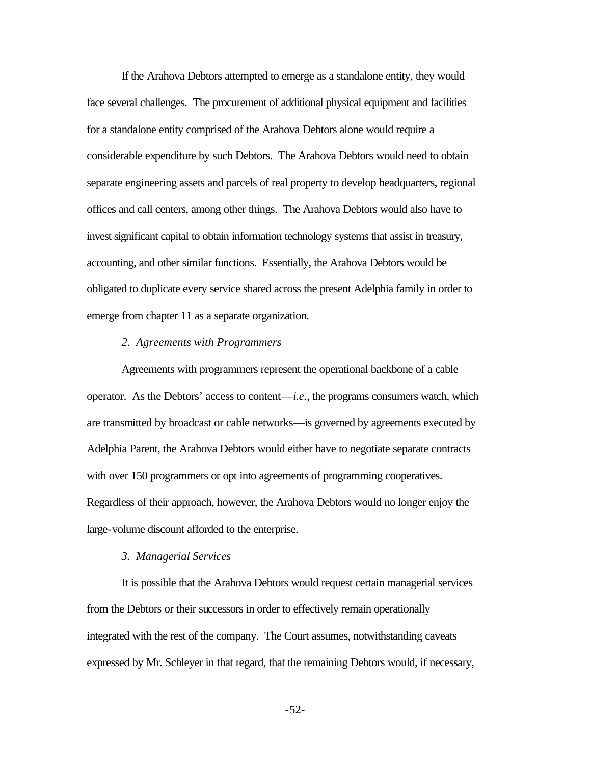If the Arahova Debtors attempted to emerge as a standalone entity, they would face several challenges. The procurement of additional physical equipment and facilities for a standalone entity comprised of the Arahova Debtors alone would require a considerable expenditure by such Debtors. The Arahova Debtors would need to obtain separate engineering assets and parcels of real property to develop headquarters, regional offices and call centers, among other things. The Arahova Debtors would also have to invest significant capital to obtain information technology systems that assist in treasury, accounting, and other similar functions. Essentially, the Arahova Debtors would be obligated to duplicate every service shared across the present Adelphia family in order to emerge from chapter 11 as a separate organization.

*2. Agreements with Programmers*

Agreements with programmers represent the operational backbone of a cable operator. As the Debtors' access to content—*i.e.*, the programs consumers watch, which are transmitted by broadcast or cable networks—is governed by agreements executed by Adelphia Parent, the Arahova Debtors would either have to negotiate separate contracts with over 150 programmers or opt into agreements of programming cooperatives. Regardless of their approach, however, the Arahova Debtors would no longer enjoy the large-volume discount afforded to the enterprise.

*3. Managerial Services*

It is possible that the Arahova Debtors would request certain managerial services from the Debtors or their successors in order to effectively remain operationally integrated with the rest of the company. The Court assumes, notwithstanding caveats expressed by Mr. Schleyer in that regard, that the remaining Debtors would, if necessary,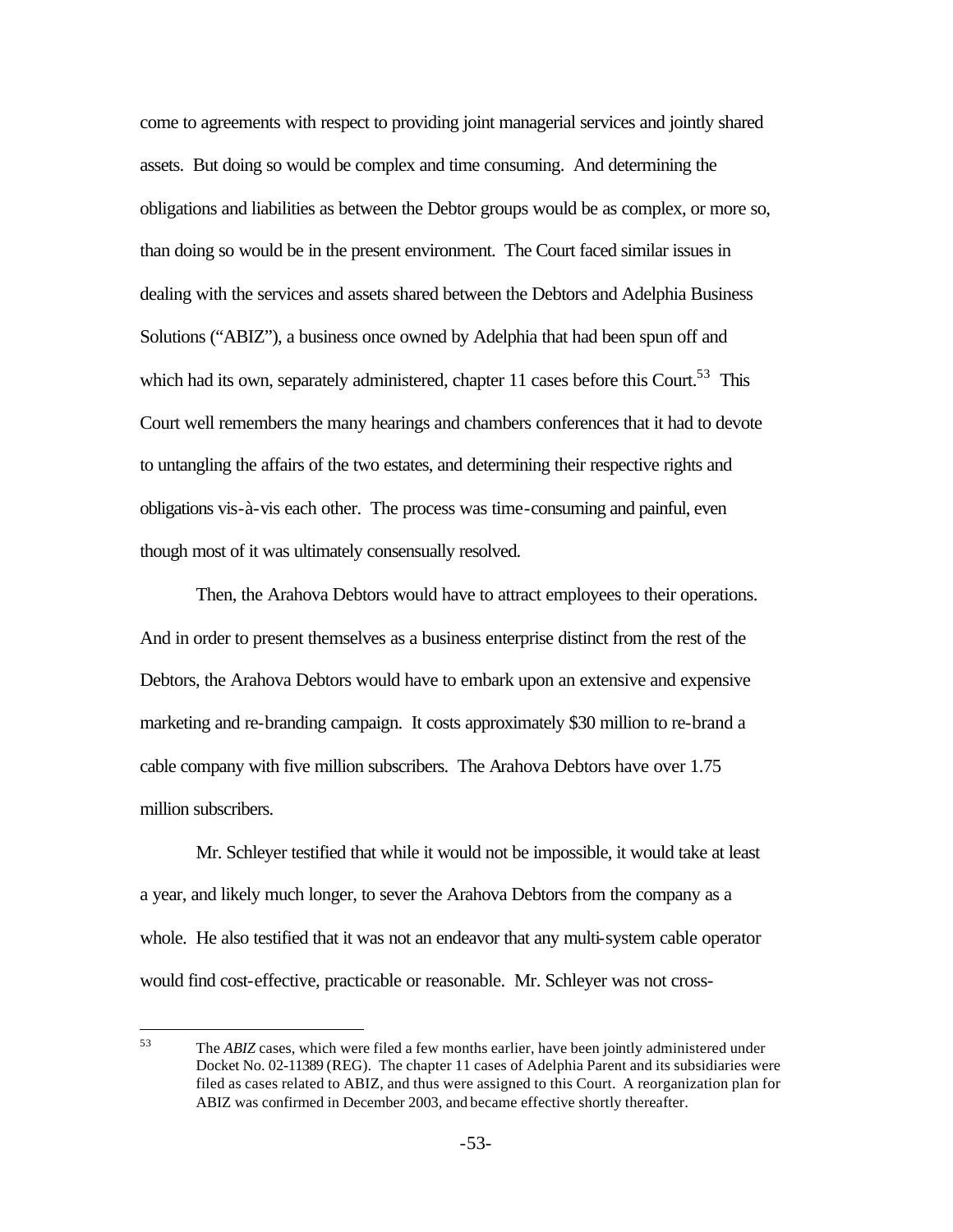come to agreements with respect to providing joint managerial services and jointly shared assets. But doing so would be complex and time consuming. And determining the obligations and liabilities as between the Debtor groups would be as complex, or more so, than doing so would be in the present environment. The Court faced similar issues in dealing with the services and assets shared between the Debtors and Adelphia Business Solutions ("ABIZ"), a business once owned by Adelphia that had been spun off and which had its own, separately administered, chapter 11 cases before this Court.[53] This Court well remembers the many hearings and chambers conferences that it had to devote to untangling the affairs of the two estates, and determining their respective rights and obligations vis-à-vis each other. The process was time-consuming and painful, even though most of it was ultimately consensually resolved.

Then, the Arahova Debtors would have to attract employees to their operations. And in order to present themselves as a business enterprise distinct from the rest of the Debtors, the Arahova Debtors would have to embark upon an extensive and expensive marketing and re-branding campaign. It costs approximately $30 million to re-brand a cable company with five million subscribers. The Arahova Debtors have over 1.75 million subscribers.

Mr. Schleyer testified that while it would not be impossible, it would take at least a year, and likely much longer, to sever the Arahova Debtors from the company as a whole. He also testified that it was not an endeavor that any multi-system cable operator would find cost-effective, practicable or reasonable. Mr. Schleyer was not cross-

---

[53] The *ABIZ* cases, which were filed a few months earlier, have been jointly administered under Docket No. 02-11389 (REG). The chapter 11 cases of Adelphia Parent and its subsidiaries were filed as cases related to ABIZ, and thus were assigned to this Court. A reorganization plan for ABIZ was confirmed in December 2003, and became effective shortly thereafter.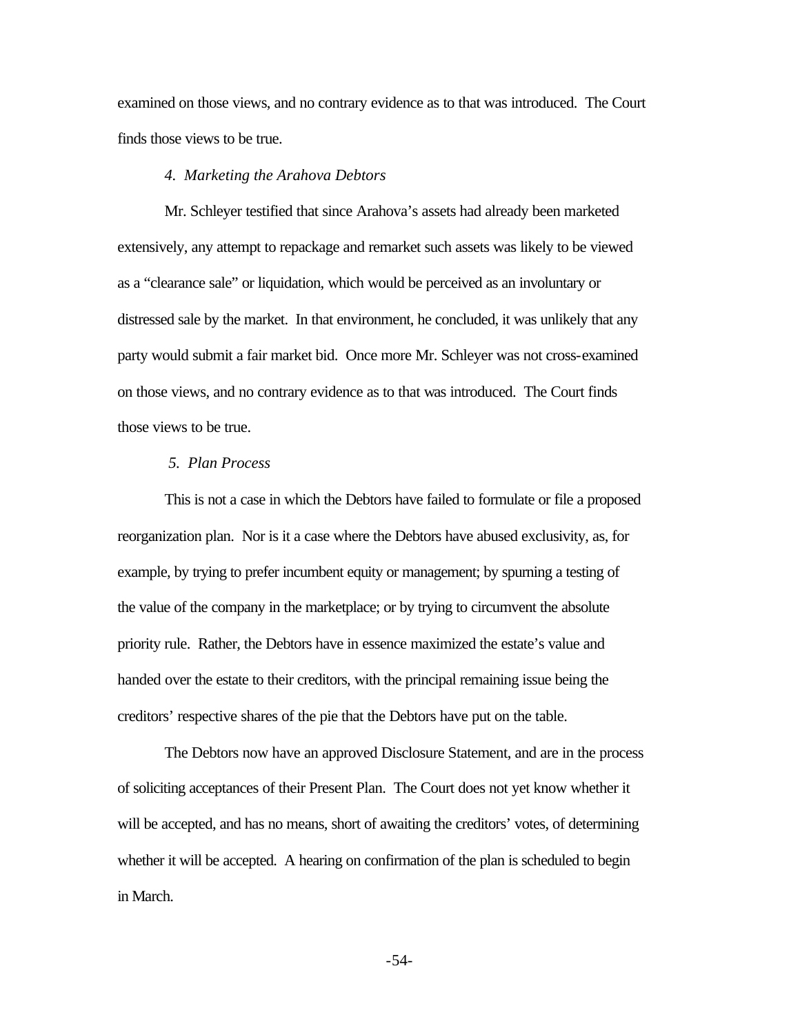examined on those views, and no contrary evidence as to that was introduced. The Court finds those views to be true.

*4. Marketing the Arahova Debtors*

Mr. Schleyer testified that since Arahova's assets had already been marketed extensively, any attempt to repackage and remarket such assets was likely to be viewed as a "clearance sale" or liquidation, which would be perceived as an involuntary or distressed sale by the market. In that environment, he concluded, it was unlikely that any party would submit a fair market bid. Once more Mr. Schleyer was not cross-examined on those views, and no contrary evidence as to that was introduced. The Court finds those views to be true.

*5. Plan Process*

This is not a case in which the Debtors have failed to formulate or file a proposed reorganization plan. Nor is it a case where the Debtors have abused exclusivity, as, for example, by trying to prefer incumbent equity or management; by spurning a testing of the value of the company in the marketplace; or by trying to circumvent the absolute priority rule. Rather, the Debtors have in essence maximized the estate's value and handed over the estate to their creditors, with the principal remaining issue being the creditors' respective shares of the pie that the Debtors have put on the table.

The Debtors now have an approved Disclosure Statement, and are in the process of soliciting acceptances of their Present Plan. The Court does not yet know whether it will be accepted, and has no means, short of awaiting the creditors' votes, of determining whether it will be accepted. A hearing on confirmation of the plan is scheduled to begin in March.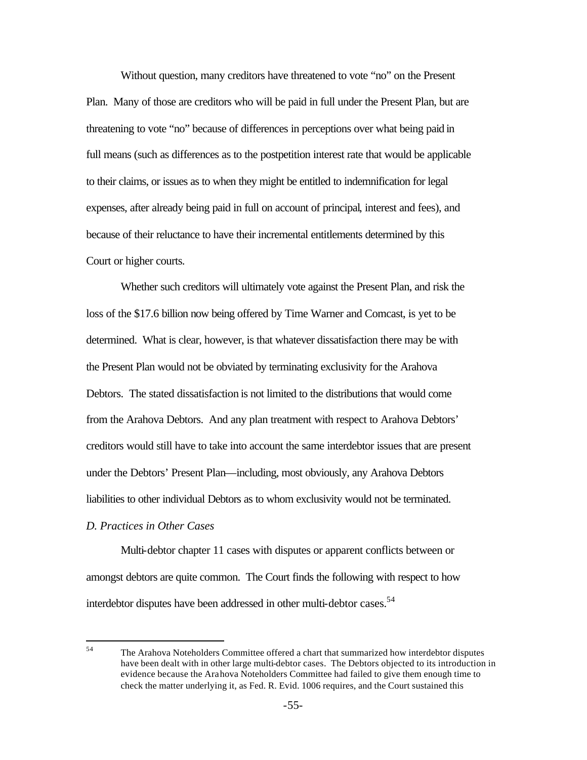Without question, many creditors have threatened to vote "no" on the Present Plan. Many of those are creditors who will be paid in full under the Present Plan, but are threatening to vote "no" because of differences in perceptions over what being paid in full means (such as differences as to the postpetition interest rate that would be applicable to their claims, or issues as to when they might be entitled to indemnification for legal expenses, after already being paid in full on account of principal, interest and fees), and because of their reluctance to have their incremental entitlements determined by this Court or higher courts.

Whether such creditors will ultimately vote against the Present Plan, and risk the loss of the $17.6 billion now being offered by Time Warner and Comcast, is yet to be determined. What is clear, however, is that whatever dissatisfaction there may be with the Present Plan would not be obviated by terminating exclusivity for the Arahova Debtors. The stated dissatisfaction is not limited to the distributions that would come from the Arahova Debtors. And any plan treatment with respect to Arahova Debtors' creditors would still have to take into account the same interdebtor issues that are present under the Debtors' Present Plan—including, most obviously, any Arahova Debtors liabilities to other individual Debtors as to whom exclusivity would not be terminated.

*D. Practices in Other Cases*

Multi-debtor chapter 11 cases with disputes or apparent conflicts between or amongst debtors are quite common. The Court finds the following with respect to how interdebtor disputes have been addressed in other multi-debtor cases.[54]

[54] The Arahova Noteholders Committee offered a chart that summarized how interdebtor disputes have been dealt with in other large multi-debtor cases. The Debtors objected to its introduction in evidence because the Arahova Noteholders Committee had failed to give them enough time to check the matter underlying it, as Fed. R. Evid. 1006 requires, and the Court sustained this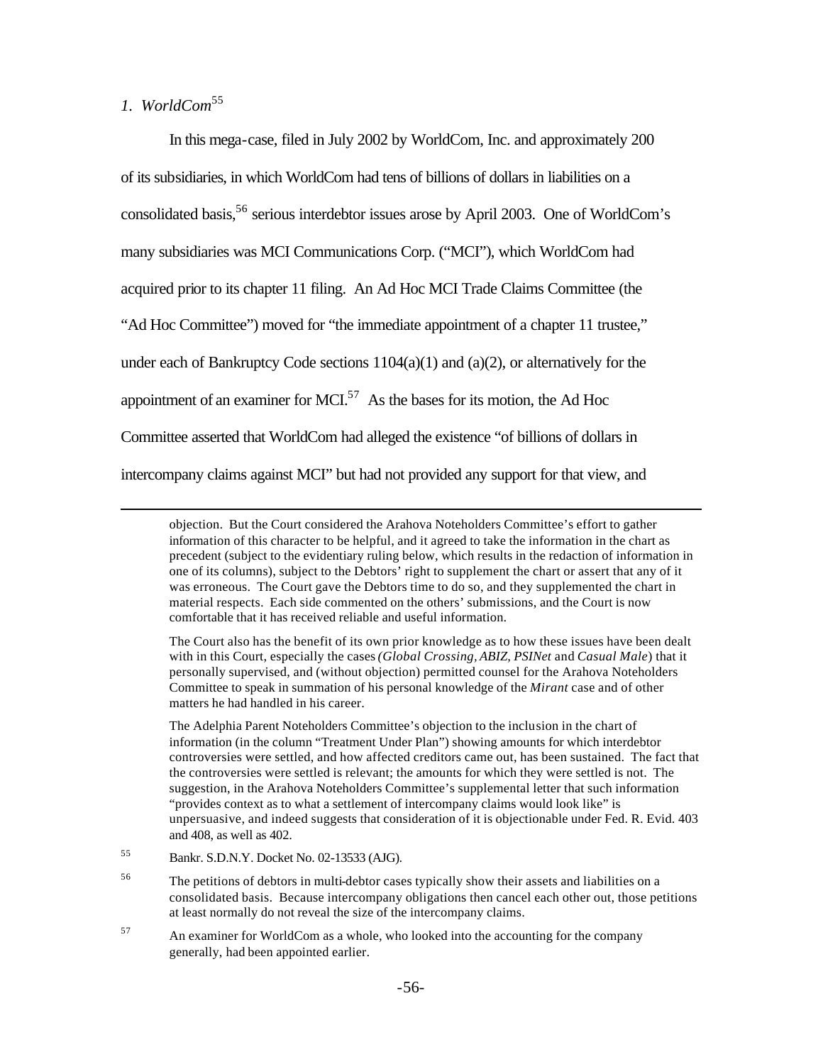*1. WorldCom*[55]

In this mega-case, filed in July 2002 by WorldCom, Inc. and approximately 200 of its subsidiaries, in which WorldCom had tens of billions of dollars in liabilities on a consolidated basis,[56] serious interdebtor issues arose by April 2003. One of WorldCom's many subsidiaries was MCI Communications Corp. ("MCI"), which WorldCom had acquired prior to its chapter 11 filing. An Ad Hoc MCI Trade Claims Committee (the "Ad Hoc Committee") moved for "the immediate appointment of a chapter 11 trustee," under each of Bankruptcy Code sections 1104(a)(1) and (a)(2), or alternatively for the appointment of an examiner for MCI.[57] As the bases for its motion, the Ad Hoc Committee asserted that WorldCom had alleged the existence "of billions of dollars in intercompany claims against MCI" but had not provided any support for that view, and

---

objection. But the Court considered the Arahova Noteholders Committee's effort to gather information of this character to be helpful, and it agreed to take the information in the chart as precedent (subject to the evidentiary ruling below, which results in the redaction of information in one of its columns), subject to the Debtors' right to supplement the chart or assert that any of it was erroneous. The Court gave the Debtors time to do so, and they supplemented the chart in material respects. Each side commented on the others' submissions, and the Court is now comfortable that it has received reliable and useful information.

The Court also has the benefit of its own prior knowledge as to how these issues have been dealt with in this Court, especially the cases *(Global Crossing, ABIZ, PSINet* and *Casual Male*) that it personally supervised, and (without objection) permitted counsel for the Arahova Noteholders Committee to speak in summation of his personal knowledge of the *Mirant* case and of other matters he had handled in his career.

The Adelphia Parent Noteholders Committee's objection to the inclusion in the chart of information (in the column "Treatment Under Plan") showing amounts for which interdebtor controversies were settled, and how affected creditors came out, has been sustained. The fact that the controversies were settled is relevant; the amounts for which they were settled is not. The suggestion, in the Arahova Noteholders Committee's supplemental letter that such information "provides context as to what a settlement of intercompany claims would look like" is unpersuasive, and indeed suggests that consideration of it is objectionable under Fed. R. Evid. 403 and 408, as well as 402.

[55] Bankr. S.D.N.Y. Docket No. 02-13533 (AJG).

[56] The petitions of debtors in multi-debtor cases typically show their assets and liabilities on a consolidated basis. Because intercompany obligations then cancel each other out, those petitions at least normally do not reveal the size of the intercompany claims.

[57] An examiner for WorldCom as a whole, who looked into the accounting for the company generally, had been appointed earlier.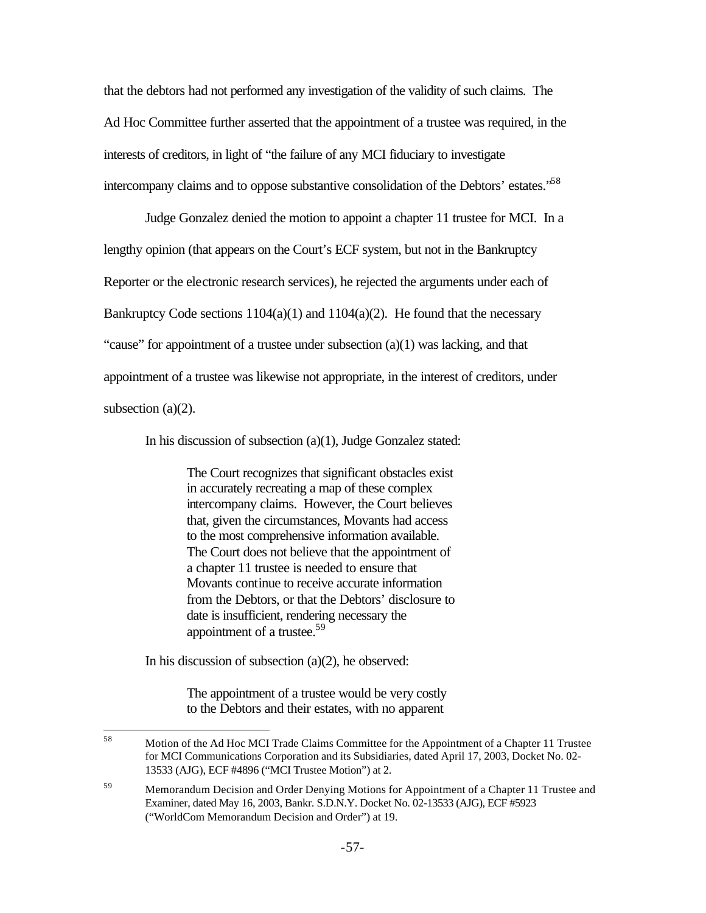that the debtors had not performed any investigation of the validity of such claims. The Ad Hoc Committee further asserted that the appointment of a trustee was required, in the interests of creditors, in light of "the failure of any MCI fiduciary to investigate intercompany claims and to oppose substantive consolidation of the Debtors' estates."[58]

Judge Gonzalez denied the motion to appoint a chapter 11 trustee for MCI. In a lengthy opinion (that appears on the Court's ECF system, but not in the Bankruptcy Reporter or the electronic research services), he rejected the arguments under each of Bankruptcy Code sections 1104(a)(1) and 1104(a)(2). He found that the necessary "cause" for appointment of a trustee under subsection (a)(1) was lacking, and that appointment of a trustee was likewise not appropriate, in the interest of creditors, under subsection (a)(2).

In his discussion of subsection (a)(1), Judge Gonzalez stated:

> The Court recognizes that significant obstacles exist in accurately recreating a map of these complex intercompany claims. However, the Court believes that, given the circumstances, Movants had access to the most comprehensive information available. The Court does not believe that the appointment of a chapter 11 trustee is needed to ensure that Movants continue to receive accurate information from the Debtors, or that the Debtors' disclosure to date is insufficient, rendering necessary the appointment of a trustee.[59]

In his discussion of subsection (a)(2), he observed:

> The appointment of a trustee would be very costly to the Debtors and their estates, with no apparent

---

[58] Motion of the Ad Hoc MCI Trade Claims Committee for the Appointment of a Chapter 11 Trustee for MCI Communications Corporation and its Subsidiaries, dated April 17, 2003, Docket No. 02-13533 (AJG), ECF #4896 ("MCI Trustee Motion") at 2.

[59] Memorandum Decision and Order Denying Motions for Appointment of a Chapter 11 Trustee and Examiner, dated May 16, 2003, Bankr. S.D.N.Y. Docket No. 02-13533 (AJG), ECF #5923 ("WorldCom Memorandum Decision and Order") at 19.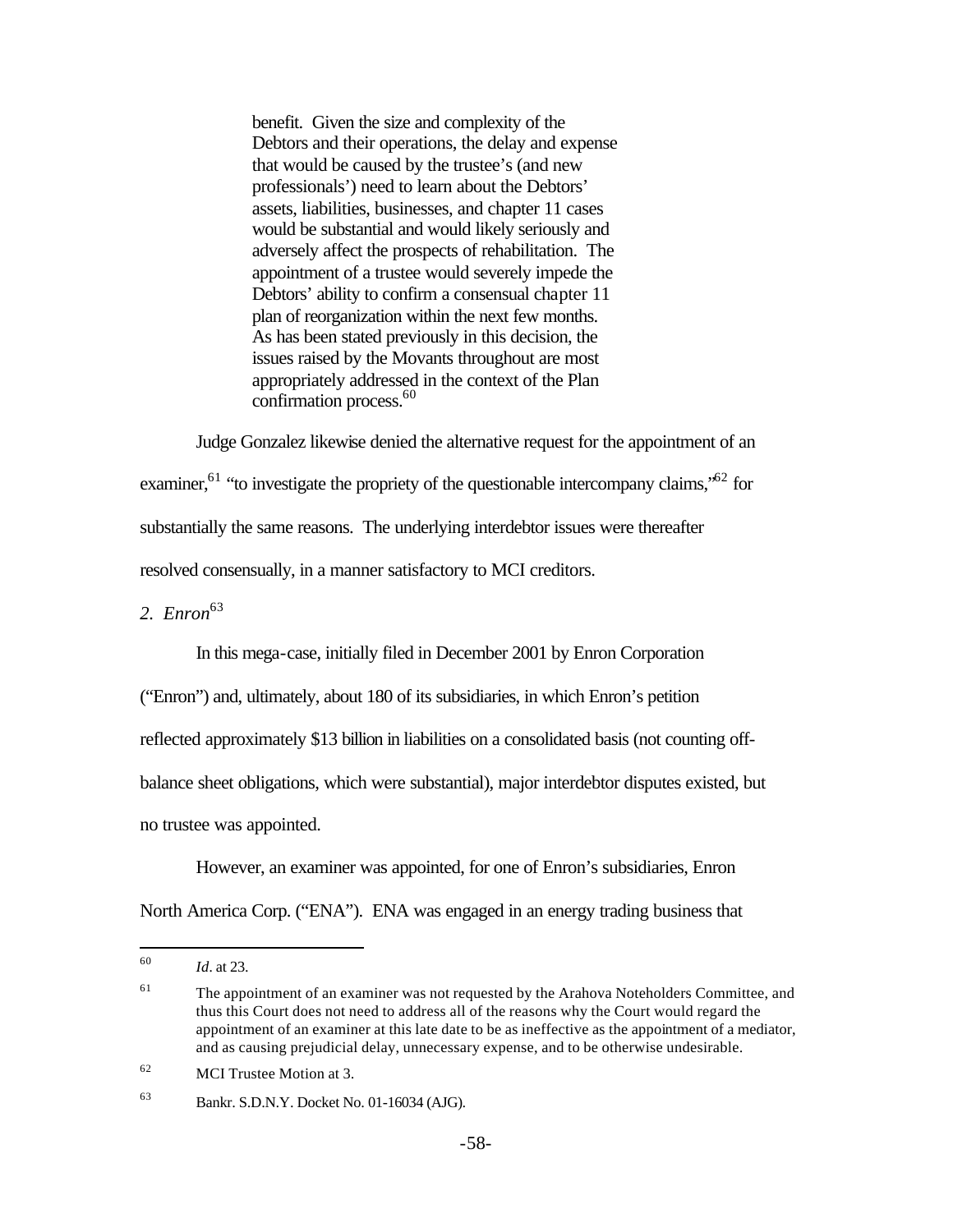> benefit. Given the size and complexity of the Debtors and their operations, the delay and expense that would be caused by the trustee's (and new professionals') need to learn about the Debtors' assets, liabilities, businesses, and chapter 11 cases would be substantial and would likely seriously and adversely affect the prospects of rehabilitation. The appointment of a trustee would severely impede the Debtors' ability to confirm a consensual chapter 11 plan of reorganization within the next few months. As has been stated previously in this decision, the issues raised by the Movants throughout are most appropriately addressed in the context of the Plan confirmation process.[60]

Judge Gonzalez likewise denied the alternative request for the appointment of an examiner,[61] "to investigate the propriety of the questionable intercompany claims,"[62] for substantially the same reasons. The underlying interdebtor issues were thereafter resolved consensually, in a manner satisfactory to MCI creditors.

*2. Enron*[63]

In this mega-case, initially filed in December 2001 by Enron Corporation ("Enron") and, ultimately, about 180 of its subsidiaries, in which Enron's petition reflected approximately $13 billion in liabilities on a consolidated basis (not counting off-balance sheet obligations, which were substantial), major interdebtor disputes existed, but no trustee was appointed.

However, an examiner was appointed, for one of Enron's subsidiaries, Enron North America Corp. ("ENA"). ENA was engaged in an energy trading business that

---

[60] *Id*. at 23.

[61] The appointment of an examiner was not requested by the Arahova Noteholders Committee, and thus this Court does not need to address all of the reasons why the Court would regard the appointment of an examiner at this late date to be as ineffective as the appointment of a mediator, and as causing prejudicial delay, unnecessary expense, and to be otherwise undesirable.

[62] MCI Trustee Motion at 3.

[63] Bankr. S.D.N.Y. Docket No. 01-16034 (AJG).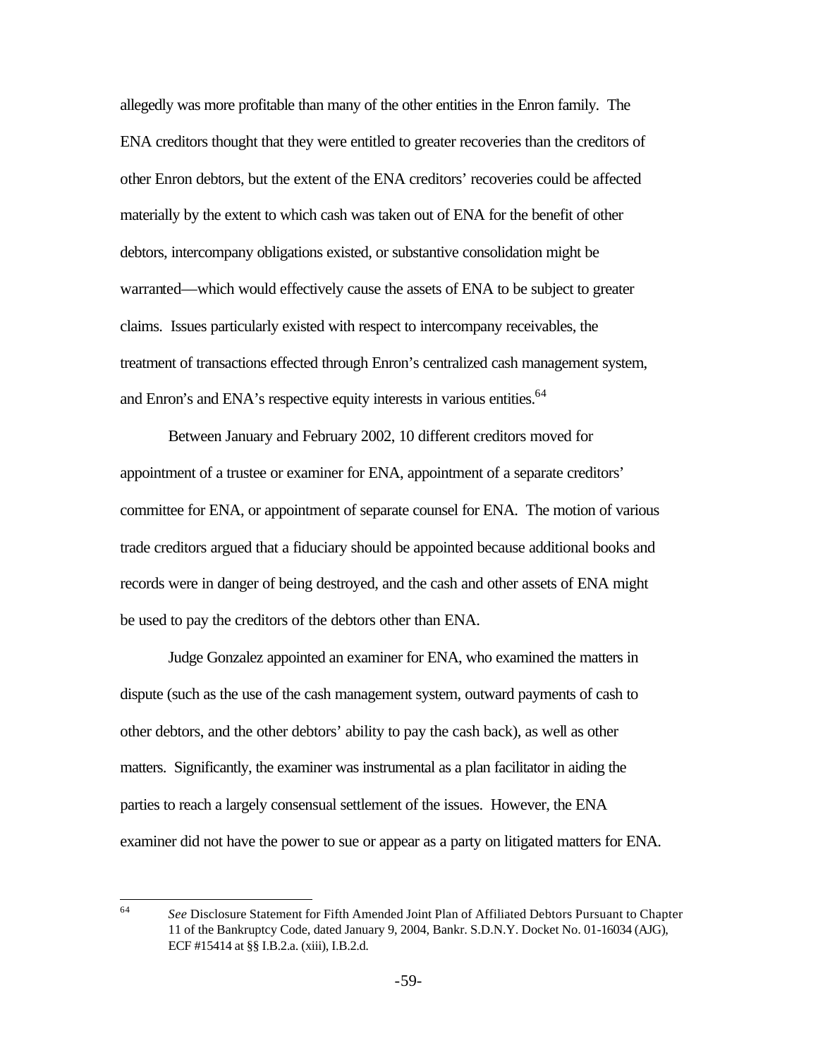allegedly was more profitable than many of the other entities in the Enron family. The ENA creditors thought that they were entitled to greater recoveries than the creditors of other Enron debtors, but the extent of the ENA creditors' recoveries could be affected materially by the extent to which cash was taken out of ENA for the benefit of other debtors, intercompany obligations existed, or substantive consolidation might be warranted—which would effectively cause the assets of ENA to be subject to greater claims. Issues particularly existed with respect to intercompany receivables, the treatment of transactions effected through Enron's centralized cash management system, and Enron's and ENA's respective equity interests in various entities.[64]

Between January and February 2002, 10 different creditors moved for appointment of a trustee or examiner for ENA, appointment of a separate creditors' committee for ENA, or appointment of separate counsel for ENA. The motion of various trade creditors argued that a fiduciary should be appointed because additional books and records were in danger of being destroyed, and the cash and other assets of ENA might be used to pay the creditors of the debtors other than ENA.

Judge Gonzalez appointed an examiner for ENA, who examined the matters in dispute (such as the use of the cash management system, outward payments of cash to other debtors, and the other debtors' ability to pay the cash back), as well as other matters. Significantly, the examiner was instrumental as a plan facilitator in aiding the parties to reach a largely consensual settlement of the issues. However, the ENA examiner did not have the power to sue or appear as a party on litigated matters for ENA.

[64] *See* Disclosure Statement for Fifth Amended Joint Plan of Affiliated Debtors Pursuant to Chapter 11 of the Bankruptcy Code, dated January 9, 2004, Bankr. S.D.N.Y. Docket No. 01-16034 (AJG), ECF #15414 at §§ I.B.2.a. (xiii), I.B.2.d.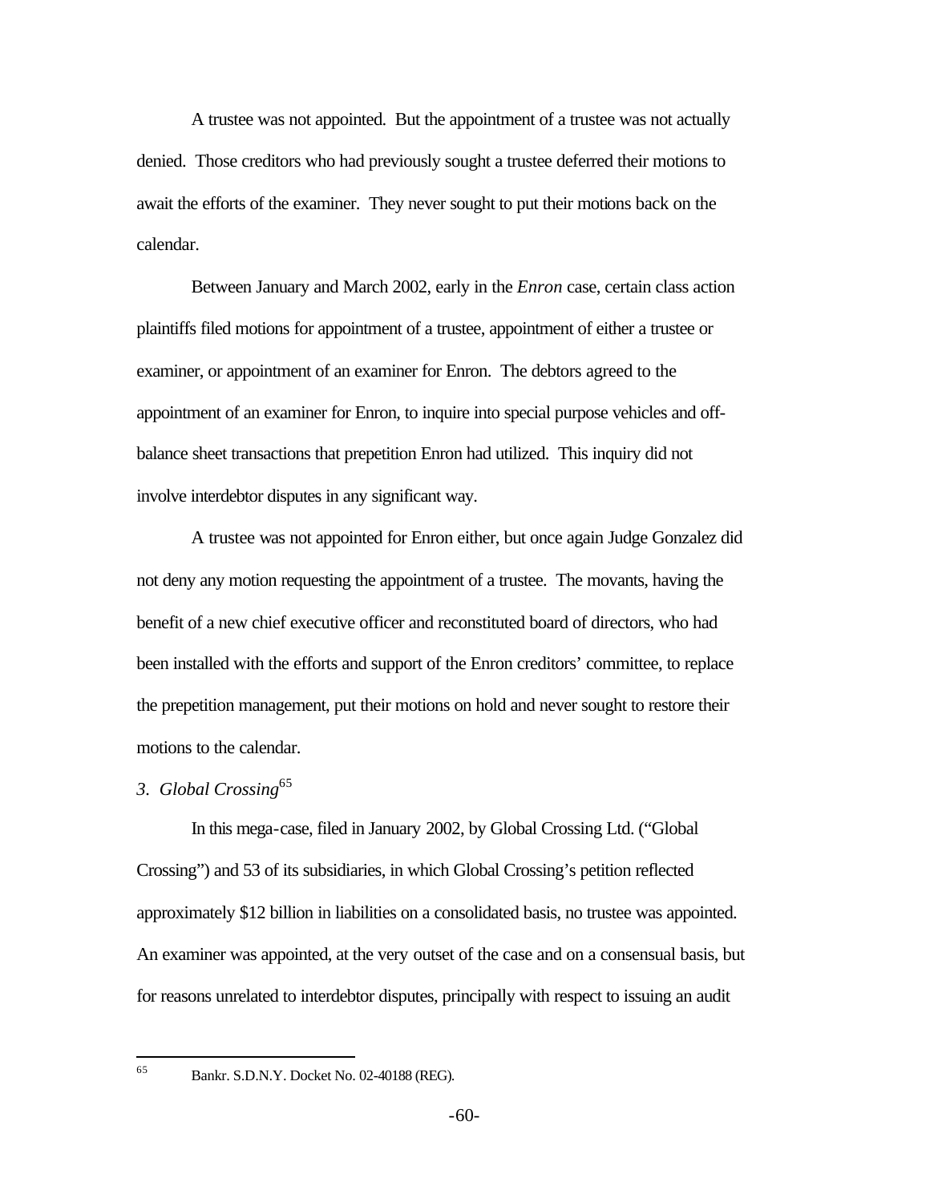A trustee was not appointed. But the appointment of a trustee was not actually denied. Those creditors who had previously sought a trustee deferred their motions to await the efforts of the examiner. They never sought to put their motions back on the calendar.

Between January and March 2002, early in the *Enron* case, certain class action plaintiffs filed motions for appointment of a trustee, appointment of either a trustee or examiner, or appointment of an examiner for Enron. The debtors agreed to the appointment of an examiner for Enron, to inquire into special purpose vehicles and off-balance sheet transactions that prepetition Enron had utilized. This inquiry did not involve interdebtor disputes in any significant way.

A trustee was not appointed for Enron either, but once again Judge Gonzalez did not deny any motion requesting the appointment of a trustee. The movants, having the benefit of a new chief executive officer and reconstituted board of directors, who had been installed with the efforts and support of the Enron creditors' committee, to replace the prepetition management, put their motions on hold and never sought to restore their motions to the calendar.

### *3. Global Crossing*[65]

In this mega-case, filed in January 2002, by Global Crossing Ltd. ("Global Crossing") and 53 of its subsidiaries, in which Global Crossing's petition reflected approximately $12 billion in liabilities on a consolidated basis, no trustee was appointed. An examiner was appointed, at the very outset of the case and on a consensual basis, but for reasons unrelated to interdebtor disputes, principally with respect to issuing an audit

---

[65] Bankr. S.D.N.Y. Docket No. 02-40188 (REG).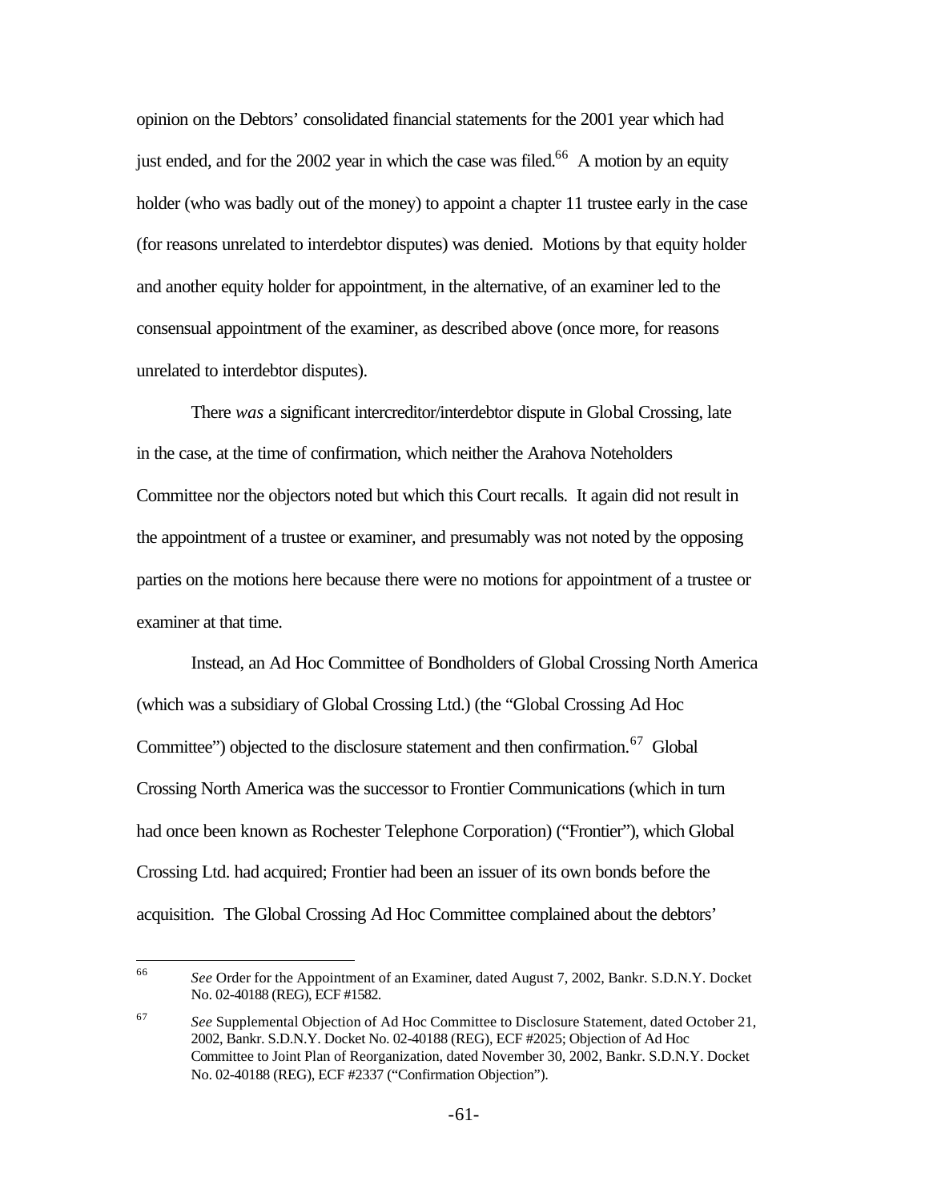opinion on the Debtors' consolidated financial statements for the 2001 year which had just ended, and for the 2002 year in which the case was filed.[66] A motion by an equity holder (who was badly out of the money) to appoint a chapter 11 trustee early in the case (for reasons unrelated to interdebtor disputes) was denied. Motions by that equity holder and another equity holder for appointment, in the alternative, of an examiner led to the consensual appointment of the examiner, as described above (once more, for reasons unrelated to interdebtor disputes).

There *was* a significant intercreditor/interdebtor dispute in Global Crossing, late in the case, at the time of confirmation, which neither the Arahova Noteholders Committee nor the objectors noted but which this Court recalls. It again did not result in the appointment of a trustee or examiner, and presumably was not noted by the opposing parties on the motions here because there were no motions for appointment of a trustee or examiner at that time.

Instead, an Ad Hoc Committee of Bondholders of Global Crossing North America (which was a subsidiary of Global Crossing Ltd.) (the "Global Crossing Ad Hoc Committee") objected to the disclosure statement and then confirmation.[67] Global Crossing North America was the successor to Frontier Communications (which in turn had once been known as Rochester Telephone Corporation) ("Frontier"), which Global Crossing Ltd. had acquired; Frontier had been an issuer of its own bonds before the acquisition. The Global Crossing Ad Hoc Committee complained about the debtors'

---

[66] *See* Order for the Appointment of an Examiner, dated August 7, 2002, Bankr. S.D.N.Y. Docket No. 02-40188 (REG), ECF #1582.

[67] *See* Supplemental Objection of Ad Hoc Committee to Disclosure Statement, dated October 21, 2002, Bankr. S.D.N.Y. Docket No. 02-40188 (REG), ECF #2025; Objection of Ad Hoc Committee to Joint Plan of Reorganization, dated November 30, 2002, Bankr. S.D.N.Y. Docket No. 02-40188 (REG), ECF #2337 ("Confirmation Objection").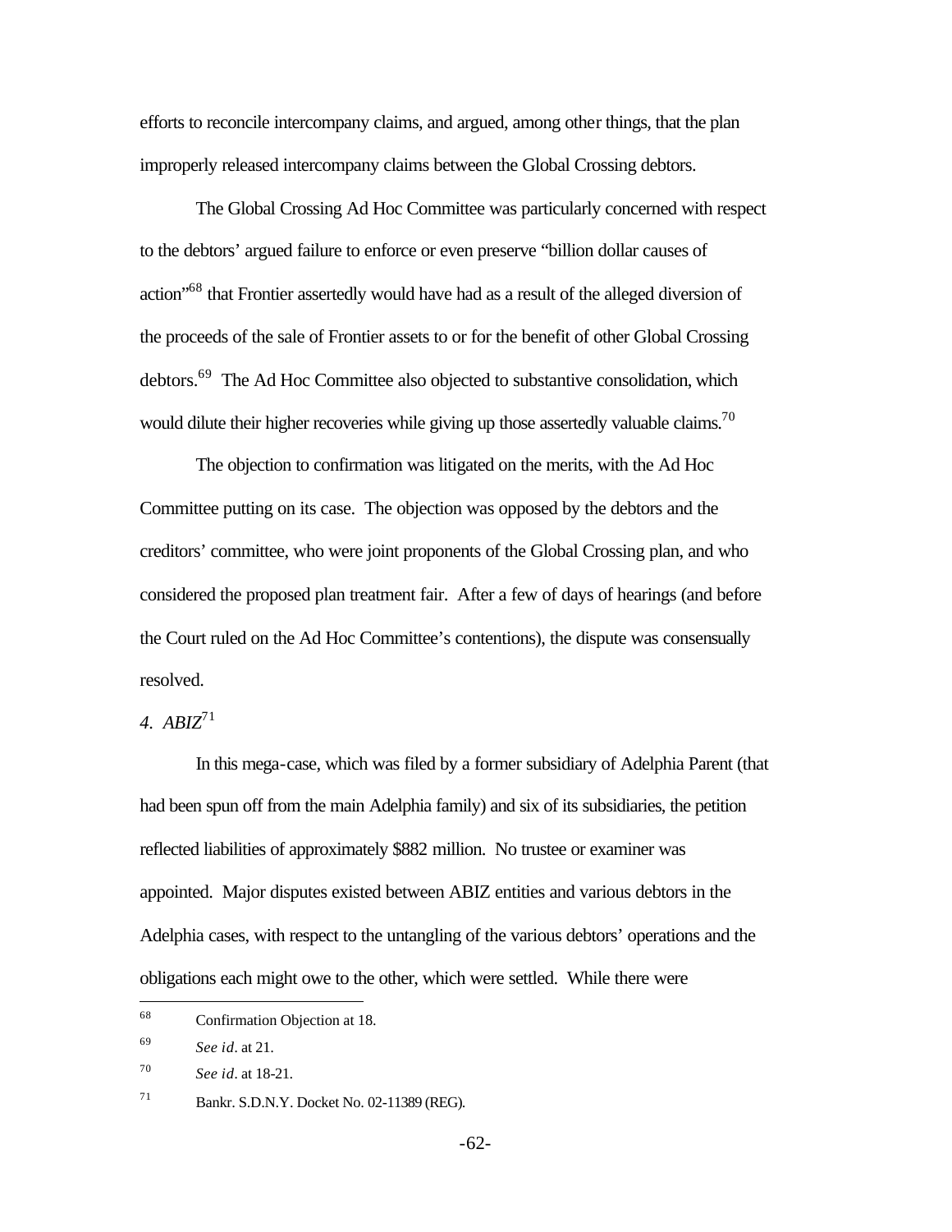efforts to reconcile intercompany claims, and argued, among other things, that the plan improperly released intercompany claims between the Global Crossing debtors.

The Global Crossing Ad Hoc Committee was particularly concerned with respect to the debtors' argued failure to enforce or even preserve "billion dollar causes of action"[68] that Frontier assertedly would have had as a result of the alleged diversion of the proceeds of the sale of Frontier assets to or for the benefit of other Global Crossing debtors.[69] The Ad Hoc Committee also objected to substantive consolidation, which would dilute their higher recoveries while giving up those assertedly valuable claims.[70]

The objection to confirmation was litigated on the merits, with the Ad Hoc Committee putting on its case. The objection was opposed by the debtors and the creditors' committee, who were joint proponents of the Global Crossing plan, and who considered the proposed plan treatment fair. After a few of days of hearings (and before the Court ruled on the Ad Hoc Committee's contentions), the dispute was consensually resolved.

*4. ABIZ*[71]

In this mega-case, which was filed by a former subsidiary of Adelphia Parent (that had been spun off from the main Adelphia family) and six of its subsidiaries, the petition reflected liabilities of approximately $882 million. No trustee or examiner was appointed. Major disputes existed between ABIZ entities and various debtors in the Adelphia cases, with respect to the untangling of the various debtors' operations and the obligations each might owe to the other, which were settled. While there were

---

[68] Confirmation Objection at 18.

[69] *See id*. at 21.

[70] *See id*. at 18-21.

[71] Bankr. S.D.N.Y. Docket No. 02-11389 (REG).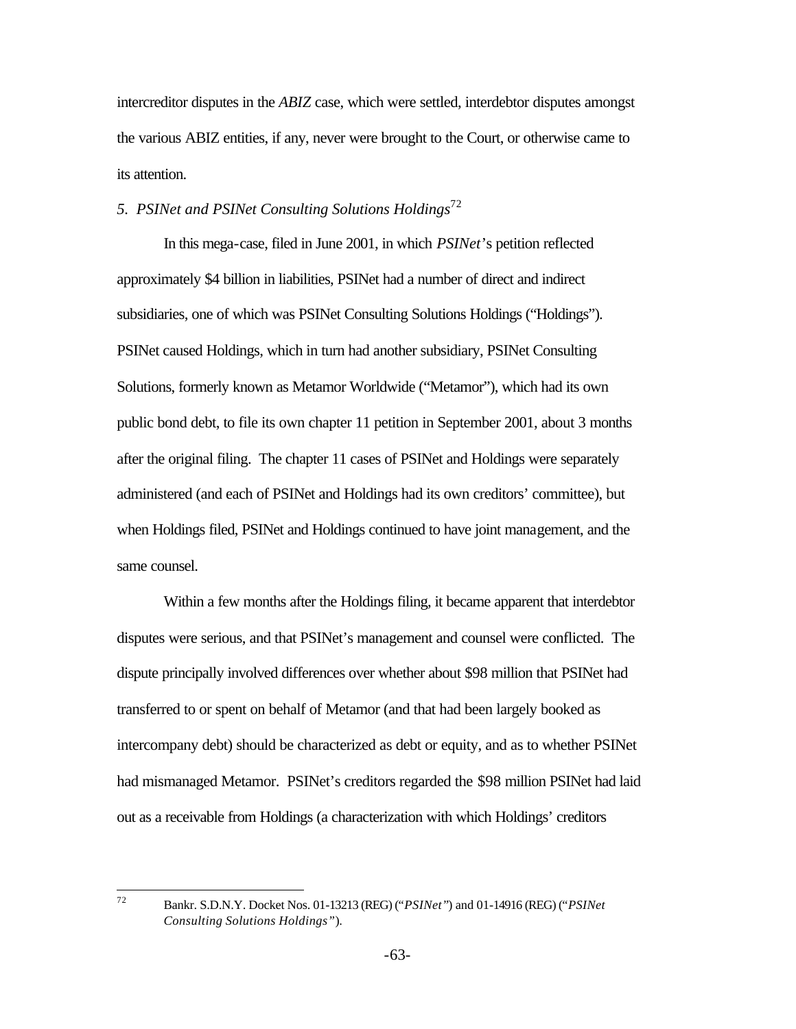intercreditor disputes in the *ABIZ* case, which were settled, interdebtor disputes amongst the various ABIZ entities, if any, never were brought to the Court, or otherwise came to its attention.

### *5. PSINet and PSINet Consulting Solutions Holdings*[72]

In this mega-case, filed in June 2001, in which *PSINet*'s petition reflected approximately $4 billion in liabilities, PSINet had a number of direct and indirect subsidiaries, one of which was PSINet Consulting Solutions Holdings ("Holdings"). PSINet caused Holdings, which in turn had another subsidiary, PSINet Consulting Solutions, formerly known as Metamor Worldwide ("Metamor"), which had its own public bond debt, to file its own chapter 11 petition in September 2001, about 3 months after the original filing. The chapter 11 cases of PSINet and Holdings were separately administered (and each of PSINet and Holdings had its own creditors' committee), but when Holdings filed, PSINet and Holdings continued to have joint management, and the same counsel.

Within a few months after the Holdings filing, it became apparent that interdebtor disputes were serious, and that PSINet's management and counsel were conflicted. The dispute principally involved differences over whether about $98 million that PSINet had transferred to or spent on behalf of Metamor (and that had been largely booked as intercompany debt) should be characterized as debt or equity, and as to whether PSINet had mismanaged Metamor. PSINet's creditors regarded the $98 million PSINet had laid out as a receivable from Holdings (a characterization with which Holdings' creditors

---

[72] Bankr. S.D.N.Y. Docket Nos. 01-13213 (REG) ("*PSINet*") and 01-14916 (REG) ("*PSINet Consulting Solutions Holdings*").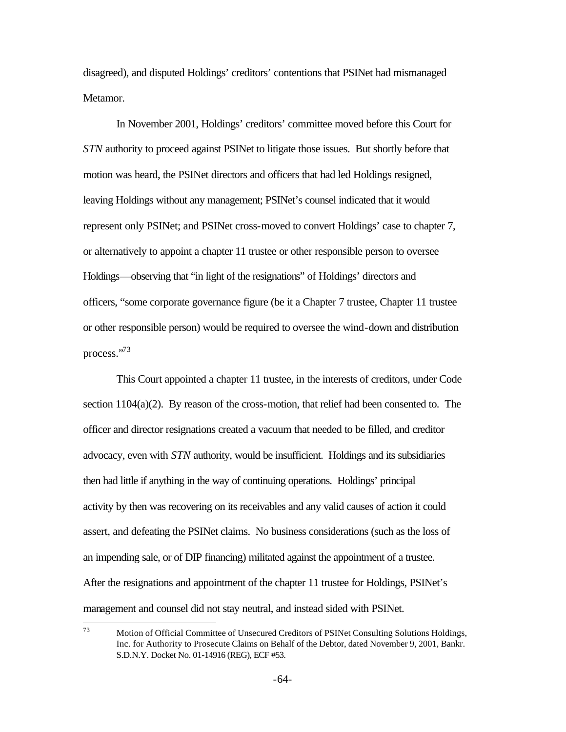disagreed), and disputed Holdings' creditors' contentions that PSINet had mismanaged Metamor.

In November 2001, Holdings' creditors' committee moved before this Court for *STN* authority to proceed against PSINet to litigate those issues. But shortly before that motion was heard, the PSINet directors and officers that had led Holdings resigned, leaving Holdings without any management; PSINet's counsel indicated that it would represent only PSINet; and PSINet cross-moved to convert Holdings' case to chapter 7, or alternatively to appoint a chapter 11 trustee or other responsible person to oversee Holdings—observing that "in light of the resignations" of Holdings' directors and officers, "some corporate governance figure (be it a Chapter 7 trustee, Chapter 11 trustee or other responsible person) would be required to oversee the wind-down and distribution process."[73]

This Court appointed a chapter 11 trustee, in the interests of creditors, under Code section 1104(a)(2). By reason of the cross-motion, that relief had been consented to. The officer and director resignations created a vacuum that needed to be filled, and creditor advocacy, even with *STN* authority, would be insufficient. Holdings and its subsidiaries then had little if anything in the way of continuing operations. Holdings' principal activity by then was recovering on its receivables and any valid causes of action it could assert, and defeating the PSINet claims. No business considerations (such as the loss of an impending sale, or of DIP financing) militated against the appointment of a trustee. After the resignations and appointment of the chapter 11 trustee for Holdings, PSINet's management and counsel did not stay neutral, and instead sided with PSINet.

---

[73] Motion of Official Committee of Unsecured Creditors of PSINet Consulting Solutions Holdings, Inc. for Authority to Prosecute Claims on Behalf of the Debtor, dated November 9, 2001, Bankr. S.D.N.Y. Docket No. 01-14916 (REG), ECF #53.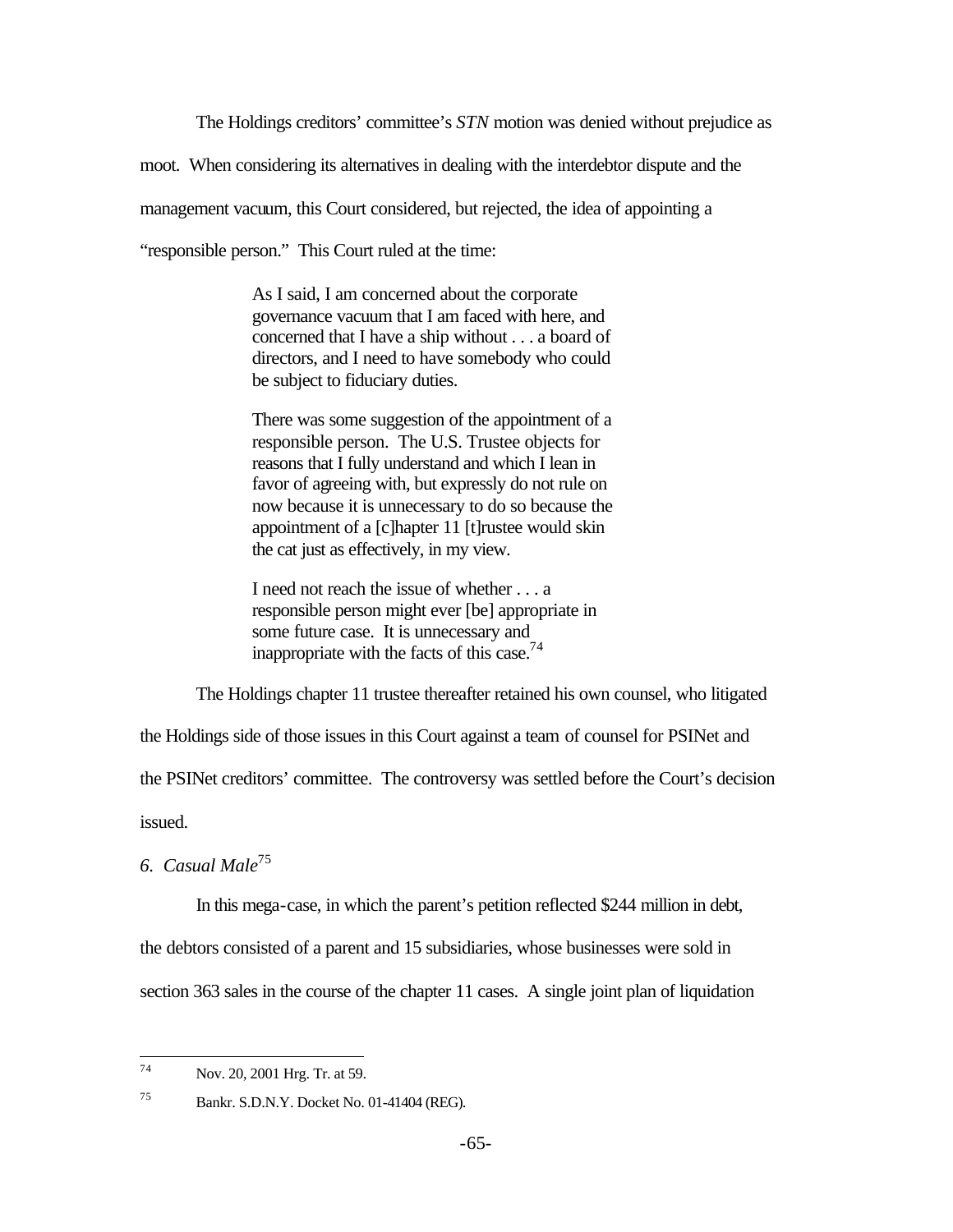The Holdings creditors' committee's *STN* motion was denied without prejudice as moot. When considering its alternatives in dealing with the interdebtor dispute and the management vacuum, this Court considered, but rejected, the idea of appointing a "responsible person." This Court ruled at the time:

> As I said, I am concerned about the corporate governance vacuum that I am faced with here, and concerned that I have a ship without . . . a board of directors, and I need to have somebody who could be subject to fiduciary duties.
>
> There was some suggestion of the appointment of a responsible person. The U.S. Trustee objects for reasons that I fully understand and which I lean in favor of agreeing with, but expressly do not rule on now because it is unnecessary to do so because the appointment of a [c]hapter 11 [t]rustee would skin the cat just as effectively, in my view.
>
> I need not reach the issue of whether . . . a responsible person might ever [be] appropriate in some future case. It is unnecessary and inappropriate with the facts of this case.[74]

The Holdings chapter 11 trustee thereafter retained his own counsel, who litigated the Holdings side of those issues in this Court against a team of counsel for PSINet and the PSINet creditors' committee. The controversy was settled before the Court's decision issued.

*6. Casual Male*[75]

In this mega-case, in which the parent's petition reflected \$244 million in debt, the debtors consisted of a parent and 15 subsidiaries, whose businesses were sold in section 363 sales in the course of the chapter 11 cases. A single joint plan of liquidation

---

[74] Nov. 20, 2001 Hrg. Tr. at 59.

[75] Bankr. S.D.N.Y. Docket No. 01-41404 (REG).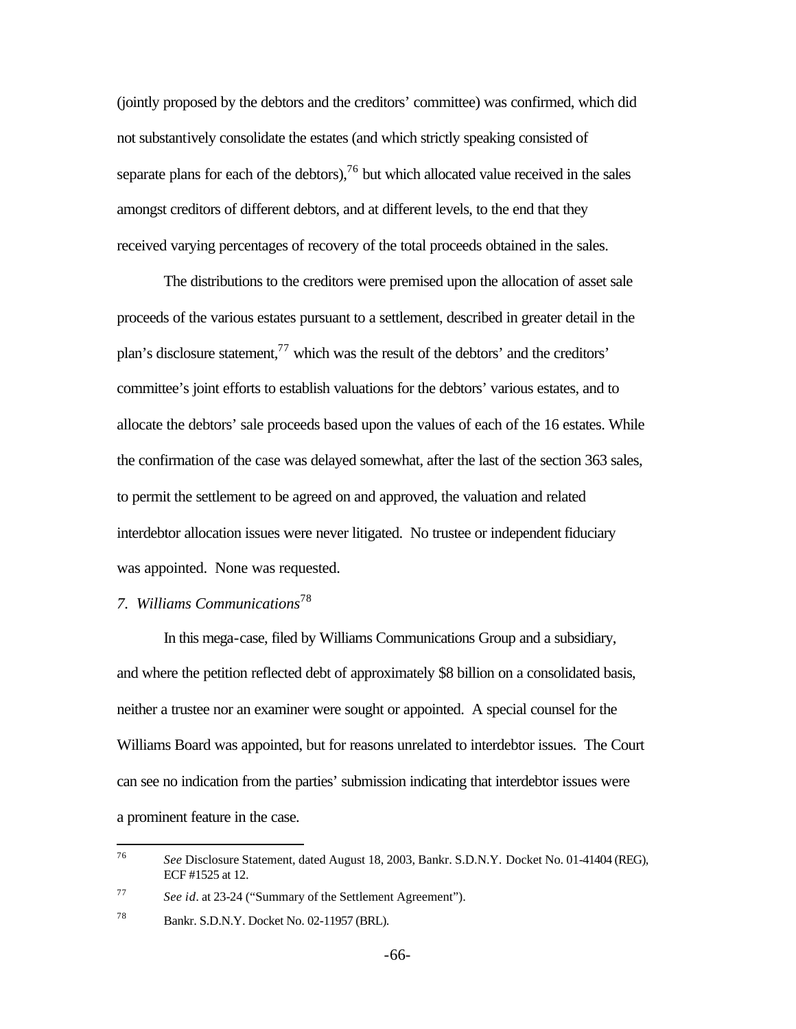(jointly proposed by the debtors and the creditors' committee) was confirmed, which did not substantively consolidate the estates (and which strictly speaking consisted of separate plans for each of the debtors),[76] but which allocated value received in the sales amongst creditors of different debtors, and at different levels, to the end that they received varying percentages of recovery of the total proceeds obtained in the sales.

The distributions to the creditors were premised upon the allocation of asset sale proceeds of the various estates pursuant to a settlement, described in greater detail in the plan's disclosure statement,[77] which was the result of the debtors' and the creditors' committee's joint efforts to establish valuations for the debtors' various estates, and to allocate the debtors' sale proceeds based upon the values of each of the 16 estates. While the confirmation of the case was delayed somewhat, after the last of the section 363 sales, to permit the settlement to be agreed on and approved, the valuation and related interdebtor allocation issues were never litigated. No trustee or independent fiduciary was appointed. None was requested.

*7. Williams Communications*[78]

In this mega-case, filed by Williams Communications Group and a subsidiary, and where the petition reflected debt of approximately \$8 billion on a consolidated basis, neither a trustee nor an examiner were sought or appointed. A special counsel for the Williams Board was appointed, but for reasons unrelated to interdebtor issues. The Court can see no indication from the parties' submission indicating that interdebtor issues were a prominent feature in the case.

---

[76] *See* Disclosure Statement, dated August 18, 2003, Bankr. S.D.N.Y. Docket No. 01-41404 (REG), ECF #1525 at 12.

[77] *See id*. at 23-24 ("Summary of the Settlement Agreement").

[78] Bankr. S.D.N.Y. Docket No. 02-11957 (BRL).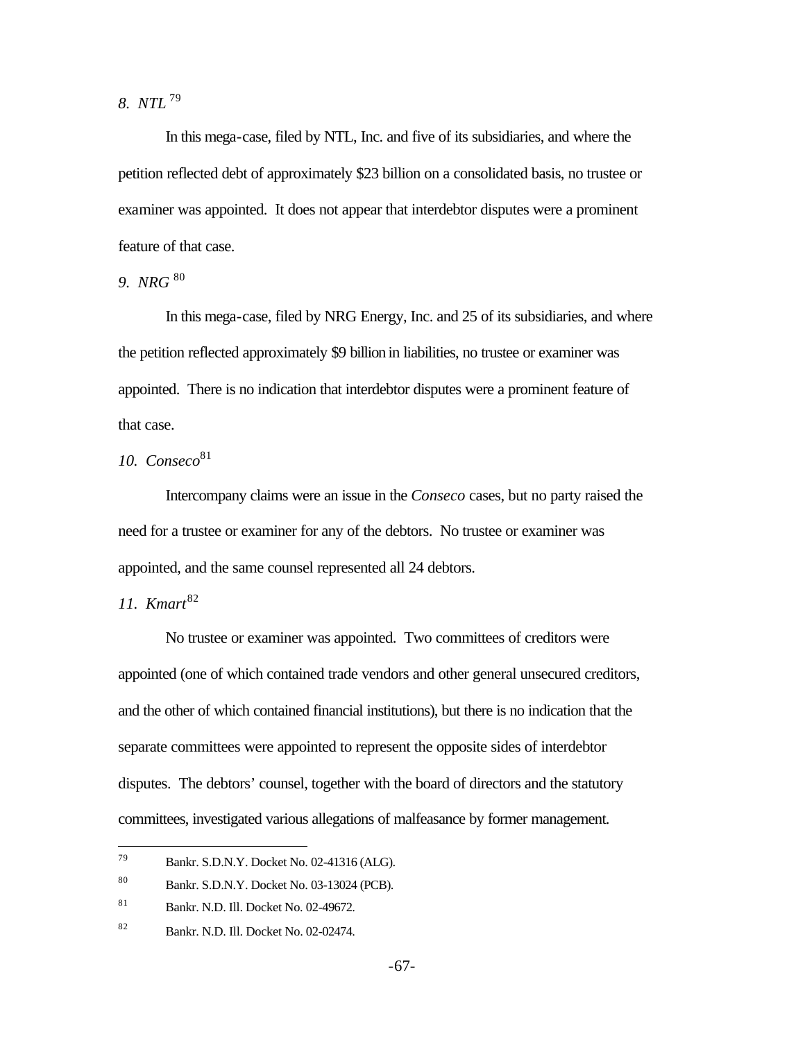*8. NTL*[79]

In this mega-case, filed by NTL, Inc. and five of its subsidiaries, and where the petition reflected debt of approximately $23 billion on a consolidated basis, no trustee or examiner was appointed. It does not appear that interdebtor disputes were a prominent feature of that case.

*9. NRG*[80]

In this mega-case, filed by NRG Energy, Inc. and 25 of its subsidiaries, and where the petition reflected approximately $9 billion in liabilities, no trustee or examiner was appointed. There is no indication that interdebtor disputes were a prominent feature of that case.

*10. Conseco*[81]

Intercompany claims were an issue in the *Conseco* cases, but no party raised the need for a trustee or examiner for any of the debtors. No trustee or examiner was appointed, and the same counsel represented all 24 debtors.

*11. Kmart*[82]

No trustee or examiner was appointed. Two committees of creditors were appointed (one of which contained trade vendors and other general unsecured creditors, and the other of which contained financial institutions), but there is no indication that the separate committees were appointed to represent the opposite sides of interdebtor disputes. The debtors' counsel, together with the board of directors and the statutory committees, investigated various allegations of malfeasance by former management.

---

[79] Bankr. S.D.N.Y. Docket No. 02-41316 (ALG).

[80] Bankr. S.D.N.Y. Docket No. 03-13024 (PCB).

[81] Bankr. N.D. Ill. Docket No. 02-49672.

[82] Bankr. N.D. Ill. Docket No. 02-02474.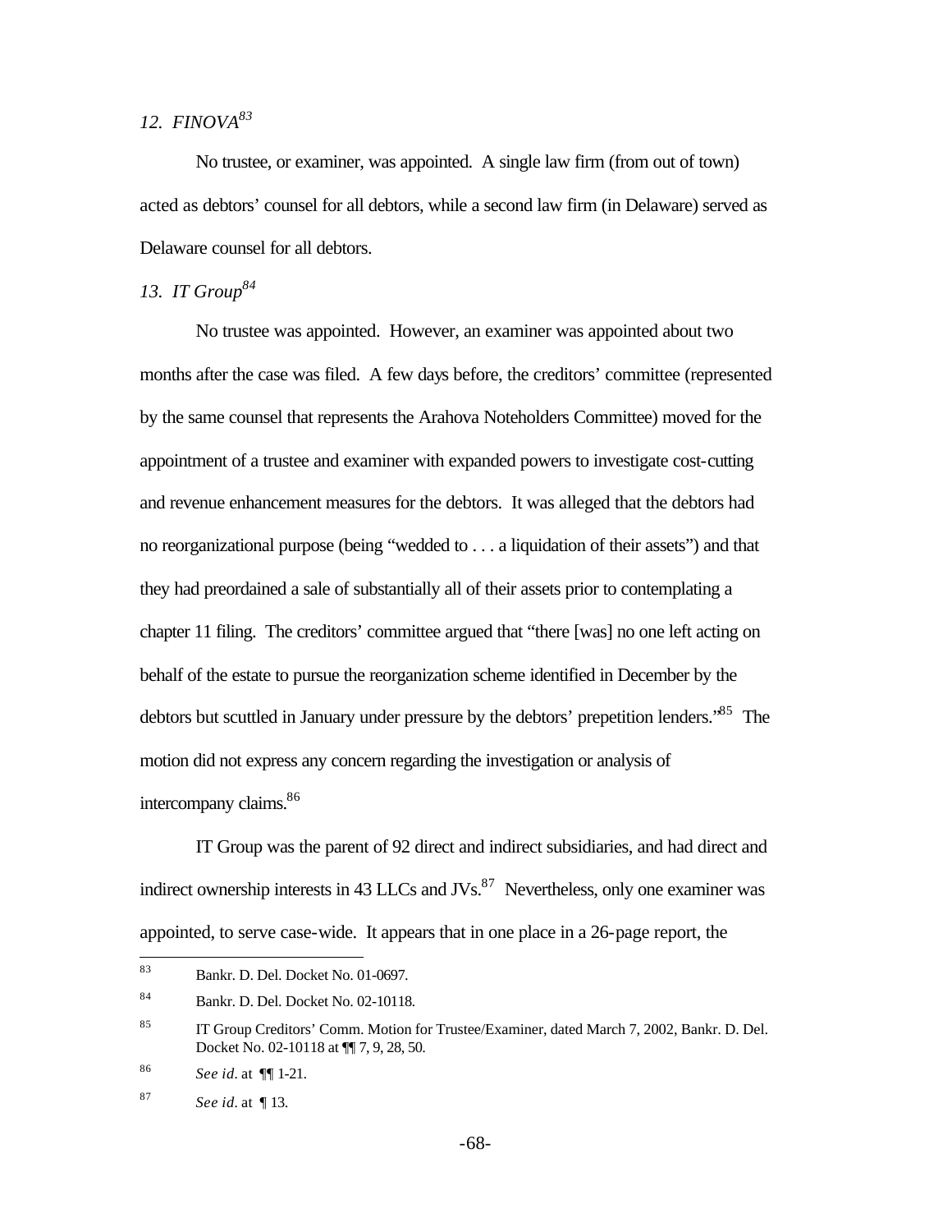*12. FINOVA*[83]

No trustee, or examiner, was appointed. A single law firm (from out of town) acted as debtors' counsel for all debtors, while a second law firm (in Delaware) served as Delaware counsel for all debtors.

*13. IT Group*[84]

No trustee was appointed. However, an examiner was appointed about two months after the case was filed. A few days before, the creditors' committee (represented by the same counsel that represents the Arahova Noteholders Committee) moved for the appointment of a trustee and examiner with expanded powers to investigate cost-cutting and revenue enhancement measures for the debtors. It was alleged that the debtors had no reorganizational purpose (being "wedded to . . . a liquidation of their assets") and that they had preordained a sale of substantially all of their assets prior to contemplating a chapter 11 filing. The creditors' committee argued that "there [was] no one left acting on behalf of the estate to pursue the reorganization scheme identified in December by the debtors but scuttled in January under pressure by the debtors' prepetition lenders."[85] The motion did not express any concern regarding the investigation or analysis of intercompany claims.[86]

IT Group was the parent of 92 direct and indirect subsidiaries, and had direct and indirect ownership interests in 43 LLCs and JVs.[87] Nevertheless, only one examiner was appointed, to serve case-wide. It appears that in one place in a 26-page report, the

---

[83] Bankr. D. Del. Docket No. 01-0697.

[84] Bankr. D. Del. Docket No. 02-10118.

[85] IT Group Creditors' Comm. Motion for Trustee/Examiner, dated March 7, 2002, Bankr. D. Del. Docket No. 02-10118 at ¶¶ 7, 9, 28, 50.

[86] *See id.* at ¶¶ 1-21.

[87] *See id.* at ¶ 13.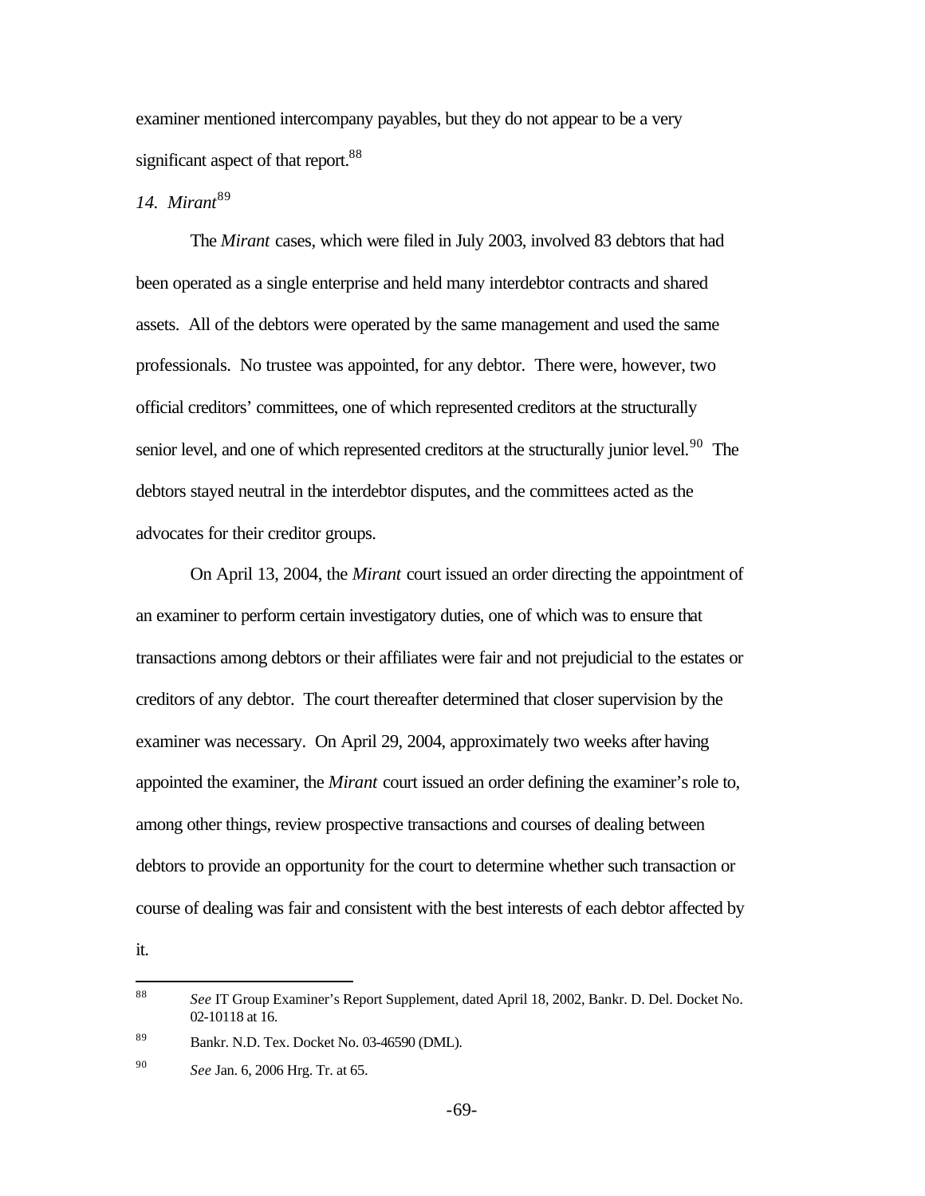examiner mentioned intercompany payables, but they do not appear to be a very significant aspect of that report.[88]

*14. Mirant*[89]

The *Mirant* cases, which were filed in July 2003, involved 83 debtors that had been operated as a single enterprise and held many interdebtor contracts and shared assets. All of the debtors were operated by the same management and used the same professionals. No trustee was appointed, for any debtor. There were, however, two official creditors' committees, one of which represented creditors at the structurally senior level, and one of which represented creditors at the structurally junior level.[90] The debtors stayed neutral in the interdebtor disputes, and the committees acted as the advocates for their creditor groups.

On April 13, 2004, the *Mirant* court issued an order directing the appointment of an examiner to perform certain investigatory duties, one of which was to ensure that transactions among debtors or their affiliates were fair and not prejudicial to the estates or creditors of any debtor. The court thereafter determined that closer supervision by the examiner was necessary. On April 29, 2004, approximately two weeks after having appointed the examiner, the *Mirant* court issued an order defining the examiner's role to, among other things, review prospective transactions and courses of dealing between debtors to provide an opportunity for the court to determine whether such transaction or course of dealing was fair and consistent with the best interests of each debtor affected by it.

---

[88] *See* IT Group Examiner's Report Supplement, dated April 18, 2002, Bankr. D. Del. Docket No. 02-10118 at 16.

[89] Bankr. N.D. Tex. Docket No. 03-46590 (DML).

[90] *See* Jan. 6, 2006 Hrg. Tr. at 65.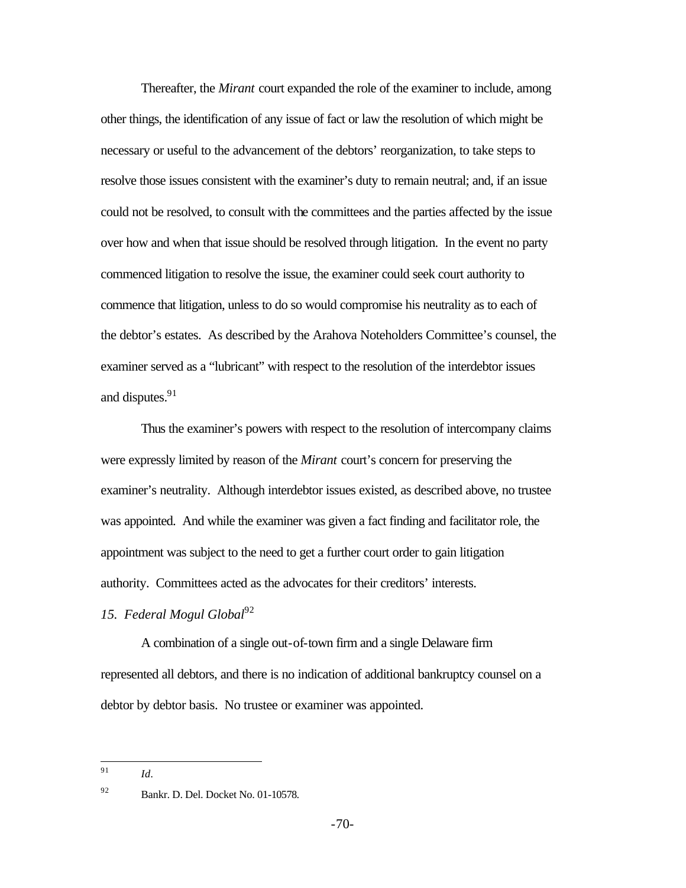Thereafter, the *Mirant* court expanded the role of the examiner to include, among other things, the identification of any issue of fact or law the resolution of which might be necessary or useful to the advancement of the debtors' reorganization, to take steps to resolve those issues consistent with the examiner's duty to remain neutral; and, if an issue could not be resolved, to consult with the committees and the parties affected by the issue over how and when that issue should be resolved through litigation. In the event no party commenced litigation to resolve the issue, the examiner could seek court authority to commence that litigation, unless to do so would compromise his neutrality as to each of the debtor's estates. As described by the Arahova Noteholders Committee's counsel, the examiner served as a "lubricant" with respect to the resolution of the interdebtor issues and disputes.[91]

Thus the examiner's powers with respect to the resolution of intercompany claims were expressly limited by reason of the *Mirant* court's concern for preserving the examiner's neutrality. Although interdebtor issues existed, as described above, no trustee was appointed. And while the examiner was given a fact finding and facilitator role, the appointment was subject to the need to get a further court order to gain litigation authority. Committees acted as the advocates for their creditors' interests.

*15. Federal Mogul Global*[92]

A combination of a single out-of-town firm and a single Delaware firm represented all debtors, and there is no indication of additional bankruptcy counsel on a debtor by debtor basis. No trustee or examiner was appointed.

---

[91] *Id*.

[92] Bankr. D. Del. Docket No. 01-10578.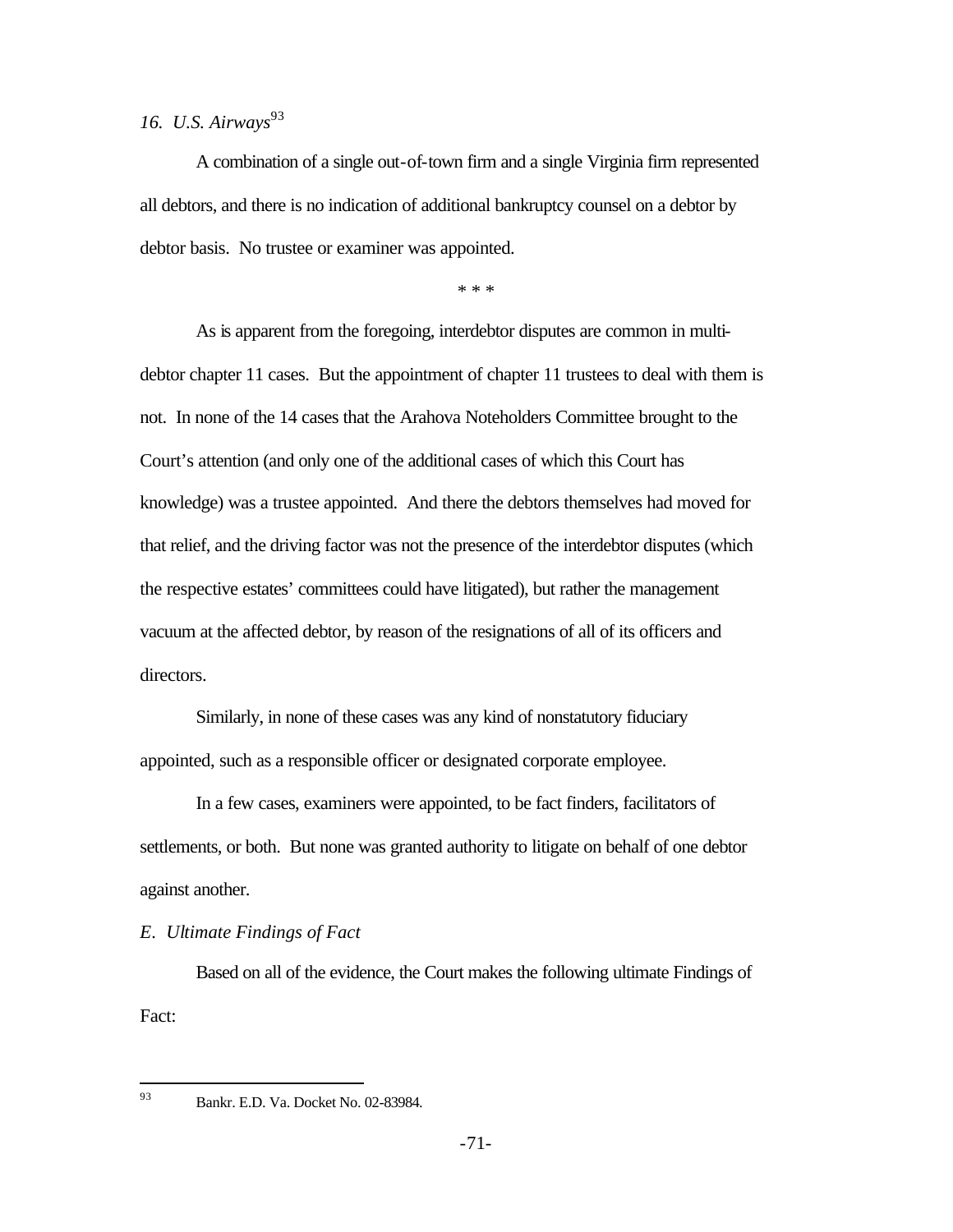*16. U.S. Airways*[93]

A combination of a single out-of-town firm and a single Virginia firm represented all debtors, and there is no indication of additional bankruptcy counsel on a debtor by debtor basis. No trustee or examiner was appointed.

\* \* \*

As is apparent from the foregoing, interdebtor disputes are common in multi-debtor chapter 11 cases. But the appointment of chapter 11 trustees to deal with them is not. In none of the 14 cases that the Arahova Noteholders Committee brought to the Court's attention (and only one of the additional cases of which this Court has knowledge) was a trustee appointed. And there the debtors themselves had moved for that relief, and the driving factor was not the presence of the interdebtor disputes (which the respective estates' committees could have litigated), but rather the management vacuum at the affected debtor, by reason of the resignations of all of its officers and directors.

Similarly, in none of these cases was any kind of nonstatutory fiduciary appointed, such as a responsible officer or designated corporate employee.

In a few cases, examiners were appointed, to be fact finders, facilitators of settlements, or both. But none was granted authority to litigate on behalf of one debtor against another.

*E. Ultimate Findings of Fact*

Based on all of the evidence, the Court makes the following ultimate Findings of Fact:

---

[93] Bankr. E.D. Va. Docket No. 02-83984.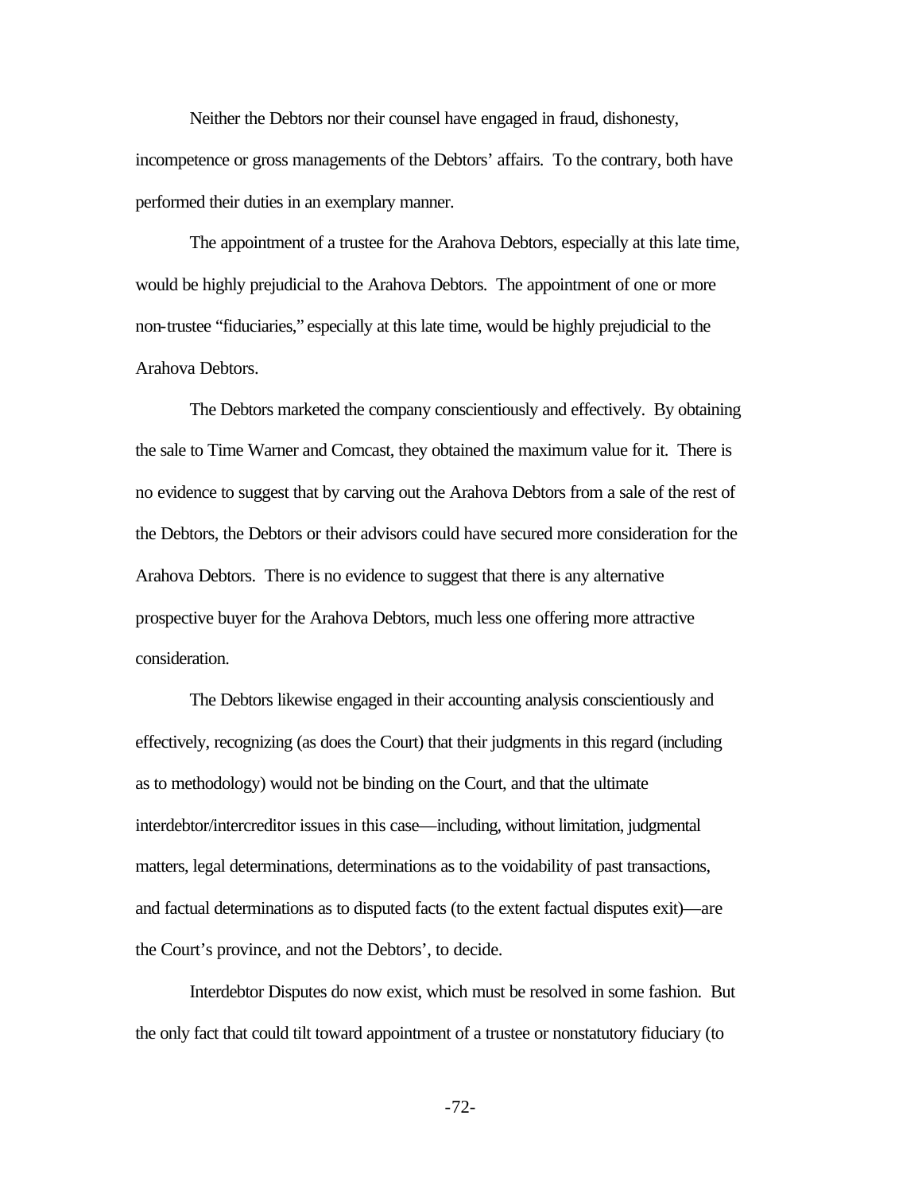Neither the Debtors nor their counsel have engaged in fraud, dishonesty, incompetence or gross managements of the Debtors' affairs. To the contrary, both have performed their duties in an exemplary manner.

The appointment of a trustee for the Arahova Debtors, especially at this late time, would be highly prejudicial to the Arahova Debtors. The appointment of one or more non-trustee "fiduciaries," especially at this late time, would be highly prejudicial to the Arahova Debtors.

The Debtors marketed the company conscientiously and effectively. By obtaining the sale to Time Warner and Comcast, they obtained the maximum value for it. There is no evidence to suggest that by carving out the Arahova Debtors from a sale of the rest of the Debtors, the Debtors or their advisors could have secured more consideration for the Arahova Debtors. There is no evidence to suggest that there is any alternative prospective buyer for the Arahova Debtors, much less one offering more attractive consideration.

The Debtors likewise engaged in their accounting analysis conscientiously and effectively, recognizing (as does the Court) that their judgments in this regard (including as to methodology) would not be binding on the Court, and that the ultimate interdebtor/intercreditor issues in this case—including, without limitation, judgmental matters, legal determinations, determinations as to the voidability of past transactions, and factual determinations as to disputed facts (to the extent factual disputes exit)—are the Court's province, and not the Debtors', to decide.

Interdebtor Disputes do now exist, which must be resolved in some fashion. But the only fact that could tilt toward appointment of a trustee or nonstatutory fiduciary (to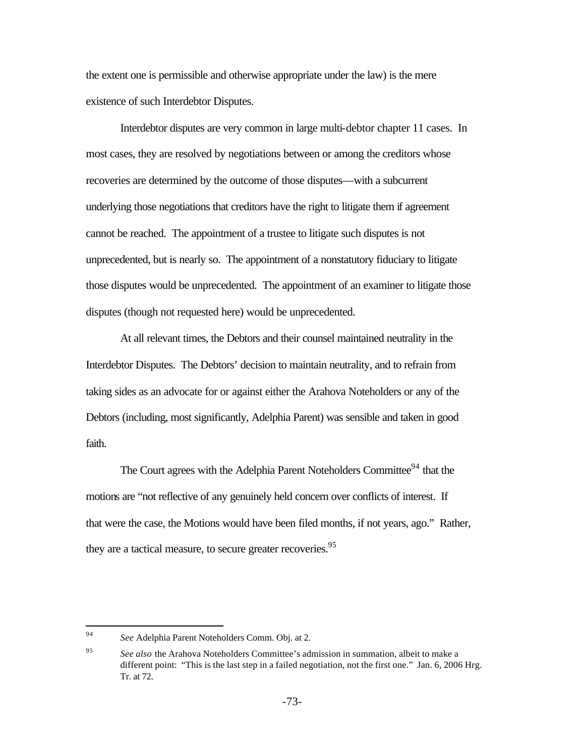the extent one is permissible and otherwise appropriate under the law) is the mere existence of such Interdebtor Disputes.

Interdebtor disputes are very common in large multi-debtor chapter 11 cases. In most cases, they are resolved by negotiations between or among the creditors whose recoveries are determined by the outcome of those disputes—with a subcurrent underlying those negotiations that creditors have the right to litigate them if agreement cannot be reached. The appointment of a trustee to litigate such disputes is not unprecedented, but is nearly so. The appointment of a nonstatutory fiduciary to litigate those disputes would be unprecedented. The appointment of an examiner to litigate those disputes (though not requested here) would be unprecedented.

At all relevant times, the Debtors and their counsel maintained neutrality in the Interdebtor Disputes. The Debtors' decision to maintain neutrality, and to refrain from taking sides as an advocate for or against either the Arahova Noteholders or any of the Debtors (including, most significantly, Adelphia Parent) was sensible and taken in good faith.

The Court agrees with the Adelphia Parent Noteholders Committee[94] that the motions are "not reflective of any genuinely held concern over conflicts of interest. If that were the case, the Motions would have been filed months, if not years, ago." Rather, they are a tactical measure, to secure greater recoveries.[95]

---

[94] *See* Adelphia Parent Noteholders Comm. Obj. at 2.

[95] *See also* the Arahova Noteholders Committee's admission in summation, albeit to make a different point: "This is the last step in a failed negotiation, not the first one." Jan. 6, 2006 Hrg. Tr. at 72.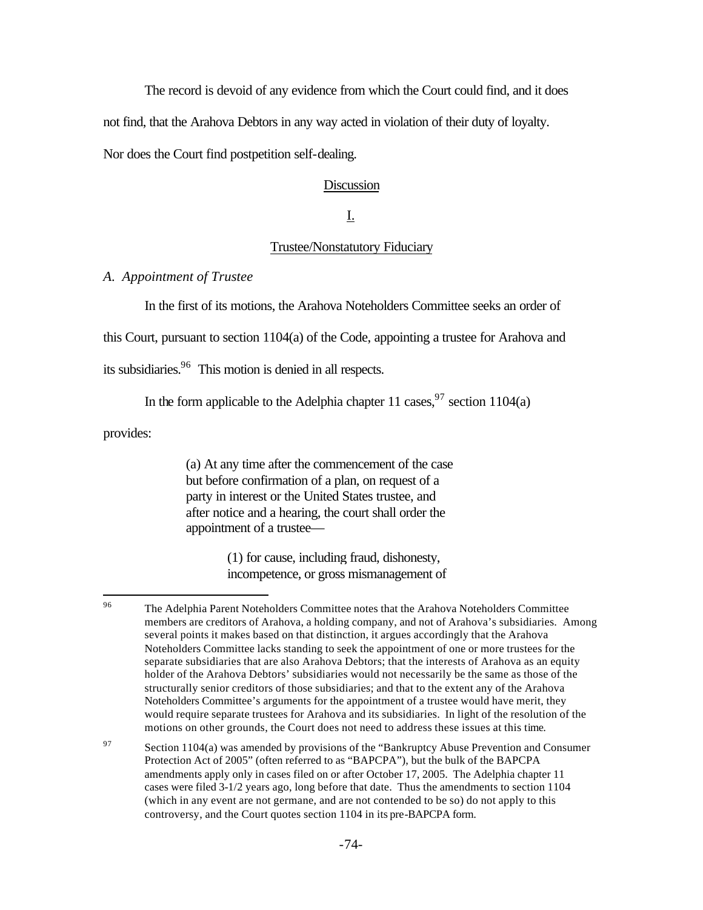The record is devoid of any evidence from which the Court could find, and it does not find, that the Arahova Debtors in any way acted in violation of their duty of loyalty. Nor does the Court find postpetition self-dealing.

## Discussion

## I.

## Trustee/Nonstatutory Fiduciary

### *A. Appointment of Trustee*

In the first of its motions, the Arahova Noteholders Committee seeks an order of this Court, pursuant to section 1104(a) of the Code, appointing a trustee for Arahova and its subsidiaries.[96] This motion is denied in all respects.

In the form applicable to the Adelphia chapter 11 cases,[97] section 1104(a) provides:

> (a) At any time after the commencement of the case but before confirmation of a plan, on request of a party in interest or the United States trustee, and after notice and a hearing, the court shall order the appointment of a trustee—
>
> > (1) for cause, including fraud, dishonesty, incompetence, or gross mismanagement of

---

[96] The Adelphia Parent Noteholders Committee notes that the Arahova Noteholders Committee members are creditors of Arahova, a holding company, and not of Arahova's subsidiaries. Among several points it makes based on that distinction, it argues accordingly that the Arahova Noteholders Committee lacks standing to seek the appointment of one or more trustees for the separate subsidiaries that are also Arahova Debtors; that the interests of Arahova as an equity holder of the Arahova Debtors' subsidiaries would not necessarily be the same as those of the structurally senior creditors of those subsidiaries; and that to the extent any of the Arahova Noteholders Committee's arguments for the appointment of a trustee would have merit, they would require separate trustees for Arahova and its subsidiaries. In light of the resolution of the motions on other grounds, the Court does not need to address these issues at this time.

[97] Section 1104(a) was amended by provisions of the "Bankruptcy Abuse Prevention and Consumer Protection Act of 2005" (often referred to as "BAPCPA"), but the bulk of the BAPCPA amendments apply only in cases filed on or after October 17, 2005. The Adelphia chapter 11 cases were filed 3-1/2 years ago, long before that date. Thus the amendments to section 1104 (which in any event are not germane, and are not contended to be so) do not apply to this controversy, and the Court quotes section 1104 in its pre-BAPCPA form.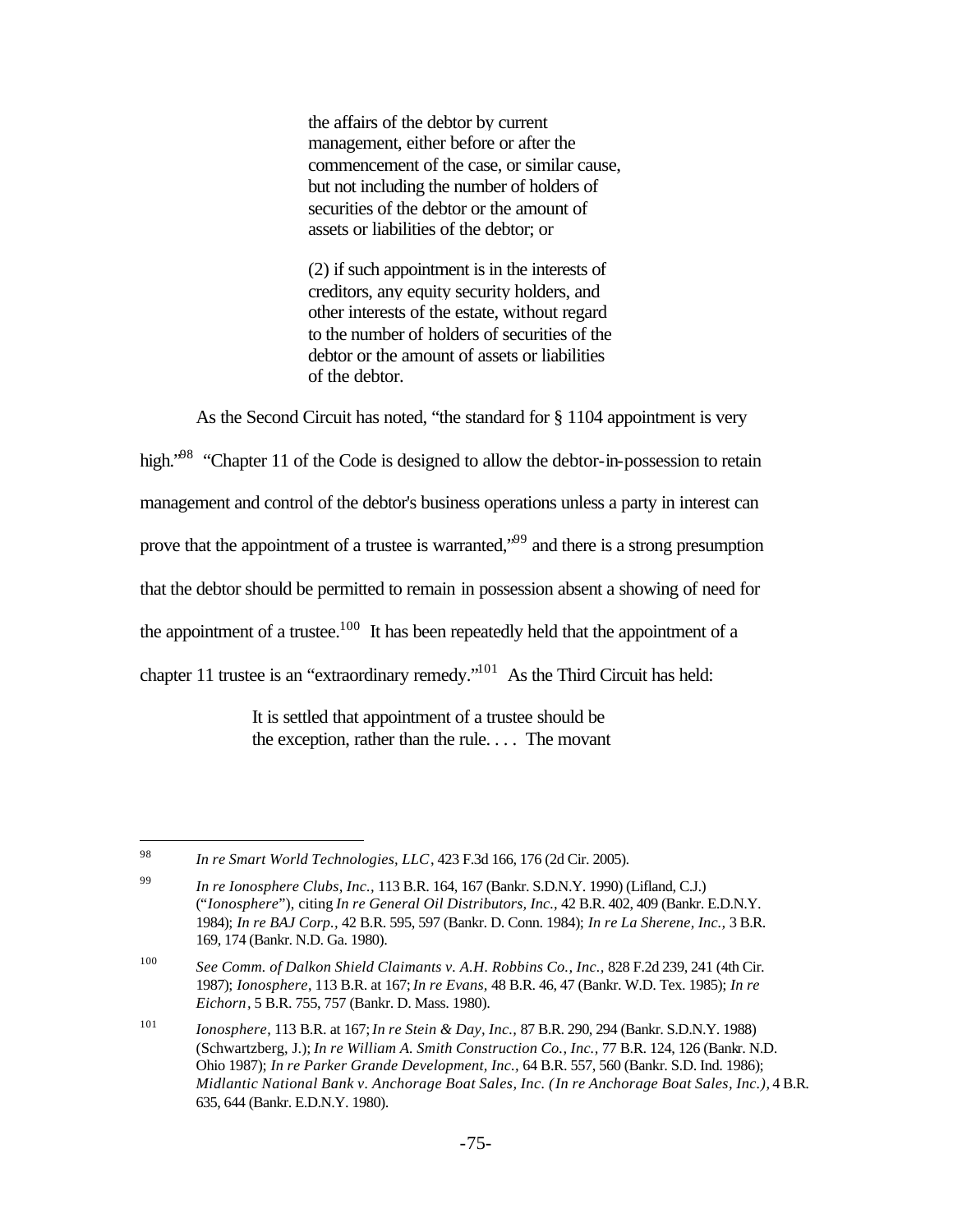> the affairs of the debtor by current management, either before or after the commencement of the case, or similar cause, but not including the number of holders of securities of the debtor or the amount of assets or liabilities of the debtor; or
>
> (2) if such appointment is in the interests of creditors, any equity security holders, and other interests of the estate, without regard to the number of holders of securities of the debtor or the amount of assets or liabilities of the debtor.

As the Second Circuit has noted, "the standard for § 1104 appointment is very high."[98] "Chapter 11 of the Code is designed to allow the debtor-in-possession to retain management and control of the debtor's business operations unless a party in interest can prove that the appointment of a trustee is warranted,"[99] and there is a strong presumption that the debtor should be permitted to remain in possession absent a showing of need for the appointment of a trustee.[100] It has been repeatedly held that the appointment of a chapter 11 trustee is an "extraordinary remedy."[101] As the Third Circuit has held:

> It is settled that appointment of a trustee should be the exception, rather than the rule. . . . The movant

---

[98] *In re Smart World Technologies, LLC*, 423 F.3d 166, 176 (2d Cir. 2005).

[99] *In re Ionosphere Clubs, Inc.*, 113 B.R. 164, 167 (Bankr. S.D.N.Y. 1990) (Lifland, C.J.) ("*Ionosphere*"), citing *In re General Oil Distributors, Inc.*, 42 B.R. 402, 409 (Bankr. E.D.N.Y. 1984); *In re BAJ Corp.*, 42 B.R. 595, 597 (Bankr. D. Conn. 1984); *In re La Sherene, Inc.*, 3 B.R. 169, 174 (Bankr. N.D. Ga. 1980).

[100] *See Comm. of Dalkon Shield Claimants v. A.H. Robbins Co., Inc.*, 828 F.2d 239, 241 (4th Cir. 1987); *Ionosphere*, 113 B.R. at 167; *In re Evans*, 48 B.R. 46, 47 (Bankr. W.D. Tex. 1985); *In re Eichorn*, 5 B.R. 755, 757 (Bankr. D. Mass. 1980).

[101] *Ionosphere*, 113 B.R. at 167; *In re Stein & Day, Inc.*, 87 B.R. 290, 294 (Bankr. S.D.N.Y. 1988) (Schwartzberg, J.); *In re William A. Smith Construction Co., Inc.*, 77 B.R. 124, 126 (Bankr. N.D. Ohio 1987); *In re Parker Grande Development, Inc.*, 64 B.R. 557, 560 (Bankr. S.D. Ind. 1986); *Midlantic National Bank v. Anchorage Boat Sales, Inc. (In re Anchorage Boat Sales, Inc.)*, 4 B.R. 635, 644 (Bankr. E.D.N.Y. 1980).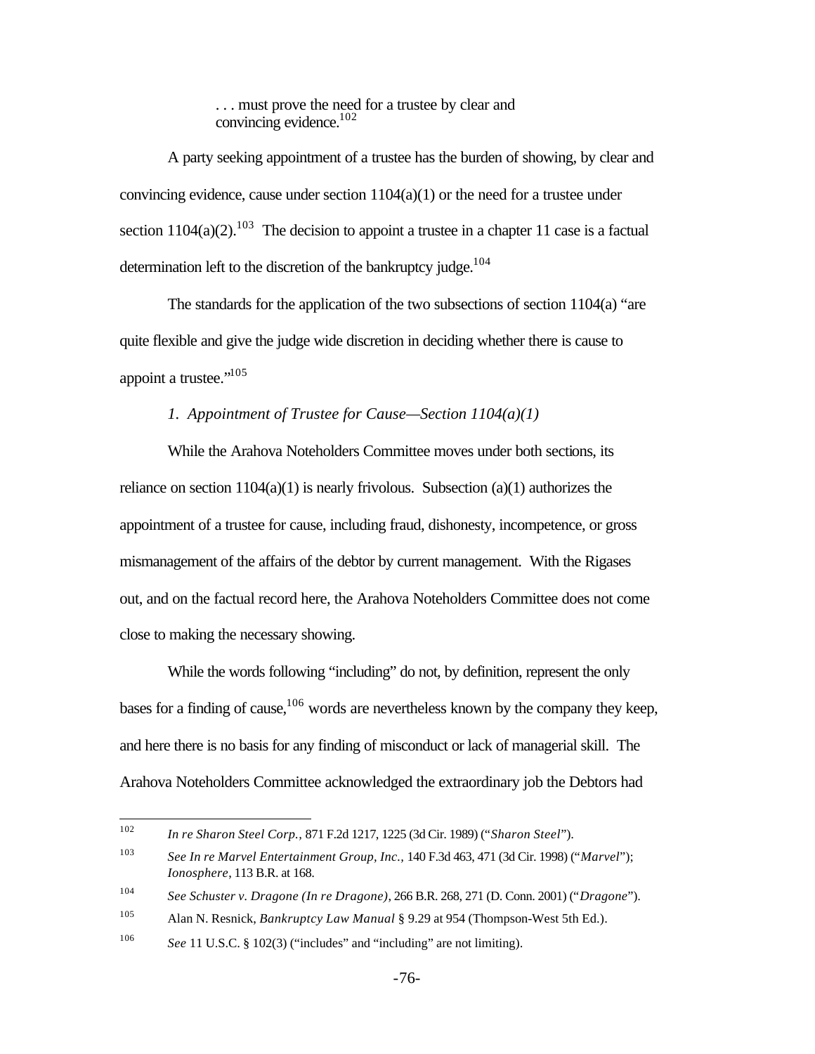> . . . must prove the need for a trustee by clear and convincing evidence.[102]

A party seeking appointment of a trustee has the burden of showing, by clear and convincing evidence, cause under section 1104(a)(1) or the need for a trustee under section 1104(a)(2).[103] The decision to appoint a trustee in a chapter 11 case is a factual determination left to the discretion of the bankruptcy judge.[104]

The standards for the application of the two subsections of section 1104(a) "are quite flexible and give the judge wide discretion in deciding whether there is cause to appoint a trustee."[105]

*1. Appointment of Trustee for Cause—Section 1104(a)(1)*

While the Arahova Noteholders Committee moves under both sections, its reliance on section 1104(a)(1) is nearly frivolous. Subsection (a)(1) authorizes the appointment of a trustee for cause, including fraud, dishonesty, incompetence, or gross mismanagement of the affairs of the debtor by current management. With the Rigases out, and on the factual record here, the Arahova Noteholders Committee does not come close to making the necessary showing.

While the words following "including" do not, by definition, represent the only bases for a finding of cause,[106] words are nevertheless known by the company they keep, and here there is no basis for any finding of misconduct or lack of managerial skill. The Arahova Noteholders Committee acknowledged the extraordinary job the Debtors had

---

[102] *In re Sharon Steel Corp.,* 871 F.2d 1217, 1225 (3d Cir. 1989) ("*Sharon Steel*").

[103] *See In re Marvel Entertainment Group, Inc.,* 140 F.3d 463, 471 (3d Cir. 1998) ("*Marvel*"); *Ionosphere*, 113 B.R. at 168.

[104] *See Schuster v. Dragone (In re Dragone),* 266 B.R. 268, 271 (D. Conn. 2001) ("*Dragone*").

[105] Alan N. Resnick, *Bankruptcy Law Manual* § 9.29 at 954 (Thompson-West 5th Ed.).

[106] *See* 11 U.S.C. § 102(3) ("includes" and "including" are not limiting).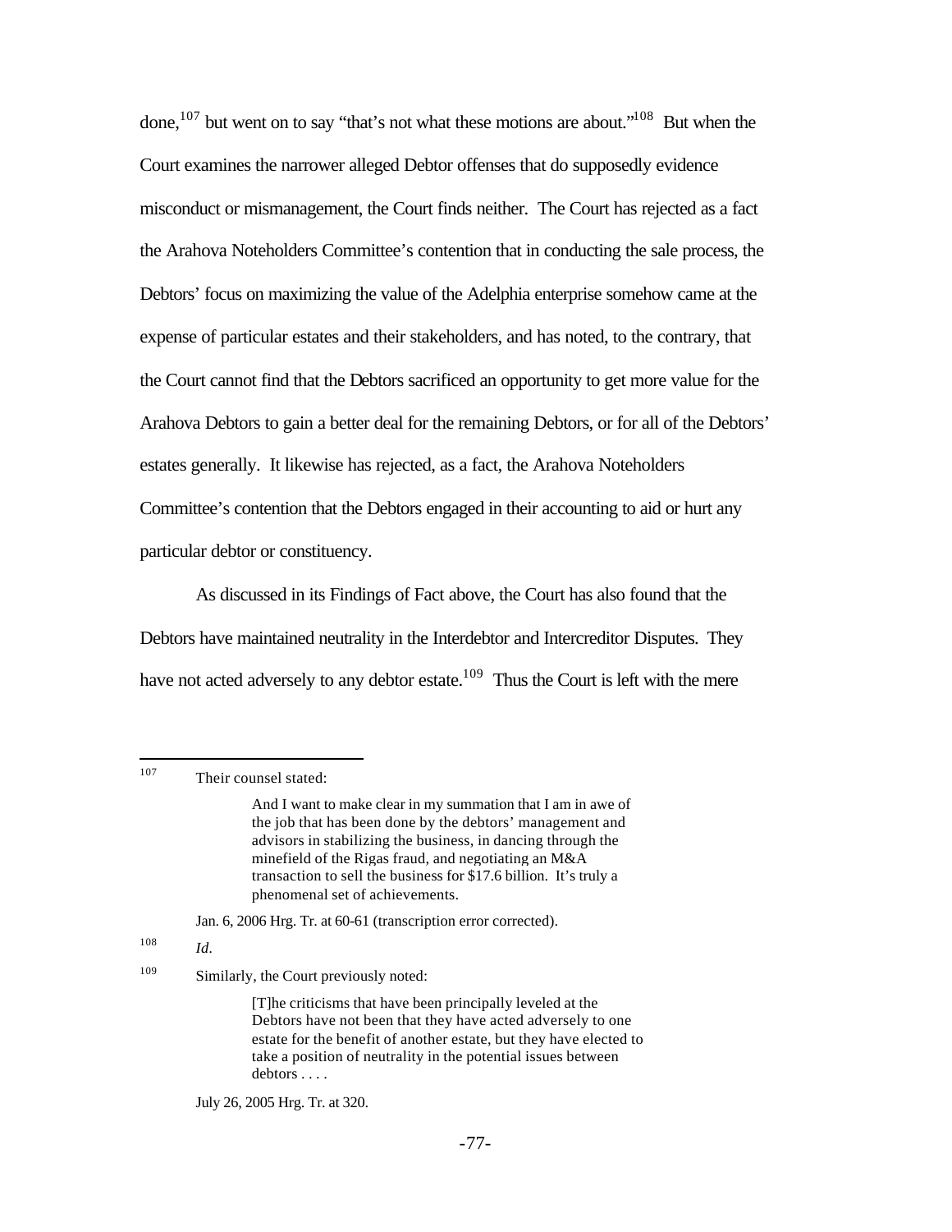done,[107] but went on to say "that's not what these motions are about."[108] But when the Court examines the narrower alleged Debtor offenses that do supposedly evidence misconduct or mismanagement, the Court finds neither. The Court has rejected as a fact the Arahova Noteholders Committee's contention that in conducting the sale process, the Debtors' focus on maximizing the value of the Adelphia enterprise somehow came at the expense of particular estates and their stakeholders, and has noted, to the contrary, that the Court cannot find that the Debtors sacrificed an opportunity to get more value for the Arahova Debtors to gain a better deal for the remaining Debtors, or for all of the Debtors' estates generally. It likewise has rejected, as a fact, the Arahova Noteholders Committee's contention that the Debtors engaged in their accounting to aid or hurt any particular debtor or constituency.

As discussed in its Findings of Fact above, the Court has also found that the Debtors have maintained neutrality in the Interdebtor and Intercreditor Disputes. They have not acted adversely to any debtor estate.[109] Thus the Court is left with the mere

---

[107] Their counsel stated:

> And I want to make clear in my summation that I am in awe of the job that has been done by the debtors' management and advisors in stabilizing the business, in dancing through the minefield of the Rigas fraud, and negotiating an M&A transaction to sell the business for $17.6 billion. It's truly a phenomenal set of achievements.

Jan. 6, 2006 Hrg. Tr. at 60-61 (transcription error corrected).

[108] *Id*.

[109] Similarly, the Court previously noted:

> [T]he criticisms that have been principally leveled at the Debtors have not been that they have acted adversely to one estate for the benefit of another estate, but they have elected to take a position of neutrality in the potential issues between debtors . . . .

July 26, 2005 Hrg. Tr. at 320.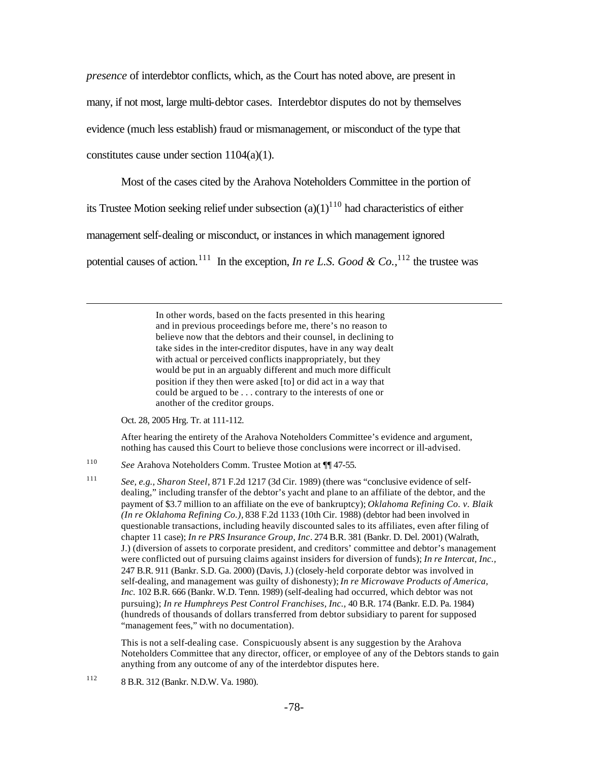*presence* of interdebtor conflicts, which, as the Court has noted above, are present in many, if not most, large multi-debtor cases. Interdebtor disputes do not by themselves evidence (much less establish) fraud or mismanagement, or misconduct of the type that constitutes cause under section 1104(a)(1).

Most of the cases cited by the Arahova Noteholders Committee in the portion of its Trustee Motion seeking relief under subsection (a)(1)[110] had characteristics of either management self-dealing or misconduct, or instances in which management ignored potential causes of action.[111] In the exception, *In re L.S. Good & Co.*,[112] the trustee was

---

> In other words, based on the facts presented in this hearing and in previous proceedings before me, there's no reason to believe now that the debtors and their counsel, in declining to take sides in the inter-creditor disputes, have in any way dealt with actual or perceived conflicts inappropriately, but they would be put in an arguably different and much more difficult position if they then were asked [to] or did act in a way that could be argued to be . . . contrary to the interests of one or another of the creditor groups.

Oct. 28, 2005 Hrg. Tr. at 111-112.

After hearing the entirety of the Arahova Noteholders Committee's evidence and argument, nothing has caused this Court to believe those conclusions were incorrect or ill-advised.

[110] *See* Arahova Noteholders Comm. Trustee Motion at ¶¶ 47-55.

[111] *See, e.g., Sharon Steel*, 871 F.2d 1217 (3d Cir. 1989) (there was "conclusive evidence of self-dealing," including transfer of the debtor's yacht and plane to an affiliate of the debtor, and the payment of $3.7 million to an affiliate on the eve of bankruptcy); *Oklahoma Refining Co. v. Blaik (In re Oklahoma Refining Co.)*, 838 F.2d 1133 (10th Cir. 1988) (debtor had been involved in questionable transactions, including heavily discounted sales to its affiliates, even after filing of chapter 11 case); *In re PRS Insurance Group, Inc*. 274 B.R. 381 (Bankr. D. Del. 2001) (Walrath, J.) (diversion of assets to corporate president, and creditors' committee and debtor's management were conflicted out of pursuing claims against insiders for diversion of funds); *In re Intercat, Inc.*, 247 B.R. 911 (Bankr. S.D. Ga. 2000) (Davis, J.) (closely-held corporate debtor was involved in self-dealing, and management was guilty of dishonesty); *In re Microwave Products of America, Inc.* 102 B.R. 666 (Bankr. W.D. Tenn. 1989) (self-dealing had occurred, which debtor was not pursuing); *In re Humphreys Pest Control Franchises, Inc.*, 40 B.R. 174 (Bankr. E.D. Pa. 1984) (hundreds of thousands of dollars transferred from debtor subsidiary to parent for supposed "management fees," with no documentation).

This is not a self-dealing case. Conspicuously absent is any suggestion by the Arahova Noteholders Committee that any director, officer, or employee of any of the Debtors stands to gain anything from any outcome of any of the interdebtor disputes here.

[112] 8 B.R. 312 (Bankr. N.D.W. Va. 1980).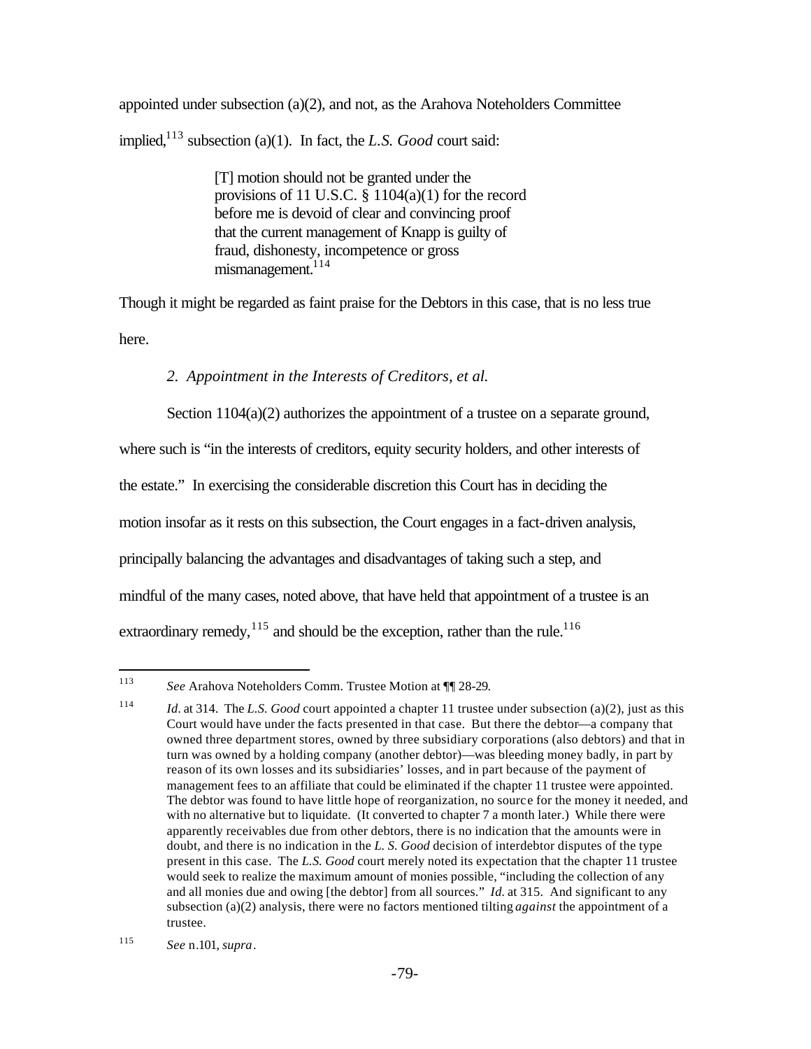appointed under subsection (a)(2), and not, as the Arahova Noteholders Committee implied,[113] subsection (a)(1). In fact, the *L.S. Good* court said:

> [T] motion should not be granted under the provisions of 11 U.S.C. § 1104(a)(1) for the record before me is devoid of clear and convincing proof that the current management of Knapp is guilty of fraud, dishonesty, incompetence or gross mismanagement.[114]

Though it might be regarded as faint praise for the Debtors in this case, that is no less true here.

*2. Appointment in the Interests of Creditors, et al.*

Section 1104(a)(2) authorizes the appointment of a trustee on a separate ground, where such is "in the interests of creditors, equity security holders, and other interests of the estate." In exercising the considerable discretion this Court has in deciding the motion insofar as it rests on this subsection, the Court engages in a fact-driven analysis, principally balancing the advantages and disadvantages of taking such a step, and mindful of the many cases, noted above, that have held that appointment of a trustee is an extraordinary remedy,[115] and should be the exception, rather than the rule.[116]

---

[113] *See* Arahova Noteholders Comm. Trustee Motion at ¶¶ 28-29.

[114] *Id.* at 314. The *L.S. Good* court appointed a chapter 11 trustee under subsection (a)(2), just as this Court would have under the facts presented in that case. But there the debtor—a company that owned three department stores, owned by three subsidiary corporations (also debtors) and that in turn was owned by a holding company (another debtor)—was bleeding money badly, in part by reason of its own losses and its subsidiaries' losses, and in part because of the payment of management fees to an affiliate that could be eliminated if the chapter 11 trustee were appointed. The debtor was found to have little hope of reorganization, no source for the money it needed, and with no alternative but to liquidate. (It converted to chapter 7 a month later.) While there were apparently receivables due from other debtors, there is no indication that the amounts were in doubt, and there is no indication in the *L. S. Good* decision of interdebtor disputes of the type present in this case. The *L.S. Good* court merely noted its expectation that the chapter 11 trustee would seek to realize the maximum amount of monies possible, "including the collection of any and all monies due and owing [the debtor] from all sources." *Id.* at 315. And significant to any subsection (a)(2) analysis, there were no factors mentioned tilting *against* the appointment of a trustee.

[115] *See* n.101, *supra*.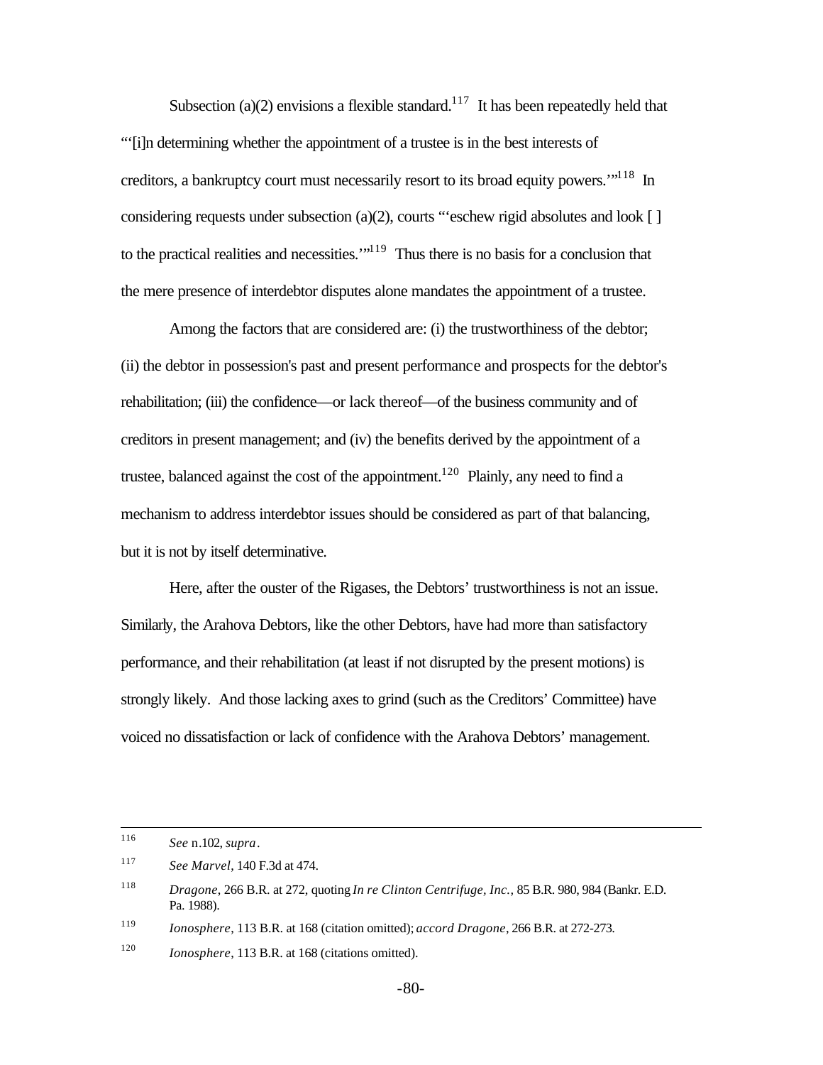Subsection (a)(2) envisions a flexible standard.[117] It has been repeatedly held that "'[i]n determining whether the appointment of a trustee is in the best interests of creditors, a bankruptcy court must necessarily resort to its broad equity powers.'"[118] In considering requests under subsection (a)(2), courts "'eschew rigid absolutes and look [ ] to the practical realities and necessities.'"[119] Thus there is no basis for a conclusion that the mere presence of interdebtor disputes alone mandates the appointment of a trustee.

Among the factors that are considered are: (i) the trustworthiness of the debtor; (ii) the debtor in possession's past and present performance and prospects for the debtor's rehabilitation; (iii) the confidence—or lack thereof—of the business community and of creditors in present management; and (iv) the benefits derived by the appointment of a trustee, balanced against the cost of the appointment.[120] Plainly, any need to find a mechanism to address interdebtor issues should be considered as part of that balancing, but it is not by itself determinative.

Here, after the ouster of the Rigases, the Debtors' trustworthiness is not an issue. Similarly, the Arahova Debtors, like the other Debtors, have had more than satisfactory performance, and their rehabilitation (at least if not disrupted by the present motions) is strongly likely. And those lacking axes to grind (such as the Creditors' Committee) have voiced no dissatisfaction or lack of confidence with the Arahova Debtors' management.

---

[116] *See* n.102, *supra*.

[117] *See Marvel*, 140 F.3d at 474.

[118] *Dragone*, 266 B.R. at 272, quoting *In re Clinton Centrifuge, Inc.*, 85 B.R. 980, 984 (Bankr. E.D. Pa. 1988).

[119] *Ionosphere*, 113 B.R. at 168 (citation omitted); *accord Dragone*, 266 B.R. at 272-273.

[120] *Ionosphere*, 113 B.R. at 168 (citations omitted).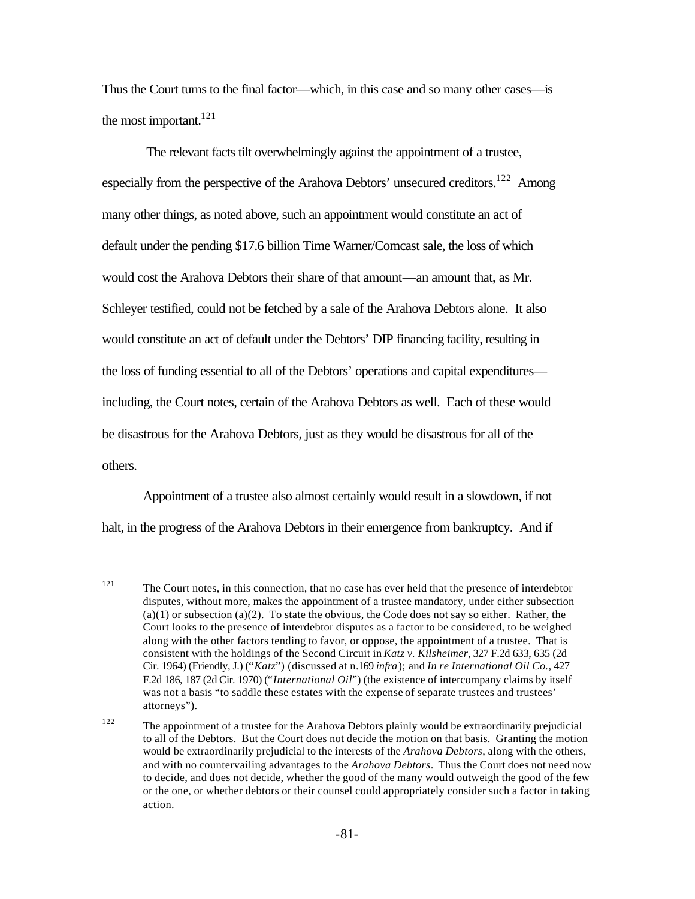Thus the Court turns to the final factor—which, in this case and so many other cases—is the most important.[121]

The relevant facts tilt overwhelmingly against the appointment of a trustee, especially from the perspective of the Arahova Debtors' unsecured creditors.[122] Among many other things, as noted above, such an appointment would constitute an act of default under the pending $17.6 billion Time Warner/Comcast sale, the loss of which would cost the Arahova Debtors their share of that amount—an amount that, as Mr. Schleyer testified, could not be fetched by a sale of the Arahova Debtors alone. It also would constitute an act of default under the Debtors' DIP financing facility, resulting in the loss of funding essential to all of the Debtors' operations and capital expenditures—including, the Court notes, certain of the Arahova Debtors as well. Each of these would be disastrous for the Arahova Debtors, just as they would be disastrous for all of the others.

Appointment of a trustee also almost certainly would result in a slowdown, if not halt, in the progress of the Arahova Debtors in their emergence from bankruptcy. And if

---

[121] The Court notes, in this connection, that no case has ever held that the presence of interdebtor disputes, without more, makes the appointment of a trustee mandatory, under either subsection (a)(1) or subsection (a)(2). To state the obvious, the Code does not say so either. Rather, the Court looks to the presence of interdebtor disputes as a factor to be considered, to be weighed along with the other factors tending to favor, or oppose, the appointment of a trustee. That is consistent with the holdings of the Second Circuit in *Katz v. Kilsheimer*, 327 F.2d 633, 635 (2d Cir. 1964) (Friendly, J.) ("*Katz*") (discussed at n.169 *infra*); and *In re International Oil Co.*, 427 F.2d 186, 187 (2d Cir. 1970) ("*International Oil*") (the existence of intercompany claims by itself was not a basis "to saddle these estates with the expense of separate trustees and trustees' attorneys").

[122] The appointment of a trustee for the Arahova Debtors plainly would be extraordinarily prejudicial to all of the Debtors. But the Court does not decide the motion on that basis. Granting the motion would be extraordinarily prejudicial to the interests of the *Arahova Debtors*, along with the others, and with no countervailing advantages to the *Arahova Debtors*. Thus the Court does not need now to decide, and does not decide, whether the good of the many would outweigh the good of the few or the one, or whether debtors or their counsel could appropriately consider such a factor in taking action.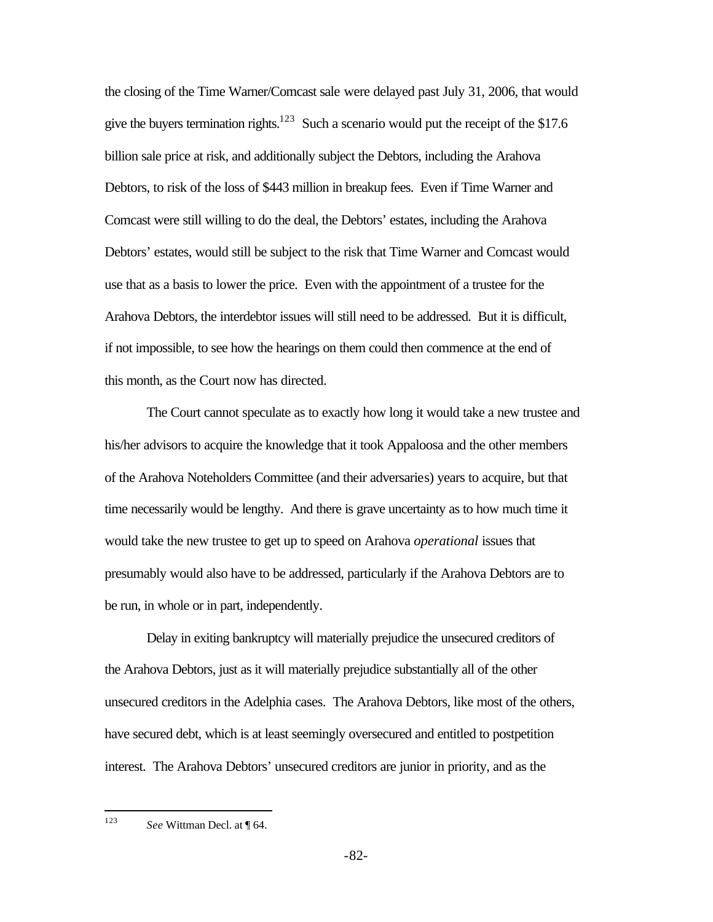the closing of the Time Warner/Comcast sale were delayed past July 31, 2006, that would give the buyers termination rights.[123] Such a scenario would put the receipt of the $17.6 billion sale price at risk, and additionally subject the Debtors, including the Arahova Debtors, to risk of the loss of $443 million in breakup fees. Even if Time Warner and Comcast were still willing to do the deal, the Debtors' estates, including the Arahova Debtors' estates, would still be subject to the risk that Time Warner and Comcast would use that as a basis to lower the price. Even with the appointment of a trustee for the Arahova Debtors, the interdebtor issues will still need to be addressed. But it is difficult, if not impossible, to see how the hearings on them could then commence at the end of this month, as the Court now has directed.

The Court cannot speculate as to exactly how long it would take a new trustee and his/her advisors to acquire the knowledge that it took Appaloosa and the other members of the Arahova Noteholders Committee (and their adversaries) years to acquire, but that time necessarily would be lengthy. And there is grave uncertainty as to how much time it would take the new trustee to get up to speed on Arahova *operational* issues that presumably would also have to be addressed, particularly if the Arahova Debtors are to be run, in whole or in part, independently.

Delay in exiting bankruptcy will materially prejudice the unsecured creditors of the Arahova Debtors, just as it will materially prejudice substantially all of the other unsecured creditors in the Adelphia cases. The Arahova Debtors, like most of the others, have secured debt, which is at least seemingly oversecured and entitled to postpetition interest. The Arahova Debtors' unsecured creditors are junior in priority, and as the

---

[123] *See* Wittman Decl. at ¶ 64.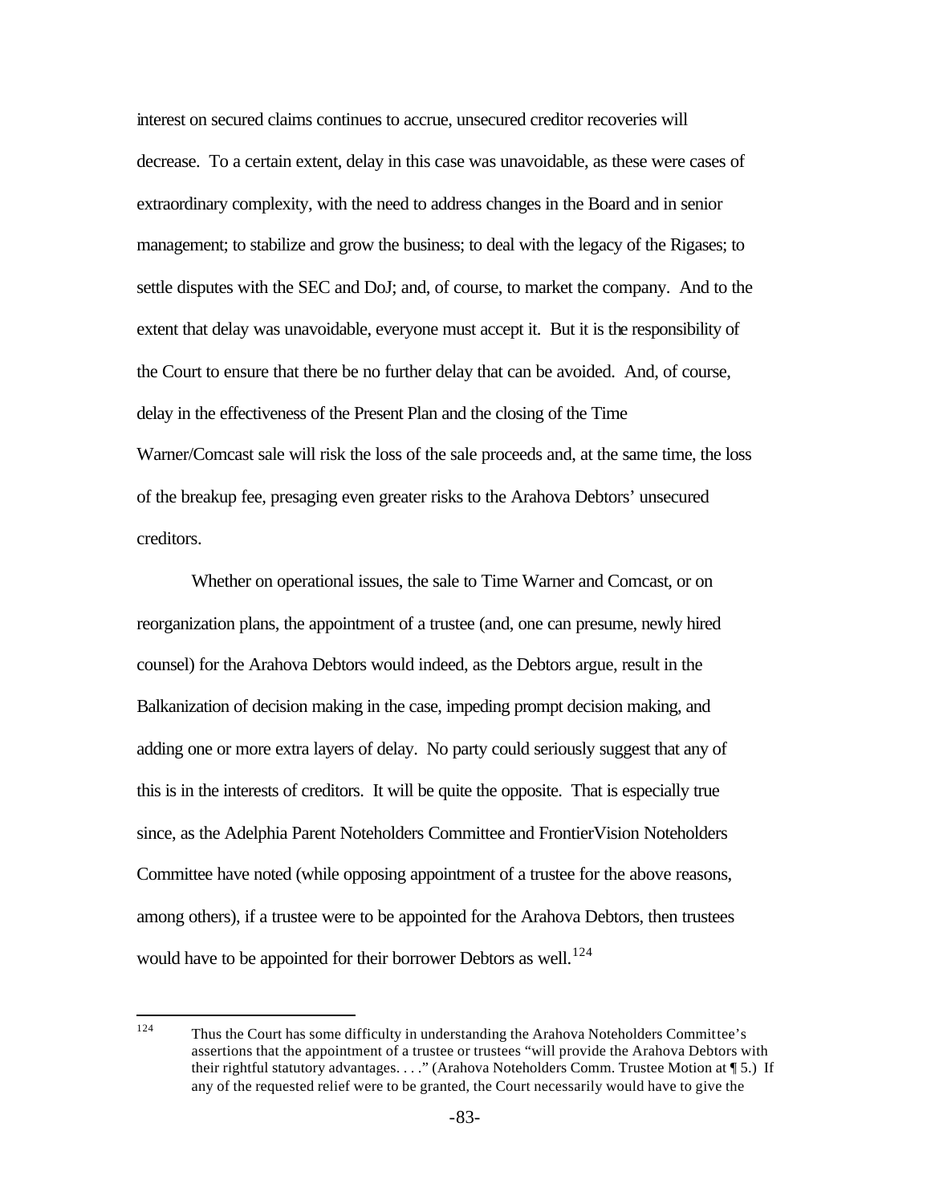interest on secured claims continues to accrue, unsecured creditor recoveries will decrease. To a certain extent, delay in this case was unavoidable, as these were cases of extraordinary complexity, with the need to address changes in the Board and in senior management; to stabilize and grow the business; to deal with the legacy of the Rigases; to settle disputes with the SEC and DoJ; and, of course, to market the company. And to the extent that delay was unavoidable, everyone must accept it. But it is the responsibility of the Court to ensure that there be no further delay that can be avoided. And, of course, delay in the effectiveness of the Present Plan and the closing of the Time Warner/Comcast sale will risk the loss of the sale proceeds and, at the same time, the loss of the breakup fee, presaging even greater risks to the Arahova Debtors' unsecured creditors.

Whether on operational issues, the sale to Time Warner and Comcast, or on reorganization plans, the appointment of a trustee (and, one can presume, newly hired counsel) for the Arahova Debtors would indeed, as the Debtors argue, result in the Balkanization of decision making in the case, impeding prompt decision making, and adding one or more extra layers of delay. No party could seriously suggest that any of this is in the interests of creditors. It will be quite the opposite. That is especially true since, as the Adelphia Parent Noteholders Committee and FrontierVision Noteholders Committee have noted (while opposing appointment of a trustee for the above reasons, among others), if a trustee were to be appointed for the Arahova Debtors, then trustees would have to be appointed for their borrower Debtors as well.[124]

---

[124] Thus the Court has some difficulty in understanding the Arahova Noteholders Committee's assertions that the appointment of a trustee or trustees "will provide the Arahova Debtors with their rightful statutory advantages. . . ." (Arahova Noteholders Comm. Trustee Motion at ¶ 5.) If any of the requested relief were to be granted, the Court necessarily would have to give the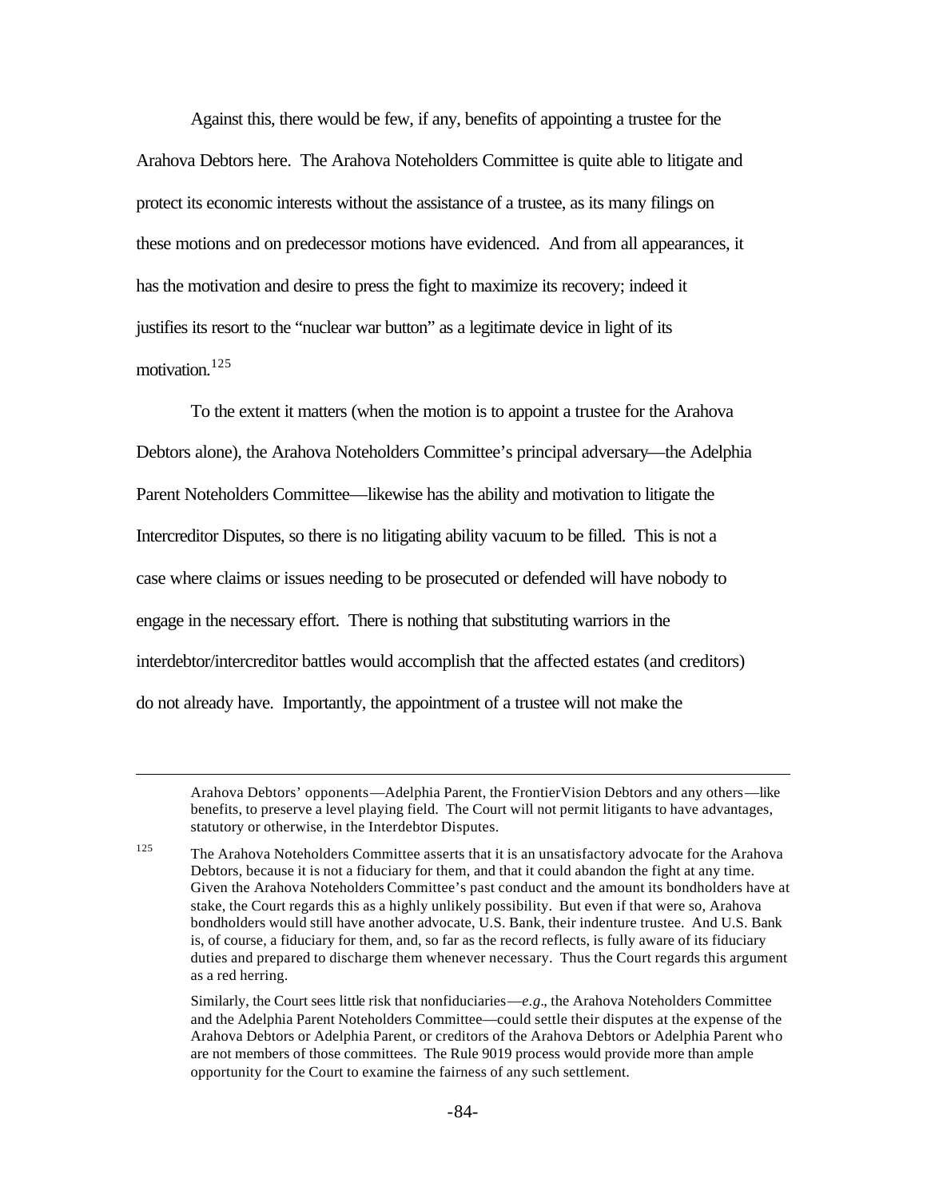Against this, there would be few, if any, benefits of appointing a trustee for the Arahova Debtors here. The Arahova Noteholders Committee is quite able to litigate and protect its economic interests without the assistance of a trustee, as its many filings on these motions and on predecessor motions have evidenced. And from all appearances, it has the motivation and desire to press the fight to maximize its recovery; indeed it justifies its resort to the "nuclear war button" as a legitimate device in light of its motivation.[125]

To the extent it matters (when the motion is to appoint a trustee for the Arahova Debtors alone), the Arahova Noteholders Committee's principal adversary—the Adelphia Parent Noteholders Committee—likewise has the ability and motivation to litigate the Intercreditor Disputes, so there is no litigating ability vacuum to be filled. This is not a case where claims or issues needing to be prosecuted or defended will have nobody to engage in the necessary effort. There is nothing that substituting warriors in the interdebtor/intercreditor battles would accomplish that the affected estates (and creditors) do not already have. Importantly, the appointment of a trustee will not make the

---

Arahova Debtors' opponents—Adelphia Parent, the FrontierVision Debtors and any others—like benefits, to preserve a level playing field. The Court will not permit litigants to have advantages, statutory or otherwise, in the Interdebtor Disputes.

[125] The Arahova Noteholders Committee asserts that it is an unsatisfactory advocate for the Arahova Debtors, because it is not a fiduciary for them, and that it could abandon the fight at any time. Given the Arahova Noteholders Committee's past conduct and the amount its bondholders have at stake, the Court regards this as a highly unlikely possibility. But even if that were so, Arahova bondholders would still have another advocate, U.S. Bank, their indenture trustee. And U.S. Bank is, of course, a fiduciary for them, and, so far as the record reflects, is fully aware of its fiduciary duties and prepared to discharge them whenever necessary. Thus the Court regards this argument as a red herring.

Similarly, the Court sees little risk that nonfiduciaries—*e.g.*, the Arahova Noteholders Committee and the Adelphia Parent Noteholders Committee—could settle their disputes at the expense of the Arahova Debtors or Adelphia Parent, or creditors of the Arahova Debtors or Adelphia Parent who are not members of those committees. The Rule 9019 process would provide more than ample opportunity for the Court to examine the fairness of any such settlement.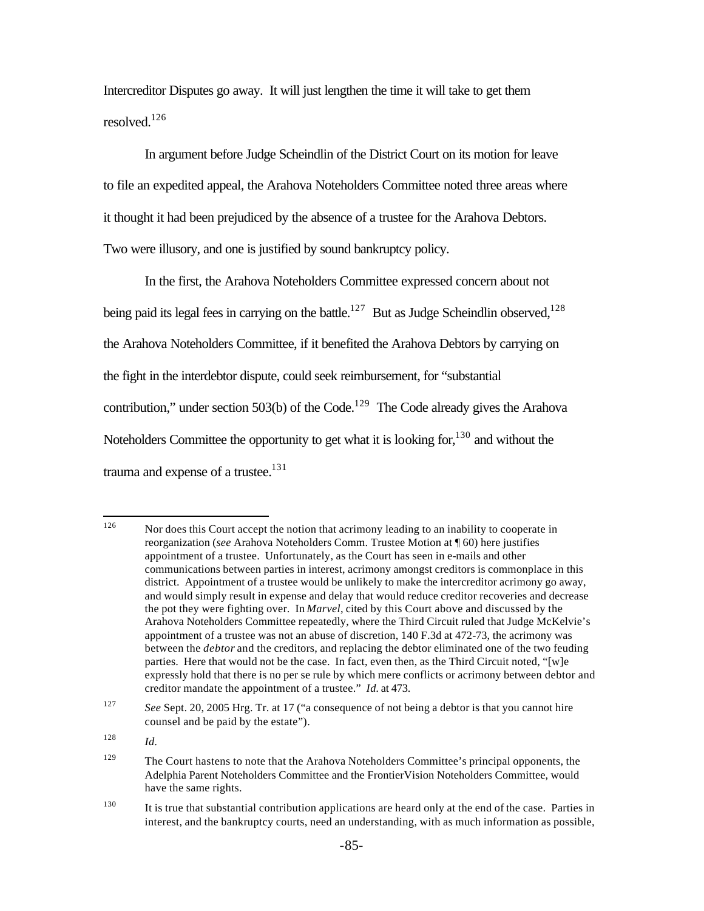Intercreditor Disputes go away. It will just lengthen the time it will take to get them resolved.[126]

In argument before Judge Scheindlin of the District Court on its motion for leave to file an expedited appeal, the Arahova Noteholders Committee noted three areas where it thought it had been prejudiced by the absence of a trustee for the Arahova Debtors. Two were illusory, and one is justified by sound bankruptcy policy.

In the first, the Arahova Noteholders Committee expressed concern about not being paid its legal fees in carrying on the battle.[127] But as Judge Scheindlin observed,[128] the Arahova Noteholders Committee, if it benefited the Arahova Debtors by carrying on the fight in the interdebtor dispute, could seek reimbursement, for "substantial contribution," under section 503(b) of the Code.[129] The Code already gives the Arahova Noteholders Committee the opportunity to get what it is looking for,[130] and without the trauma and expense of a trustee.[131]

---

[126] Nor does this Court accept the notion that acrimony leading to an inability to cooperate in reorganization (*see* Arahova Noteholders Comm. Trustee Motion at ¶ 60) here justifies appointment of a trustee. Unfortunately, as the Court has seen in e-mails and other communications between parties in interest, acrimony amongst creditors is commonplace in this district. Appointment of a trustee would be unlikely to make the intercreditor acrimony go away, and would simply result in expense and delay that would reduce creditor recoveries and decrease the pot they were fighting over. In *Marvel*, cited by this Court above and discussed by the Arahova Noteholders Committee repeatedly, where the Third Circuit ruled that Judge McKelvie's appointment of a trustee was not an abuse of discretion, 140 F.3d at 472-73, the acrimony was between the *debtor* and the creditors, and replacing the debtor eliminated one of the two feuding parties. Here that would not be the case. In fact, even then, as the Third Circuit noted, "[w]e expressly hold that there is no per se rule by which mere conflicts or acrimony between debtor and creditor mandate the appointment of a trustee." *Id.* at 473.

[127] *See* Sept. 20, 2005 Hrg. Tr. at 17 ("a consequence of not being a debtor is that you cannot hire counsel and be paid by the estate").

[128] *Id.*

[129] The Court hastens to note that the Arahova Noteholders Committee's principal opponents, the Adelphia Parent Noteholders Committee and the FrontierVision Noteholders Committee, would have the same rights.

[130] It is true that substantial contribution applications are heard only at the end of the case. Parties in interest, and the bankruptcy courts, need an understanding, with as much information as possible,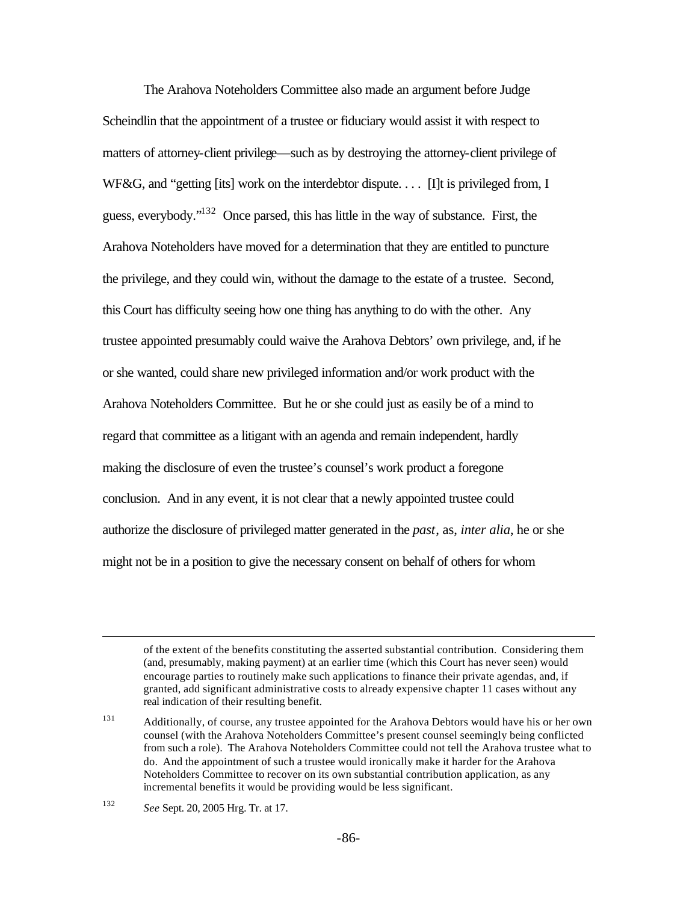The Arahova Noteholders Committee also made an argument before Judge Scheindlin that the appointment of a trustee or fiduciary would assist it with respect to matters of attorney-client privilege—such as by destroying the attorney-client privilege of WF&G, and "getting [its] work on the interdebtor dispute. . . . [I]t is privileged from, I guess, everybody."[132] Once parsed, this has little in the way of substance. First, the Arahova Noteholders have moved for a determination that they are entitled to puncture the privilege, and they could win, without the damage to the estate of a trustee. Second, this Court has difficulty seeing how one thing has anything to do with the other. Any trustee appointed presumably could waive the Arahova Debtors' own privilege, and, if he or she wanted, could share new privileged information and/or work product with the Arahova Noteholders Committee. But he or she could just as easily be of a mind to regard that committee as a litigant with an agenda and remain independent, hardly making the disclosure of even the trustee's counsel's work product a foregone conclusion. And in any event, it is not clear that a newly appointed trustee could authorize the disclosure of privileged matter generated in the *past*, as, *inter alia*, he or she might not be in a position to give the necessary consent on behalf of others for whom

---

of the extent of the benefits constituting the asserted substantial contribution. Considering them (and, presumably, making payment) at an earlier time (which this Court has never seen) would encourage parties to routinely make such applications to finance their private agendas, and, if granted, add significant administrative costs to already expensive chapter 11 cases without any real indication of their resulting benefit.

131 Additionally, of course, any trustee appointed for the Arahova Debtors would have his or her own counsel (with the Arahova Noteholders Committee's present counsel seemingly being conflicted from such a role). The Arahova Noteholders Committee could not tell the Arahova trustee what to do. And the appointment of such a trustee would ironically make it harder for the Arahova Noteholders Committee to recover on its own substantial contribution application, as any incremental benefits it would be providing would be less significant.

132 *See* Sept. 20, 2005 Hrg. Tr. at 17.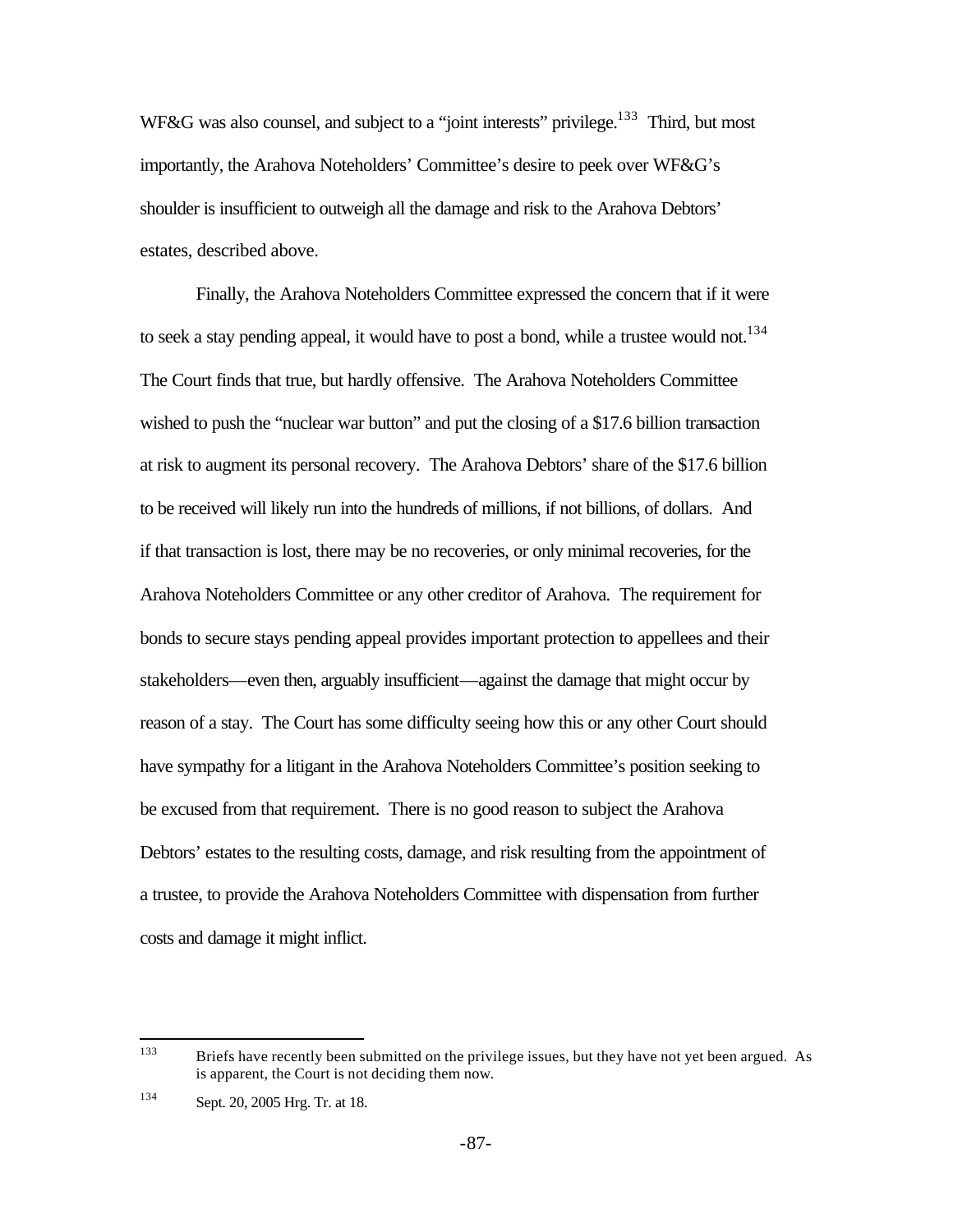WF&G was also counsel, and subject to a "joint interests" privilege.[133] Third, but most importantly, the Arahova Noteholders' Committee's desire to peek over WF&G's shoulder is insufficient to outweigh all the damage and risk to the Arahova Debtors' estates, described above.

Finally, the Arahova Noteholders Committee expressed the concern that if it were to seek a stay pending appeal, it would have to post a bond, while a trustee would not.[134] The Court finds that true, but hardly offensive. The Arahova Noteholders Committee wished to push the "nuclear war button" and put the closing of a $17.6 billion transaction at risk to augment its personal recovery. The Arahova Debtors' share of the $17.6 billion to be received will likely run into the hundreds of millions, if not billions, of dollars. And if that transaction is lost, there may be no recoveries, or only minimal recoveries, for the Arahova Noteholders Committee or any other creditor of Arahova. The requirement for bonds to secure stays pending appeal provides important protection to appellees and their stakeholders—even then, arguably insufficient—against the damage that might occur by reason of a stay. The Court has some difficulty seeing how this or any other Court should have sympathy for a litigant in the Arahova Noteholders Committee's position seeking to be excused from that requirement. There is no good reason to subject the Arahova Debtors' estates to the resulting costs, damage, and risk resulting from the appointment of a trustee, to provide the Arahova Noteholders Committee with dispensation from further costs and damage it might inflict.

---

[133] Briefs have recently been submitted on the privilege issues, but they have not yet been argued. As is apparent, the Court is not deciding them now.

[134] Sept. 20, 2005 Hrg. Tr. at 18.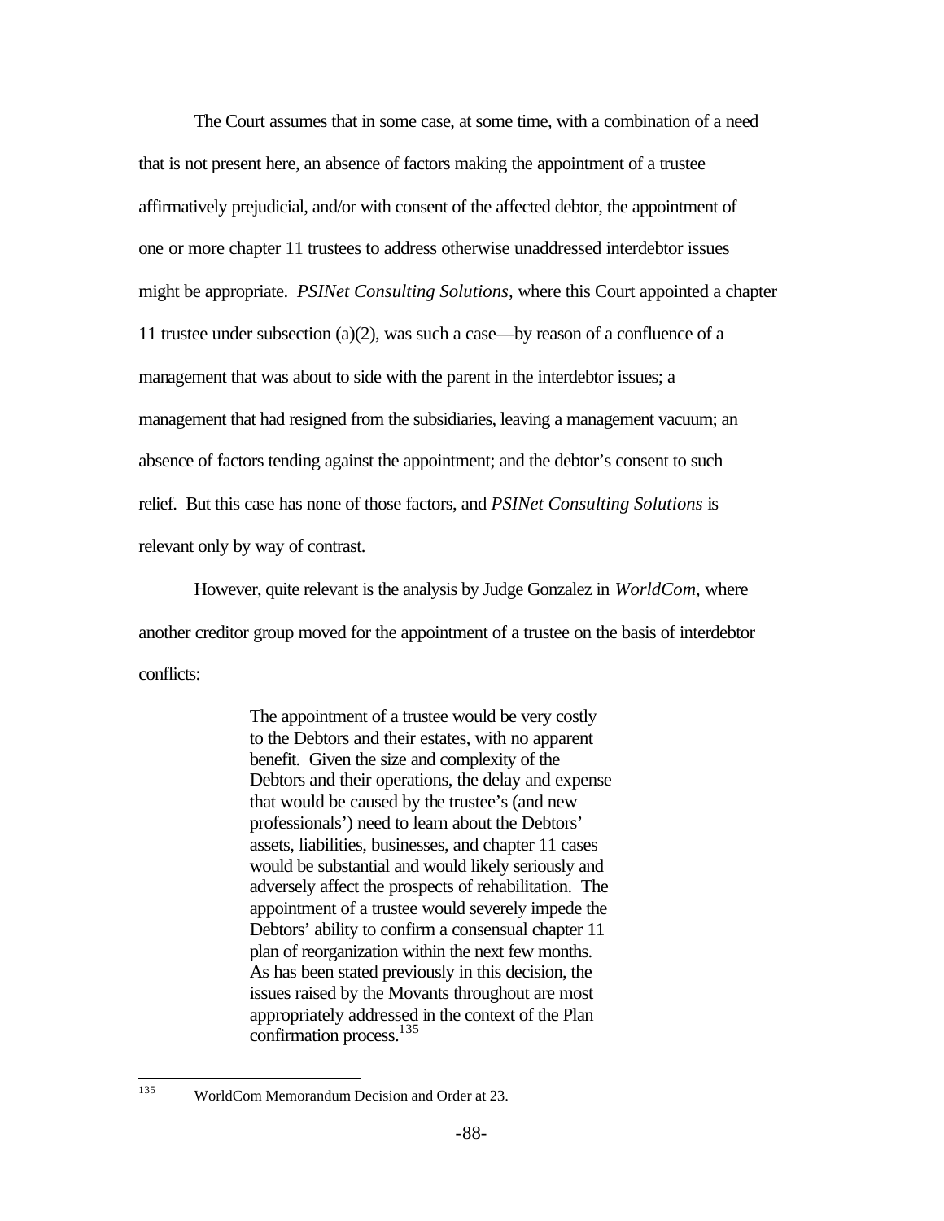The Court assumes that in some case, at some time, with a combination of a need that is not present here, an absence of factors making the appointment of a trustee affirmatively prejudicial, and/or with consent of the affected debtor, the appointment of one or more chapter 11 trustees to address otherwise unaddressed interdebtor issues might be appropriate. *PSINet Consulting Solutions,* where this Court appointed a chapter 11 trustee under subsection (a)(2), was such a case—by reason of a confluence of a management that was about to side with the parent in the interdebtor issues; a management that had resigned from the subsidiaries, leaving a management vacuum; an absence of factors tending against the appointment; and the debtor's consent to such relief. But this case has none of those factors, and *PSINet Consulting Solutions* is relevant only by way of contrast.

However, quite relevant is the analysis by Judge Gonzalez in *WorldCom,* where another creditor group moved for the appointment of a trustee on the basis of interdebtor conflicts:

> The appointment of a trustee would be very costly to the Debtors and their estates, with no apparent benefit. Given the size and complexity of the Debtors and their operations, the delay and expense that would be caused by the trustee's (and new professionals') need to learn about the Debtors' assets, liabilities, businesses, and chapter 11 cases would be substantial and would likely seriously and adversely affect the prospects of rehabilitation. The appointment of a trustee would severely impede the Debtors' ability to confirm a consensual chapter 11 plan of reorganization within the next few months. As has been stated previously in this decision, the issues raised by the Movants throughout are most appropriately addressed in the context of the Plan confirmation process.[135]

---

[135] WorldCom Memorandum Decision and Order at 23.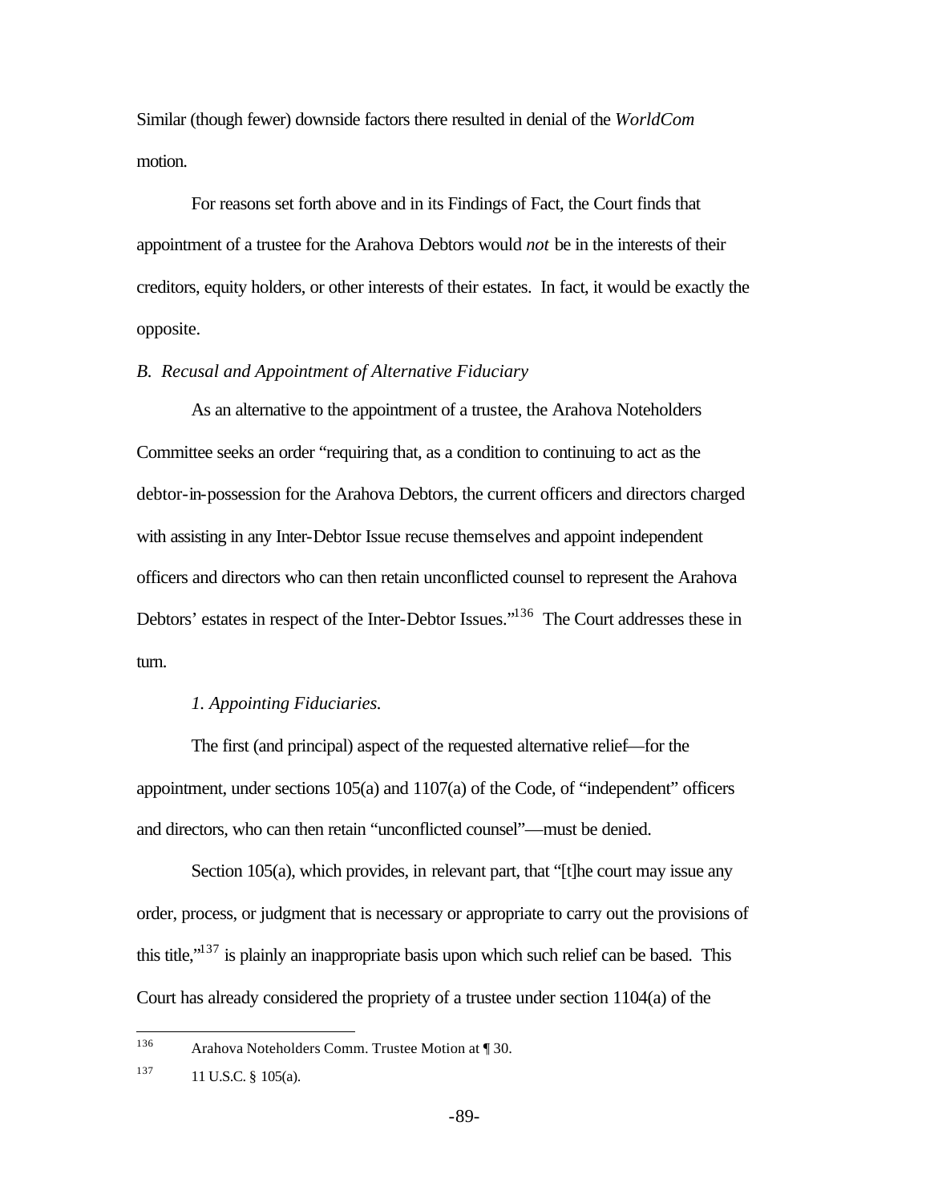Similar (though fewer) downside factors there resulted in denial of the *WorldCom* motion.

For reasons set forth above and in its Findings of Fact, the Court finds that appointment of a trustee for the Arahova Debtors would *not* be in the interests of their creditors, equity holders, or other interests of their estates. In fact, it would be exactly the opposite.

*B. Recusal and Appointment of Alternative Fiduciary*

As an alternative to the appointment of a trustee, the Arahova Noteholders Committee seeks an order "requiring that, as a condition to continuing to act as the debtor-in-possession for the Arahova Debtors, the current officers and directors charged with assisting in any Inter-Debtor Issue recuse themselves and appoint independent officers and directors who can then retain unconflicted counsel to represent the Arahova Debtors' estates in respect of the Inter-Debtor Issues."[136] The Court addresses these in turn.

*1. Appointing Fiduciaries.*

The first (and principal) aspect of the requested alternative relief—for the appointment, under sections 105(a) and 1107(a) of the Code, of "independent" officers and directors, who can then retain "unconflicted counsel"—must be denied.

Section 105(a), which provides, in relevant part, that "[t]he court may issue any order, process, or judgment that is necessary or appropriate to carry out the provisions of this title,"[137] is plainly an inappropriate basis upon which such relief can be based. This Court has already considered the propriety of a trustee under section 1104(a) of the

---

[136] Arahova Noteholders Comm. Trustee Motion at ¶ 30.

[137] 11 U.S.C. § 105(a).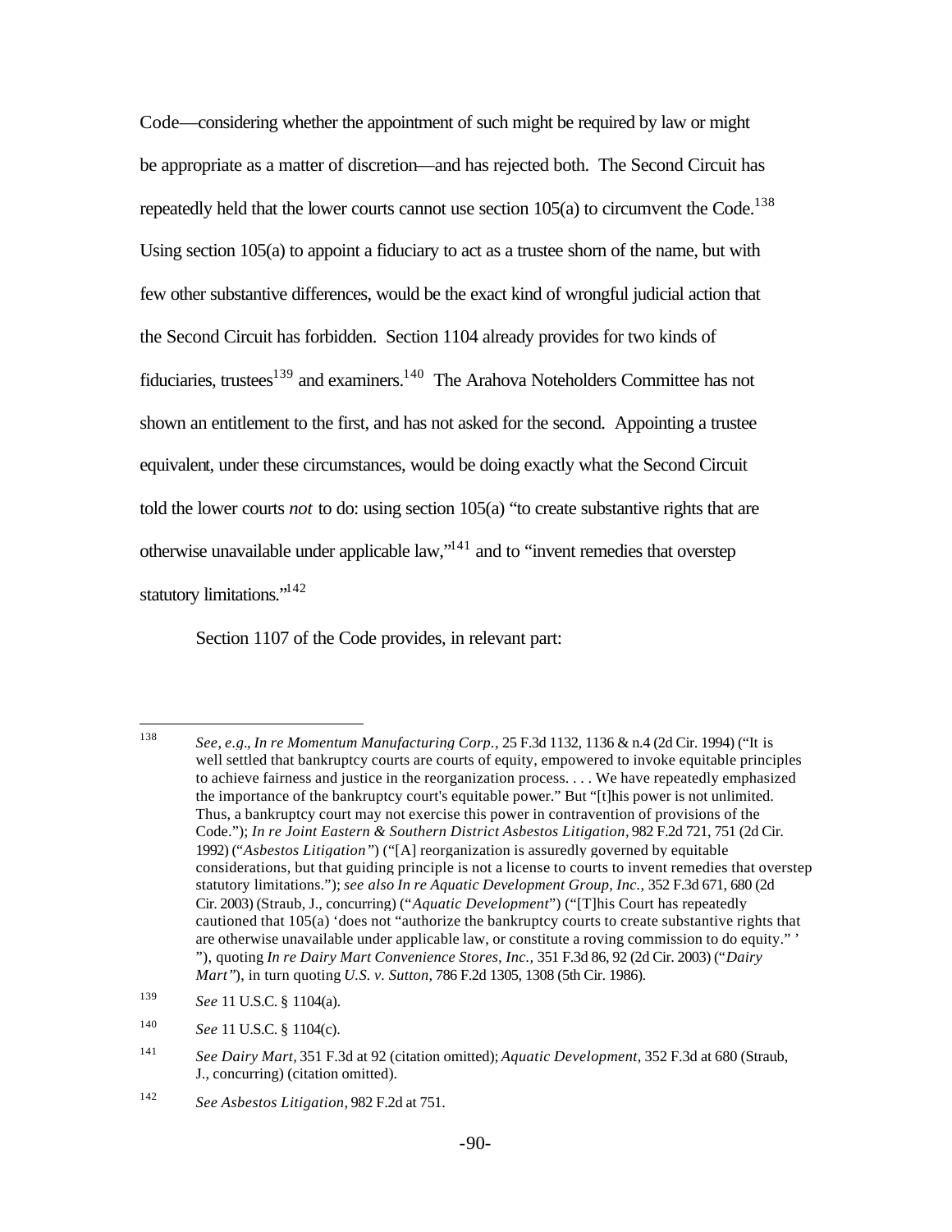Code—considering whether the appointment of such might be required by law or might be appropriate as a matter of discretion—and has rejected both. The Second Circuit has repeatedly held that the lower courts cannot use section 105(a) to circumvent the Code.[138] Using section 105(a) to appoint a fiduciary to act as a trustee shorn of the name, but with few other substantive differences, would be the exact kind of wrongful judicial action that the Second Circuit has forbidden. Section 1104 already provides for two kinds of fiduciaries, trustees[139] and examiners.[140] The Arahova Noteholders Committee has not shown an entitlement to the first, and has not asked for the second. Appointing a trustee equivalent, under these circumstances, would be doing exactly what the Second Circuit told the lower courts *not* to do: using section 105(a) "to create substantive rights that are otherwise unavailable under applicable law,"[141] and to "invent remedies that overstep statutory limitations."[142]

Section 1107 of the Code provides, in relevant part:

---

[138] *See, e.g., In re Momentum Manufacturing Corp.*, 25 F.3d 1132, 1136 & n.4 (2d Cir. 1994) ("It is well settled that bankruptcy courts are courts of equity, empowered to invoke equitable principles to achieve fairness and justice in the reorganization process. . . . We have repeatedly emphasized the importance of the bankruptcy court's equitable power." But "[t]his power is not unlimited. Thus, a bankruptcy court may not exercise this power in contravention of provisions of the Code."); *In re Joint Eastern & Southern District Asbestos Litigation*, 982 F.2d 721, 751 (2d Cir. 1992) ("*Asbestos Litigation*") ("[A] reorganization is assuredly governed by equitable considerations, but that guiding principle is not a license to courts to invent remedies that overstep statutory limitations."); *see also In re Aquatic Development Group, Inc.*, 352 F.3d 671, 680 (2d Cir. 2003) (Straub, J., concurring) ("*Aquatic Development*") ("[T]his Court has repeatedly cautioned that 105(a) 'does not "authorize the bankruptcy courts to create substantive rights that are otherwise unavailable under applicable law, or constitute a roving commission to do equity." ' "), quoting *In re Dairy Mart Convenience Stores, Inc.*, 351 F.3d 86, 92 (2d Cir. 2003) ("*Dairy Mart*"), in turn quoting *U.S. v. Sutton*, 786 F.2d 1305, 1308 (5th Cir. 1986).

[139] *See* 11 U.S.C. § 1104(a).

[140] *See* 11 U.S.C. § 1104(c).

[141] *See Dairy Mart*, 351 F.3d at 92 (citation omitted); *Aquatic Development*, 352 F.3d at 680 (Straub, J., concurring) (citation omitted).

[142] *See Asbestos Litigation*, 982 F.2d at 751.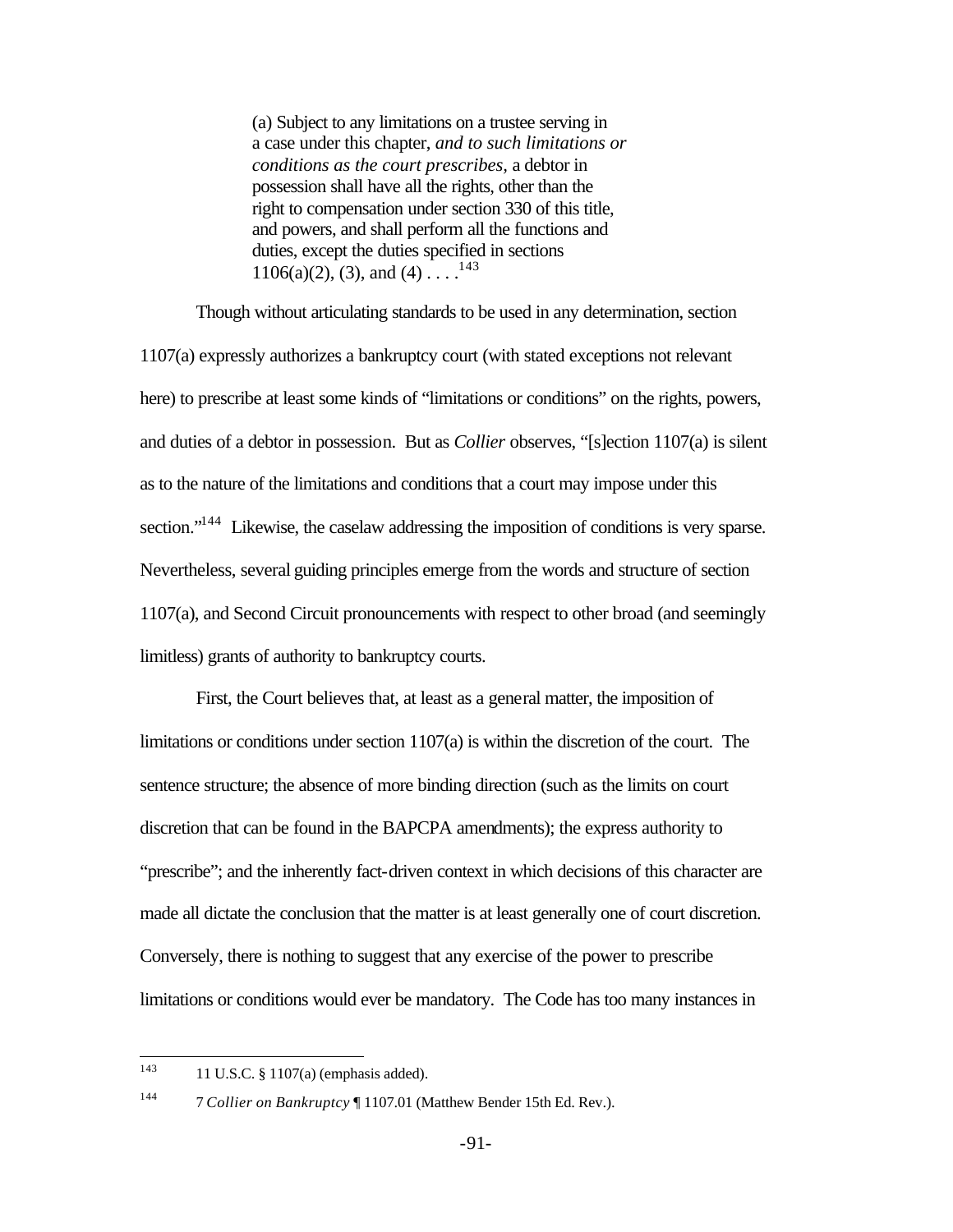> (a) Subject to any limitations on a trustee serving in a case under this chapter, *and to such limitations or conditions as the court prescribes,* a debtor in possession shall have all the rights, other than the right to compensation under section 330 of this title, and powers, and shall perform all the functions and duties, except the duties specified in sections 1106(a)(2), (3), and (4) . . . .[143]

Though without articulating standards to be used in any determination, section 1107(a) expressly authorizes a bankruptcy court (with stated exceptions not relevant here) to prescribe at least some kinds of "limitations or conditions" on the rights, powers, and duties of a debtor in possession. But as *Collier* observes, "[s]ection 1107(a) is silent as to the nature of the limitations and conditions that a court may impose under this section."[144] Likewise, the caselaw addressing the imposition of conditions is very sparse. Nevertheless, several guiding principles emerge from the words and structure of section 1107(a), and Second Circuit pronouncements with respect to other broad (and seemingly limitless) grants of authority to bankruptcy courts.

First, the Court believes that, at least as a general matter, the imposition of limitations or conditions under section 1107(a) is within the discretion of the court. The sentence structure; the absence of more binding direction (such as the limits on court discretion that can be found in the BAPCPA amendments); the express authority to "prescribe"; and the inherently fact-driven context in which decisions of this character are made all dictate the conclusion that the matter is at least generally one of court discretion. Conversely, there is nothing to suggest that any exercise of the power to prescribe limitations or conditions would ever be mandatory. The Code has too many instances in

---

[143] 11 U.S.C. § 1107(a) (emphasis added).

[144] 7 *Collier on Bankruptcy* ¶ 1107.01 (Matthew Bender 15th Ed. Rev.).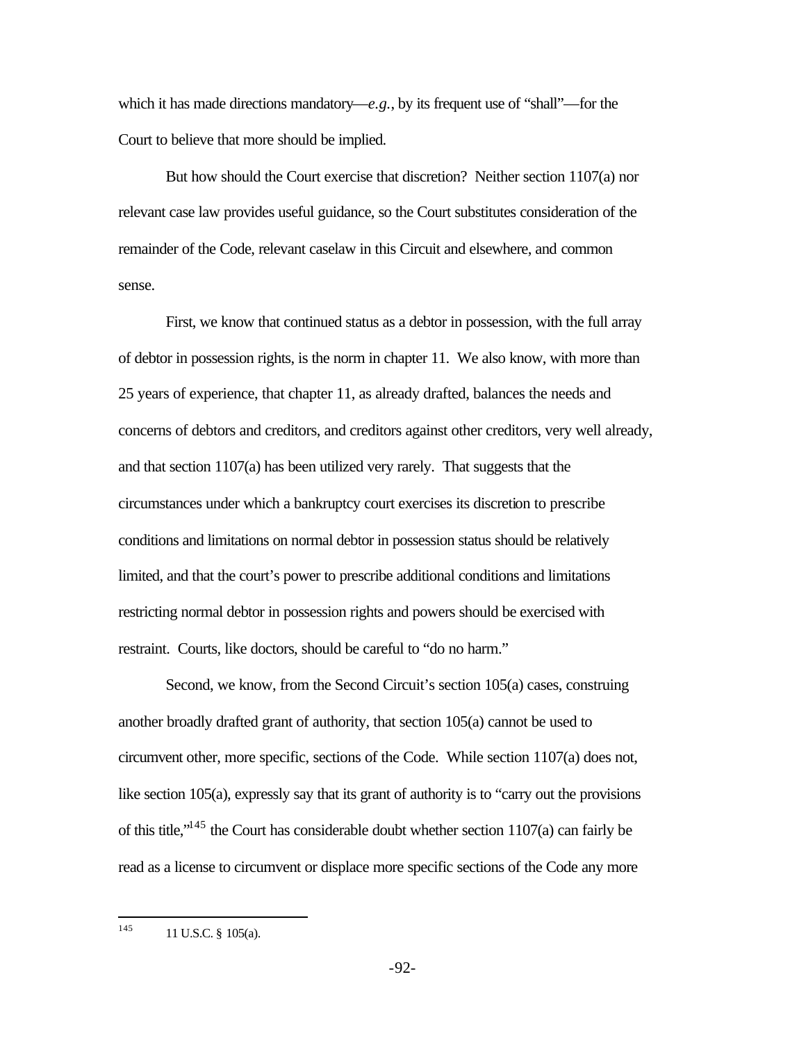which it has made directions mandatory—*e.g.*, by its frequent use of "shall"—for the Court to believe that more should be implied.

But how should the Court exercise that discretion? Neither section 1107(a) nor relevant case law provides useful guidance, so the Court substitutes consideration of the remainder of the Code, relevant caselaw in this Circuit and elsewhere, and common sense.

First, we know that continued status as a debtor in possession, with the full array of debtor in possession rights, is the norm in chapter 11. We also know, with more than 25 years of experience, that chapter 11, as already drafted, balances the needs and concerns of debtors and creditors, and creditors against other creditors, very well already, and that section 1107(a) has been utilized very rarely. That suggests that the circumstances under which a bankruptcy court exercises its discretion to prescribe conditions and limitations on normal debtor in possession status should be relatively limited, and that the court's power to prescribe additional conditions and limitations restricting normal debtor in possession rights and powers should be exercised with restraint. Courts, like doctors, should be careful to "do no harm."

Second, we know, from the Second Circuit's section 105(a) cases, construing another broadly drafted grant of authority, that section 105(a) cannot be used to circumvent other, more specific, sections of the Code. While section 1107(a) does not, like section 105(a), expressly say that its grant of authority is to "carry out the provisions of this title,"[145] the Court has considerable doubt whether section 1107(a) can fairly be read as a license to circumvent or displace more specific sections of the Code any more

---

[145] 11 U.S.C. § 105(a).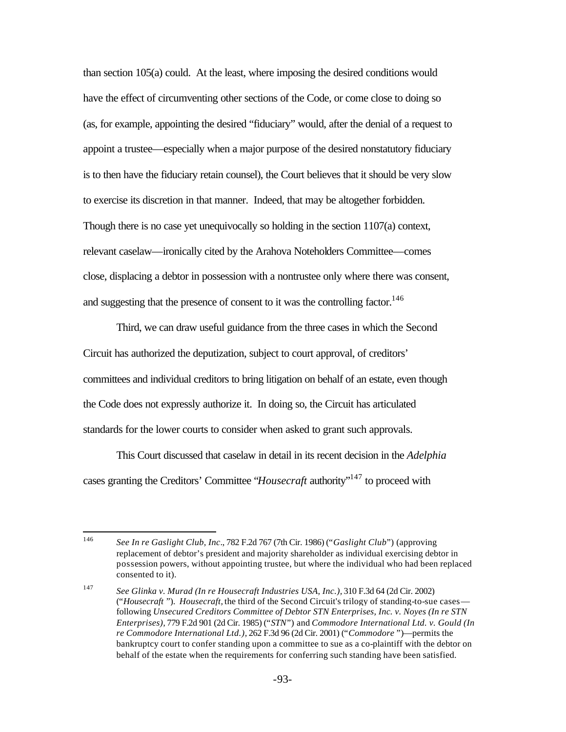than section 105(a) could. At the least, where imposing the desired conditions would have the effect of circumventing other sections of the Code, or come close to doing so (as, for example, appointing the desired "fiduciary" would, after the denial of a request to appoint a trustee—especially when a major purpose of the desired nonstatutory fiduciary is to then have the fiduciary retain counsel), the Court believes that it should be very slow to exercise its discretion in that manner. Indeed, that may be altogether forbidden. Though there is no case yet unequivocally so holding in the section 1107(a) context, relevant caselaw—ironically cited by the Arahova Noteholders Committee—comes close, displacing a debtor in possession with a nontrustee only where there was consent, and suggesting that the presence of consent to it was the controlling factor.[146]

Third, we can draw useful guidance from the three cases in which the Second Circuit has authorized the deputization, subject to court approval, of creditors' committees and individual creditors to bring litigation on behalf of an estate, even though the Code does not expressly authorize it. In doing so, the Circuit has articulated standards for the lower courts to consider when asked to grant such approvals.

This Court discussed that caselaw in detail in its recent decision in the *Adelphia* cases granting the Creditors' Committee "*Housecraft* authority"[147] to proceed with

---

[146] *See In re Gaslight Club, Inc*., 782 F.2d 767 (7th Cir. 1986) ("*Gaslight Club*") (approving replacement of debtor's president and majority shareholder as individual exercising debtor in possession powers, without appointing trustee, but where the individual who had been replaced consented to it).

[147] *See Glinka v. Murad (In re Housecraft Industries USA, Inc.)*, 310 F.3d 64 (2d Cir. 2002) ("*Housecraft* "). *Housecraft*, the third of the Second Circuit's trilogy of standing-to-sue cases—following *Unsecured Creditors Committee of Debtor STN Enterprises, Inc. v. Noyes (In re STN Enterprises)*, 779 F.2d 901 (2d Cir. 1985) ("*STN*") and *Commodore International Ltd. v. Gould (In re Commodore International Ltd.)*, 262 F.3d 96 (2d Cir. 2001) ("*Commodore* ")—permits the bankruptcy court to confer standing upon a committee to sue as a co-plaintiff with the debtor on behalf of the estate when the requirements for conferring such standing have been satisfied.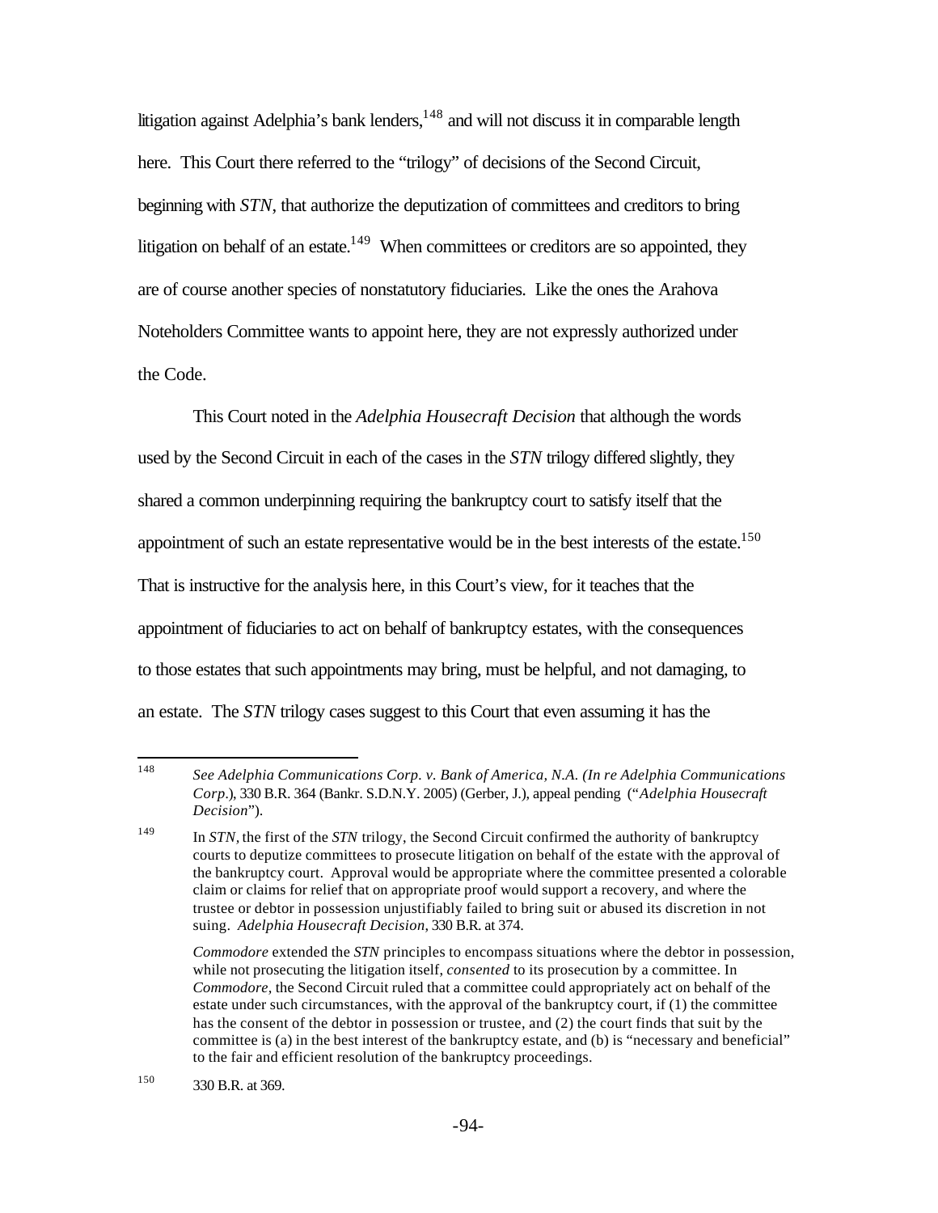litigation against Adelphia's bank lenders,[148] and will not discuss it in comparable length here. This Court there referred to the "trilogy" of decisions of the Second Circuit, beginning with *STN*, that authorize the deputization of committees and creditors to bring litigation on behalf of an estate.[149] When committees or creditors are so appointed, they are of course another species of nonstatutory fiduciaries. Like the ones the Arahova Noteholders Committee wants to appoint here, they are not expressly authorized under the Code.

This Court noted in the *Adelphia Housecraft Decision* that although the words used by the Second Circuit in each of the cases in the *STN* trilogy differed slightly, they shared a common underpinning requiring the bankruptcy court to satisfy itself that the appointment of such an estate representative would be in the best interests of the estate.[150] That is instructive for the analysis here, in this Court's view, for it teaches that the appointment of fiduciaries to act on behalf of bankruptcy estates, with the consequences to those estates that such appointments may bring, must be helpful, and not damaging, to an estate. The *STN* trilogy cases suggest to this Court that even assuming it has the

---

[148] *See Adelphia Communications Corp. v. Bank of America, N.A. (In re Adelphia Communications Corp.)*, 330 B.R. 364 (Bankr. S.D.N.Y. 2005) (Gerber, J.), appeal pending ("*Adelphia Housecraft Decision*").

[149] In *STN*, the first of the *STN* trilogy, the Second Circuit confirmed the authority of bankruptcy courts to deputize committees to prosecute litigation on behalf of the estate with the approval of the bankruptcy court. Approval would be appropriate where the committee presented a colorable claim or claims for relief that on appropriate proof would support a recovery, and where the trustee or debtor in possession unjustifiably failed to bring suit or abused its discretion in not suing. *Adelphia Housecraft Decision*, 330 B.R. at 374.

*Commodore* extended the *STN* principles to encompass situations where the debtor in possession, while not prosecuting the litigation itself, *consented* to its prosecution by a committee. In *Commodore*, the Second Circuit ruled that a committee could appropriately act on behalf of the estate under such circumstances, with the approval of the bankruptcy court, if (1) the committee has the consent of the debtor in possession or trustee, and (2) the court finds that suit by the committee is (a) in the best interest of the bankruptcy estate, and (b) is "necessary and beneficial" to the fair and efficient resolution of the bankruptcy proceedings.

[150] 330 B.R. at 369.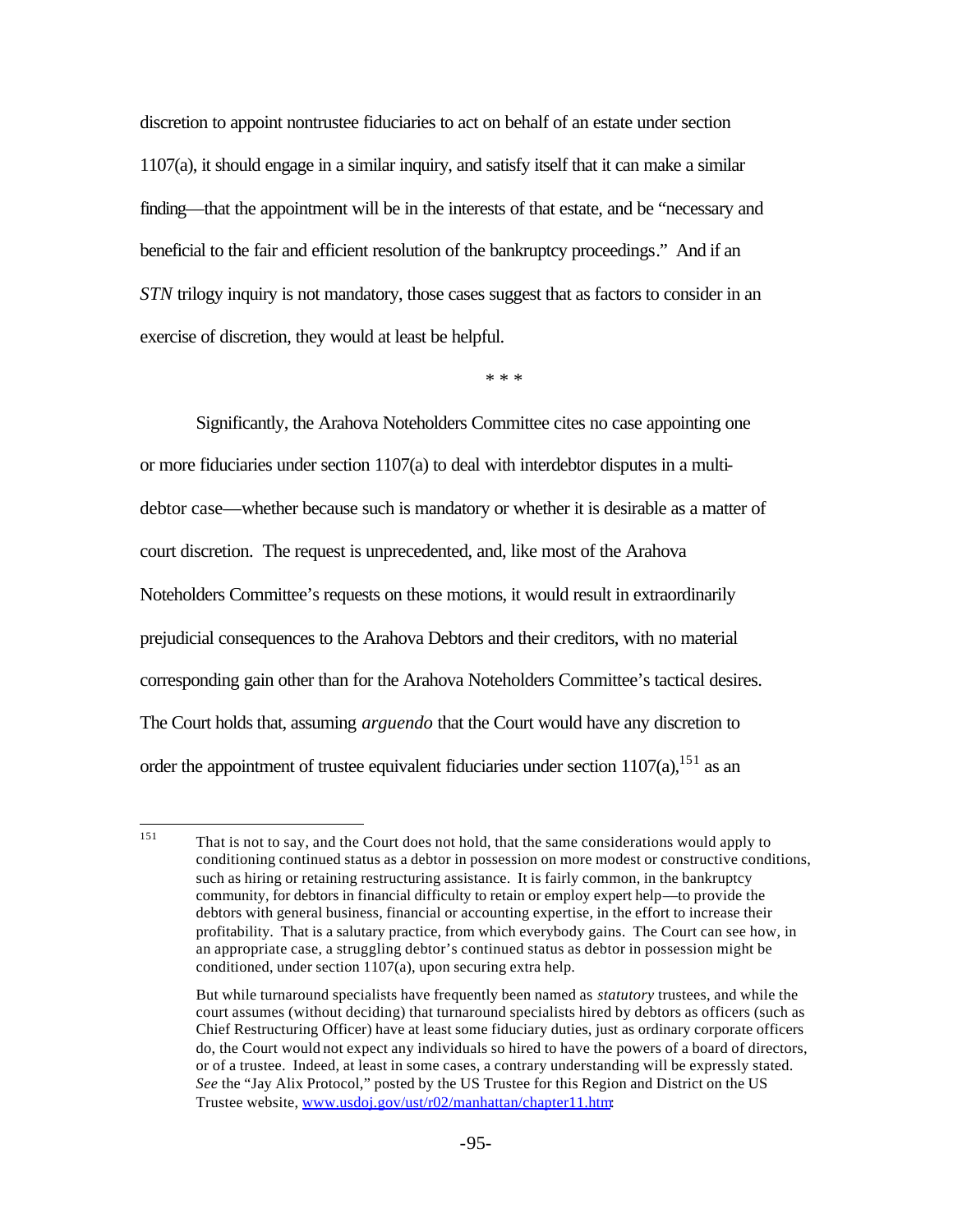discretion to appoint nontrustee fiduciaries to act on behalf of an estate under section 1107(a), it should engage in a similar inquiry, and satisfy itself that it can make a similar finding—that the appointment will be in the interests of that estate, and be "necessary and beneficial to the fair and efficient resolution of the bankruptcy proceedings." And if an *STN* trilogy inquiry is not mandatory, those cases suggest that as factors to consider in an exercise of discretion, they would at least be helpful.

\* \* \*

Significantly, the Arahova Noteholders Committee cites no case appointing one or more fiduciaries under section 1107(a) to deal with interdebtor disputes in a multi-debtor case—whether because such is mandatory or whether it is desirable as a matter of court discretion. The request is unprecedented, and, like most of the Arahova Noteholders Committee's requests on these motions, it would result in extraordinarily prejudicial consequences to the Arahova Debtors and their creditors, with no material corresponding gain other than for the Arahova Noteholders Committee's tactical desires. The Court holds that, assuming *arguendo* that the Court would have any discretion to order the appointment of trustee equivalent fiduciaries under section 1107(a),[151] as an

---

[151] That is not to say, and the Court does not hold, that the same considerations would apply to conditioning continued status as a debtor in possession on more modest or constructive conditions, such as hiring or retaining restructuring assistance. It is fairly common, in the bankruptcy community, for debtors in financial difficulty to retain or employ expert help—to provide the debtors with general business, financial or accounting expertise, in the effort to increase their profitability. That is a salutary practice, from which everybody gains. The Court can see how, in an appropriate case, a struggling debtor's continued status as debtor in possession might be conditioned, under section 1107(a), upon securing extra help.

But while turnaround specialists have frequently been named as *statutory* trustees, and while the court assumes (without deciding) that turnaround specialists hired by debtors as officers (such as Chief Restructuring Officer) have at least some fiduciary duties, just as ordinary corporate officers do, the Court would not expect any individuals so hired to have the powers of a board of directors, or of a trustee. Indeed, at least in some cases, a contrary understanding will be expressly stated. *See* the "Jay Alix Protocol," posted by the US Trustee for this Region and District on the US Trustee website, www.usdoj.gov/ust/r02/manhattan/chapter11.htm.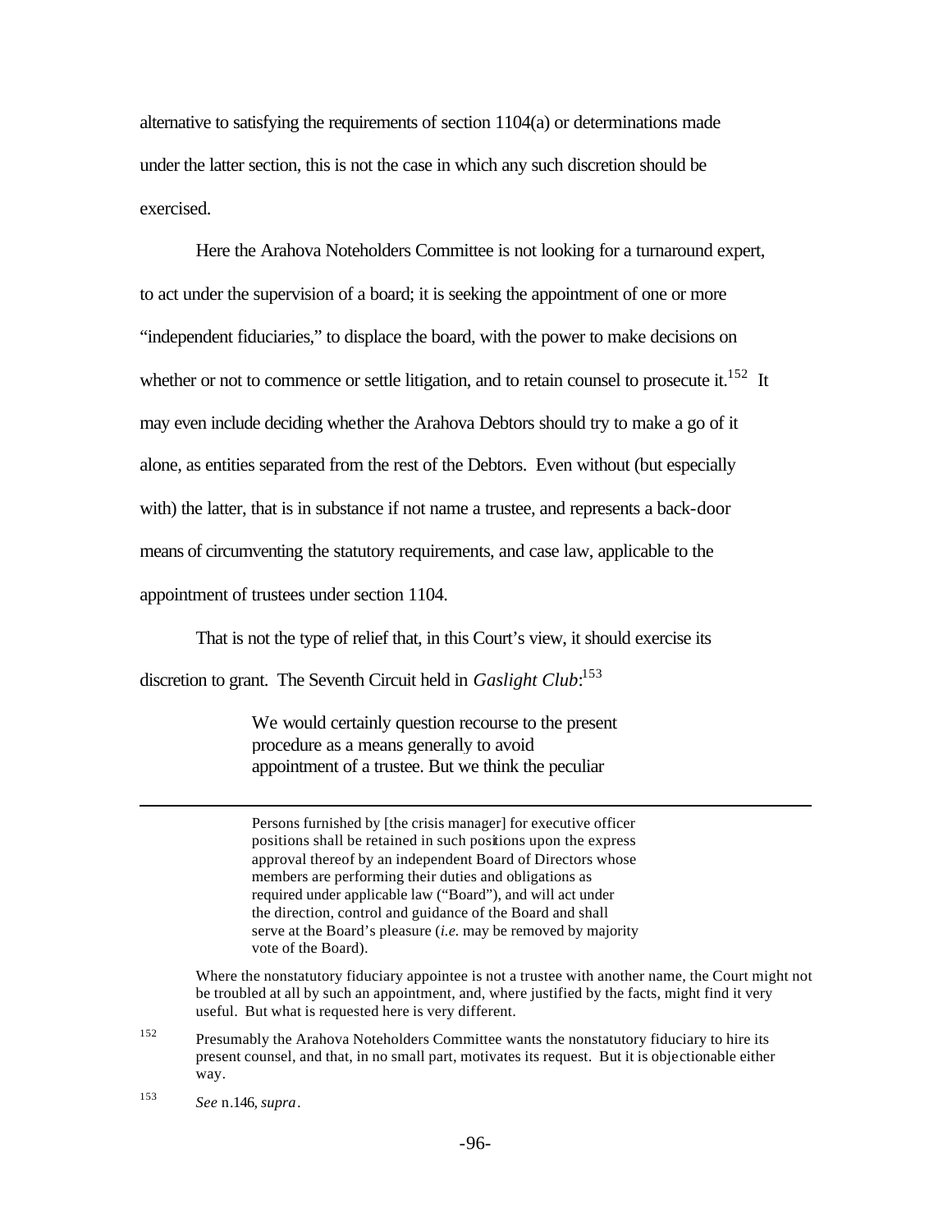alternative to satisfying the requirements of section 1104(a) or determinations made under the latter section, this is not the case in which any such discretion should be exercised.

Here the Arahova Noteholders Committee is not looking for a turnaround expert, to act under the supervision of a board; it is seeking the appointment of one or more "independent fiduciaries," to displace the board, with the power to make decisions on whether or not to commence or settle litigation, and to retain counsel to prosecute it.[152] It may even include deciding whether the Arahova Debtors should try to make a go of it alone, as entities separated from the rest of the Debtors. Even without (but especially with) the latter, that is in substance if not name a trustee, and represents a back-door means of circumventing the statutory requirements, and case law, applicable to the appointment of trustees under section 1104.

That is not the type of relief that, in this Court's view, it should exercise its discretion to grant. The Seventh Circuit held in *Gaslight Club*:[153]

> We would certainly question recourse to the present procedure as a means generally to avoid appointment of a trustee. But we think the peculiar

---

> Persons furnished by [the crisis manager] for executive officer positions shall be retained in such positions upon the express approval thereof by an independent Board of Directors whose members are performing their duties and obligations as required under applicable law ("Board"), and will act under the direction, control and guidance of the Board and shall serve at the Board's pleasure (*i.e.* may be removed by majority vote of the Board).

Where the nonstatutory fiduciary appointee is not a trustee with another name, the Court might not be troubled at all by such an appointment, and, where justified by the facts, might find it very useful. But what is requested here is very different.

[152] Presumably the Arahova Noteholders Committee wants the nonstatutory fiduciary to hire its present counsel, and that, in no small part, motivates its request. But it is objectionable either way.

[153] *See* n.146, *supra*.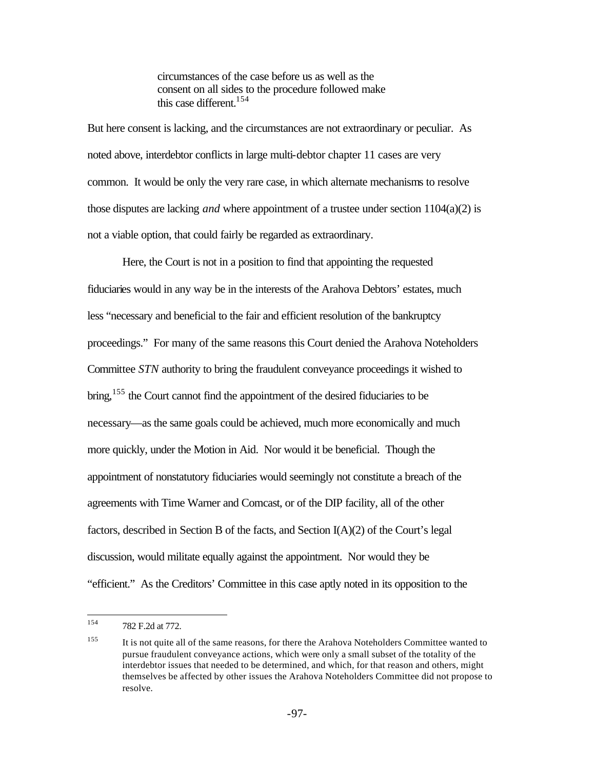> circumstances of the case before us as well as the consent on all sides to the procedure followed make this case different.[154]

But here consent is lacking, and the circumstances are not extraordinary or peculiar. As noted above, interdebtor conflicts in large multi-debtor chapter 11 cases are very common. It would be only the very rare case, in which alternate mechanisms to resolve those disputes are lacking *and* where appointment of a trustee under section 1104(a)(2) is not a viable option, that could fairly be regarded as extraordinary.

Here, the Court is not in a position to find that appointing the requested fiduciaries would in any way be in the interests of the Arahova Debtors' estates, much less "necessary and beneficial to the fair and efficient resolution of the bankruptcy proceedings." For many of the same reasons this Court denied the Arahova Noteholders Committee *STN* authority to bring the fraudulent conveyance proceedings it wished to bring,[155] the Court cannot find the appointment of the desired fiduciaries to be necessary—as the same goals could be achieved, much more economically and much more quickly, under the Motion in Aid. Nor would it be beneficial. Though the appointment of nonstatutory fiduciaries would seemingly not constitute a breach of the agreements with Time Warner and Comcast, or of the DIP facility, all of the other factors, described in Section B of the facts, and Section I(A)(2) of the Court's legal discussion, would militate equally against the appointment. Nor would they be "efficient." As the Creditors' Committee in this case aptly noted in its opposition to the

---

[154] 782 F.2d at 772.

[155] It is not quite all of the same reasons, for there the Arahova Noteholders Committee wanted to pursue fraudulent conveyance actions, which were only a small subset of the totality of the interdebtor issues that needed to be determined, and which, for that reason and others, might themselves be affected by other issues the Arahova Noteholders Committee did not propose to resolve.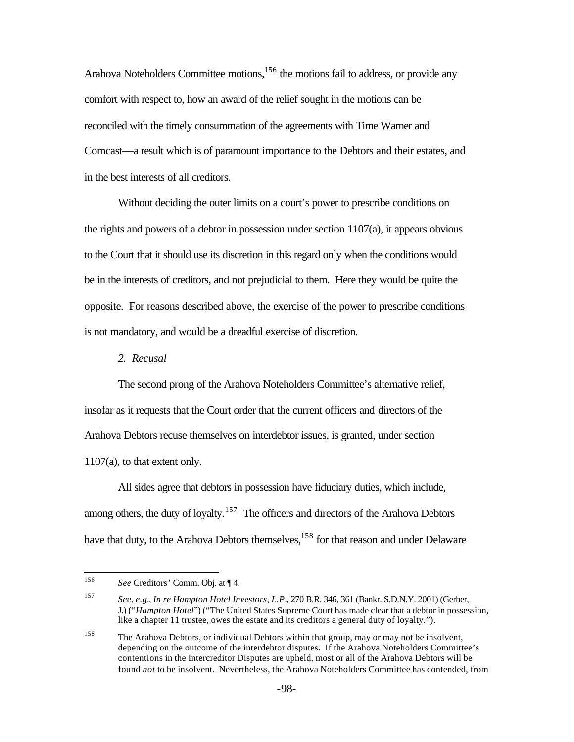Arahova Noteholders Committee motions,[156] the motions fail to address, or provide any comfort with respect to, how an award of the relief sought in the motions can be reconciled with the timely consummation of the agreements with Time Warner and Comcast—a result which is of paramount importance to the Debtors and their estates, and in the best interests of all creditors.

Without deciding the outer limits on a court's power to prescribe conditions on the rights and powers of a debtor in possession under section 1107(a), it appears obvious to the Court that it should use its discretion in this regard only when the conditions would be in the interests of creditors, and not prejudicial to them. Here they would be quite the opposite. For reasons described above, the exercise of the power to prescribe conditions is not mandatory, and would be a dreadful exercise of discretion.

*2. Recusal*

The second prong of the Arahova Noteholders Committee's alternative relief, insofar as it requests that the Court order that the current officers and directors of the Arahova Debtors recuse themselves on interdebtor issues, is granted, under section 1107(a), to that extent only.

All sides agree that debtors in possession have fiduciary duties, which include, among others, the duty of loyalty.[157] The officers and directors of the Arahova Debtors have that duty, to the Arahova Debtors themselves,[158] for that reason and under Delaware

---

[156] *See* Creditors' Comm. Obj. at ¶ 4.

[157] *See, e.g.*, *In re Hampton Hotel Investors, L.P.*, 270 B.R. 346, 361 (Bankr. S.D.N.Y. 2001) (Gerber, J.) ("*Hampton Hotel*") ("The United States Supreme Court has made clear that a debtor in possession, like a chapter 11 trustee, owes the estate and its creditors a general duty of loyalty.").

[158] The Arahova Debtors, or individual Debtors within that group, may or may not be insolvent, depending on the outcome of the interdebtor disputes. If the Arahova Noteholders Committee's contentions in the Intercreditor Disputes are upheld, most or all of the Arahova Debtors will be found *not* to be insolvent. Nevertheless, the Arahova Noteholders Committee has contended, from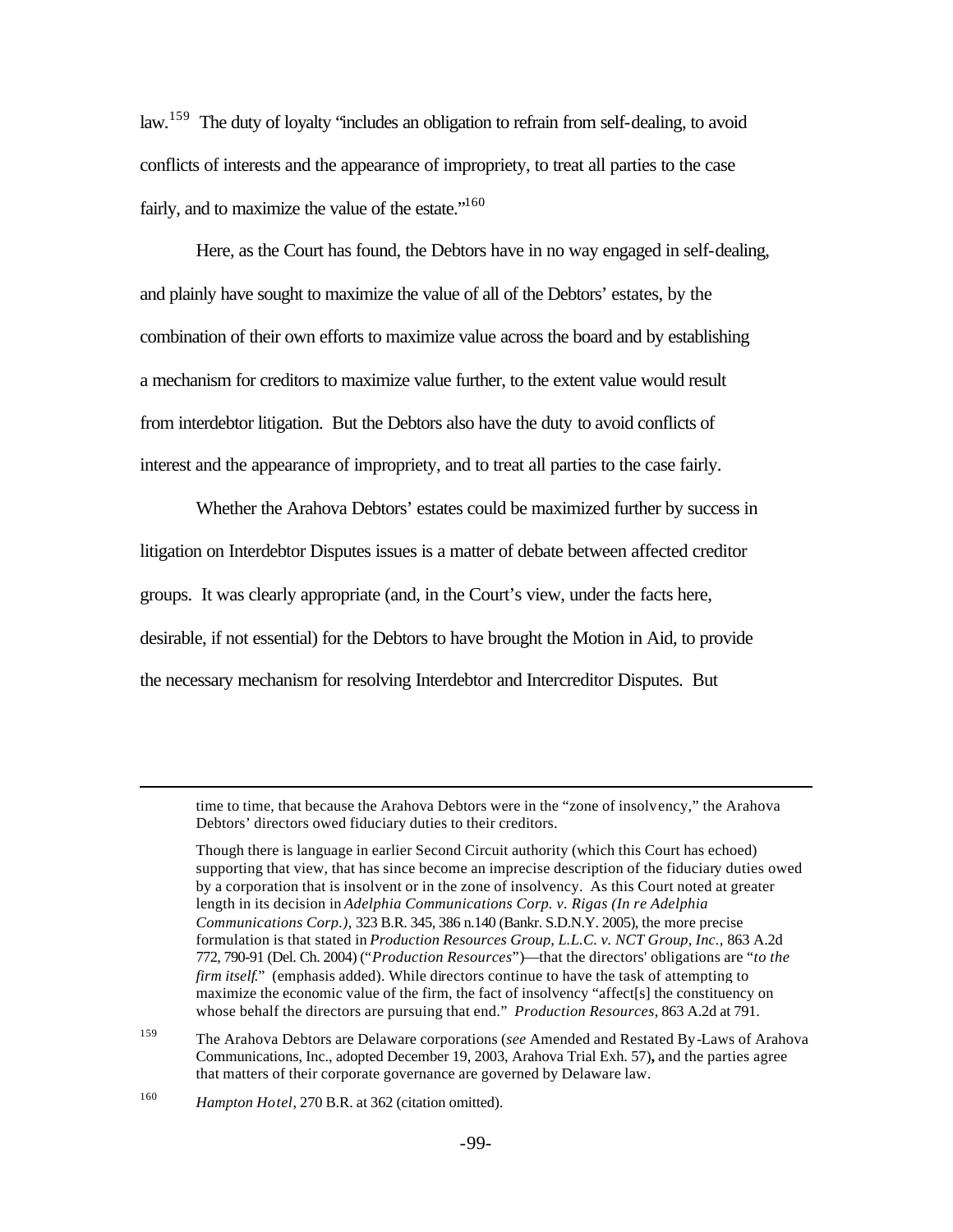law.[159] The duty of loyalty "includes an obligation to refrain from self-dealing, to avoid conflicts of interests and the appearance of impropriety, to treat all parties to the case fairly, and to maximize the value of the estate."[160]

Here, as the Court has found, the Debtors have in no way engaged in self-dealing, and plainly have sought to maximize the value of all of the Debtors' estates, by the combination of their own efforts to maximize value across the board and by establishing a mechanism for creditors to maximize value further, to the extent value would result from interdebtor litigation. But the Debtors also have the duty to avoid conflicts of interest and the appearance of impropriety, and to treat all parties to the case fairly.

Whether the Arahova Debtors' estates could be maximized further by success in litigation on Interdebtor Disputes issues is a matter of debate between affected creditor groups. It was clearly appropriate (and, in the Court's view, under the facts here, desirable, if not essential) for the Debtors to have brought the Motion in Aid, to provide the necessary mechanism for resolving Interdebtor and Intercreditor Disputes. But

---

time to time, that because the Arahova Debtors were in the "zone of insolvency," the Arahova Debtors' directors owed fiduciary duties to their creditors.

Though there is language in earlier Second Circuit authority (which this Court has echoed) supporting that view, that has since become an imprecise description of the fiduciary duties owed by a corporation that is insolvent or in the zone of insolvency. As this Court noted at greater length in its decision in *Adelphia Communications Corp. v. Rigas (In re Adelphia Communications Corp.)*, 323 B.R. 345, 386 n.140 (Bankr. S.D.N.Y. 2005), the more precise formulation is that stated in *Production Resources Group, L.L.C. v. NCT Group, Inc.*, 863 A.2d 772, 790-91 (Del. Ch. 2004) ("*Production Resources*")—that the directors' obligations are "*to the firm itself*." (emphasis added). While directors continue to have the task of attempting to maximize the economic value of the firm, the fact of insolvency "affect[s] the constituency on whose behalf the directors are pursuing that end." *Production Resources*, 863 A.2d at 791.

[159] The Arahova Debtors are Delaware corporations (*see* Amended and Restated By-Laws of Arahova Communications, Inc., adopted December 19, 2003, Arahova Trial Exh. 57)**,** and the parties agree that matters of their corporate governance are governed by Delaware law.

[160] *Hampton Hotel*, 270 B.R. at 362 (citation omitted).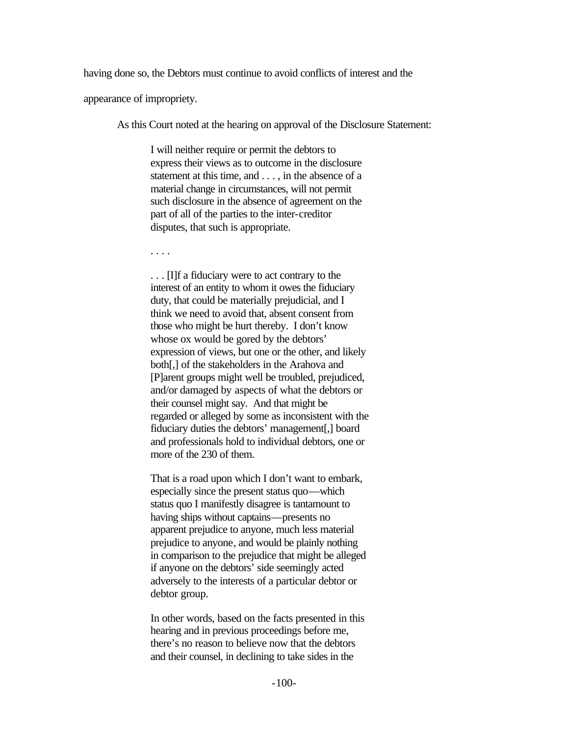having done so, the Debtors must continue to avoid conflicts of interest and the appearance of impropriety.

As this Court noted at the hearing on approval of the Disclosure Statement:

> I will neither require or permit the debtors to express their views as to outcome in the disclosure statement at this time, and . . . , in the absence of a material change in circumstances, will not permit such disclosure in the absence of agreement on the part of all of the parties to the inter-creditor disputes, that such is appropriate.
>
> . . . .
>
> . . . [I]f a fiduciary were to act contrary to the interest of an entity to whom it owes the fiduciary duty, that could be materially prejudicial, and I think we need to avoid that, absent consent from those who might be hurt thereby. I don't know whose ox would be gored by the debtors' expression of views, but one or the other, and likely both[,] of the stakeholders in the Arahova and [P]arent groups might well be troubled, prejudiced, and/or damaged by aspects of what the debtors or their counsel might say. And that might be regarded or alleged by some as inconsistent with the fiduciary duties the debtors' management[,] board and professionals hold to individual debtors, one or more of the 230 of them.
>
> That is a road upon which I don't want to embark, especially since the present status quo—which status quo I manifestly disagree is tantamount to having ships without captains—presents no apparent prejudice to anyone, much less material prejudice to anyone, and would be plainly nothing in comparison to the prejudice that might be alleged if anyone on the debtors' side seemingly acted adversely to the interests of a particular debtor or debtor group.
>
> In other words, based on the facts presented in this hearing and in previous proceedings before me, there's no reason to believe now that the debtors and their counsel, in declining to take sides in the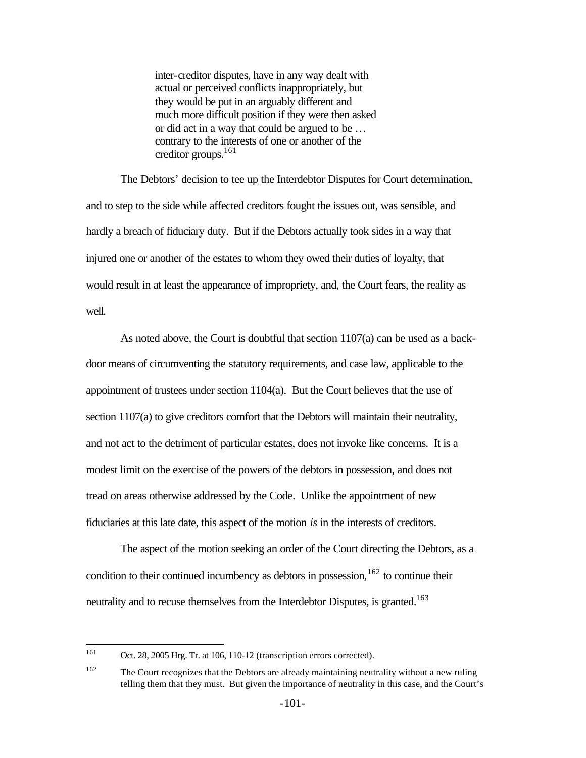> inter-creditor disputes, have in any way dealt with actual or perceived conflicts inappropriately, but they would be put in an arguably different and much more difficult position if they were then asked or did act in a way that could be argued to be … contrary to the interests of one or another of the creditor groups.[161]

The Debtors' decision to tee up the Interdebtor Disputes for Court determination, and to step to the side while affected creditors fought the issues out, was sensible, and hardly a breach of fiduciary duty. But if the Debtors actually took sides in a way that injured one or another of the estates to whom they owed their duties of loyalty, that would result in at least the appearance of impropriety, and, the Court fears, the reality as well.

As noted above, the Court is doubtful that section 1107(a) can be used as a back-door means of circumventing the statutory requirements, and case law, applicable to the appointment of trustees under section 1104(a). But the Court believes that the use of section 1107(a) to give creditors comfort that the Debtors will maintain their neutrality, and not act to the detriment of particular estates, does not invoke like concerns. It is a modest limit on the exercise of the powers of the debtors in possession, and does not tread on areas otherwise addressed by the Code. Unlike the appointment of new fiduciaries at this late date, this aspect of the motion *is* in the interests of creditors.

The aspect of the motion seeking an order of the Court directing the Debtors, as a condition to their continued incumbency as debtors in possession,[162] to continue their neutrality and to recuse themselves from the Interdebtor Disputes, is granted.[163]

---

[161] Oct. 28, 2005 Hrg. Tr. at 106, 110-12 (transcription errors corrected).

[162] The Court recognizes that the Debtors are already maintaining neutrality without a new ruling telling them that they must. But given the importance of neutrality in this case, and the Court's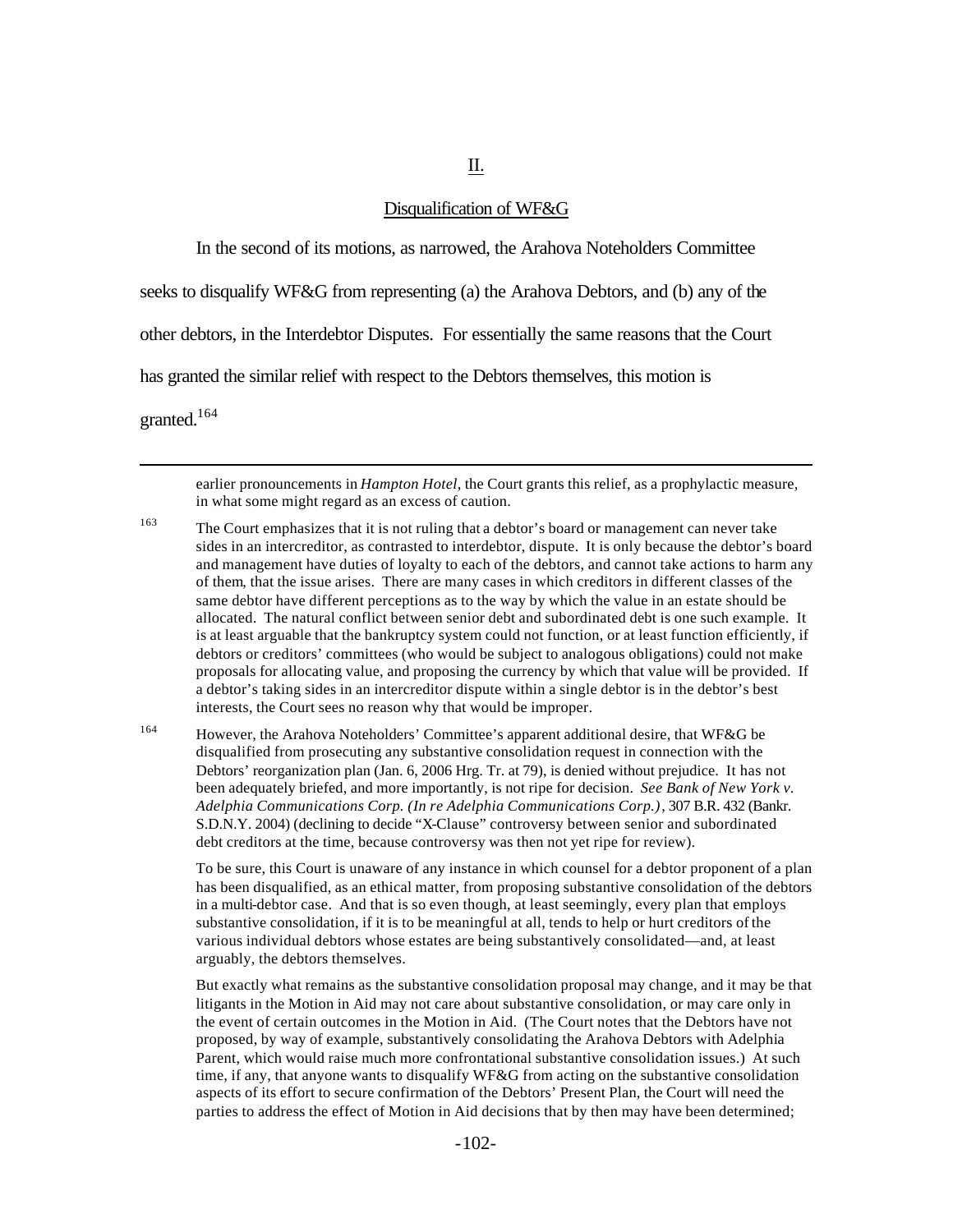## II.

## Disqualification of WF&G

In the second of its motions, as narrowed, the Arahova Noteholders Committee seeks to disqualify WF&G from representing (a) the Arahova Debtors, and (b) any of the other debtors, in the Interdebtor Disputes. For essentially the same reasons that the Court has granted the similar relief with respect to the Debtors themselves, this motion is granted.[164]

---

earlier pronouncements in *Hampton Hotel*, the Court grants this relief, as a prophylactic measure, in what some might regard as an excess of caution.

[163] The Court emphasizes that it is not ruling that a debtor's board or management can never take sides in an intercreditor, as contrasted to interdebtor, dispute. It is only because the debtor's board and management have duties of loyalty to each of the debtors, and cannot take actions to harm any of them, that the issue arises. There are many cases in which creditors in different classes of the same debtor have different perceptions as to the way by which the value in an estate should be allocated. The natural conflict between senior debt and subordinated debt is one such example. It is at least arguable that the bankruptcy system could not function, or at least function efficiently, if debtors or creditors' committees (who would be subject to analogous obligations) could not make proposals for allocating value, and proposing the currency by which that value will be provided. If a debtor's taking sides in an intercreditor dispute within a single debtor is in the debtor's best interests, the Court sees no reason why that would be improper.

[164] However, the Arahova Noteholders' Committee's apparent additional desire, that WF&G be disqualified from prosecuting any substantive consolidation request in connection with the Debtors' reorganization plan (Jan. 6, 2006 Hrg. Tr. at 79), is denied without prejudice. It has not been adequately briefed, and more importantly, is not ripe for decision. *See Bank of New York v. Adelphia Communications Corp. (In re Adelphia Communications Corp.)*, 307 B.R. 432 (Bankr. S.D.N.Y. 2004) (declining to decide "X-Clause" controversy between senior and subordinated debt creditors at the time, because controversy was then not yet ripe for review).

To be sure, this Court is unaware of any instance in which counsel for a debtor proponent of a plan has been disqualified, as an ethical matter, from proposing substantive consolidation of the debtors in a multi-debtor case. And that is so even though, at least seemingly, every plan that employs substantive consolidation, if it is to be meaningful at all, tends to help or hurt creditors of the various individual debtors whose estates are being substantively consolidated—and, at least arguably, the debtors themselves.

But exactly what remains as the substantive consolidation proposal may change, and it may be that litigants in the Motion in Aid may not care about substantive consolidation, or may care only in the event of certain outcomes in the Motion in Aid. (The Court notes that the Debtors have not proposed, by way of example, substantively consolidating the Arahova Debtors with Adelphia Parent, which would raise much more confrontational substantive consolidation issues.) At such time, if any, that anyone wants to disqualify WF&G from acting on the substantive consolidation aspects of its effort to secure confirmation of the Debtors' Present Plan, the Court will need the parties to address the effect of Motion in Aid decisions that by then may have been determined;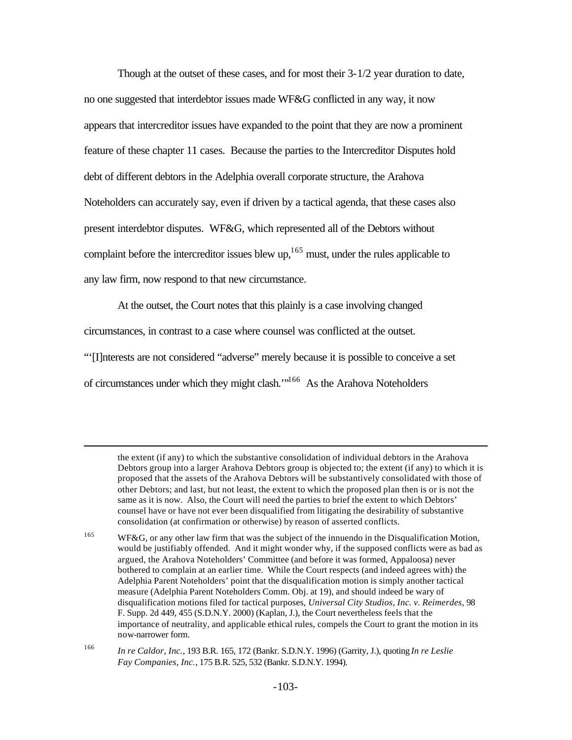Though at the outset of these cases, and for most their 3-1/2 year duration to date, no one suggested that interdebtor issues made WF&G conflicted in any way, it now appears that intercreditor issues have expanded to the point that they are now a prominent feature of these chapter 11 cases. Because the parties to the Intercreditor Disputes hold debt of different debtors in the Adelphia overall corporate structure, the Arahova Noteholders can accurately say, even if driven by a tactical agenda, that these cases also present interdebtor disputes. WF&G, which represented all of the Debtors without complaint before the intercreditor issues blew up,[165] must, under the rules applicable to any law firm, now respond to that new circumstance.

At the outset, the Court notes that this plainly is a case involving changed circumstances, in contrast to a case where counsel was conflicted at the outset. "'[I]nterests are not considered "adverse" merely because it is possible to conceive a set of circumstances under which they might clash.'"[166] As the Arahova Noteholders

---

the extent (if any) to which the substantive consolidation of individual debtors in the Arahova Debtors group into a larger Arahova Debtors group is objected to; the extent (if any) to which it is proposed that the assets of the Arahova Debtors will be substantively consolidated with those of other Debtors; and last, but not least, the extent to which the proposed plan then is or is not the same as it is now. Also, the Court will need the parties to brief the extent to which Debtors' counsel have or have not ever been disqualified from litigating the desirability of substantive consolidation (at confirmation or otherwise) by reason of asserted conflicts.

[165] WF&G, or any other law firm that was the subject of the innuendo in the Disqualification Motion, would be justifiably offended. And it might wonder why, if the supposed conflicts were as bad as argued, the Arahova Noteholders' Committee (and before it was formed, Appaloosa) never bothered to complain at an earlier time. While the Court respects (and indeed agrees with) the Adelphia Parent Noteholders' point that the disqualification motion is simply another tactical measure (Adelphia Parent Noteholders Comm. Obj. at 19), and should indeed be wary of disqualification motions filed for tactical purposes, *Universal City Studios, Inc. v. Reimerdes*, 98 F. Supp. 2d 449, 455 (S.D.N.Y. 2000) (Kaplan, J.), the Court nevertheless feels that the importance of neutrality, and applicable ethical rules, compels the Court to grant the motion in its now-narrower form.

[166] *In re Caldor, Inc.*, 193 B.R. 165, 172 (Bankr. S.D.N.Y. 1996) (Garrity, J.), quoting *In re Leslie Fay Companies, Inc.*, 175 B.R. 525, 532 (Bankr. S.D.N.Y. 1994).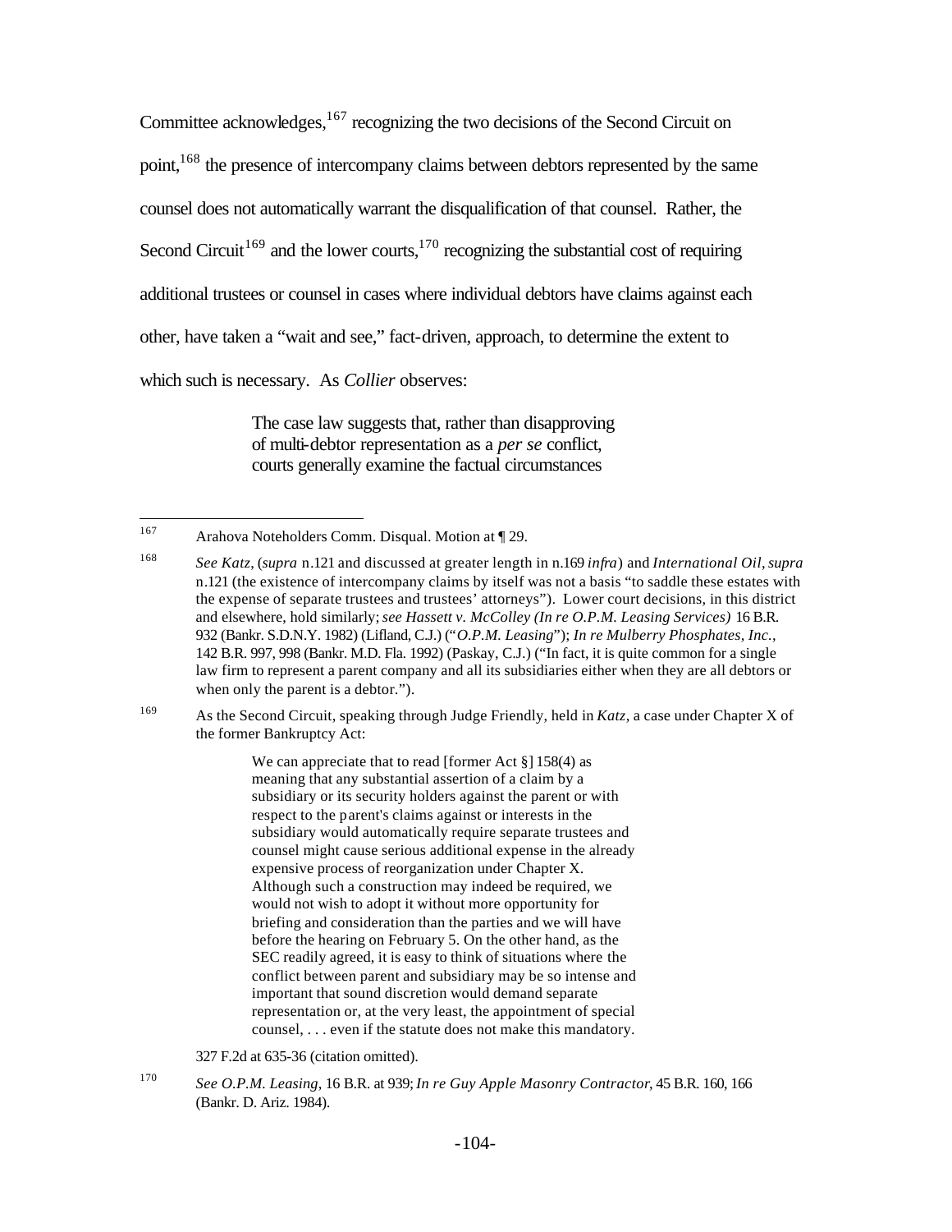Committee acknowledges,[167] recognizing the two decisions of the Second Circuit on point,[168] the presence of intercompany claims between debtors represented by the same counsel does not automatically warrant the disqualification of that counsel. Rather, the Second Circuit[169] and the lower courts,[170] recognizing the substantial cost of requiring additional trustees or counsel in cases where individual debtors have claims against each other, have taken a "wait and see," fact-driven, approach, to determine the extent to which such is necessary. As *Collier* observes:

> The case law suggests that, rather than disapproving of multi-debtor representation as a *per se* conflict, courts generally examine the factual circumstances

---

[167] Arahova Noteholders Comm. Disqual. Motion at ¶ 29.

[168] *See Katz*, (*supra* n.121 and discussed at greater length in n.169 *infra*) and *International Oil*, *supra* n.121 (the existence of intercompany claims by itself was not a basis "to saddle these estates with the expense of separate trustees and trustees' attorneys"). Lower court decisions, in this district and elsewhere, hold similarly; *see Hassett v. McColley (In re O.P.M. Leasing Services)* 16 B.R. 932 (Bankr. S.D.N.Y. 1982) (Lifland, C.J.) ("*O.P.M. Leasing*"); *In re Mulberry Phosphates, Inc.*, 142 B.R. 997, 998 (Bankr. M.D. Fla. 1992) (Paskay, C.J.) ("In fact, it is quite common for a single law firm to represent a parent company and all its subsidiaries either when they are all debtors or when only the parent is a debtor.").

[169] As the Second Circuit, speaking through Judge Friendly, held in *Katz*, a case under Chapter X of the former Bankruptcy Act:

> We can appreciate that to read [former Act §] 158(4) as meaning that any substantial assertion of a claim by a subsidiary or its security holders against the parent or with respect to the parent's claims against or interests in the subsidiary would automatically require separate trustees and counsel might cause serious additional expense in the already expensive process of reorganization under Chapter X. Although such a construction may indeed be required, we would not wish to adopt it without more opportunity for briefing and consideration than the parties and we will have before the hearing on February 5. On the other hand, as the SEC readily agreed, it is easy to think of situations where the conflict between parent and subsidiary may be so intense and important that sound discretion would demand separate representation or, at the very least, the appointment of special counsel, . . . even if the statute does not make this mandatory.

327 F.2d at 635-36 (citation omitted).

[170] *See O.P.M. Leasing*, 16 B.R. at 939; *In re Guy Apple Masonry Contractor*, 45 B.R. 160, 166 (Bankr. D. Ariz. 1984).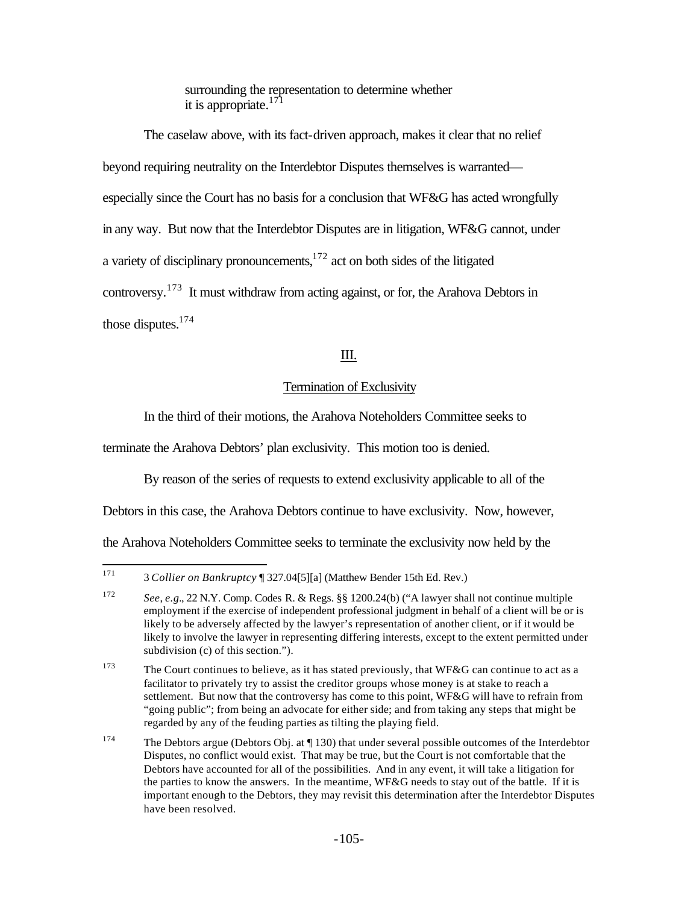surrounding the representation to determine whether it is appropriate.[171]

The caselaw above, with its fact-driven approach, makes it clear that no relief beyond requiring neutrality on the Interdebtor Disputes themselves is warranted—especially since the Court has no basis for a conclusion that WF&G has acted wrongfully in any way. But now that the Interdebtor Disputes are in litigation, WF&G cannot, under a variety of disciplinary pronouncements,[172] act on both sides of the litigated controversy.[173] It must withdraw from acting against, or for, the Arahova Debtors in those disputes.[174]

## III.

### Termination of Exclusivity

In the third of their motions, the Arahova Noteholders Committee seeks to terminate the Arahova Debtors' plan exclusivity. This motion too is denied.

By reason of the series of requests to extend exclusivity applicable to all of the Debtors in this case, the Arahova Debtors continue to have exclusivity. Now, however, the Arahova Noteholders Committee seeks to terminate the exclusivity now held by the

---

[171] 3 *Collier on Bankruptcy* ¶ 327.04[5][a] (Matthew Bender 15th Ed. Rev.)

[172] *See, e.g.*, 22 N.Y. Comp. Codes R. & Regs. §§ 1200.24(b) ("A lawyer shall not continue multiple employment if the exercise of independent professional judgment in behalf of a client will be or is likely to be adversely affected by the lawyer's representation of another client, or if it would be likely to involve the lawyer in representing differing interests, except to the extent permitted under subdivision (c) of this section.").

[173] The Court continues to believe, as it has stated previously, that WF&G can continue to act as a facilitator to privately try to assist the creditor groups whose money is at stake to reach a settlement. But now that the controversy has come to this point, WF&G will have to refrain from "going public"; from being an advocate for either side; and from taking any steps that might be regarded by any of the feuding parties as tilting the playing field.

[174] The Debtors argue (Debtors Obj. at ¶ 130) that under several possible outcomes of the Interdebtor Disputes, no conflict would exist. That may be true, but the Court is not comfortable that the Debtors have accounted for all of the possibilities. And in any event, it will take a litigation for the parties to know the answers. In the meantime, WF&G needs to stay out of the battle. If it is important enough to the Debtors, they may revisit this determination after the Interdebtor Disputes have been resolved.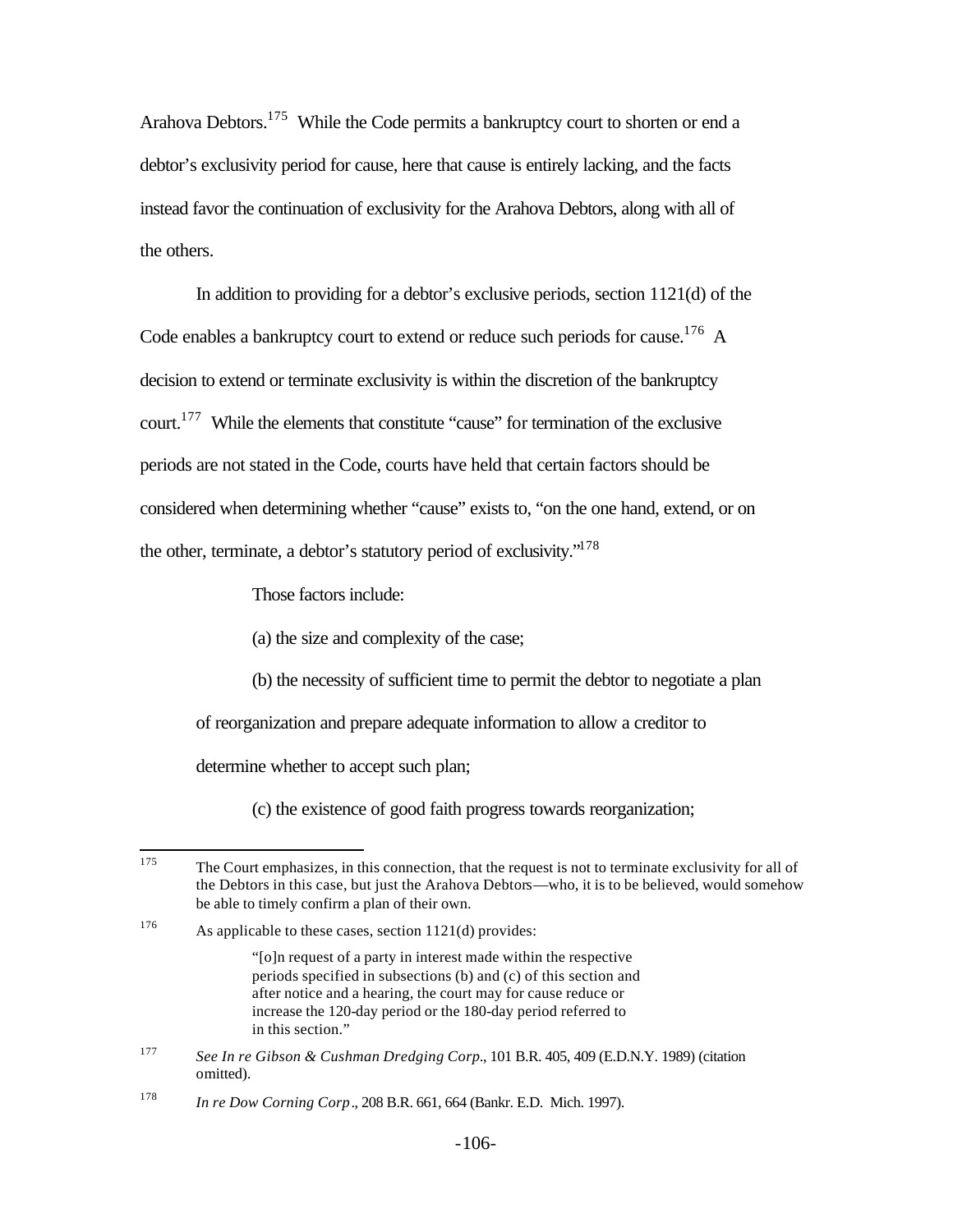Arahova Debtors.[175] While the Code permits a bankruptcy court to shorten or end a debtor's exclusivity period for cause, here that cause is entirely lacking, and the facts instead favor the continuation of exclusivity for the Arahova Debtors, along with all of the others.

In addition to providing for a debtor's exclusive periods, section 1121(d) of the Code enables a bankruptcy court to extend or reduce such periods for cause.[176] A decision to extend or terminate exclusivity is within the discretion of the bankruptcy court.[177] While the elements that constitute "cause" for termination of the exclusive periods are not stated in the Code, courts have held that certain factors should be considered when determining whether "cause" exists to, "on the one hand, extend, or on the other, terminate, a debtor's statutory period of exclusivity."[178]

> Those factors include:
>
> (a) the size and complexity of the case;
>
> (b) the necessity of sufficient time to permit the debtor to negotiate a plan of reorganization and prepare adequate information to allow a creditor to determine whether to accept such plan;
>
> (c) the existence of good faith progress towards reorganization;

---

[175] The Court emphasizes, in this connection, that the request is not to terminate exclusivity for all of the Debtors in this case, but just the Arahova Debtors—who, it is to be believed, would somehow be able to timely confirm a plan of their own.

[176] As applicable to these cases, section 1121(d) provides:

> "[o]n request of a party in interest made within the respective periods specified in subsections (b) and (c) of this section and after notice and a hearing, the court may for cause reduce or increase the 120-day period or the 180-day period referred to in this section."

[177] *See In re Gibson & Cushman Dredging Corp.*, 101 B.R. 405, 409 (E.D.N.Y. 1989) (citation omitted).

[178] *In re Dow Corning Corp.*, 208 B.R. 661, 664 (Bankr. E.D. Mich. 1997).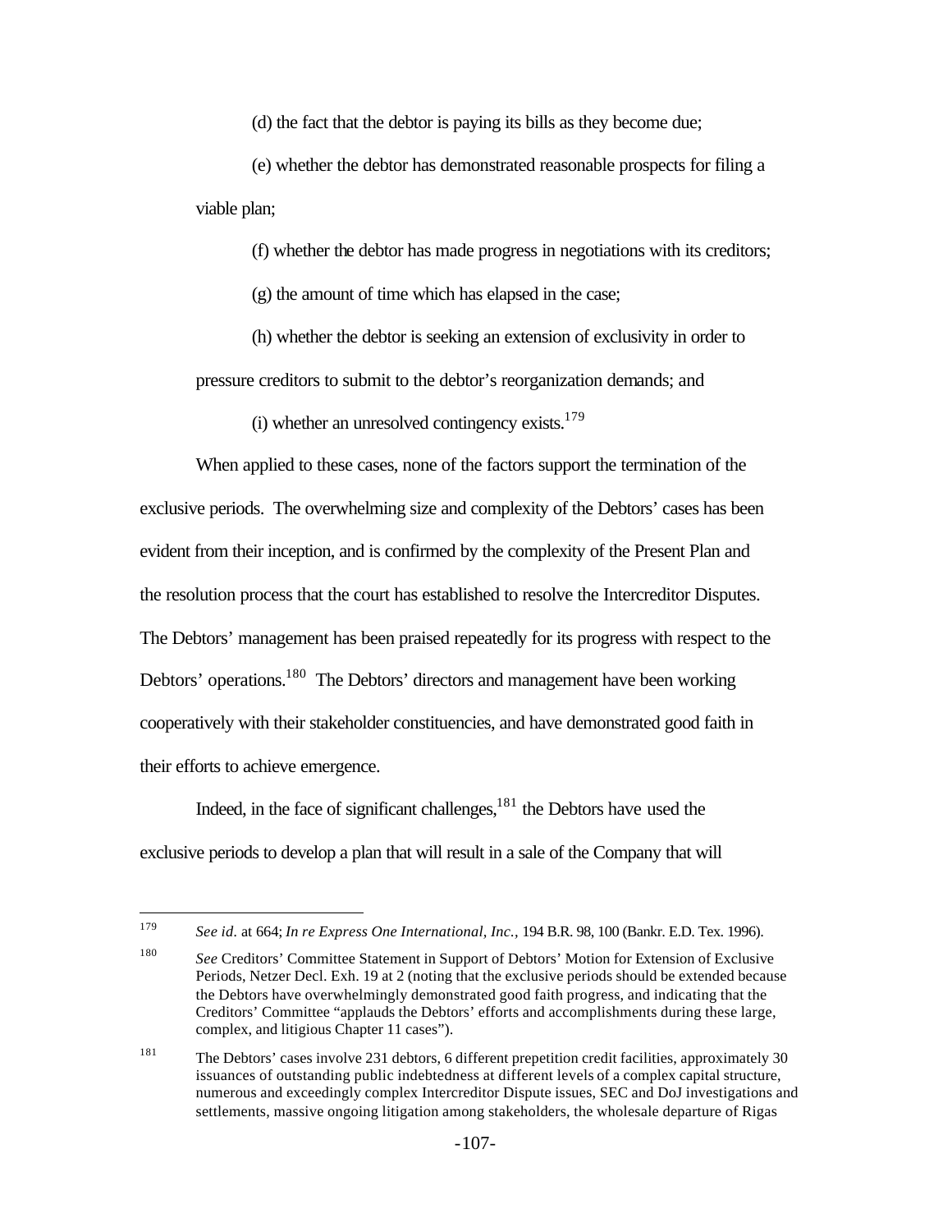(d) the fact that the debtor is paying its bills as they become due;

(e) whether the debtor has demonstrated reasonable prospects for filing a viable plan;

(f) whether the debtor has made progress in negotiations with its creditors;

(g) the amount of time which has elapsed in the case;

(h) whether the debtor is seeking an extension of exclusivity in order to pressure creditors to submit to the debtor's reorganization demands; and

(i) whether an unresolved contingency exists.[179]

When applied to these cases, none of the factors support the termination of the exclusive periods. The overwhelming size and complexity of the Debtors' cases has been evident from their inception, and is confirmed by the complexity of the Present Plan and the resolution process that the court has established to resolve the Intercreditor Disputes. The Debtors' management has been praised repeatedly for its progress with respect to the Debtors' operations.[180] The Debtors' directors and management have been working cooperatively with their stakeholder constituencies, and have demonstrated good faith in their efforts to achieve emergence.

Indeed, in the face of significant challenges,[181] the Debtors have used the exclusive periods to develop a plan that will result in a sale of the Company that will

---

[179] *See id.* at 664; *In re Express One International, Inc.*, 194 B.R. 98, 100 (Bankr. E.D. Tex. 1996).

[180] *See* Creditors' Committee Statement in Support of Debtors' Motion for Extension of Exclusive Periods, Netzer Decl. Exh. 19 at 2 (noting that the exclusive periods should be extended because the Debtors have overwhelmingly demonstrated good faith progress, and indicating that the Creditors' Committee "applauds the Debtors' efforts and accomplishments during these large, complex, and litigious Chapter 11 cases").

[181] The Debtors' cases involve 231 debtors, 6 different prepetition credit facilities, approximately 30 issuances of outstanding public indebtedness at different levels of a complex capital structure, numerous and exceedingly complex Intercreditor Dispute issues, SEC and DoJ investigations and settlements, massive ongoing litigation among stakeholders, the wholesale departure of Rigas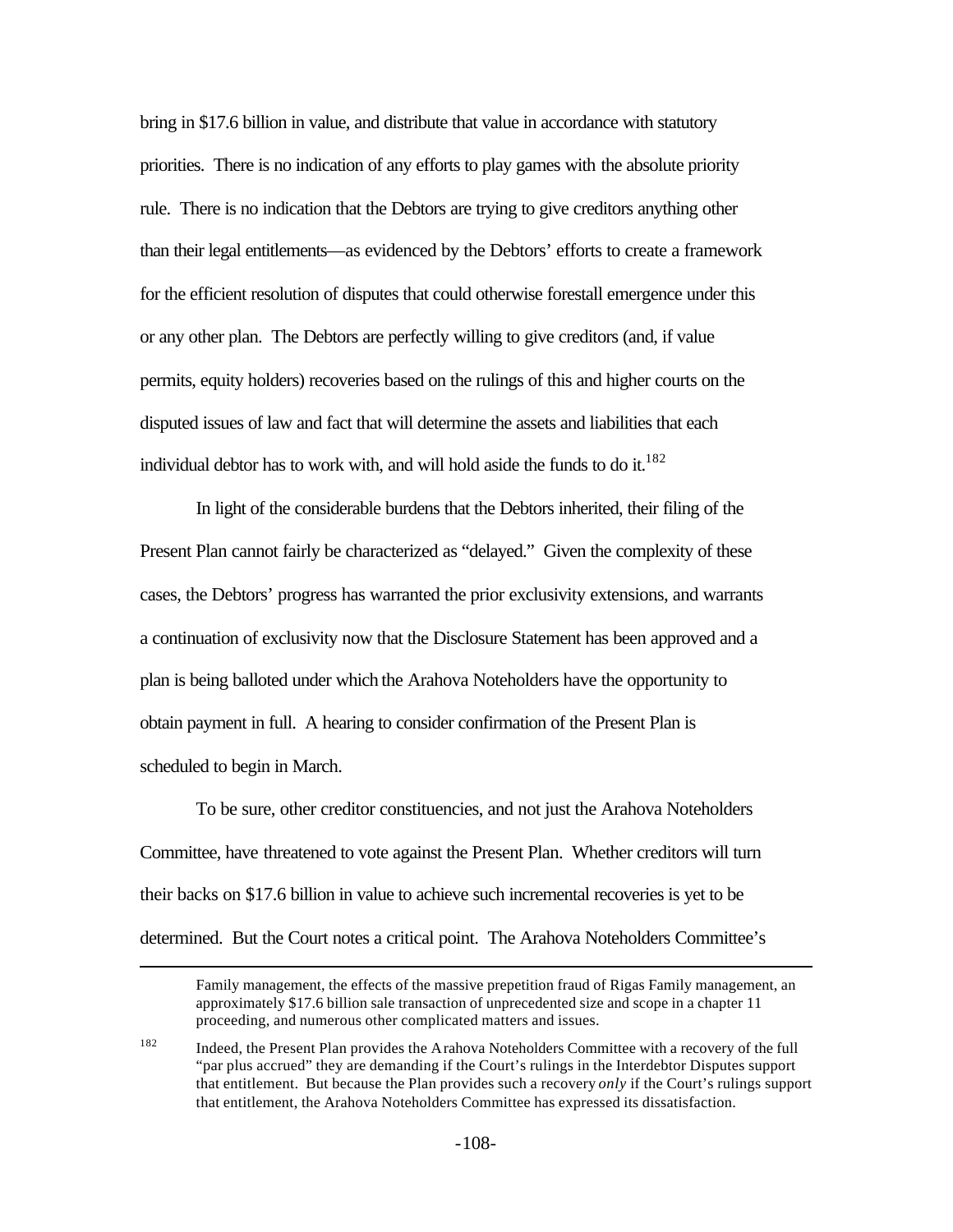bring in $17.6 billion in value, and distribute that value in accordance with statutory priorities. There is no indication of any efforts to play games with the absolute priority rule. There is no indication that the Debtors are trying to give creditors anything other than their legal entitlements—as evidenced by the Debtors' efforts to create a framework for the efficient resolution of disputes that could otherwise forestall emergence under this or any other plan. The Debtors are perfectly willing to give creditors (and, if value permits, equity holders) recoveries based on the rulings of this and higher courts on the disputed issues of law and fact that will determine the assets and liabilities that each individual debtor has to work with, and will hold aside the funds to do it.[182]

In light of the considerable burdens that the Debtors inherited, their filing of the Present Plan cannot fairly be characterized as "delayed." Given the complexity of these cases, the Debtors' progress has warranted the prior exclusivity extensions, and warrants a continuation of exclusivity now that the Disclosure Statement has been approved and a plan is being balloted under which the Arahova Noteholders have the opportunity to obtain payment in full. A hearing to consider confirmation of the Present Plan is scheduled to begin in March.

To be sure, other creditor constituencies, and not just the Arahova Noteholders Committee, have threatened to vote against the Present Plan. Whether creditors will turn their backs on $17.6 billion in value to achieve such incremental recoveries is yet to be determined. But the Court notes a critical point. The Arahova Noteholders Committee's

---

Family management, the effects of the massive prepetition fraud of Rigas Family management, an approximately $17.6 billion sale transaction of unprecedented size and scope in a chapter 11 proceeding, and numerous other complicated matters and issues.

[182] Indeed, the Present Plan provides the Arahova Noteholders Committee with a recovery of the full "par plus accrued" they are demanding if the Court's rulings in the Interdebtor Disputes support that entitlement. But because the Plan provides such a recovery *only* if the Court's rulings support that entitlement, the Arahova Noteholders Committee has expressed its dissatisfaction.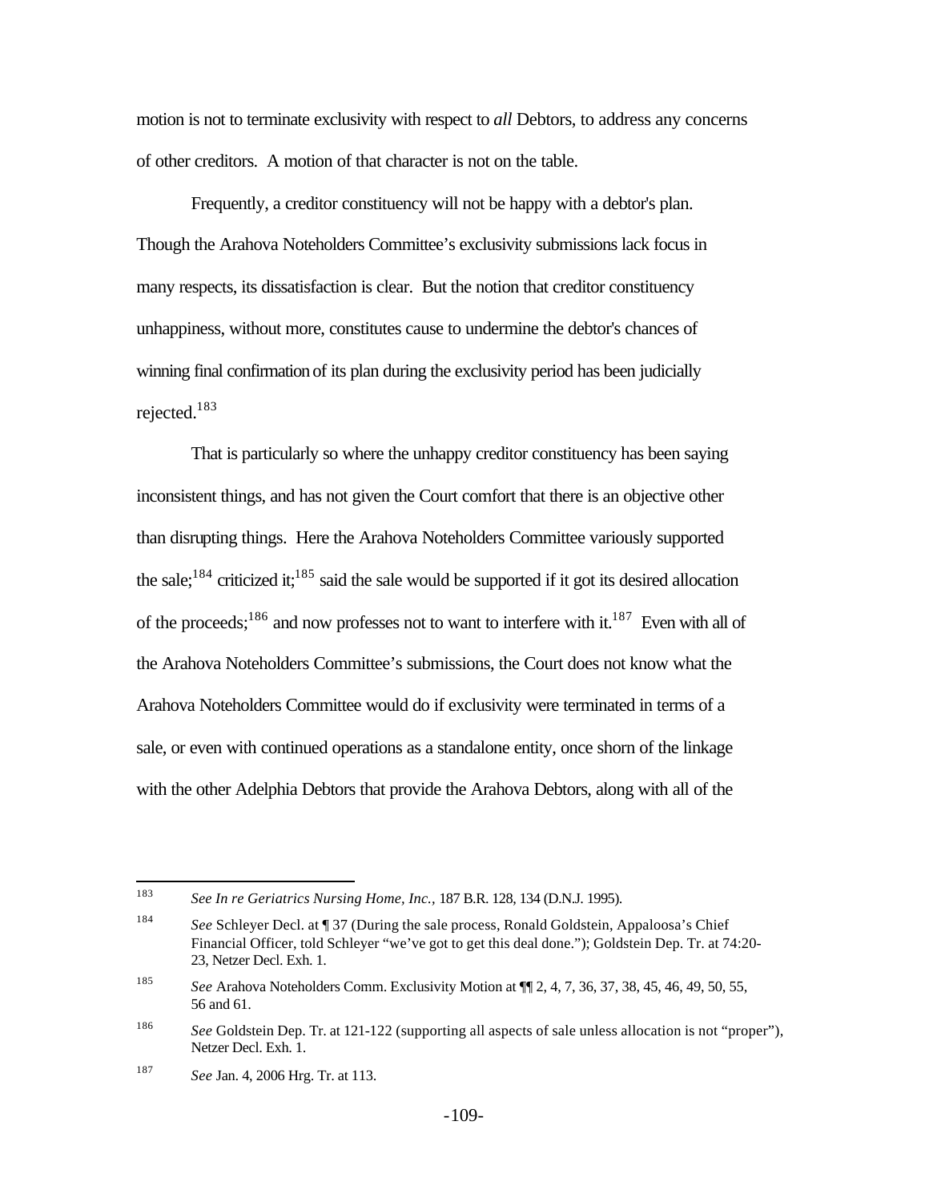motion is not to terminate exclusivity with respect to *all* Debtors, to address any concerns of other creditors. A motion of that character is not on the table.

Frequently, a creditor constituency will not be happy with a debtor's plan. Though the Arahova Noteholders Committee's exclusivity submissions lack focus in many respects, its dissatisfaction is clear. But the notion that creditor constituency unhappiness, without more, constitutes cause to undermine the debtor's chances of winning final confirmation of its plan during the exclusivity period has been judicially rejected.[183]

That is particularly so where the unhappy creditor constituency has been saying inconsistent things, and has not given the Court comfort that there is an objective other than disrupting things. Here the Arahova Noteholders Committee variously supported the sale;[184] criticized it;[185] said the sale would be supported if it got its desired allocation of the proceeds;[186] and now professes not to want to interfere with it.[187] Even with all of the Arahova Noteholders Committee's submissions, the Court does not know what the Arahova Noteholders Committee would do if exclusivity were terminated in terms of a sale, or even with continued operations as a standalone entity, once shorn of the linkage with the other Adelphia Debtors that provide the Arahova Debtors, along with all of the

---

[183] *See In re Geriatrics Nursing Home, Inc.,* 187 B.R. 128, 134 (D.N.J. 1995).

[184] *See* Schleyer Decl. at ¶ 37 (During the sale process, Ronald Goldstein, Appaloosa's Chief Financial Officer, told Schleyer "we've got to get this deal done."); Goldstein Dep. Tr. at 74:20-23, Netzer Decl. Exh. 1.

[185] *See* Arahova Noteholders Comm. Exclusivity Motion at ¶¶ 2, 4, 7, 36, 37, 38, 45, 46, 49, 50, 55, 56 and 61.

[186] *See* Goldstein Dep. Tr. at 121-122 (supporting all aspects of sale unless allocation is not "proper"), Netzer Decl. Exh. 1.

[187] *See* Jan. 4, 2006 Hrg. Tr. at 113.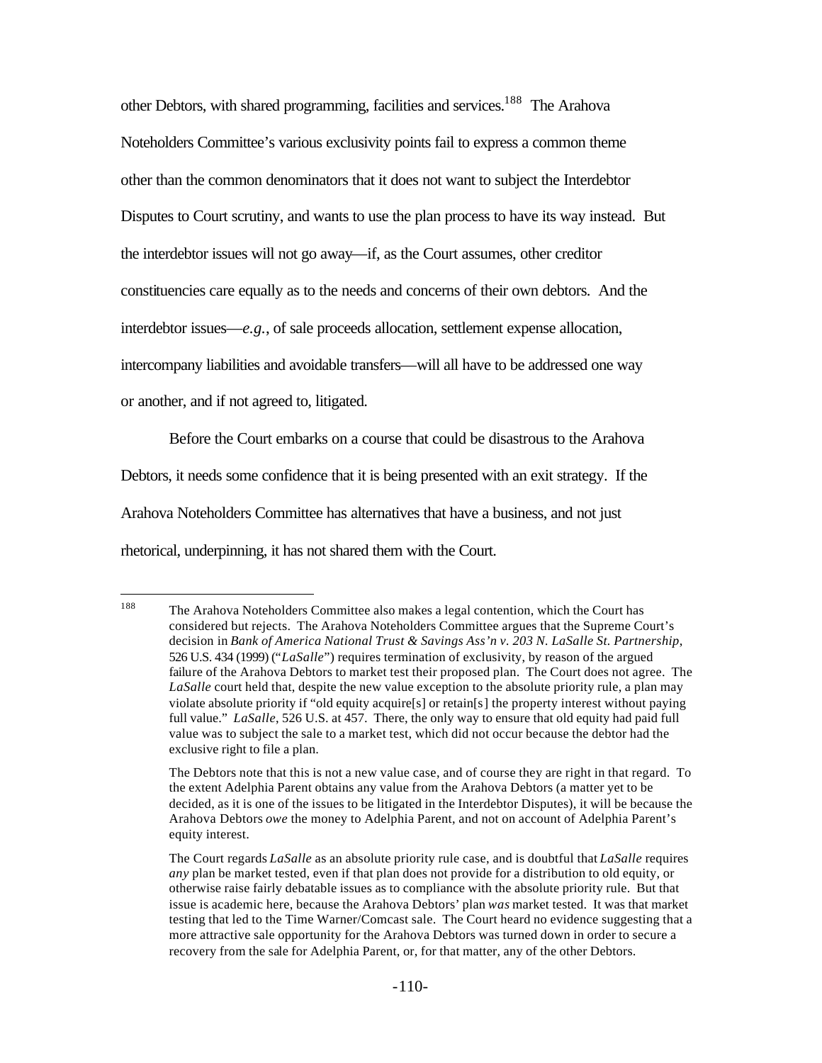other Debtors, with shared programming, facilities and services.[188] The Arahova Noteholders Committee's various exclusivity points fail to express a common theme other than the common denominators that it does not want to subject the Interdebtor Disputes to Court scrutiny, and wants to use the plan process to have its way instead. But the interdebtor issues will not go away—if, as the Court assumes, other creditor constituencies care equally as to the needs and concerns of their own debtors. And the interdebtor issues—*e.g.*, of sale proceeds allocation, settlement expense allocation, intercompany liabilities and avoidable transfers—will all have to be addressed one way or another, and if not agreed to, litigated.

Before the Court embarks on a course that could be disastrous to the Arahova Debtors, it needs some confidence that it is being presented with an exit strategy. If the Arahova Noteholders Committee has alternatives that have a business, and not just rhetorical, underpinning, it has not shared them with the Court.

---

[188] The Arahova Noteholders Committee also makes a legal contention, which the Court has considered but rejects. The Arahova Noteholders Committee argues that the Supreme Court's decision in *Bank of America National Trust & Savings Ass'n v. 203 N. LaSalle St. Partnership*, 526 U.S. 434 (1999) ("*LaSalle*") requires termination of exclusivity, by reason of the argued failure of the Arahova Debtors to market test their proposed plan. The Court does not agree. The *LaSalle* court held that, despite the new value exception to the absolute priority rule, a plan may violate absolute priority if "old equity acquire[s] or retain[s] the property interest without paying full value." *LaSalle*, 526 U.S. at 457. There, the only way to ensure that old equity had paid full value was to subject the sale to a market test, which did not occur because the debtor had the exclusive right to file a plan.

The Debtors note that this is not a new value case, and of course they are right in that regard. To the extent Adelphia Parent obtains any value from the Arahova Debtors (a matter yet to be decided, as it is one of the issues to be litigated in the Interdebtor Disputes), it will be because the Arahova Debtors *owe* the money to Adelphia Parent, and not on account of Adelphia Parent's equity interest.

The Court regards *LaSalle* as an absolute priority rule case, and is doubtful that *LaSalle* requires *any* plan be market tested, even if that plan does not provide for a distribution to old equity, or otherwise raise fairly debatable issues as to compliance with the absolute priority rule. But that issue is academic here, because the Arahova Debtors' plan *was* market tested. It was that market testing that led to the Time Warner/Comcast sale. The Court heard no evidence suggesting that a more attractive sale opportunity for the Arahova Debtors was turned down in order to secure a recovery from the sale for Adelphia Parent, or, for that matter, any of the other Debtors.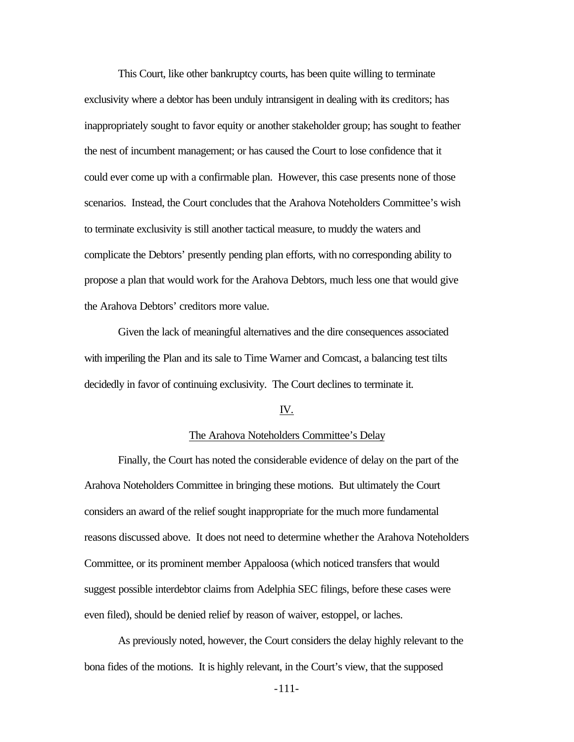This Court, like other bankruptcy courts, has been quite willing to terminate exclusivity where a debtor has been unduly intransigent in dealing with its creditors; has inappropriately sought to favor equity or another stakeholder group; has sought to feather the nest of incumbent management; or has caused the Court to lose confidence that it could ever come up with a confirmable plan. However, this case presents none of those scenarios. Instead, the Court concludes that the Arahova Noteholders Committee's wish to terminate exclusivity is still another tactical measure, to muddy the waters and complicate the Debtors' presently pending plan efforts, with no corresponding ability to propose a plan that would work for the Arahova Debtors, much less one that would give the Arahova Debtors' creditors more value.

Given the lack of meaningful alternatives and the dire consequences associated with imperiling the Plan and its sale to Time Warner and Comcast, a balancing test tilts decidedly in favor of continuing exclusivity. The Court declines to terminate it.

## IV.

## The Arahova Noteholders Committee's Delay

Finally, the Court has noted the considerable evidence of delay on the part of the Arahova Noteholders Committee in bringing these motions. But ultimately the Court considers an award of the relief sought inappropriate for the much more fundamental reasons discussed above. It does not need to determine whether the Arahova Noteholders Committee, or its prominent member Appaloosa (which noticed transfers that would suggest possible interdebtor claims from Adelphia SEC filings, before these cases were even filed), should be denied relief by reason of waiver, estoppel, or laches.

As previously noted, however, the Court considers the delay highly relevant to the bona fides of the motions. It is highly relevant, in the Court's view, that the supposed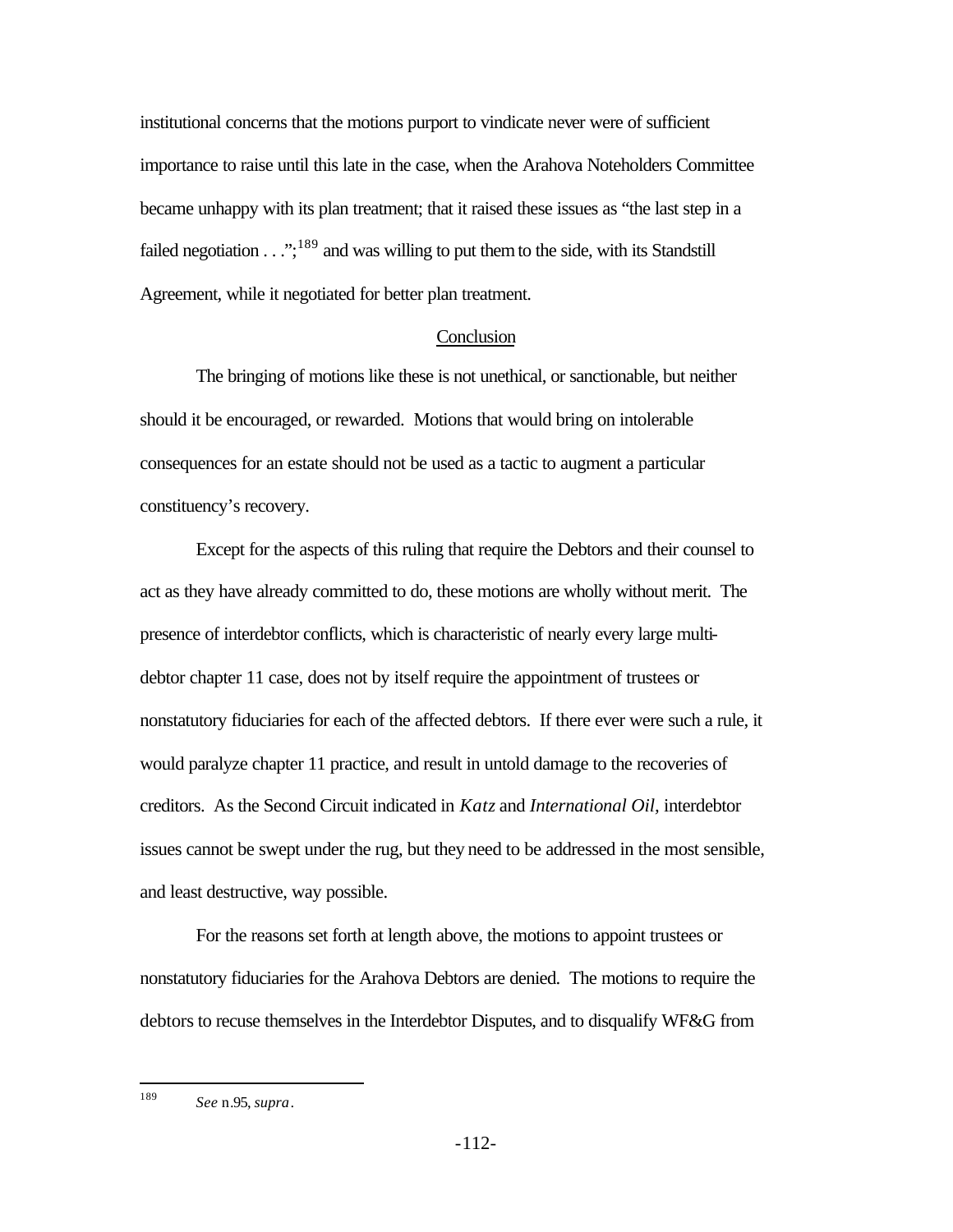institutional concerns that the motions purport to vindicate never were of sufficient importance to raise until this late in the case, when the Arahova Noteholders Committee became unhappy with its plan treatment; that it raised these issues as "the last step in a failed negotiation . . .";[189] and was willing to put them to the side, with its Standstill Agreement, while it negotiated for better plan treatment.

## Conclusion

The bringing of motions like these is not unethical, or sanctionable, but neither should it be encouraged, or rewarded. Motions that would bring on intolerable consequences for an estate should not be used as a tactic to augment a particular constituency's recovery.

Except for the aspects of this ruling that require the Debtors and their counsel to act as they have already committed to do, these motions are wholly without merit. The presence of interdebtor conflicts, which is characteristic of nearly every large multi-debtor chapter 11 case, does not by itself require the appointment of trustees or nonstatutory fiduciaries for each of the affected debtors. If there ever were such a rule, it would paralyze chapter 11 practice, and result in untold damage to the recoveries of creditors. As the Second Circuit indicated in *Katz* and *International Oil*, interdebtor issues cannot be swept under the rug, but they need to be addressed in the most sensible, and least destructive, way possible.

For the reasons set forth at length above, the motions to appoint trustees or nonstatutory fiduciaries for the Arahova Debtors are denied. The motions to require the debtors to recuse themselves in the Interdebtor Disputes, and to disqualify WF&G from

---

[189] *See* n.95, *supra*.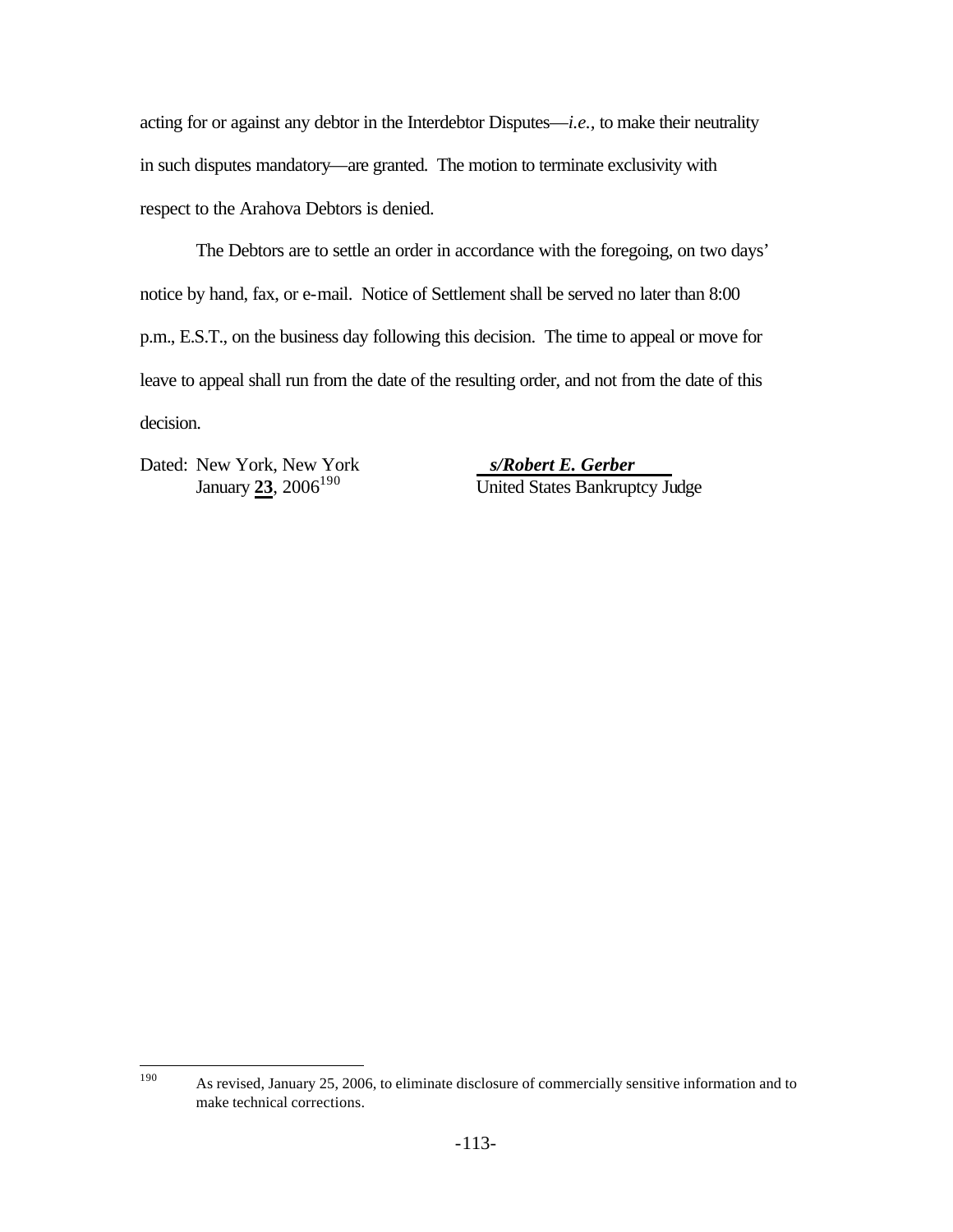acting for or against any debtor in the Interdebtor Disputes—*i.e.,* to make their neutrality in such disputes mandatory—are granted. The motion to terminate exclusivity with respect to the Arahova Debtors is denied.

The Debtors are to settle an order in accordance with the foregoing, on two days' notice by hand, fax, or e-mail. Notice of Settlement shall be served no later than 8:00 p.m., E.S.T., on the business day following this decision. The time to appeal or move for leave to appeal shall run from the date of the resulting order, and not from the date of this decision.

Dated: New York, New York
January **23**, 2006[190]

***s/Robert E. Gerber***
United States Bankruptcy Judge

---

[190] As revised, January 25, 2006, to eliminate disclosure of commercially sensitive information and to make technical corrections.